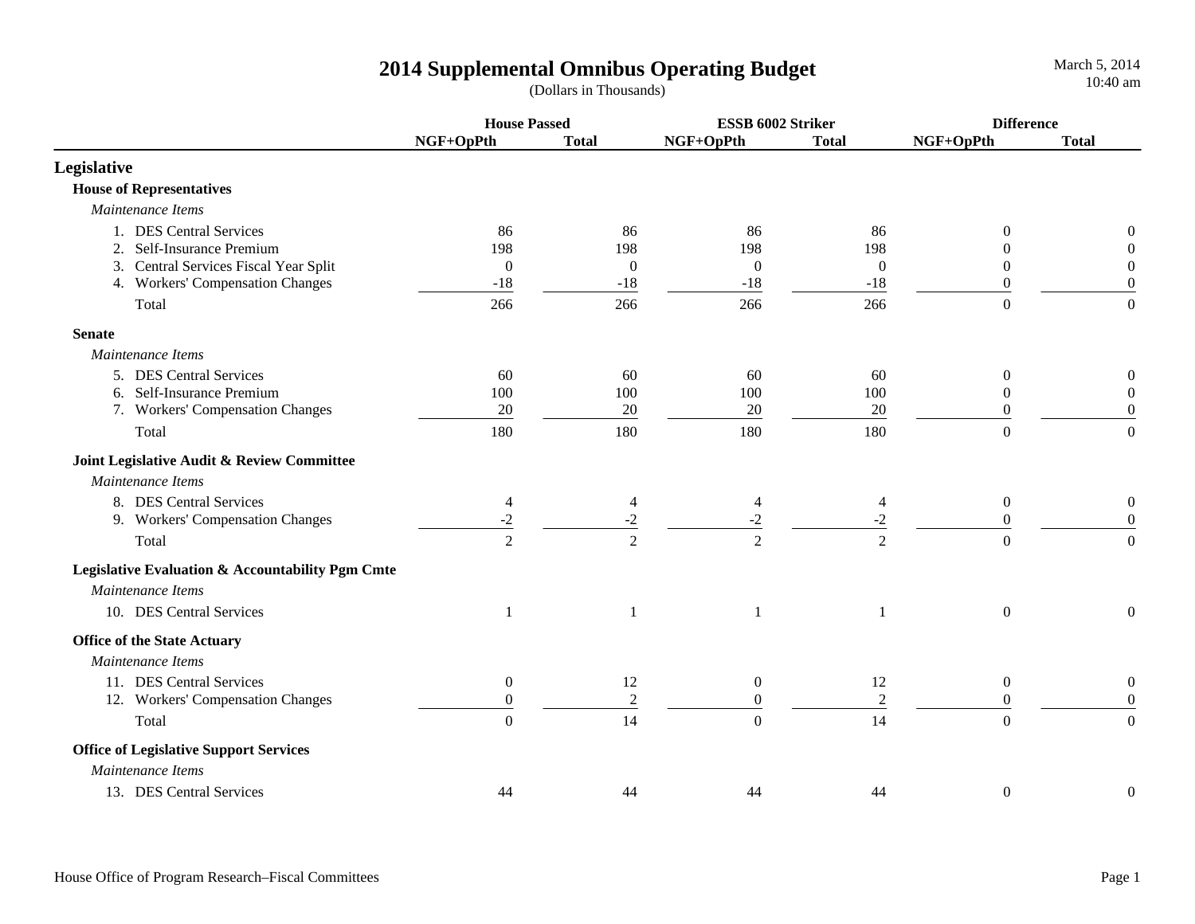# 2014 Supplemental Omnibus Operating Budget

(Dollars in Thousands)

March 5, 2014
10:40 am

| | House Passed | | ESSB 6002 Striker | | Difference | |
|---|---|---|---|---|---|---|
| | NGF+OpPth | Total | NGF+OpPth | Total | NGF+OpPth | Total |
| **Legislative** | | | | | | |
| **House of Representatives** | | | | | | |
| *Maintenance Items* | | | | | | |
| 1. DES Central Services | 86 | 86 | 86 | 86 | 0 | 0 |
| 2. Self-Insurance Premium | 198 | 198 | 198 | 198 | 0 | 0 |
| 3. Central Services Fiscal Year Split | 0 | 0 | 0 | 0 | 0 | 0 |
| 4. Workers' Compensation Changes | -18 | -18 | -18 | -18 | 0 | 0 |
| Total | 266 | 266 | 266 | 266 | 0 | 0 |
| **Senate** | | | | | | |
| *Maintenance Items* | | | | | | |
| 5. DES Central Services | 60 | 60 | 60 | 60 | 0 | 0 |
| 6. Self-Insurance Premium | 100 | 100 | 100 | 100 | 0 | 0 |
| 7. Workers' Compensation Changes | 20 | 20 | 20 | 20 | 0 | 0 |
| Total | 180 | 180 | 180 | 180 | 0 | 0 |
| **Joint Legislative Audit & Review Committee** | | | | | | |
| *Maintenance Items* | | | | | | |
| 8. DES Central Services | 4 | 4 | 4 | 4 | 0 | 0 |
| 9. Workers' Compensation Changes | -2 | -2 | -2 | -2 | 0 | 0 |
| Total | 2 | 2 | 2 | 2 | 0 | 0 |
| **Legislative Evaluation & Accountability Pgm Cmte** | | | | | | |
| *Maintenance Items* | | | | | | |
| 10. DES Central Services | 1 | 1 | 1 | 1 | 0 | 0 |
| **Office of the State Actuary** | | | | | | |
| *Maintenance Items* | | | | | | |
| 11. DES Central Services | 0 | 12 | 0 | 12 | 0 | 0 |
| 12. Workers' Compensation Changes | 0 | 2 | 0 | 2 | 0 | 0 |
| Total | 0 | 14 | 0 | 14 | 0 | 0 |
| **Office of Legislative Support Services** | | | | | | |
| *Maintenance Items* | | | | | | |
| 13. DES Central Services | 44 | 44 | 44 | 44 | 0 | 0 |

House Office of Program Research–Fiscal Committees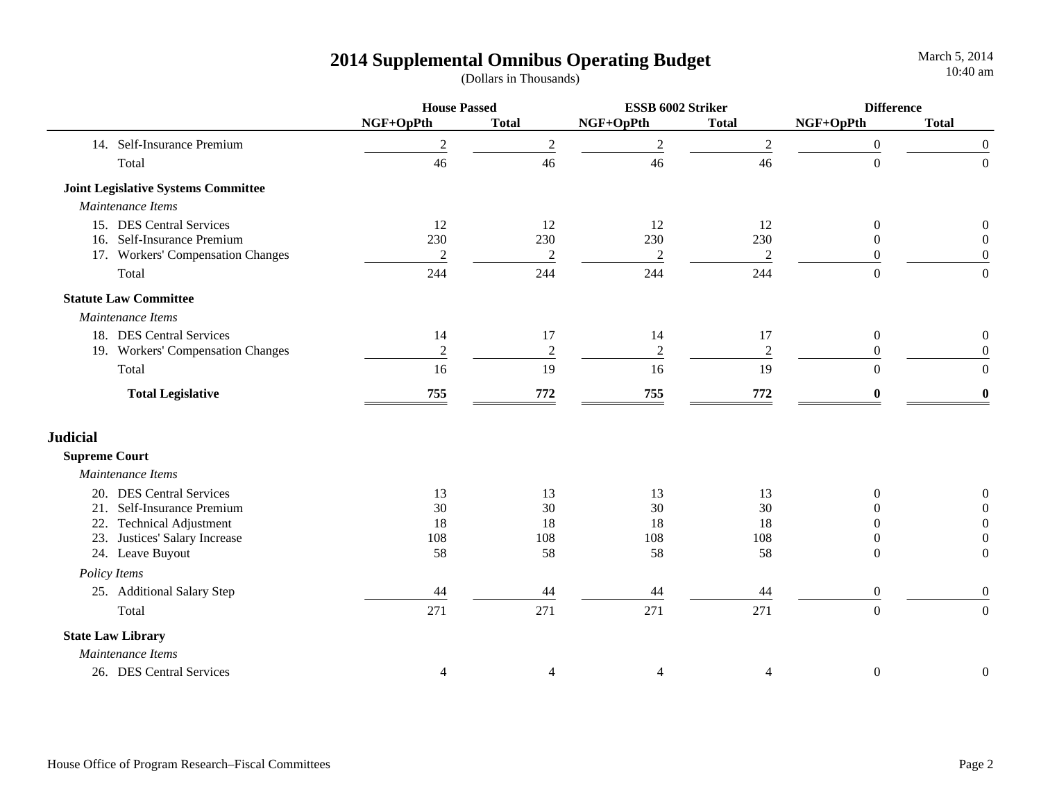# 2014 Supplemental Omnibus Operating Budget

(Dollars in Thousands)

| | House Passed | | ESSB 6002 Striker | | Difference | |
|---|---|---|---|---|---|---|
| | NGF+OpPth | Total | NGF+OpPth | Total | NGF+OpPth | Total |
| 14. Self-Insurance Premium | 2 | 2 | 2 | 2 | 0 | 0 |
| Total | 46 | 46 | 46 | 46 | 0 | 0 |
| **Joint Legislative Systems Committee** | | | | | | |
| *Maintenance Items* | | | | | | |
| 15. DES Central Services | 12 | 12 | 12 | 12 | 0 | 0 |
| 16. Self-Insurance Premium | 230 | 230 | 230 | 230 | 0 | 0 |
| 17. Workers' Compensation Changes | 2 | 2 | 2 | 2 | 0 | 0 |
| Total | 244 | 244 | 244 | 244 | 0 | 0 |
| **Statute Law Committee** | | | | | | |
| *Maintenance Items* | | | | | | |
| 18. DES Central Services | 14 | 17 | 14 | 17 | 0 | 0 |
| 19. Workers' Compensation Changes | 2 | 2 | 2 | 2 | 0 | 0 |
| Total | 16 | 19 | 16 | 19 | 0 | 0 |
| **Total Legislative** | **755** | **772** | **755** | **772** | **0** | **0** |

## Judicial

| | House Passed | | ESSB 6002 Striker | | Difference | |
|---|---|---|---|---|---|---|
| | NGF+OpPth | Total | NGF+OpPth | Total | NGF+OpPth | Total |
| **Supreme Court** | | | | | | |
| *Maintenance Items* | | | | | | |
| 20. DES Central Services | 13 | 13 | 13 | 13 | 0 | 0 |
| 21. Self-Insurance Premium | 30 | 30 | 30 | 30 | 0 | 0 |
| 22. Technical Adjustment | 18 | 18 | 18 | 18 | 0 | 0 |
| 23. Justices' Salary Increase | 108 | 108 | 108 | 108 | 0 | 0 |
| 24. Leave Buyout | 58 | 58 | 58 | 58 | 0 | 0 |
| *Policy Items* | | | | | | |
| 25. Additional Salary Step | 44 | 44 | 44 | 44 | 0 | 0 |
| Total | 271 | 271 | 271 | 271 | 0 | 0 |
| **State Law Library** | | | | | | |
| *Maintenance Items* | | | | | | |
| 26. DES Central Services | 4 | 4 | 4 | 4 | 0 | 0 |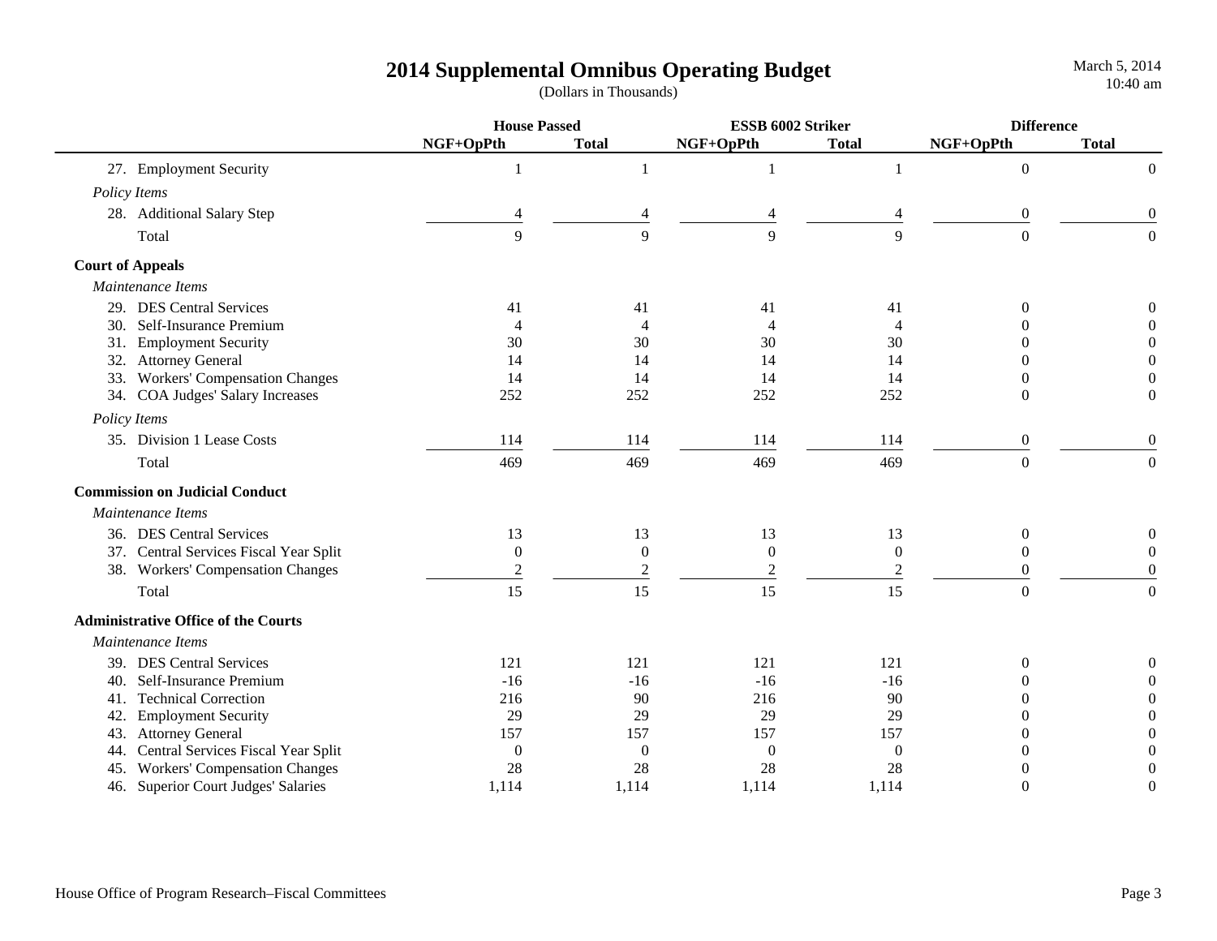# 2014 Supplemental Omnibus Operating Budget

(Dollars in Thousands)

| | House Passed | | ESSB 6002 Striker | | Difference | |
|---|---|---|---|---|---|---|
| | NGF+OpPth | Total | NGF+OpPth | Total | NGF+OpPth | Total |
| 27. Employment Security | 1 | 1 | 1 | 1 | 0 | 0 |
| *Policy Items* | | | | | | |
| 28. Additional Salary Step | 4 | 4 | 4 | 4 | 0 | 0 |
| Total | 9 | 9 | 9 | 9 | 0 | 0 |
| **Court of Appeals** | | | | | | |
| *Maintenance Items* | | | | | | |
| 29. DES Central Services | 41 | 41 | 41 | 41 | 0 | 0 |
| 30. Self-Insurance Premium | 4 | 4 | 4 | 4 | 0 | 0 |
| 31. Employment Security | 30 | 30 | 30 | 30 | 0 | 0 |
| 32. Attorney General | 14 | 14 | 14 | 14 | 0 | 0 |
| 33. Workers' Compensation Changes | 14 | 14 | 14 | 14 | 0 | 0 |
| 34. COA Judges' Salary Increases | 252 | 252 | 252 | 252 | 0 | 0 |
| *Policy Items* | | | | | | |
| 35. Division 1 Lease Costs | 114 | 114 | 114 | 114 | 0 | 0 |
| Total | 469 | 469 | 469 | 469 | 0 | 0 |
| **Commission on Judicial Conduct** | | | | | | |
| *Maintenance Items* | | | | | | |
| 36. DES Central Services | 13 | 13 | 13 | 13 | 0 | 0 |
| 37. Central Services Fiscal Year Split | 0 | 0 | 0 | 0 | 0 | 0 |
| 38. Workers' Compensation Changes | 2 | 2 | 2 | 2 | 0 | 0 |
| Total | 15 | 15 | 15 | 15 | 0 | 0 |
| **Administrative Office of the Courts** | | | | | | |
| *Maintenance Items* | | | | | | |
| 39. DES Central Services | 121 | 121 | 121 | 121 | 0 | 0 |
| 40. Self-Insurance Premium | -16 | -16 | -16 | -16 | 0 | 0 |
| 41. Technical Correction | 216 | 90 | 216 | 90 | 0 | 0 |
| 42. Employment Security | 29 | 29 | 29 | 29 | 0 | 0 |
| 43. Attorney General | 157 | 157 | 157 | 157 | 0 | 0 |
| 44. Central Services Fiscal Year Split | 0 | 0 | 0 | 0 | 0 | 0 |
| 45. Workers' Compensation Changes | 28 | 28 | 28 | 28 | 0 | 0 |
| 46. Superior Court Judges' Salaries | 1,114 | 1,114 | 1,114 | 1,114 | 0 | 0 |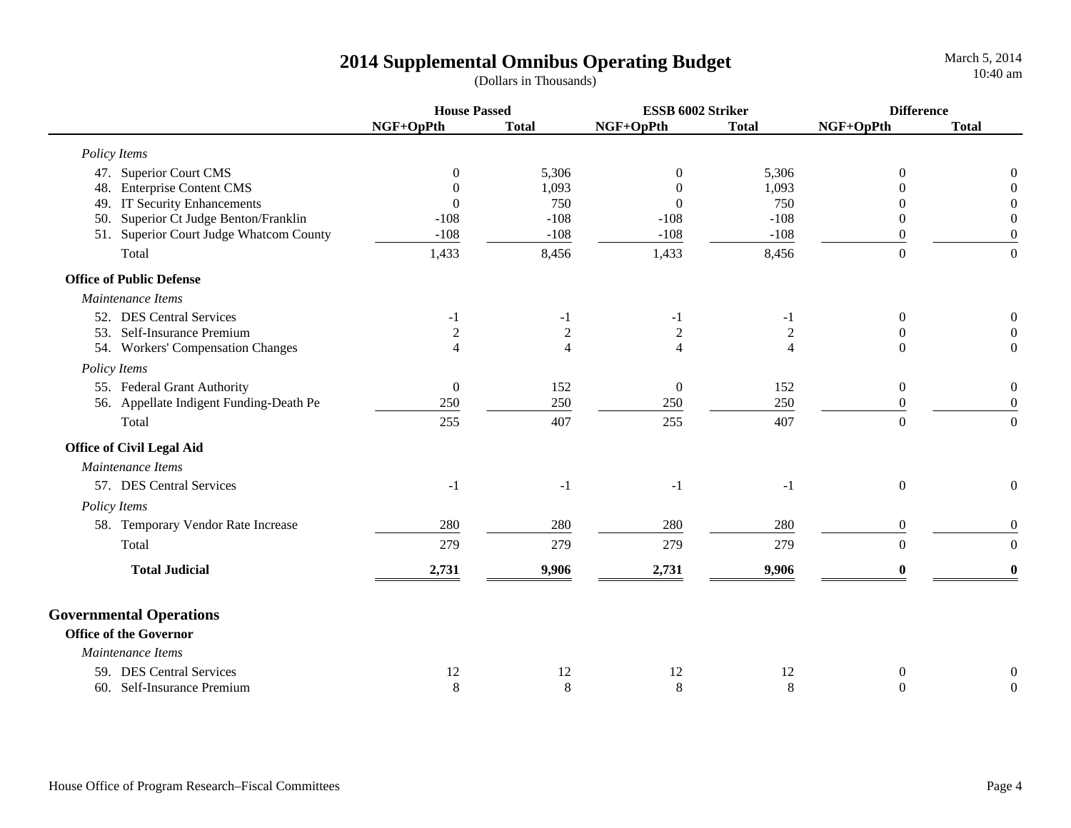# 2014 Supplemental Omnibus Operating Budget

(Dollars in Thousands)

| | House Passed | | ESSB 6002 Striker | | Difference | |
|---|---|---|---|---|---|---|
| | NGF+OpPth | Total | NGF+OpPth | Total | NGF+OpPth | Total |
| *Policy Items* | | | | | | |
| 47. Superior Court CMS | 0 | 5,306 | 0 | 5,306 | 0 | 0 |
| 48. Enterprise Content CMS | 0 | 1,093 | 0 | 1,093 | 0 | 0 |
| 49. IT Security Enhancements | 0 | 750 | 0 | 750 | 0 | 0 |
| 50. Superior Ct Judge Benton/Franklin | -108 | -108 | -108 | -108 | 0 | 0 |
| 51. Superior Court Judge Whatcom County | -108 | -108 | -108 | -108 | 0 | 0 |
| Total | 1,433 | 8,456 | 1,433 | 8,456 | 0 | 0 |
| **Office of Public Defense** | | | | | | |
| *Maintenance Items* | | | | | | |
| 52. DES Central Services | -1 | -1 | -1 | -1 | 0 | 0 |
| 53. Self-Insurance Premium | 2 | 2 | 2 | 2 | 0 | 0 |
| 54. Workers' Compensation Changes | 4 | 4 | 4 | 4 | 0 | 0 |
| *Policy Items* | | | | | | |
| 55. Federal Grant Authority | 0 | 152 | 0 | 152 | 0 | 0 |
| 56. Appellate Indigent Funding-Death Pe | 250 | 250 | 250 | 250 | 0 | 0 |
| Total | 255 | 407 | 255 | 407 | 0 | 0 |
| **Office of Civil Legal Aid** | | | | | | |
| *Maintenance Items* | | | | | | |
| 57. DES Central Services | -1 | -1 | -1 | -1 | 0 | 0 |
| *Policy Items* | | | | | | |
| 58. Temporary Vendor Rate Increase | 280 | 280 | 280 | 280 | 0 | 0 |
| Total | 279 | 279 | 279 | 279 | 0 | 0 |
| **Total Judicial** | **2,731** | **9,906** | **2,731** | **9,906** | **0** | **0** |

## Governmental Operations

| | House Passed | | ESSB 6002 Striker | | Difference | |
|---|---|---|---|---|---|---|
| | NGF+OpPth | Total | NGF+OpPth | Total | NGF+OpPth | Total |
| **Office of the Governor** | | | | | | |
| *Maintenance Items* | | | | | | |
| 59. DES Central Services | 12 | 12 | 12 | 12 | 0 | 0 |
| 60. Self-Insurance Premium | 8 | 8 | 8 | 8 | 0 | 0 |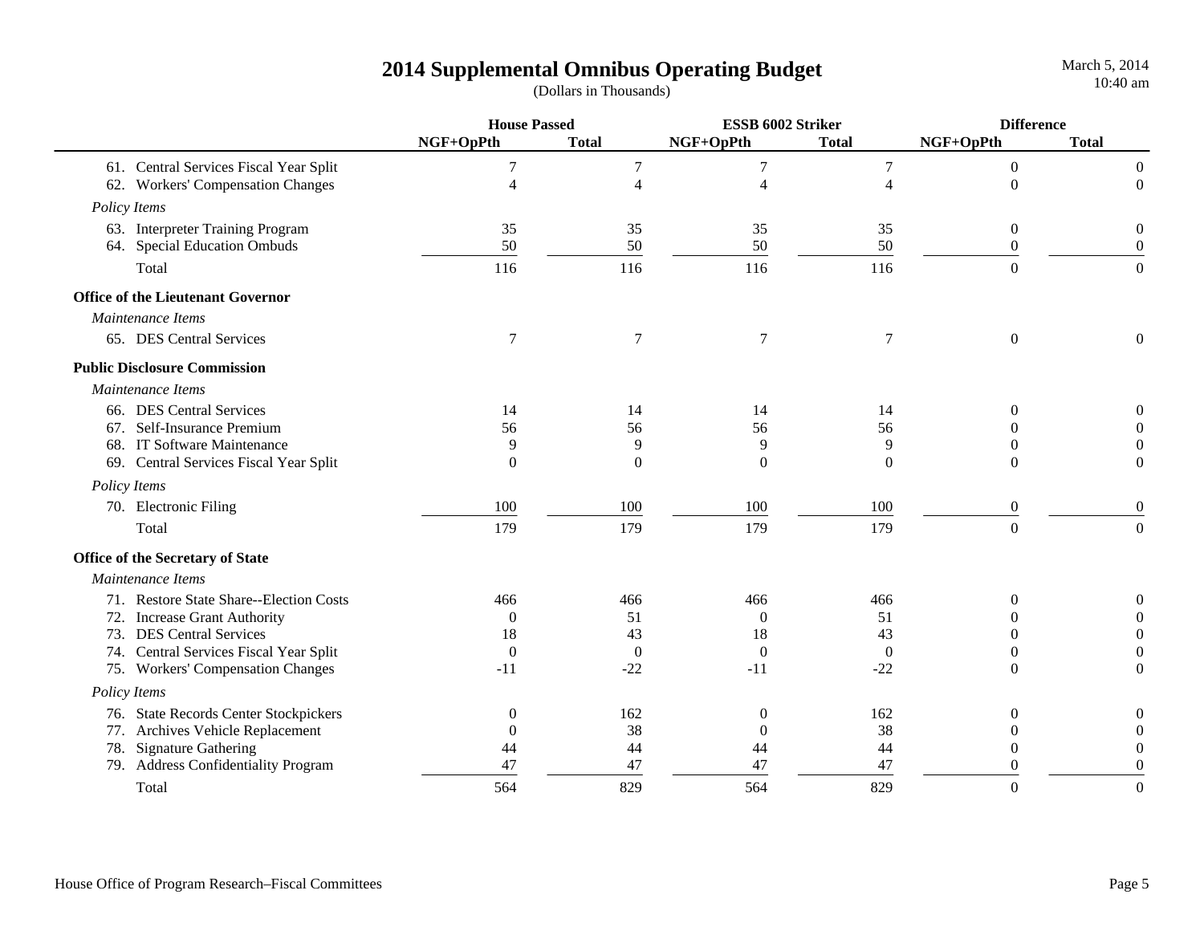# 2014 Supplemental Omnibus Operating Budget

(Dollars in Thousands)

| | House Passed | | ESSB 6002 Striker | | Difference | |
|---|---|---|---|---|---|---|
| | NGF+OpPth | Total | NGF+OpPth | Total | NGF+OpPth | Total |
| 61. Central Services Fiscal Year Split | 7 | 7 | 7 | 7 | 0 | 0 |
| 62. Workers' Compensation Changes | 4 | 4 | 4 | 4 | 0 | 0 |
| *Policy Items* | | | | | | |
| 63. Interpreter Training Program | 35 | 35 | 35 | 35 | 0 | 0 |
| 64. Special Education Ombuds | 50 | 50 | 50 | 50 | 0 | 0 |
| Total | 116 | 116 | 116 | 116 | 0 | 0 |
| **Office of the Lieutenant Governor** | | | | | | |
| *Maintenance Items* | | | | | | |
| 65. DES Central Services | 7 | 7 | 7 | 7 | 0 | 0 |
| **Public Disclosure Commission** | | | | | | |
| *Maintenance Items* | | | | | | |
| 66. DES Central Services | 14 | 14 | 14 | 14 | 0 | 0 |
| 67. Self-Insurance Premium | 56 | 56 | 56 | 56 | 0 | 0 |
| 68. IT Software Maintenance | 9 | 9 | 9 | 9 | 0 | 0 |
| 69. Central Services Fiscal Year Split | 0 | 0 | 0 | 0 | 0 | 0 |
| *Policy Items* | | | | | | |
| 70. Electronic Filing | 100 | 100 | 100 | 100 | 0 | 0 |
| Total | 179 | 179 | 179 | 179 | 0 | 0 |
| **Office of the Secretary of State** | | | | | | |
| *Maintenance Items* | | | | | | |
| 71. Restore State Share--Election Costs | 466 | 466 | 466 | 466 | 0 | 0 |
| 72. Increase Grant Authority | 0 | 51 | 0 | 51 | 0 | 0 |
| 73. DES Central Services | 18 | 43 | 18 | 43 | 0 | 0 |
| 74. Central Services Fiscal Year Split | 0 | 0 | 0 | 0 | 0 | 0 |
| 75. Workers' Compensation Changes | -11 | -22 | -11 | -22 | 0 | 0 |
| *Policy Items* | | | | | | |
| 76. State Records Center Stockpickers | 0 | 162 | 0 | 162 | 0 | 0 |
| 77. Archives Vehicle Replacement | 0 | 38 | 0 | 38 | 0 | 0 |
| 78. Signature Gathering | 44 | 44 | 44 | 44 | 0 | 0 |
| 79. Address Confidentiality Program | 47 | 47 | 47 | 47 | 0 | 0 |
| Total | 564 | 829 | 564 | 829 | 0 | 0 |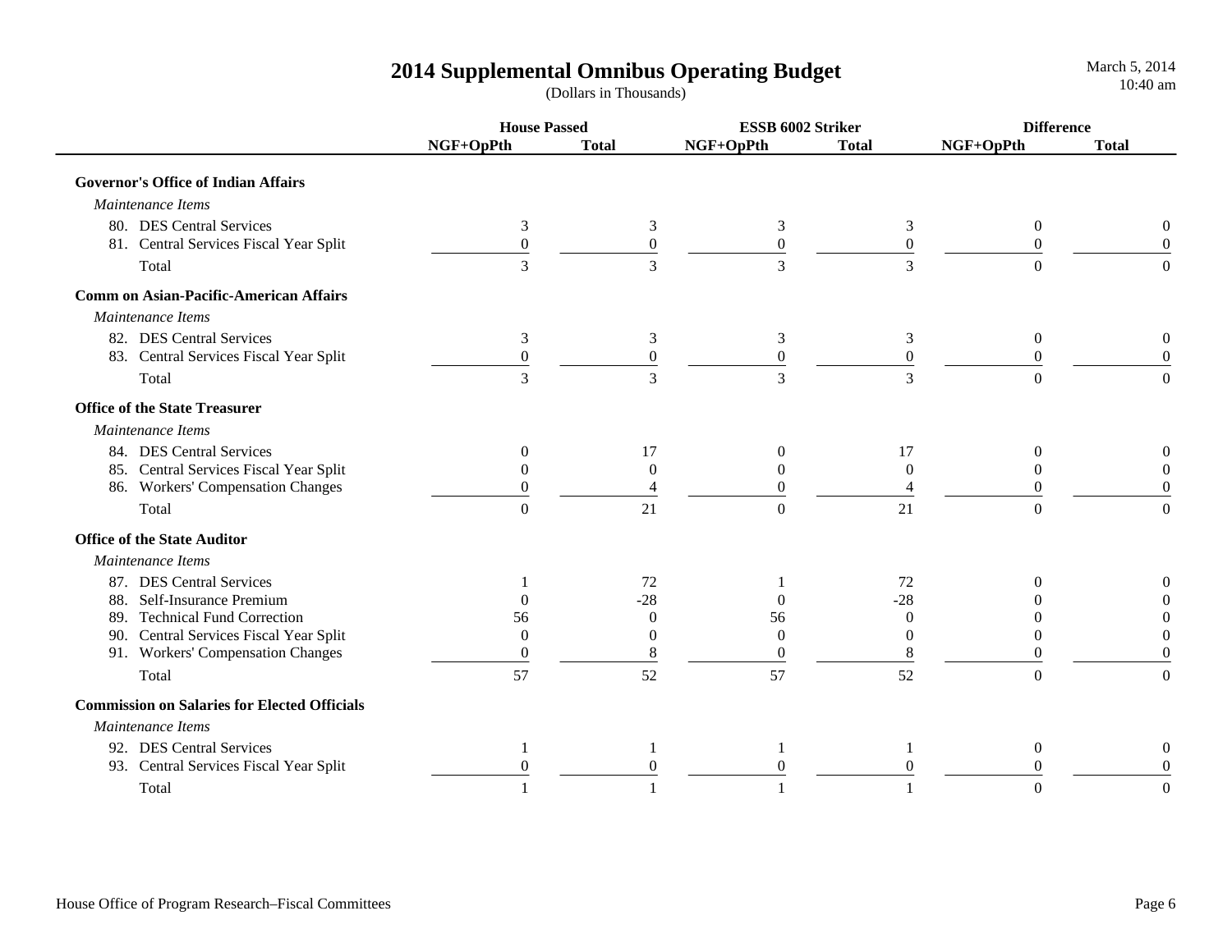# 2014 Supplemental Omnibus Operating Budget

(Dollars in Thousands)

| | House Passed | | ESSB 6002 Striker | | Difference | |
|---|---|---|---|---|---|---|
| | NGF+OpPth | Total | NGF+OpPth | Total | NGF+OpPth | Total |
| **Governor's Office of Indian Affairs** | | | | | | |
| *Maintenance Items* | | | | | | |
| 80. DES Central Services | 3 | 3 | 3 | 3 | 0 | 0 |
| 81. Central Services Fiscal Year Split | 0 | 0 | 0 | 0 | 0 | 0 |
| Total | 3 | 3 | 3 | 3 | 0 | 0 |
| **Comm on Asian-Pacific-American Affairs** | | | | | | |
| *Maintenance Items* | | | | | | |
| 82. DES Central Services | 3 | 3 | 3 | 3 | 0 | 0 |
| 83. Central Services Fiscal Year Split | 0 | 0 | 0 | 0 | 0 | 0 |
| Total | 3 | 3 | 3 | 3 | 0 | 0 |
| **Office of the State Treasurer** | | | | | | |
| *Maintenance Items* | | | | | | |
| 84. DES Central Services | 0 | 17 | 0 | 17 | 0 | 0 |
| 85. Central Services Fiscal Year Split | 0 | 0 | 0 | 0 | 0 | 0 |
| 86. Workers' Compensation Changes | 0 | 4 | 0 | 4 | 0 | 0 |
| Total | 0 | 21 | 0 | 21 | 0 | 0 |
| **Office of the State Auditor** | | | | | | |
| *Maintenance Items* | | | | | | |
| 87. DES Central Services | 1 | 72 | 1 | 72 | 0 | 0 |
| 88. Self-Insurance Premium | 0 | -28 | 0 | -28 | 0 | 0 |
| 89. Technical Fund Correction | 56 | 0 | 56 | 0 | 0 | 0 |
| 90. Central Services Fiscal Year Split | 0 | 0 | 0 | 0 | 0 | 0 |
| 91. Workers' Compensation Changes | 0 | 8 | 0 | 8 | 0 | 0 |
| Total | 57 | 52 | 57 | 52 | 0 | 0 |
| **Commission on Salaries for Elected Officials** | | | | | | |
| *Maintenance Items* | | | | | | |
| 92. DES Central Services | 1 | 1 | 1 | 1 | 0 | 0 |
| 93. Central Services Fiscal Year Split | 0 | 0 | 0 | 0 | 0 | 0 |
| Total | 1 | 1 | 1 | 1 | 0 | 0 |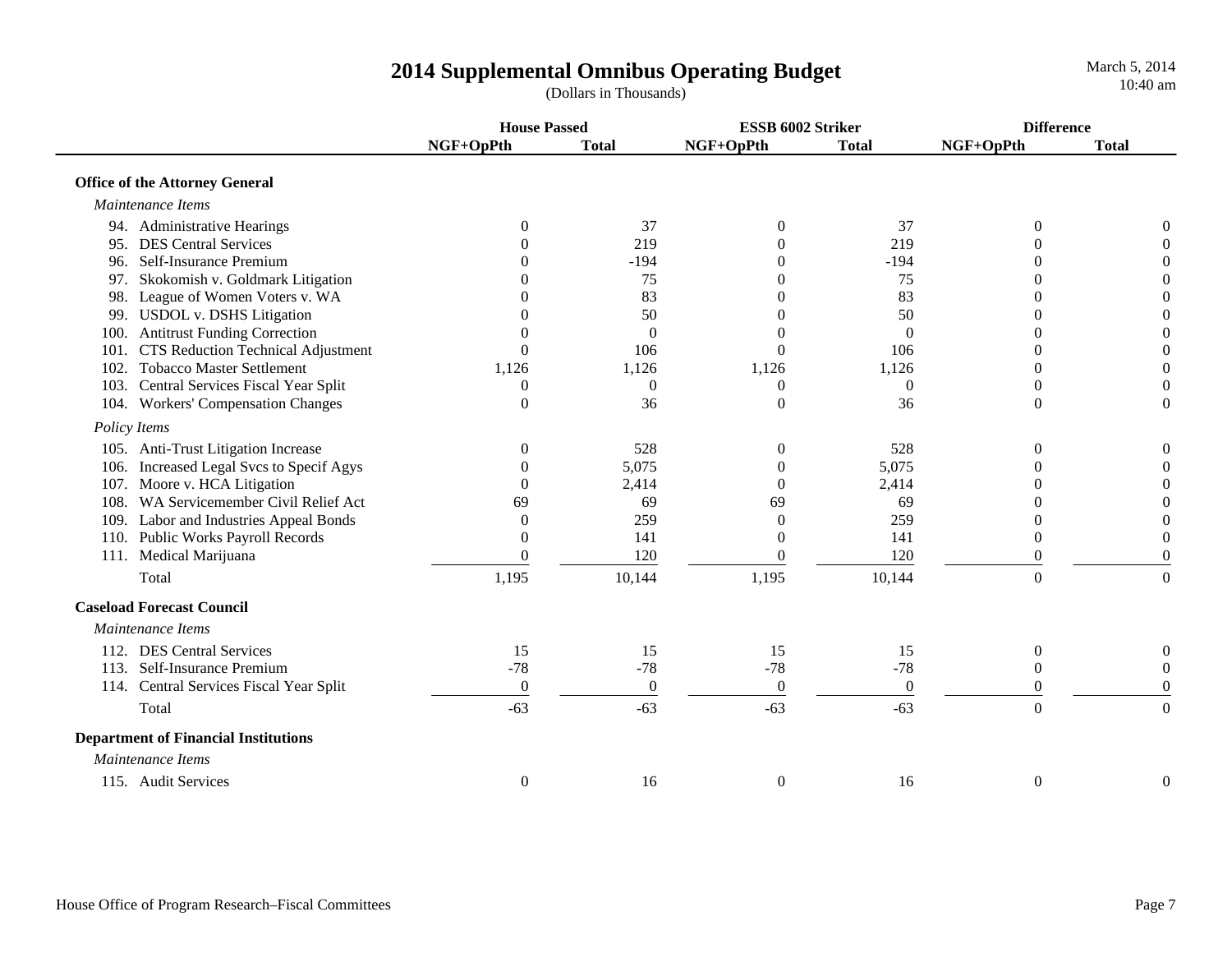# 2014 Supplemental Omnibus Operating Budget

(Dollars in Thousands)

| | House Passed | | ESSB 6002 Striker | | Difference | |
|---|---|---|---|---|---|---|
| | NGF+OpPth | Total | NGF+OpPth | Total | NGF+OpPth | Total |
| **Office of the Attorney General** | | | | | | |
| *Maintenance Items* | | | | | | |
| 94. Administrative Hearings | 0 | 37 | 0 | 37 | 0 | 0 |
| 95. DES Central Services | 0 | 219 | 0 | 219 | 0 | 0 |
| 96. Self-Insurance Premium | 0 | -194 | 0 | -194 | 0 | 0 |
| 97. Skokomish v. Goldmark Litigation | 0 | 75 | 0 | 75 | 0 | 0 |
| 98. League of Women Voters v. WA | 0 | 83 | 0 | 83 | 0 | 0 |
| 99. USDOL v. DSHS Litigation | 0 | 50 | 0 | 50 | 0 | 0 |
| 100. Antitrust Funding Correction | 0 | 0 | 0 | 0 | 0 | 0 |
| 101. CTS Reduction Technical Adjustment | 0 | 106 | 0 | 106 | 0 | 0 |
| 102. Tobacco Master Settlement | 1,126 | 1,126 | 1,126 | 1,126 | 0 | 0 |
| 103. Central Services Fiscal Year Split | 0 | 0 | 0 | 0 | 0 | 0 |
| 104. Workers' Compensation Changes | 0 | 36 | 0 | 36 | 0 | 0 |
| *Policy Items* | | | | | | |
| 105. Anti-Trust Litigation Increase | 0 | 528 | 0 | 528 | 0 | 0 |
| 106. Increased Legal Svcs to Specif Agys | 0 | 5,075 | 0 | 5,075 | 0 | 0 |
| 107. Moore v. HCA Litigation | 0 | 2,414 | 0 | 2,414 | 0 | 0 |
| 108. WA Servicemember Civil Relief Act | 69 | 69 | 69 | 69 | 0 | 0 |
| 109. Labor and Industries Appeal Bonds | 0 | 259 | 0 | 259 | 0 | 0 |
| 110. Public Works Payroll Records | 0 | 141 | 0 | 141 | 0 | 0 |
| 111. Medical Marijuana | 0 | 120 | 0 | 120 | 0 | 0 |
| Total | 1,195 | 10,144 | 1,195 | 10,144 | 0 | 0 |
| **Caseload Forecast Council** | | | | | | |
| *Maintenance Items* | | | | | | |
| 112. DES Central Services | 15 | 15 | 15 | 15 | 0 | 0 |
| 113. Self-Insurance Premium | -78 | -78 | -78 | -78 | 0 | 0 |
| 114. Central Services Fiscal Year Split | 0 | 0 | 0 | 0 | 0 | 0 |
| Total | -63 | -63 | -63 | -63 | 0 | 0 |
| **Department of Financial Institutions** | | | | | | |
| *Maintenance Items* | | | | | | |
| 115. Audit Services | 0 | 16 | 0 | 16 | 0 | 0 |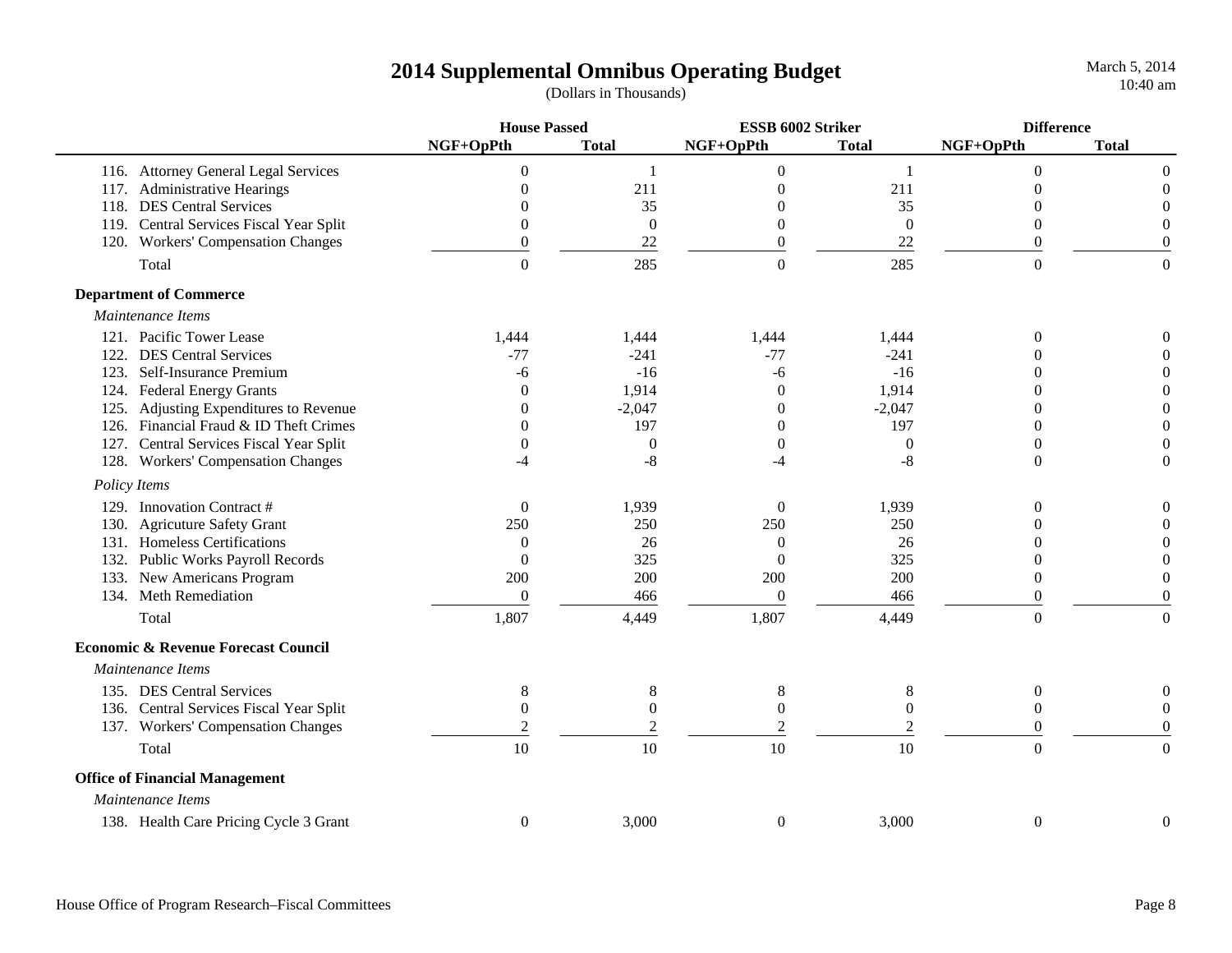# 2014 Supplemental Omnibus Operating Budget

(Dollars in Thousands)

| | House Passed | | ESSB 6002 Striker | | Difference | |
|---|---|---|---|---|---|---|
| | NGF+OpPth | Total | NGF+OpPth | Total | NGF+OpPth | Total |
| 116. Attorney General Legal Services | 0 | 1 | 0 | 1 | 0 | 0 |
| 117. Administrative Hearings | 0 | 211 | 0 | 211 | 0 | 0 |
| 118. DES Central Services | 0 | 35 | 0 | 35 | 0 | 0 |
| 119. Central Services Fiscal Year Split | 0 | 0 | 0 | 0 | 0 | 0 |
| 120. Workers' Compensation Changes | 0 | 22 | 0 | 22 | 0 | 0 |
| Total | 0 | 285 | 0 | 285 | 0 | 0 |
| **Department of Commerce** | | | | | | |
| *Maintenance Items* | | | | | | |
| 121. Pacific Tower Lease | 1,444 | 1,444 | 1,444 | 1,444 | 0 | 0 |
| 122. DES Central Services | -77 | -241 | -77 | -241 | 0 | 0 |
| 123. Self-Insurance Premium | -6 | -16 | -6 | -16 | 0 | 0 |
| 124. Federal Energy Grants | 0 | 1,914 | 0 | 1,914 | 0 | 0 |
| 125. Adjusting Expenditures to Revenue | 0 | -2,047 | 0 | -2,047 | 0 | 0 |
| 126. Financial Fraud & ID Theft Crimes | 0 | 197 | 0 | 197 | 0 | 0 |
| 127. Central Services Fiscal Year Split | 0 | 0 | 0 | 0 | 0 | 0 |
| 128. Workers' Compensation Changes | -4 | -8 | -4 | -8 | 0 | 0 |
| *Policy Items* | | | | | | |
| 129. Innovation Contract # | 0 | 1,939 | 0 | 1,939 | 0 | 0 |
| 130. Agricuture Safety Grant | 250 | 250 | 250 | 250 | 0 | 0 |
| 131. Homeless Certifications | 0 | 26 | 0 | 26 | 0 | 0 |
| 132. Public Works Payroll Records | 0 | 325 | 0 | 325 | 0 | 0 |
| 133. New Americans Program | 200 | 200 | 200 | 200 | 0 | 0 |
| 134. Meth Remediation | 0 | 466 | 0 | 466 | 0 | 0 |
| Total | 1,807 | 4,449 | 1,807 | 4,449 | 0 | 0 |
| **Economic & Revenue Forecast Council** | | | | | | |
| *Maintenance Items* | | | | | | |
| 135. DES Central Services | 8 | 8 | 8 | 8 | 0 | 0 |
| 136. Central Services Fiscal Year Split | 0 | 0 | 0 | 0 | 0 | 0 |
| 137. Workers' Compensation Changes | 2 | 2 | 2 | 2 | 0 | 0 |
| Total | 10 | 10 | 10 | 10 | 0 | 0 |
| **Office of Financial Management** | | | | | | |
| *Maintenance Items* | | | | | | |
| 138. Health Care Pricing Cycle 3 Grant | 0 | 3,000 | 0 | 3,000 | 0 | 0 |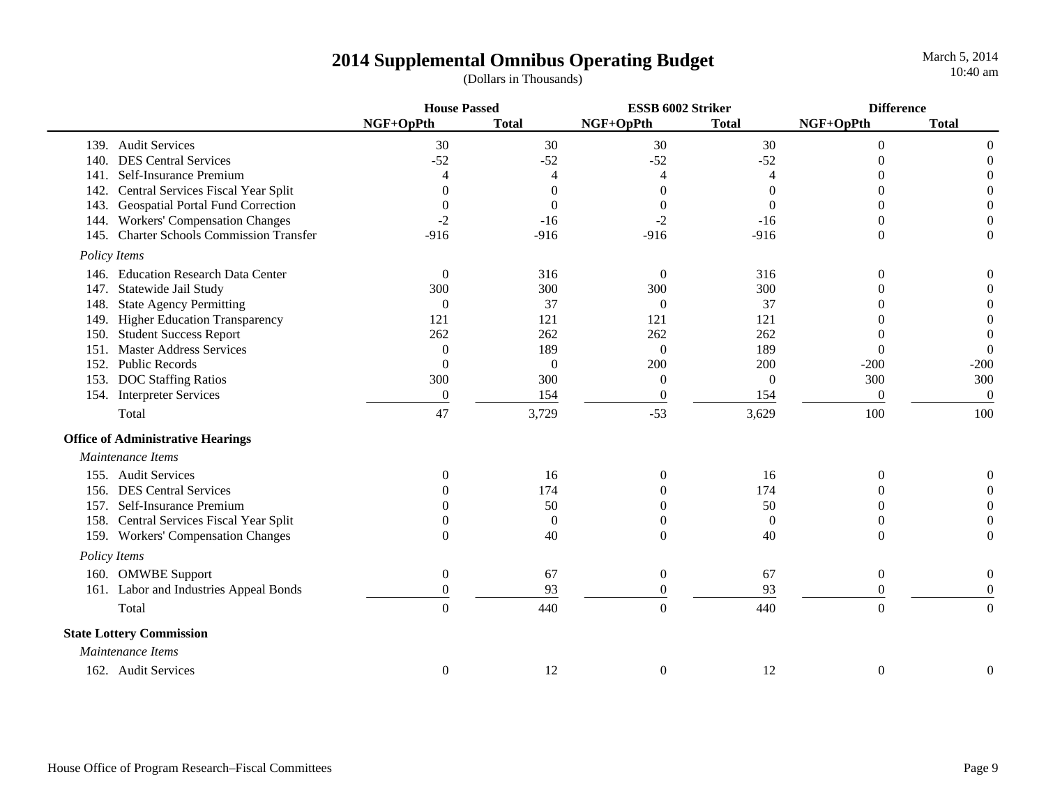# 2014 Supplemental Omnibus Operating Budget

(Dollars in Thousands)

| | House Passed | | ESSB 6002 Striker | | Difference | |
|---|---|---|---|---|---|---|
| | NGF+OpPth | Total | NGF+OpPth | Total | NGF+OpPth | Total |
| 139. Audit Services | 30 | 30 | 30 | 30 | 0 | 0 |
| 140. DES Central Services | -52 | -52 | -52 | -52 | 0 | 0 |
| 141. Self-Insurance Premium | 4 | 4 | 4 | 4 | 0 | 0 |
| 142. Central Services Fiscal Year Split | 0 | 0 | 0 | 0 | 0 | 0 |
| 143. Geospatial Portal Fund Correction | 0 | 0 | 0 | 0 | 0 | 0 |
| 144. Workers' Compensation Changes | -2 | -16 | -2 | -16 | 0 | 0 |
| 145. Charter Schools Commission Transfer | -916 | -916 | -916 | -916 | 0 | 0 |
| *Policy Items* | | | | | | |
| 146. Education Research Data Center | 0 | 316 | 0 | 316 | 0 | 0 |
| 147. Statewide Jail Study | 300 | 300 | 300 | 300 | 0 | 0 |
| 148. State Agency Permitting | 0 | 37 | 0 | 37 | 0 | 0 |
| 149. Higher Education Transparency | 121 | 121 | 121 | 121 | 0 | 0 |
| 150. Student Success Report | 262 | 262 | 262 | 262 | 0 | 0 |
| 151. Master Address Services | 0 | 189 | 0 | 189 | 0 | 0 |
| 152. Public Records | 0 | 0 | 200 | 200 | -200 | -200 |
| 153. DOC Staffing Ratios | 300 | 300 | 0 | 0 | 300 | 300 |
| 154. Interpreter Services | 0 | 154 | 0 | 154 | 0 | 0 |
| Total | 47 | 3,729 | -53 | 3,629 | 100 | 100 |
| **Office of Administrative Hearings** | | | | | | |
| *Maintenance Items* | | | | | | |
| 155. Audit Services | 0 | 16 | 0 | 16 | 0 | 0 |
| 156. DES Central Services | 0 | 174 | 0 | 174 | 0 | 0 |
| 157. Self-Insurance Premium | 0 | 50 | 0 | 50 | 0 | 0 |
| 158. Central Services Fiscal Year Split | 0 | 0 | 0 | 0 | 0 | 0 |
| 159. Workers' Compensation Changes | 0 | 40 | 0 | 40 | 0 | 0 |
| *Policy Items* | | | | | | |
| 160. OMWBE Support | 0 | 67 | 0 | 67 | 0 | 0 |
| 161. Labor and Industries Appeal Bonds | 0 | 93 | 0 | 93 | 0 | 0 |
| Total | 0 | 440 | 0 | 440 | 0 | 0 |
| **State Lottery Commission** | | | | | | |
| *Maintenance Items* | | | | | | |
| 162. Audit Services | 0 | 12 | 0 | 12 | 0 | 0 |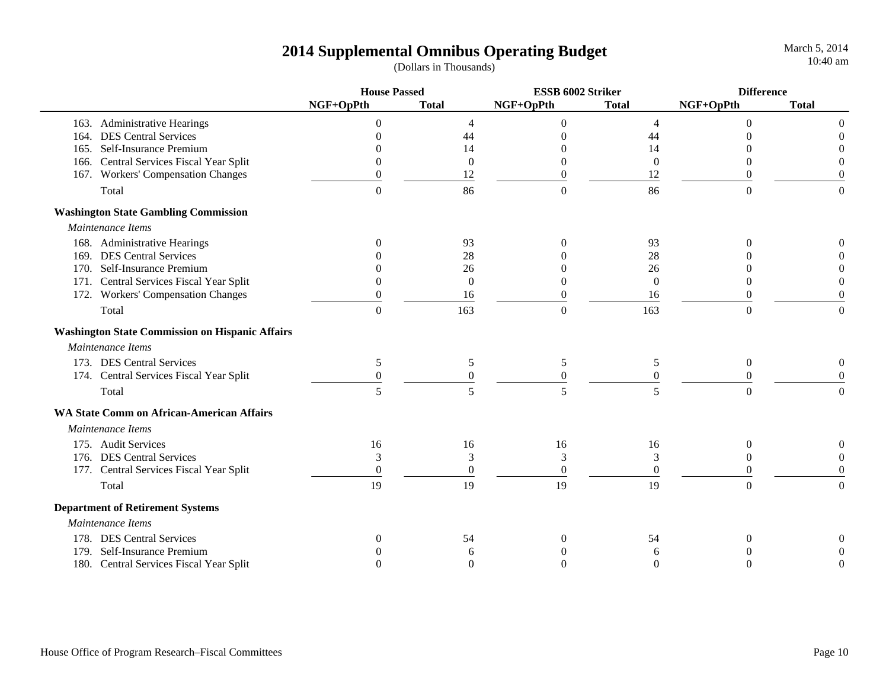# 2014 Supplemental Omnibus Operating Budget

(Dollars in Thousands)

| | House Passed | | ESSB 6002 Striker | | Difference | |
|---|---|---|---|---|---|---|
| | NGF+OpPth | Total | NGF+OpPth | Total | NGF+OpPth | Total |
| 163. Administrative Hearings | 0 | 4 | 0 | 4 | 0 | 0 |
| 164. DES Central Services | 0 | 44 | 0 | 44 | 0 | 0 |
| 165. Self-Insurance Premium | 0 | 14 | 0 | 14 | 0 | 0 |
| 166. Central Services Fiscal Year Split | 0 | 0 | 0 | 0 | 0 | 0 |
| 167. Workers' Compensation Changes | 0 | 12 | 0 | 12 | 0 | 0 |
| Total | 0 | 86 | 0 | 86 | 0 | 0 |
| **Washington State Gambling Commission** | | | | | | |
| *Maintenance Items* | | | | | | |
| 168. Administrative Hearings | 0 | 93 | 0 | 93 | 0 | 0 |
| 169. DES Central Services | 0 | 28 | 0 | 28 | 0 | 0 |
| 170. Self-Insurance Premium | 0 | 26 | 0 | 26 | 0 | 0 |
| 171. Central Services Fiscal Year Split | 0 | 0 | 0 | 0 | 0 | 0 |
| 172. Workers' Compensation Changes | 0 | 16 | 0 | 16 | 0 | 0 |
| Total | 0 | 163 | 0 | 163 | 0 | 0 |
| **Washington State Commission on Hispanic Affairs** | | | | | | |
| *Maintenance Items* | | | | | | |
| 173. DES Central Services | 5 | 5 | 5 | 5 | 0 | 0 |
| 174. Central Services Fiscal Year Split | 0 | 0 | 0 | 0 | 0 | 0 |
| Total | 5 | 5 | 5 | 5 | 0 | 0 |
| **WA State Comm on African-American Affairs** | | | | | | |
| *Maintenance Items* | | | | | | |
| 175. Audit Services | 16 | 16 | 16 | 16 | 0 | 0 |
| 176. DES Central Services | 3 | 3 | 3 | 3 | 0 | 0 |
| 177. Central Services Fiscal Year Split | 0 | 0 | 0 | 0 | 0 | 0 |
| Total | 19 | 19 | 19 | 19 | 0 | 0 |
| **Department of Retirement Systems** | | | | | | |
| *Maintenance Items* | | | | | | |
| 178. DES Central Services | 0 | 54 | 0 | 54 | 0 | 0 |
| 179. Self-Insurance Premium | 0 | 6 | 0 | 6 | 0 | 0 |
| 180. Central Services Fiscal Year Split | 0 | 0 | 0 | 0 | 0 | 0 |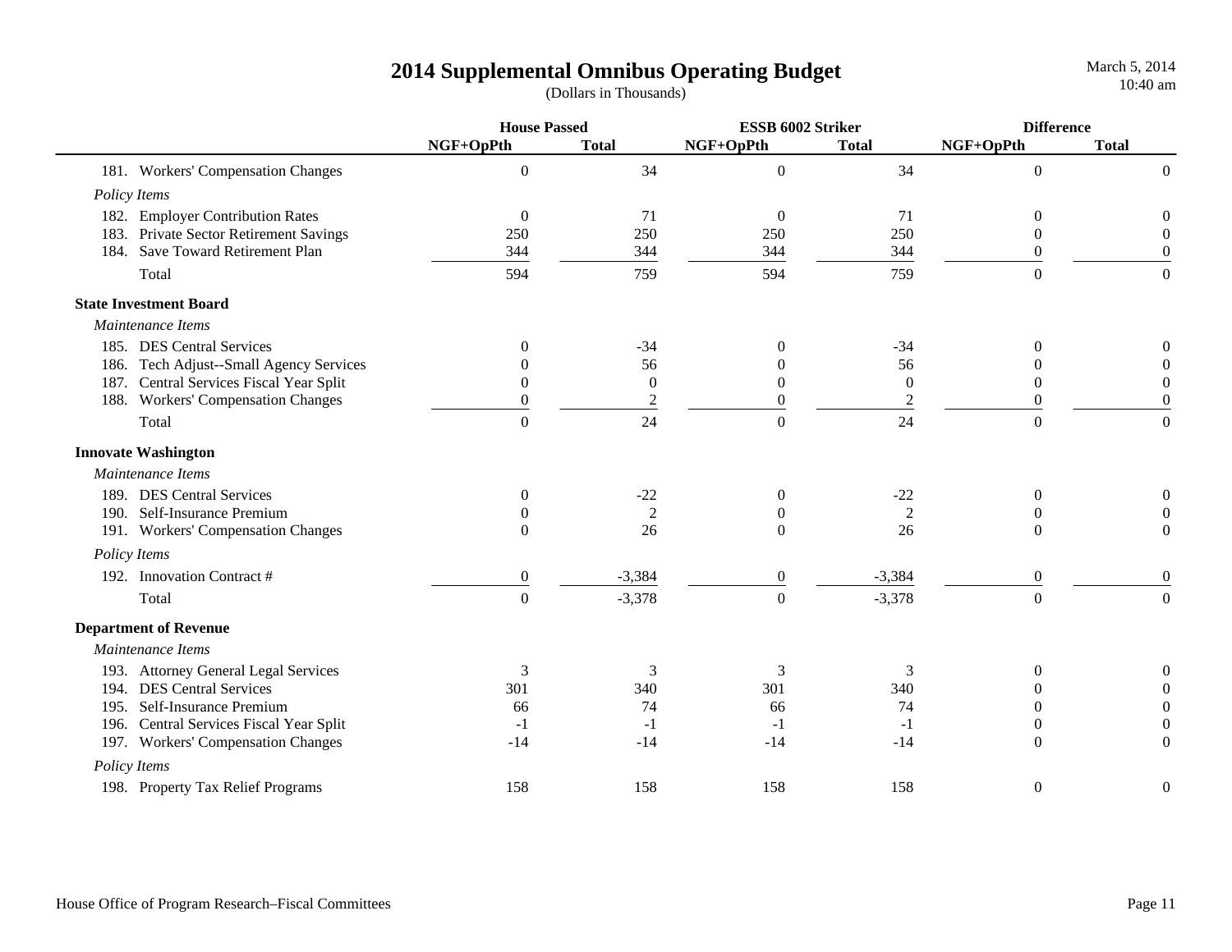# 2014 Supplemental Omnibus Operating Budget

(Dollars in Thousands)

March 5, 2014
10:40 am

| | House Passed | | ESSB 6002 Striker | | Difference | |
|---|---|---|---|---|---|---|
| | NGF+OpPth | Total | NGF+OpPth | Total | NGF+OpPth | Total |
| 181. Workers' Compensation Changes | 0 | 34 | 0 | 34 | 0 | 0 |
| *Policy Items* | | | | | | |
| 182. Employer Contribution Rates | 0 | 71 | 0 | 71 | 0 | 0 |
| 183. Private Sector Retirement Savings | 250 | 250 | 250 | 250 | 0 | 0 |
| 184. Save Toward Retirement Plan | 344 | 344 | 344 | 344 | 0 | 0 |
| Total | 594 | 759 | 594 | 759 | 0 | 0 |
| **State Investment Board** | | | | | | |
| *Maintenance Items* | | | | | | |
| 185. DES Central Services | 0 | -34 | 0 | -34 | 0 | 0 |
| 186. Tech Adjust--Small Agency Services | 0 | 56 | 0 | 56 | 0 | 0 |
| 187. Central Services Fiscal Year Split | 0 | 0 | 0 | 0 | 0 | 0 |
| 188. Workers' Compensation Changes | 0 | 2 | 0 | 2 | 0 | 0 |
| Total | 0 | 24 | 0 | 24 | 0 | 0 |
| **Innovate Washington** | | | | | | |
| *Maintenance Items* | | | | | | |
| 189. DES Central Services | 0 | -22 | 0 | -22 | 0 | 0 |
| 190. Self-Insurance Premium | 0 | 2 | 0 | 2 | 0 | 0 |
| 191. Workers' Compensation Changes | 0 | 26 | 0 | 26 | 0 | 0 |
| *Policy Items* | | | | | | |
| 192. Innovation Contract # | 0 | -3,384 | 0 | -3,384 | 0 | 0 |
| Total | 0 | -3,378 | 0 | -3,378 | 0 | 0 |
| **Department of Revenue** | | | | | | |
| *Maintenance Items* | | | | | | |
| 193. Attorney General Legal Services | 3 | 3 | 3 | 3 | 0 | 0 |
| 194. DES Central Services | 301 | 340 | 301 | 340 | 0 | 0 |
| 195. Self-Insurance Premium | 66 | 74 | 66 | 74 | 0 | 0 |
| 196. Central Services Fiscal Year Split | -1 | -1 | -1 | -1 | 0 | 0 |
| 197. Workers' Compensation Changes | -14 | -14 | -14 | -14 | 0 | 0 |
| *Policy Items* | | | | | | |
| 198. Property Tax Relief Programs | 158 | 158 | 158 | 158 | 0 | 0 |

House Office of Program Research–Fiscal Committees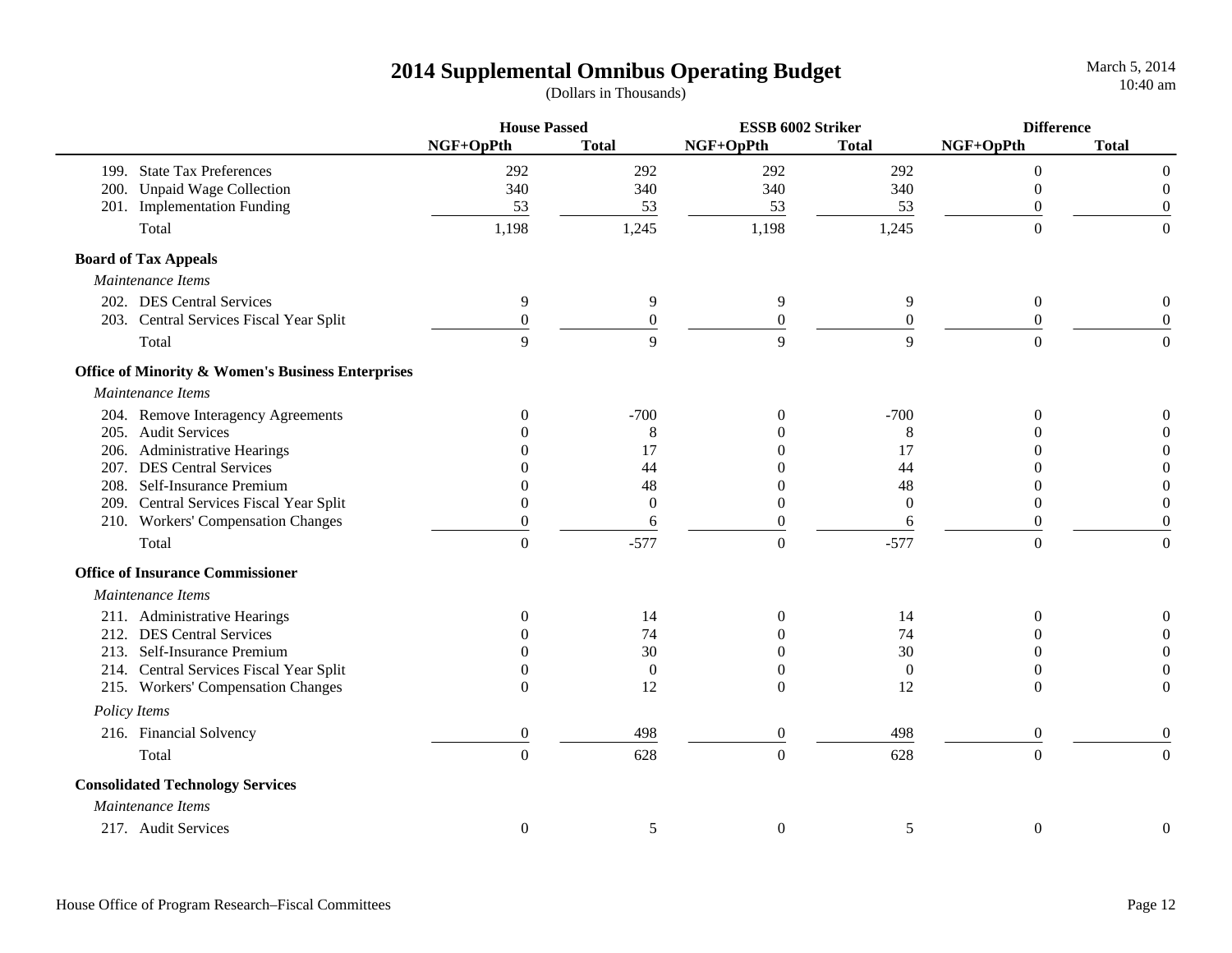# 2014 Supplemental Omnibus Operating Budget

(Dollars in Thousands)

| | House Passed | | ESSB 6002 Striker | | Difference | |
|---|---|---|---|---|---|---|
| | NGF+OpPth | Total | NGF+OpPth | Total | NGF+OpPth | Total |
| 199. State Tax Preferences | 292 | 292 | 292 | 292 | 0 | 0 |
| 200. Unpaid Wage Collection | 340 | 340 | 340 | 340 | 0 | 0 |
| 201. Implementation Funding | 53 | 53 | 53 | 53 | 0 | 0 |
| Total | 1,198 | 1,245 | 1,198 | 1,245 | 0 | 0 |
| **Board of Tax Appeals** | | | | | | |
| *Maintenance Items* | | | | | | |
| 202. DES Central Services | 9 | 9 | 9 | 9 | 0 | 0 |
| 203. Central Services Fiscal Year Split | 0 | 0 | 0 | 0 | 0 | 0 |
| Total | 9 | 9 | 9 | 9 | 0 | 0 |
| **Office of Minority & Women's Business Enterprises** | | | | | | |
| *Maintenance Items* | | | | | | |
| 204. Remove Interagency Agreements | 0 | -700 | 0 | -700 | 0 | 0 |
| 205. Audit Services | 0 | 8 | 0 | 8 | 0 | 0 |
| 206. Administrative Hearings | 0 | 17 | 0 | 17 | 0 | 0 |
| 207. DES Central Services | 0 | 44 | 0 | 44 | 0 | 0 |
| 208. Self-Insurance Premium | 0 | 48 | 0 | 48 | 0 | 0 |
| 209. Central Services Fiscal Year Split | 0 | 0 | 0 | 0 | 0 | 0 |
| 210. Workers' Compensation Changes | 0 | 6 | 0 | 6 | 0 | 0 |
| Total | 0 | -577 | 0 | -577 | 0 | 0 |
| **Office of Insurance Commissioner** | | | | | | |
| *Maintenance Items* | | | | | | |
| 211. Administrative Hearings | 0 | 14 | 0 | 14 | 0 | 0 |
| 212. DES Central Services | 0 | 74 | 0 | 74 | 0 | 0 |
| 213. Self-Insurance Premium | 0 | 30 | 0 | 30 | 0 | 0 |
| 214. Central Services Fiscal Year Split | 0 | 0 | 0 | 0 | 0 | 0 |
| 215. Workers' Compensation Changes | 0 | 12 | 0 | 12 | 0 | 0 |
| *Policy Items* | | | | | | |
| 216. Financial Solvency | 0 | 498 | 0 | 498 | 0 | 0 |
| Total | 0 | 628 | 0 | 628 | 0 | 0 |
| **Consolidated Technology Services** | | | | | | |
| *Maintenance Items* | | | | | | |
| 217. Audit Services | 0 | 5 | 0 | 5 | 0 | 0 |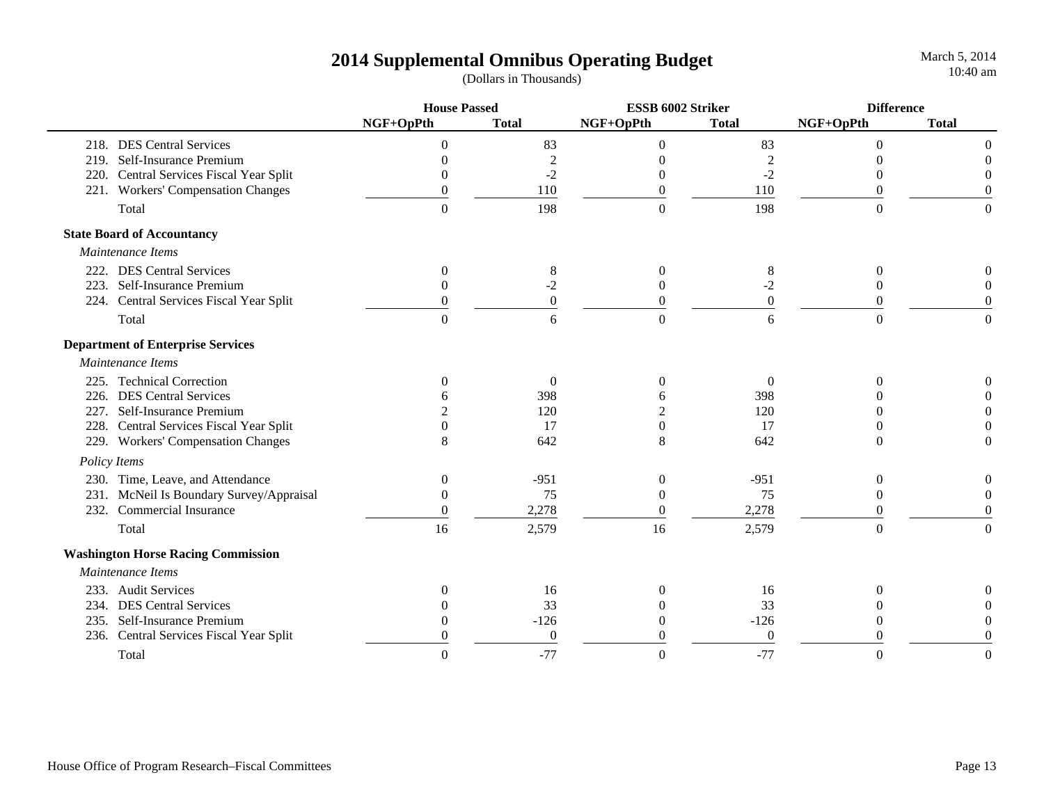#### 2014 Supplemental Omnibus Operating Budget

(Dollars in Thousands)

| | House Passed | | ESSB 6002 Striker | | Difference | |
|---|---|---|---|---|---|---|
| | NGF+OpPth | Total | NGF+OpPth | Total | NGF+OpPth | Total |
| 218. DES Central Services | 0 | 83 | 0 | 83 | 0 | 0 |
| 219. Self-Insurance Premium | 0 | 2 | 0 | 2 | 0 | 0 |
| 220. Central Services Fiscal Year Split | 0 | -2 | 0 | -2 | 0 | 0 |
| 221. Workers' Compensation Changes | 0 | 110 | 0 | 110 | 0 | 0 |
| Total | 0 | 198 | 0 | 198 | 0 | 0 |
| **State Board of Accountancy** | | | | | | |
| *Maintenance Items* | | | | | | |
| 222. DES Central Services | 0 | 8 | 0 | 8 | 0 | 0 |
| 223. Self-Insurance Premium | 0 | -2 | 0 | -2 | 0 | 0 |
| 224. Central Services Fiscal Year Split | 0 | 0 | 0 | 0 | 0 | 0 |
| Total | 0 | 6 | 0 | 6 | 0 | 0 |
| **Department of Enterprise Services** | | | | | | |
| *Maintenance Items* | | | | | | |
| 225. Technical Correction | 0 | 0 | 0 | 0 | 0 | 0 |
| 226. DES Central Services | 6 | 398 | 6 | 398 | 0 | 0 |
| 227. Self-Insurance Premium | 2 | 120 | 2 | 120 | 0 | 0 |
| 228. Central Services Fiscal Year Split | 0 | 17 | 0 | 17 | 0 | 0 |
| 229. Workers' Compensation Changes | 8 | 642 | 8 | 642 | 0 | 0 |
| *Policy Items* | | | | | | |
| 230. Time, Leave, and Attendance | 0 | -951 | 0 | -951 | 0 | 0 |
| 231. McNeil Is Boundary Survey/Appraisal | 0 | 75 | 0 | 75 | 0 | 0 |
| 232. Commercial Insurance | 0 | 2,278 | 0 | 2,278 | 0 | 0 |
| Total | 16 | 2,579 | 16 | 2,579 | 0 | 0 |
| **Washington Horse Racing Commission** | | | | | | |
| *Maintenance Items* | | | | | | |
| 233. Audit Services | 0 | 16 | 0 | 16 | 0 | 0 |
| 234. DES Central Services | 0 | 33 | 0 | 33 | 0 | 0 |
| 235. Self-Insurance Premium | 0 | -126 | 0 | -126 | 0 | 0 |
| 236. Central Services Fiscal Year Split | 0 | 0 | 0 | 0 | 0 | 0 |
| Total | 0 | -77 | 0 | -77 | 0 | 0 |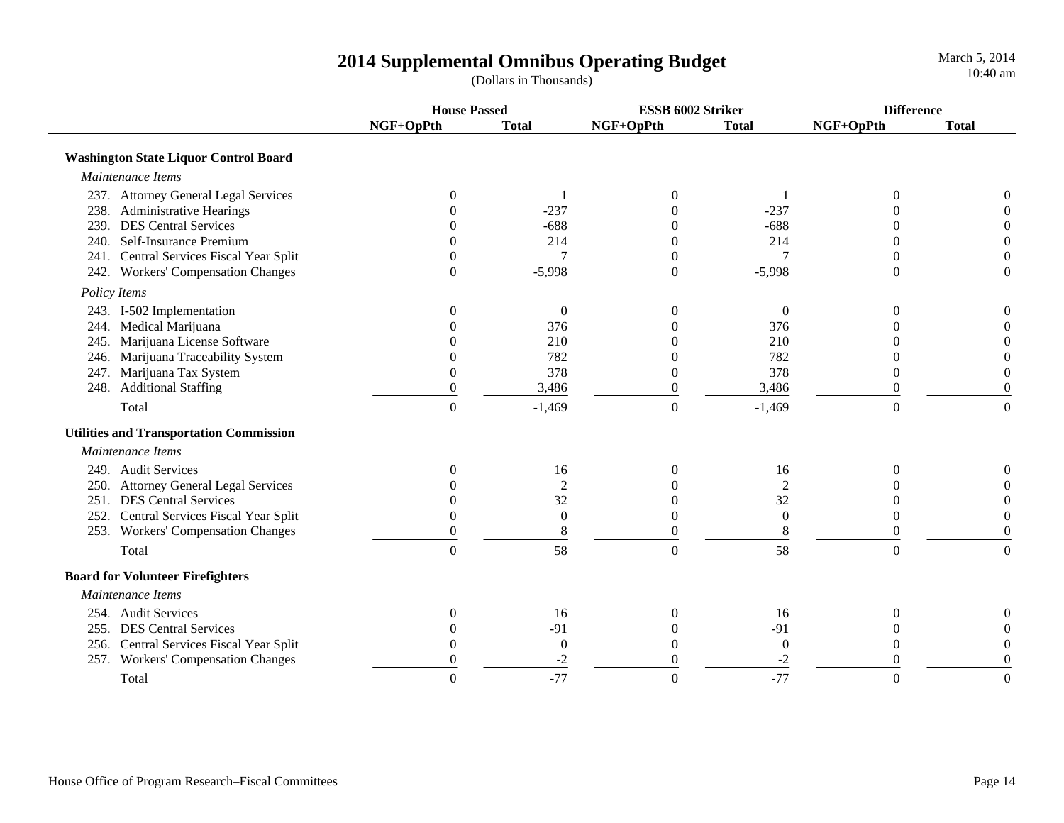# 2014 Supplemental Omnibus Operating Budget

(Dollars in Thousands)

| | House Passed | | ESSB 6002 Striker | | Difference | |
|---|---|---|---|---|---|---|
| | NGF+OpPth | Total | NGF+OpPth | Total | NGF+OpPth | Total |
| **Washington State Liquor Control Board** | | | | | | |
| *Maintenance Items* | | | | | | |
| 237. Attorney General Legal Services | 0 | 1 | 0 | 1 | 0 | 0 |
| 238. Administrative Hearings | 0 | -237 | 0 | -237 | 0 | 0 |
| 239. DES Central Services | 0 | -688 | 0 | -688 | 0 | 0 |
| 240. Self-Insurance Premium | 0 | 214 | 0 | 214 | 0 | 0 |
| 241. Central Services Fiscal Year Split | 0 | 7 | 0 | 7 | 0 | 0 |
| 242. Workers' Compensation Changes | 0 | -5,998 | 0 | -5,998 | 0 | 0 |
| *Policy Items* | | | | | | |
| 243. I-502 Implementation | 0 | 0 | 0 | 0 | 0 | 0 |
| 244. Medical Marijuana | 0 | 376 | 0 | 376 | 0 | 0 |
| 245. Marijuana License Software | 0 | 210 | 0 | 210 | 0 | 0 |
| 246. Marijuana Traceability System | 0 | 782 | 0 | 782 | 0 | 0 |
| 247. Marijuana Tax System | 0 | 378 | 0 | 378 | 0 | 0 |
| 248. Additional Staffing | 0 | 3,486 | 0 | 3,486 | 0 | 0 |
| Total | 0 | -1,469 | 0 | -1,469 | 0 | 0 |
| **Utilities and Transportation Commission** | | | | | | |
| *Maintenance Items* | | | | | | |
| 249. Audit Services | 0 | 16 | 0 | 16 | 0 | 0 |
| 250. Attorney General Legal Services | 0 | 2 | 0 | 2 | 0 | 0 |
| 251. DES Central Services | 0 | 32 | 0 | 32 | 0 | 0 |
| 252. Central Services Fiscal Year Split | 0 | 0 | 0 | 0 | 0 | 0 |
| 253. Workers' Compensation Changes | 0 | 8 | 0 | 8 | 0 | 0 |
| Total | 0 | 58 | 0 | 58 | 0 | 0 |
| **Board for Volunteer Firefighters** | | | | | | |
| *Maintenance Items* | | | | | | |
| 254. Audit Services | 0 | 16 | 0 | 16 | 0 | 0 |
| 255. DES Central Services | 0 | -91 | 0 | -91 | 0 | 0 |
| 256. Central Services Fiscal Year Split | 0 | 0 | 0 | 0 | 0 | 0 |
| 257. Workers' Compensation Changes | 0 | -2 | 0 | -2 | 0 | 0 |
| Total | 0 | -77 | 0 | -77 | 0 | 0 |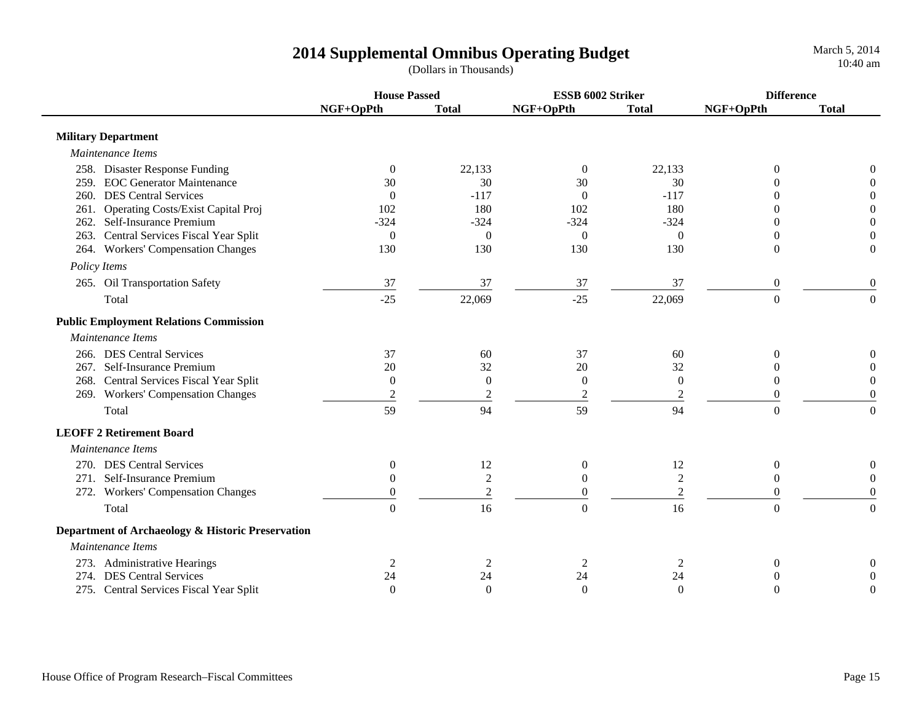# 2014 Supplemental Omnibus Operating Budget

(Dollars in Thousands)

| | House Passed | | ESSB 6002 Striker | | Difference | |
|---|---|---|---|---|---|---|
| | NGF+OpPth | Total | NGF+OpPth | Total | NGF+OpPth | Total |
| **Military Department** | | | | | | |
| *Maintenance Items* | | | | | | |
| 258. Disaster Response Funding | 0 | 22,133 | 0 | 22,133 | 0 | 0 |
| 259. EOC Generator Maintenance | 30 | 30 | 30 | 30 | 0 | 0 |
| 260. DES Central Services | 0 | -117 | 0 | -117 | 0 | 0 |
| 261. Operating Costs/Exist Capital Proj | 102 | 180 | 102 | 180 | 0 | 0 |
| 262. Self-Insurance Premium | -324 | -324 | -324 | -324 | 0 | 0 |
| 263. Central Services Fiscal Year Split | 0 | 0 | 0 | 0 | 0 | 0 |
| 264. Workers' Compensation Changes | 130 | 130 | 130 | 130 | 0 | 0 |
| *Policy Items* | | | | | | |
| 265. Oil Transportation Safety | 37 | 37 | 37 | 37 | 0 | 0 |
| Total | -25 | 22,069 | -25 | 22,069 | 0 | 0 |
| **Public Employment Relations Commission** | | | | | | |
| *Maintenance Items* | | | | | | |
| 266. DES Central Services | 37 | 60 | 37 | 60 | 0 | 0 |
| 267. Self-Insurance Premium | 20 | 32 | 20 | 32 | 0 | 0 |
| 268. Central Services Fiscal Year Split | 0 | 0 | 0 | 0 | 0 | 0 |
| 269. Workers' Compensation Changes | 2 | 2 | 2 | 2 | 0 | 0 |
| Total | 59 | 94 | 59 | 94 | 0 | 0 |
| **LEOFF 2 Retirement Board** | | | | | | |
| *Maintenance Items* | | | | | | |
| 270. DES Central Services | 0 | 12 | 0 | 12 | 0 | 0 |
| 271. Self-Insurance Premium | 0 | 2 | 0 | 2 | 0 | 0 |
| 272. Workers' Compensation Changes | 0 | 2 | 0 | 2 | 0 | 0 |
| Total | 0 | 16 | 0 | 16 | 0 | 0 |
| **Department of Archaeology & Historic Preservation** | | | | | | |
| *Maintenance Items* | | | | | | |
| 273. Administrative Hearings | 2 | 2 | 2 | 2 | 0 | 0 |
| 274. DES Central Services | 24 | 24 | 24 | 24 | 0 | 0 |
| 275. Central Services Fiscal Year Split | 0 | 0 | 0 | 0 | 0 | 0 |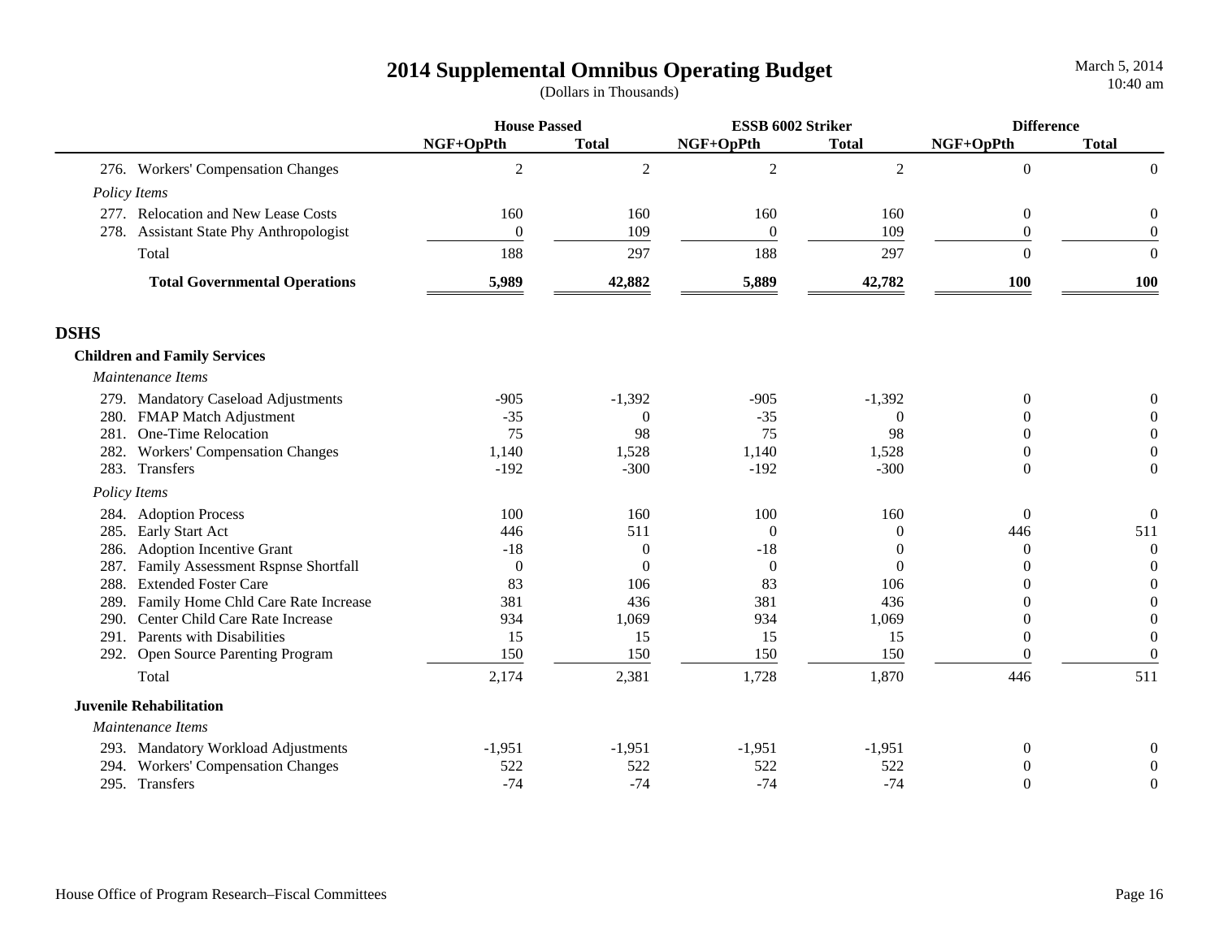# 2014 Supplemental Omnibus Operating Budget

(Dollars in Thousands)

| | House Passed | | ESSB 6002 Striker | | Difference | |
|---|---|---|---|---|---|---|
| | NGF+OpPth | Total | NGF+OpPth | Total | NGF+OpPth | Total |
| 276. Workers' Compensation Changes | 2 | 2 | 2 | 2 | 0 | 0 |
| *Policy Items* | | | | | | |
| 277. Relocation and New Lease Costs | 160 | 160 | 160 | 160 | 0 | 0 |
| 278. Assistant State Phy Anthropologist | 0 | 109 | 0 | 109 | 0 | 0 |
| Total | 188 | 297 | 188 | 297 | 0 | 0 |
| **Total Governmental Operations** | **5,989** | **42,882** | **5,889** | **42,782** | **100** | **100** |

## DSHS

### Children and Family Services

| | House Passed | | ESSB 6002 Striker | | Difference | |
|---|---|---|---|---|---|---|
| | NGF+OpPth | Total | NGF+OpPth | Total | NGF+OpPth | Total |
| *Maintenance Items* | | | | | | |
| 279. Mandatory Caseload Adjustments | -905 | -1,392 | -905 | -1,392 | 0 | 0 |
| 280. FMAP Match Adjustment | -35 | 0 | -35 | 0 | 0 | 0 |
| 281. One-Time Relocation | 75 | 98 | 75 | 98 | 0 | 0 |
| 282. Workers' Compensation Changes | 1,140 | 1,528 | 1,140 | 1,528 | 0 | 0 |
| 283. Transfers | -192 | -300 | -192 | -300 | 0 | 0 |
| *Policy Items* | | | | | | |
| 284. Adoption Process | 100 | 160 | 100 | 160 | 0 | 0 |
| 285. Early Start Act | 446 | 511 | 0 | 0 | 446 | 511 |
| 286. Adoption Incentive Grant | -18 | 0 | -18 | 0 | 0 | 0 |
| 287. Family Assessment Rspnse Shortfall | 0 | 0 | 0 | 0 | 0 | 0 |
| 288. Extended Foster Care | 83 | 106 | 83 | 106 | 0 | 0 |
| 289. Family Home Chld Care Rate Increase | 381 | 436 | 381 | 436 | 0 | 0 |
| 290. Center Child Care Rate Increase | 934 | 1,069 | 934 | 1,069 | 0 | 0 |
| 291. Parents with Disabilities | 15 | 15 | 15 | 15 | 0 | 0 |
| 292. Open Source Parenting Program | 150 | 150 | 150 | 150 | 0 | 0 |
| Total | 2,174 | 2,381 | 1,728 | 1,870 | 446 | 511 |

### Juvenile Rehabilitation

| | House Passed | | ESSB 6002 Striker | | Difference | |
|---|---|---|---|---|---|---|
| | NGF+OpPth | Total | NGF+OpPth | Total | NGF+OpPth | Total |
| *Maintenance Items* | | | | | | |
| 293. Mandatory Workload Adjustments | -1,951 | -1,951 | -1,951 | -1,951 | 0 | 0 |
| 294. Workers' Compensation Changes | 522 | 522 | 522 | 522 | 0 | 0 |
| 295. Transfers | -74 | -74 | -74 | -74 | 0 | 0 |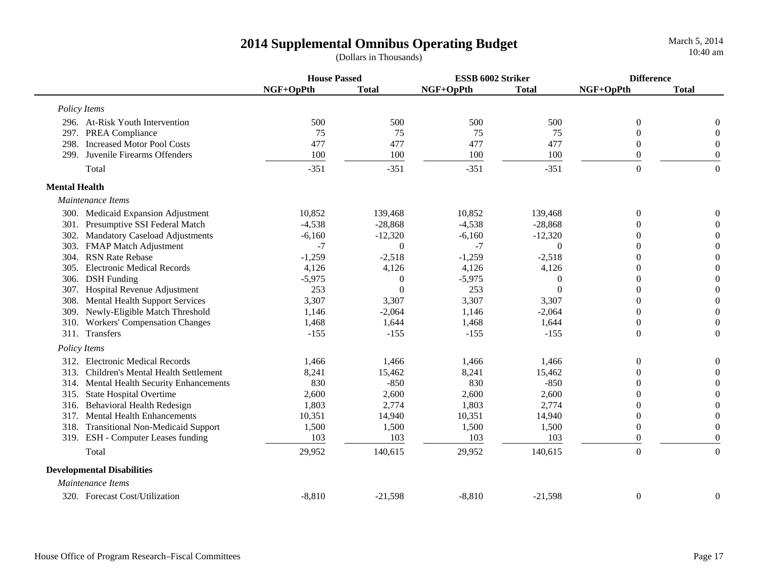# 2014 Supplemental Omnibus Operating Budget

(Dollars in Thousands)

| | House Passed | | ESSB 6002 Striker | | Difference | |
|---|---|---|---|---|---|---|
| | NGF+OpPth | Total | NGF+OpPth | Total | NGF+OpPth | Total |
| *Policy Items* | | | | | | |
| 296. At-Risk Youth Intervention | 500 | 500 | 500 | 500 | 0 | 0 |
| 297. PREA Compliance | 75 | 75 | 75 | 75 | 0 | 0 |
| 298. Increased Motor Pool Costs | 477 | 477 | 477 | 477 | 0 | 0 |
| 299. Juvenile Firearms Offenders | 100 | 100 | 100 | 100 | 0 | 0 |
| Total | -351 | -351 | -351 | -351 | 0 | 0 |
| **Mental Health** | | | | | | |
| *Maintenance Items* | | | | | | |
| 300. Medicaid Expansion Adjustment | 10,852 | 139,468 | 10,852 | 139,468 | 0 | 0 |
| 301. Presumptive SSI Federal Match | -4,538 | -28,868 | -4,538 | -28,868 | 0 | 0 |
| 302. Mandatory Caseload Adjustments | -6,160 | -12,320 | -6,160 | -12,320 | 0 | 0 |
| 303. FMAP Match Adjustment | -7 | 0 | -7 | 0 | 0 | 0 |
| 304. RSN Rate Rebase | -1,259 | -2,518 | -1,259 | -2,518 | 0 | 0 |
| 305. Electronic Medical Records | 4,126 | 4,126 | 4,126 | 4,126 | 0 | 0 |
| 306. DSH Funding | -5,975 | 0 | -5,975 | 0 | 0 | 0 |
| 307. Hospital Revenue Adjustment | 253 | 0 | 253 | 0 | 0 | 0 |
| 308. Mental Health Support Services | 3,307 | 3,307 | 3,307 | 3,307 | 0 | 0 |
| 309. Newly-Eligible Match Threshold | 1,146 | -2,064 | 1,146 | -2,064 | 0 | 0 |
| 310. Workers' Compensation Changes | 1,468 | 1,644 | 1,468 | 1,644 | 0 | 0 |
| 311. Transfers | -155 | -155 | -155 | -155 | 0 | 0 |
| *Policy Items* | | | | | | |
| 312. Electronic Medical Records | 1,466 | 1,466 | 1,466 | 1,466 | 0 | 0 |
| 313. Children's Mental Health Settlement | 8,241 | 15,462 | 8,241 | 15,462 | 0 | 0 |
| 314. Mental Health Security Enhancements | 830 | -850 | 830 | -850 | 0 | 0 |
| 315. State Hospital Overtime | 2,600 | 2,600 | 2,600 | 2,600 | 0 | 0 |
| 316. Behavioral Health Redesign | 1,803 | 2,774 | 1,803 | 2,774 | 0 | 0 |
| 317. Mental Health Enhancements | 10,351 | 14,940 | 10,351 | 14,940 | 0 | 0 |
| 318. Transitional Non-Medicaid Support | 1,500 | 1,500 | 1,500 | 1,500 | 0 | 0 |
| 319. ESH - Computer Leases funding | 103 | 103 | 103 | 103 | 0 | 0 |
| Total | 29,952 | 140,615 | 29,952 | 140,615 | 0 | 0 |
| **Developmental Disabilities** | | | | | | |
| *Maintenance Items* | | | | | | |
| 320. Forecast Cost/Utilization | -8,810 | -21,598 | -8,810 | -21,598 | 0 | 0 |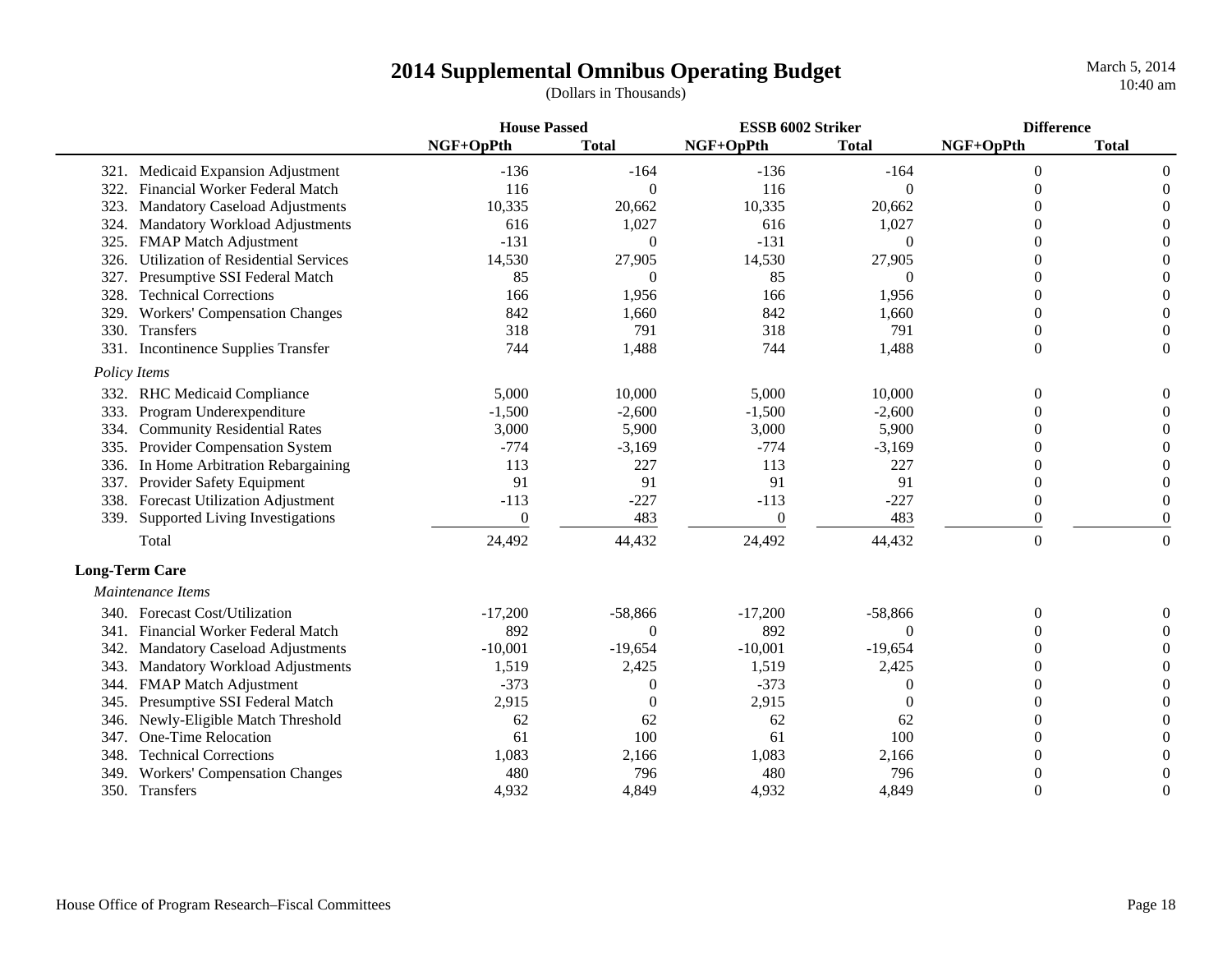# 2014 Supplemental Omnibus Operating Budget

(Dollars in Thousands)

| | House Passed | | ESSB 6002 Striker | | Difference | |
|---|---|---|---|---|---|---|
| | NGF+OpPth | Total | NGF+OpPth | Total | NGF+OpPth | Total |
| 321. Medicaid Expansion Adjustment | -136 | -164 | -136 | -164 | 0 | 0 |
| 322. Financial Worker Federal Match | 116 | 0 | 116 | 0 | 0 | 0 |
| 323. Mandatory Caseload Adjustments | 10,335 | 20,662 | 10,335 | 20,662 | 0 | 0 |
| 324. Mandatory Workload Adjustments | 616 | 1,027 | 616 | 1,027 | 0 | 0 |
| 325. FMAP Match Adjustment | -131 | 0 | -131 | 0 | 0 | 0 |
| 326. Utilization of Residential Services | 14,530 | 27,905 | 14,530 | 27,905 | 0 | 0 |
| 327. Presumptive SSI Federal Match | 85 | 0 | 85 | 0 | 0 | 0 |
| 328. Technical Corrections | 166 | 1,956 | 166 | 1,956 | 0 | 0 |
| 329. Workers' Compensation Changes | 842 | 1,660 | 842 | 1,660 | 0 | 0 |
| 330. Transfers | 318 | 791 | 318 | 791 | 0 | 0 |
| 331. Incontinence Supplies Transfer | 744 | 1,488 | 744 | 1,488 | 0 | 0 |
| *Policy Items* | | | | | | |
| 332. RHC Medicaid Compliance | 5,000 | 10,000 | 5,000 | 10,000 | 0 | 0 |
| 333. Program Underexpenditure | -1,500 | -2,600 | -1,500 | -2,600 | 0 | 0 |
| 334. Community Residential Rates | 3,000 | 5,900 | 3,000 | 5,900 | 0 | 0 |
| 335. Provider Compensation System | -774 | -3,169 | -774 | -3,169 | 0 | 0 |
| 336. In Home Arbitration Rebargaining | 113 | 227 | 113 | 227 | 0 | 0 |
| 337. Provider Safety Equipment | 91 | 91 | 91 | 91 | 0 | 0 |
| 338. Forecast Utilization Adjustment | -113 | -227 | -113 | -227 | 0 | 0 |
| 339. Supported Living Investigations | 0 | 483 | 0 | 483 | 0 | 0 |
| Total | 24,492 | 44,432 | 24,492 | 44,432 | 0 | 0 |
| **Long-Term Care** | | | | | | |
| *Maintenance Items* | | | | | | |
| 340. Forecast Cost/Utilization | -17,200 | -58,866 | -17,200 | -58,866 | 0 | 0 |
| 341. Financial Worker Federal Match | 892 | 0 | 892 | 0 | 0 | 0 |
| 342. Mandatory Caseload Adjustments | -10,001 | -19,654 | -10,001 | -19,654 | 0 | 0 |
| 343. Mandatory Workload Adjustments | 1,519 | 2,425 | 1,519 | 2,425 | 0 | 0 |
| 344. FMAP Match Adjustment | -373 | 0 | -373 | 0 | 0 | 0 |
| 345. Presumptive SSI Federal Match | 2,915 | 0 | 2,915 | 0 | 0 | 0 |
| 346. Newly-Eligible Match Threshold | 62 | 62 | 62 | 62 | 0 | 0 |
| 347. One-Time Relocation | 61 | 100 | 61 | 100 | 0 | 0 |
| 348. Technical Corrections | 1,083 | 2,166 | 1,083 | 2,166 | 0 | 0 |
| 349. Workers' Compensation Changes | 480 | 796 | 480 | 796 | 0 | 0 |
| 350. Transfers | 4,932 | 4,849 | 4,932 | 4,849 | 0 | 0 |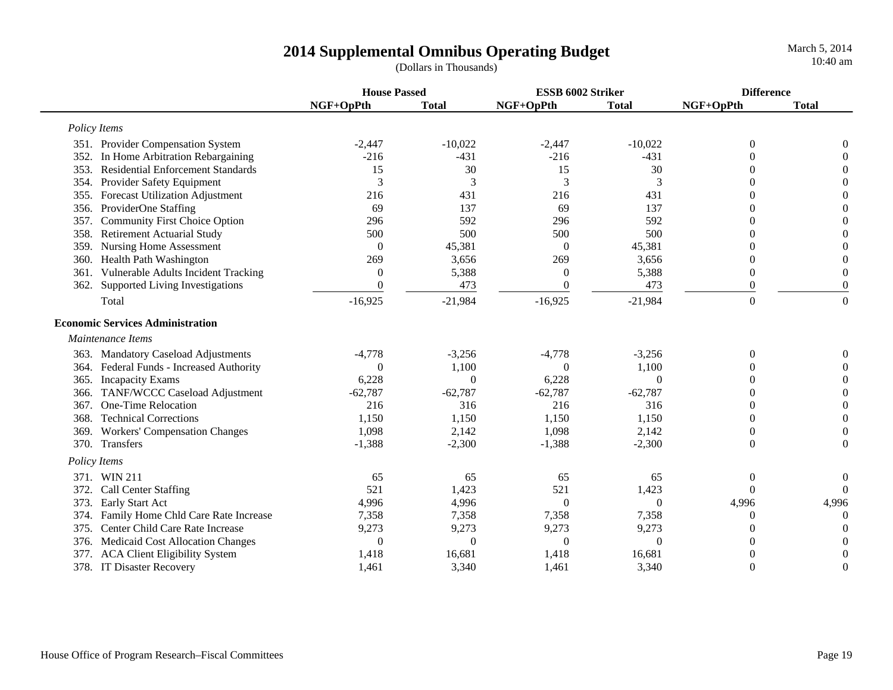# 2014 Supplemental Omnibus Operating Budget

(Dollars in Thousands)

| | House Passed | | ESSB 6002 Striker | | Difference | |
|---|---|---|---|---|---|---|
| | NGF+OpPth | Total | NGF+OpPth | Total | NGF+OpPth | Total |
| *Policy Items* | | | | | | |
| 351. Provider Compensation System | -2,447 | -10,022 | -2,447 | -10,022 | 0 | 0 |
| 352. In Home Arbitration Rebargaining | -216 | -431 | -216 | -431 | 0 | 0 |
| 353. Residential Enforcement Standards | 15 | 30 | 15 | 30 | 0 | 0 |
| 354. Provider Safety Equipment | 3 | 3 | 3 | 3 | 0 | 0 |
| 355. Forecast Utilization Adjustment | 216 | 431 | 216 | 431 | 0 | 0 |
| 356. ProviderOne Staffing | 69 | 137 | 69 | 137 | 0 | 0 |
| 357. Community First Choice Option | 296 | 592 | 296 | 592 | 0 | 0 |
| 358. Retirement Actuarial Study | 500 | 500 | 500 | 500 | 0 | 0 |
| 359. Nursing Home Assessment | 0 | 45,381 | 0 | 45,381 | 0 | 0 |
| 360. Health Path Washington | 269 | 3,656 | 269 | 3,656 | 0 | 0 |
| 361. Vulnerable Adults Incident Tracking | 0 | 5,388 | 0 | 5,388 | 0 | 0 |
| 362. Supported Living Investigations | 0 | 473 | 0 | 473 | 0 | 0 |
| Total | -16,925 | -21,984 | -16,925 | -21,984 | 0 | 0 |
| **Economic Services Administration** | | | | | | |
| *Maintenance Items* | | | | | | |
| 363. Mandatory Caseload Adjustments | -4,778 | -3,256 | -4,778 | -3,256 | 0 | 0 |
| 364. Federal Funds - Increased Authority | 0 | 1,100 | 0 | 1,100 | 0 | 0 |
| 365. Incapacity Exams | 6,228 | 0 | 6,228 | 0 | 0 | 0 |
| 366. TANF/WCCC Caseload Adjustment | -62,787 | -62,787 | -62,787 | -62,787 | 0 | 0 |
| 367. One-Time Relocation | 216 | 316 | 216 | 316 | 0 | 0 |
| 368. Technical Corrections | 1,150 | 1,150 | 1,150 | 1,150 | 0 | 0 |
| 369. Workers' Compensation Changes | 1,098 | 2,142 | 1,098 | 2,142 | 0 | 0 |
| 370. Transfers | -1,388 | -2,300 | -1,388 | -2,300 | 0 | 0 |
| *Policy Items* | | | | | | |
| 371. WIN 211 | 65 | 65 | 65 | 65 | 0 | 0 |
| 372. Call Center Staffing | 521 | 1,423 | 521 | 1,423 | 0 | 0 |
| 373. Early Start Act | 4,996 | 4,996 | 0 | 0 | 4,996 | 4,996 |
| 374. Family Home Chld Care Rate Increase | 7,358 | 7,358 | 7,358 | 7,358 | 0 | 0 |
| 375. Center Child Care Rate Increase | 9,273 | 9,273 | 9,273 | 9,273 | 0 | 0 |
| 376. Medicaid Cost Allocation Changes | 0 | 0 | 0 | 0 | 0 | 0 |
| 377. ACA Client Eligibility System | 1,418 | 16,681 | 1,418 | 16,681 | 0 | 0 |
| 378. IT Disaster Recovery | 1,461 | 3,340 | 1,461 | 3,340 | 0 | 0 |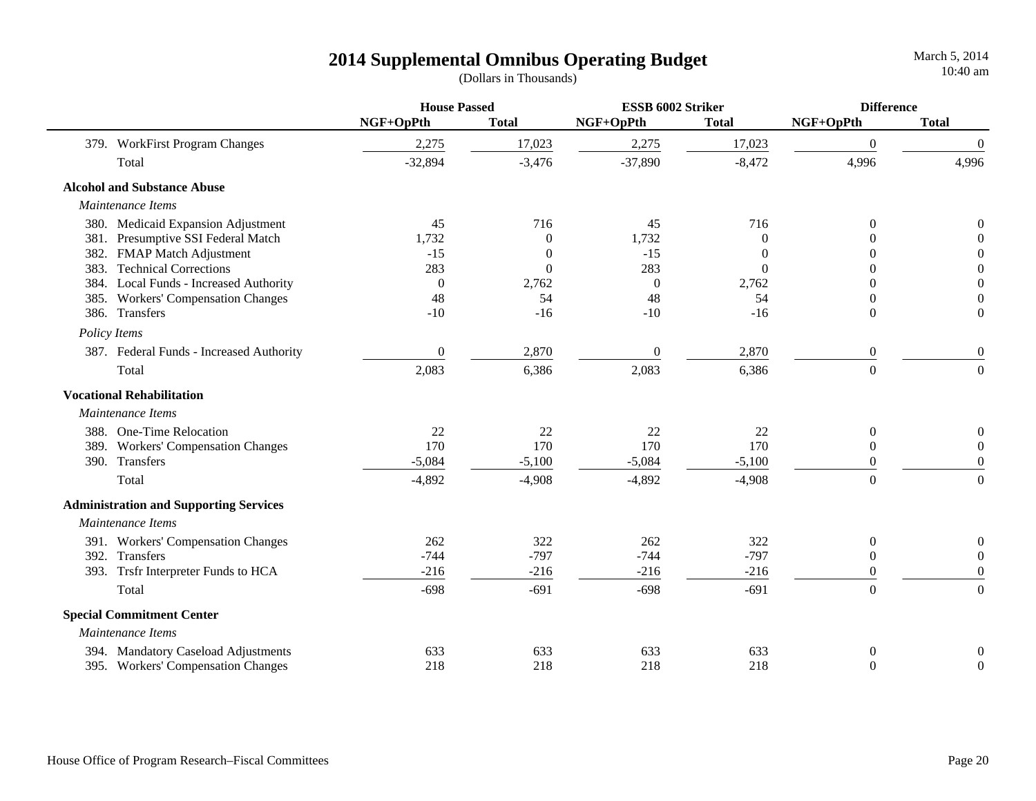# 2014 Supplemental Omnibus Operating Budget

(Dollars in Thousands)

| | House Passed | | ESSB 6002 Striker | | Difference | |
|---|---|---|---|---|---|---|
| | NGF+OpPth | Total | NGF+OpPth | Total | NGF+OpPth | Total |
| 379. WorkFirst Program Changes | 2,275 | 17,023 | 2,275 | 17,023 | 0 | 0 |
| Total | -32,894 | -3,476 | -37,890 | -8,472 | 4,996 | 4,996 |
| **Alcohol and Substance Abuse** | | | | | | |
| *Maintenance Items* | | | | | | |
| 380. Medicaid Expansion Adjustment | 45 | 716 | 45 | 716 | 0 | 0 |
| 381. Presumptive SSI Federal Match | 1,732 | 0 | 1,732 | 0 | 0 | 0 |
| 382. FMAP Match Adjustment | -15 | 0 | -15 | 0 | 0 | 0 |
| 383. Technical Corrections | 283 | 0 | 283 | 0 | 0 | 0 |
| 384. Local Funds - Increased Authority | 0 | 2,762 | 0 | 2,762 | 0 | 0 |
| 385. Workers' Compensation Changes | 48 | 54 | 48 | 54 | 0 | 0 |
| 386. Transfers | -10 | -16 | -10 | -16 | 0 | 0 |
| *Policy Items* | | | | | | |
| 387. Federal Funds - Increased Authority | 0 | 2,870 | 0 | 2,870 | 0 | 0 |
| Total | 2,083 | 6,386 | 2,083 | 6,386 | 0 | 0 |
| **Vocational Rehabilitation** | | | | | | |
| *Maintenance Items* | | | | | | |
| 388. One-Time Relocation | 22 | 22 | 22 | 22 | 0 | 0 |
| 389. Workers' Compensation Changes | 170 | 170 | 170 | 170 | 0 | 0 |
| 390. Transfers | -5,084 | -5,100 | -5,084 | -5,100 | 0 | 0 |
| Total | -4,892 | -4,908 | -4,892 | -4,908 | 0 | 0 |
| **Administration and Supporting Services** | | | | | | |
| *Maintenance Items* | | | | | | |
| 391. Workers' Compensation Changes | 262 | 322 | 262 | 322 | 0 | 0 |
| 392. Transfers | -744 | -797 | -744 | -797 | 0 | 0 |
| 393. Trsfr Interpreter Funds to HCA | -216 | -216 | -216 | -216 | 0 | 0 |
| Total | -698 | -691 | -698 | -691 | 0 | 0 |
| **Special Commitment Center** | | | | | | |
| *Maintenance Items* | | | | | | |
| 394. Mandatory Caseload Adjustments | 633 | 633 | 633 | 633 | 0 | 0 |
| 395. Workers' Compensation Changes | 218 | 218 | 218 | 218 | 0 | 0 |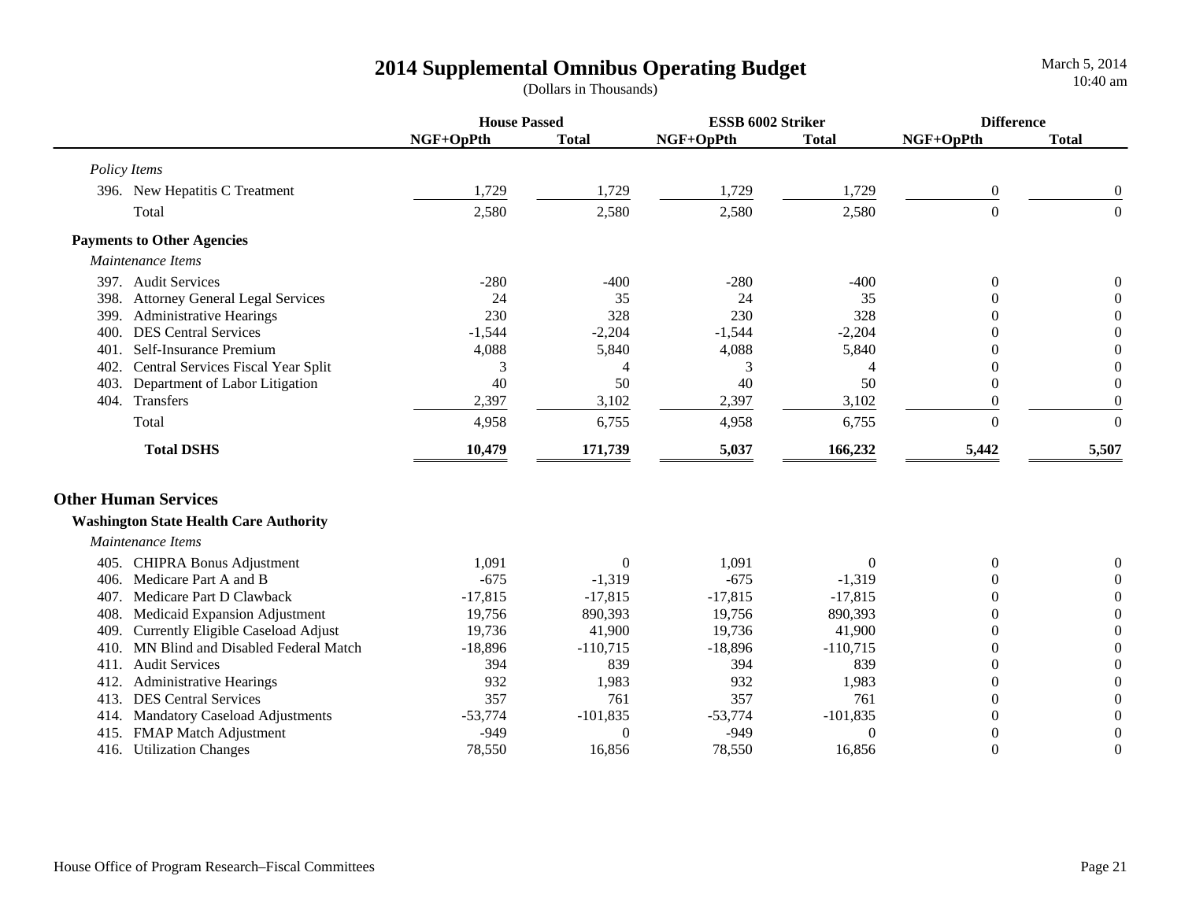# 2014 Supplemental Omnibus Operating Budget

(Dollars in Thousands)

March 5, 2014
10:40 am

| | House Passed | | ESSB 6002 Striker | | Difference | |
|---|---|---|---|---|---|---|
| | NGF+OpPth | Total | NGF+OpPth | Total | NGF+OpPth | Total |
| *Policy Items* | | | | | | |
| 396. New Hepatitis C Treatment | 1,729 | 1,729 | 1,729 | 1,729 | 0 | 0 |
| Total | 2,580 | 2,580 | 2,580 | 2,580 | 0 | 0 |
| **Payments to Other Agencies** | | | | | | |
| *Maintenance Items* | | | | | | |
| 397. Audit Services | -280 | -400 | -280 | -400 | 0 | 0 |
| 398. Attorney General Legal Services | 24 | 35 | 24 | 35 | 0 | 0 |
| 399. Administrative Hearings | 230 | 328 | 230 | 328 | 0 | 0 |
| 400. DES Central Services | -1,544 | -2,204 | -1,544 | -2,204 | 0 | 0 |
| 401. Self-Insurance Premium | 4,088 | 5,840 | 4,088 | 5,840 | 0 | 0 |
| 402. Central Services Fiscal Year Split | 3 | 4 | 3 | 4 | 0 | 0 |
| 403. Department of Labor Litigation | 40 | 50 | 40 | 50 | 0 | 0 |
| 404. Transfers | 2,397 | 3,102 | 2,397 | 3,102 | 0 | 0 |
| Total | 4,958 | 6,755 | 4,958 | 6,755 | 0 | 0 |
| **Total DSHS** | **10,479** | **171,739** | **5,037** | **166,232** | **5,442** | **5,507** |

## Other Human Services

### Washington State Health Care Authority

| | House Passed | | ESSB 6002 Striker | | Difference | |
|---|---|---|---|---|---|---|
| | NGF+OpPth | Total | NGF+OpPth | Total | NGF+OpPth | Total |
| *Maintenance Items* | | | | | | |
| 405. CHIPRA Bonus Adjustment | 1,091 | 0 | 1,091 | 0 | 0 | 0 |
| 406. Medicare Part A and B | -675 | -1,319 | -675 | -1,319 | 0 | 0 |
| 407. Medicare Part D Clawback | -17,815 | -17,815 | -17,815 | -17,815 | 0 | 0 |
| 408. Medicaid Expansion Adjustment | 19,756 | 890,393 | 19,756 | 890,393 | 0 | 0 |
| 409. Currently Eligible Caseload Adjust | 19,736 | 41,900 | 19,736 | 41,900 | 0 | 0 |
| 410. MN Blind and Disabled Federal Match | -18,896 | -110,715 | -18,896 | -110,715 | 0 | 0 |
| 411. Audit Services | 394 | 839 | 394 | 839 | 0 | 0 |
| 412. Administrative Hearings | 932 | 1,983 | 932 | 1,983 | 0 | 0 |
| 413. DES Central Services | 357 | 761 | 357 | 761 | 0 | 0 |
| 414. Mandatory Caseload Adjustments | -53,774 | -101,835 | -53,774 | -101,835 | 0 | 0 |
| 415. FMAP Match Adjustment | -949 | 0 | -949 | 0 | 0 | 0 |
| 416. Utilization Changes | 78,550 | 16,856 | 78,550 | 16,856 | 0 | 0 |

House Office of Program Research–Fiscal Committees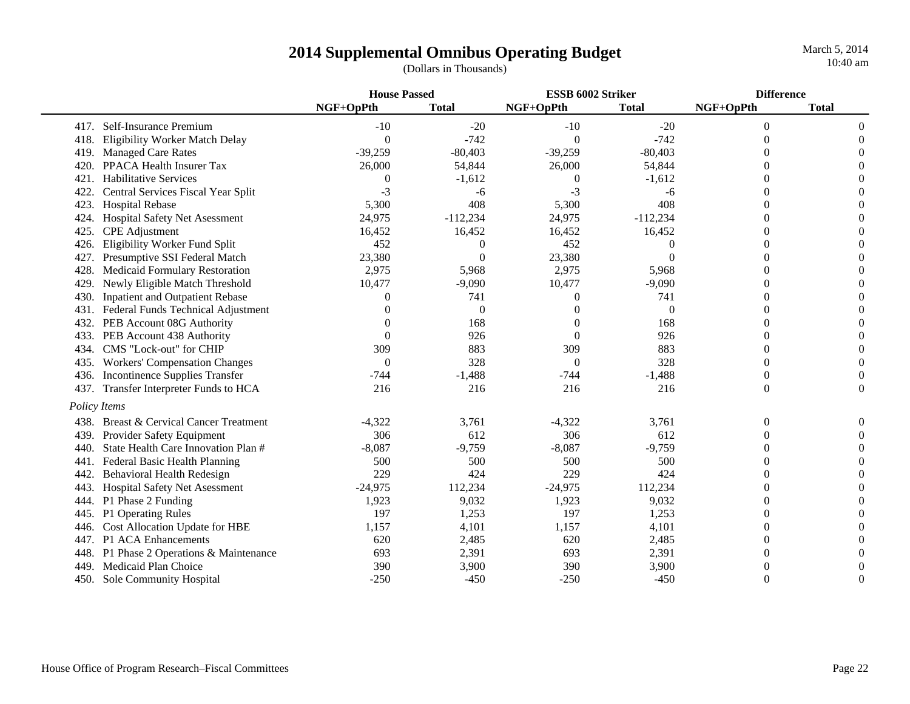# 2014 Supplemental Omnibus Operating Budget

(Dollars in Thousands)

| | House Passed | | ESSB 6002 Striker | | Difference | |
|---|---|---|---|---|---|---|
| | NGF+OpPth | Total | NGF+OpPth | Total | NGF+OpPth | Total |
| 417. Self-Insurance Premium | -10 | -20 | -10 | -20 | 0 | 0 |
| 418. Eligibility Worker Match Delay | 0 | -742 | 0 | -742 | 0 | 0 |
| 419. Managed Care Rates | -39,259 | -80,403 | -39,259 | -80,403 | 0 | 0 |
| 420. PPACA Health Insurer Tax | 26,000 | 54,844 | 26,000 | 54,844 | 0 | 0 |
| 421. Habilitative Services | 0 | -1,612 | 0 | -1,612 | 0 | 0 |
| 422. Central Services Fiscal Year Split | -3 | -6 | -3 | -6 | 0 | 0 |
| 423. Hospital Rebase | 5,300 | 408 | 5,300 | 408 | 0 | 0 |
| 424. Hospital Safety Net Asessment | 24,975 | -112,234 | 24,975 | -112,234 | 0 | 0 |
| 425. CPE Adjustment | 16,452 | 16,452 | 16,452 | 16,452 | 0 | 0 |
| 426. Eligibility Worker Fund Split | 452 | 0 | 452 | 0 | 0 | 0 |
| 427. Presumptive SSI Federal Match | 23,380 | 0 | 23,380 | 0 | 0 | 0 |
| 428. Medicaid Formulary Restoration | 2,975 | 5,968 | 2,975 | 5,968 | 0 | 0 |
| 429. Newly Eligible Match Threshold | 10,477 | -9,090 | 10,477 | -9,090 | 0 | 0 |
| 430. Inpatient and Outpatient Rebase | 0 | 741 | 0 | 741 | 0 | 0 |
| 431. Federal Funds Technical Adjustment | 0 | 0 | 0 | 0 | 0 | 0 |
| 432. PEB Account 08G Authority | 0 | 168 | 0 | 168 | 0 | 0 |
| 433. PEB Account 438 Authority | 0 | 926 | 0 | 926 | 0 | 0 |
| 434. CMS "Lock-out" for CHIP | 309 | 883 | 309 | 883 | 0 | 0 |
| 435. Workers' Compensation Changes | 0 | 328 | 0 | 328 | 0 | 0 |
| 436. Incontinence Supplies Transfer | -744 | -1,488 | -744 | -1,488 | 0 | 0 |
| 437. Transfer Interpreter Funds to HCA | 216 | 216 | 216 | 216 | 0 | 0 |
| *Policy Items* | | | | | | |
| 438. Breast & Cervical Cancer Treatment | -4,322 | 3,761 | -4,322 | 3,761 | 0 | 0 |
| 439. Provider Safety Equipment | 306 | 612 | 306 | 612 | 0 | 0 |
| 440. State Health Care Innovation Plan # | -8,087 | -9,759 | -8,087 | -9,759 | 0 | 0 |
| 441. Federal Basic Health Planning | 500 | 500 | 500 | 500 | 0 | 0 |
| 442. Behavioral Health Redesign | 229 | 424 | 229 | 424 | 0 | 0 |
| 443. Hospital Safety Net Asessment | -24,975 | 112,234 | -24,975 | 112,234 | 0 | 0 |
| 444. P1 Phase 2 Funding | 1,923 | 9,032 | 1,923 | 9,032 | 0 | 0 |
| 445. P1 Operating Rules | 197 | 1,253 | 197 | 1,253 | 0 | 0 |
| 446. Cost Allocation Update for HBE | 1,157 | 4,101 | 1,157 | 4,101 | 0 | 0 |
| 447. P1 ACA Enhancements | 620 | 2,485 | 620 | 2,485 | 0 | 0 |
| 448. P1 Phase 2 Operations & Maintenance | 693 | 2,391 | 693 | 2,391 | 0 | 0 |
| 449. Medicaid Plan Choice | 390 | 3,900 | 390 | 3,900 | 0 | 0 |
| 450. Sole Community Hospital | -250 | -450 | -250 | -450 | 0 | 0 |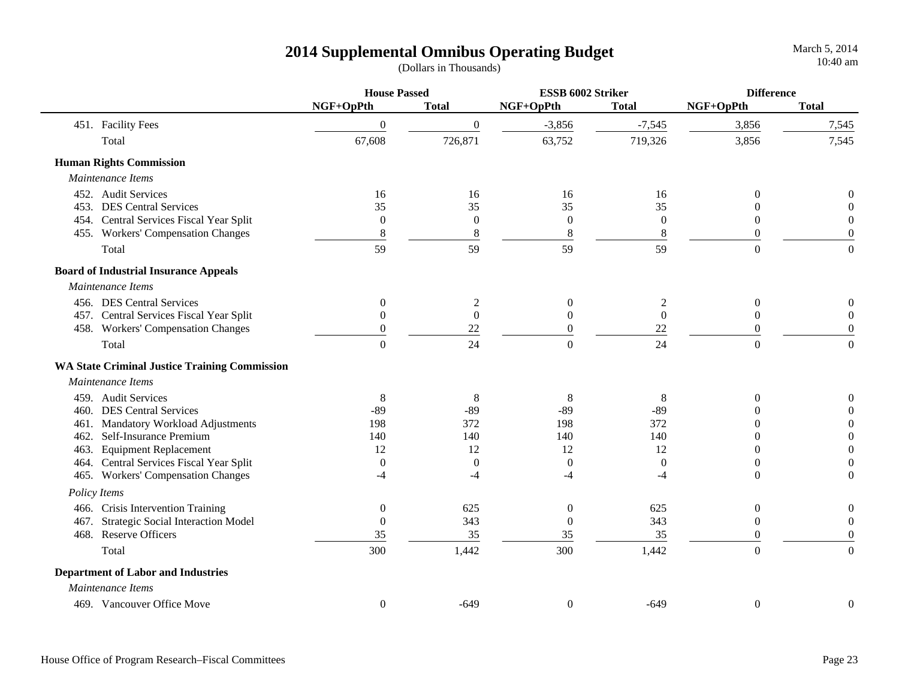# 2014 Supplemental Omnibus Operating Budget

(Dollars in Thousands)

| | House Passed | | ESSB 6002 Striker | | Difference | |
|---|---|---|---|---|---|---|
| | NGF+OpPth | Total | NGF+OpPth | Total | NGF+OpPth | Total |
| 451. Facility Fees | 0 | 0 | -3,856 | -7,545 | 3,856 | 7,545 |
| Total | 67,608 | 726,871 | 63,752 | 719,326 | 3,856 | 7,545 |
| **Human Rights Commission** | | | | | | |
| *Maintenance Items* | | | | | | |
| 452. Audit Services | 16 | 16 | 16 | 16 | 0 | 0 |
| 453. DES Central Services | 35 | 35 | 35 | 35 | 0 | 0 |
| 454. Central Services Fiscal Year Split | 0 | 0 | 0 | 0 | 0 | 0 |
| 455. Workers' Compensation Changes | 8 | 8 | 8 | 8 | 0 | 0 |
| Total | 59 | 59 | 59 | 59 | 0 | 0 |
| **Board of Industrial Insurance Appeals** | | | | | | |
| *Maintenance Items* | | | | | | |
| 456. DES Central Services | 0 | 2 | 0 | 2 | 0 | 0 |
| 457. Central Services Fiscal Year Split | 0 | 0 | 0 | 0 | 0 | 0 |
| 458. Workers' Compensation Changes | 0 | 22 | 0 | 22 | 0 | 0 |
| Total | 0 | 24 | 0 | 24 | 0 | 0 |
| **WA State Criminal Justice Training Commission** | | | | | | |
| *Maintenance Items* | | | | | | |
| 459. Audit Services | 8 | 8 | 8 | 8 | 0 | 0 |
| 460. DES Central Services | -89 | -89 | -89 | -89 | 0 | 0 |
| 461. Mandatory Workload Adjustments | 198 | 372 | 198 | 372 | 0 | 0 |
| 462. Self-Insurance Premium | 140 | 140 | 140 | 140 | 0 | 0 |
| 463. Equipment Replacement | 12 | 12 | 12 | 12 | 0 | 0 |
| 464. Central Services Fiscal Year Split | 0 | 0 | 0 | 0 | 0 | 0 |
| 465. Workers' Compensation Changes | -4 | -4 | -4 | -4 | 0 | 0 |
| *Policy Items* | | | | | | |
| 466. Crisis Intervention Training | 0 | 625 | 0 | 625 | 0 | 0 |
| 467. Strategic Social Interaction Model | 0 | 343 | 0 | 343 | 0 | 0 |
| 468. Reserve Officers | 35 | 35 | 35 | 35 | 0 | 0 |
| Total | 300 | 1,442 | 300 | 1,442 | 0 | 0 |
| **Department of Labor and Industries** | | | | | | |
| *Maintenance Items* | | | | | | |
| 469. Vancouver Office Move | 0 | -649 | 0 | -649 | 0 | 0 |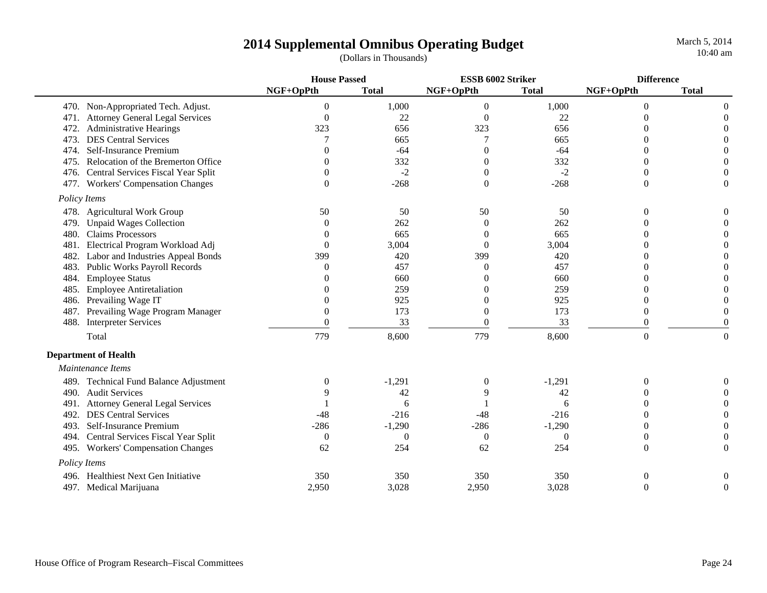# 2014 Supplemental Omnibus Operating Budget

(Dollars in Thousands)

| | House Passed | | ESSB 6002 Striker | | Difference | |
|---|---|---|---|---|---|---|
| | NGF+OpPth | Total | NGF+OpPth | Total | NGF+OpPth | Total |
| 470. Non-Appropriated Tech. Adjust. | 0 | 1,000 | 0 | 1,000 | 0 | 0 |
| 471. Attorney General Legal Services | 0 | 22 | 0 | 22 | 0 | 0 |
| 472. Administrative Hearings | 323 | 656 | 323 | 656 | 0 | 0 |
| 473. DES Central Services | 7 | 665 | 7 | 665 | 0 | 0 |
| 474. Self-Insurance Premium | 0 | -64 | 0 | -64 | 0 | 0 |
| 475. Relocation of the Bremerton Office | 0 | 332 | 0 | 332 | 0 | 0 |
| 476. Central Services Fiscal Year Split | 0 | -2 | 0 | -2 | 0 | 0 |
| 477. Workers' Compensation Changes | 0 | -268 | 0 | -268 | 0 | 0 |
| *Policy Items* | | | | | | |
| 478. Agricultural Work Group | 50 | 50 | 50 | 50 | 0 | 0 |
| 479. Unpaid Wages Collection | 0 | 262 | 0 | 262 | 0 | 0 |
| 480. Claims Processors | 0 | 665 | 0 | 665 | 0 | 0 |
| 481. Electrical Program Workload Adj | 0 | 3,004 | 0 | 3,004 | 0 | 0 |
| 482. Labor and Industries Appeal Bonds | 399 | 420 | 399 | 420 | 0 | 0 |
| 483. Public Works Payroll Records | 0 | 457 | 0 | 457 | 0 | 0 |
| 484. Employee Status | 0 | 660 | 0 | 660 | 0 | 0 |
| 485. Employee Antiretaliation | 0 | 259 | 0 | 259 | 0 | 0 |
| 486. Prevailing Wage IT | 0 | 925 | 0 | 925 | 0 | 0 |
| 487. Prevailing Wage Program Manager | 0 | 173 | 0 | 173 | 0 | 0 |
| 488. Interpreter Services | 0 | 33 | 0 | 33 | 0 | 0 |
| Total | 779 | 8,600 | 779 | 8,600 | 0 | 0 |
| **Department of Health** | | | | | | |
| *Maintenance Items* | | | | | | |
| 489. Technical Fund Balance Adjustment | 0 | -1,291 | 0 | -1,291 | 0 | 0 |
| 490. Audit Services | 9 | 42 | 9 | 42 | 0 | 0 |
| 491. Attorney General Legal Services | 1 | 6 | 1 | 6 | 0 | 0 |
| 492. DES Central Services | -48 | -216 | -48 | -216 | 0 | 0 |
| 493. Self-Insurance Premium | -286 | -1,290 | -286 | -1,290 | 0 | 0 |
| 494. Central Services Fiscal Year Split | 0 | 0 | 0 | 0 | 0 | 0 |
| 495. Workers' Compensation Changes | 62 | 254 | 62 | 254 | 0 | 0 |
| *Policy Items* | | | | | | |
| 496. Healthiest Next Gen Initiative | 350 | 350 | 350 | 350 | 0 | 0 |
| 497. Medical Marijuana | 2,950 | 3,028 | 2,950 | 3,028 | 0 | 0 |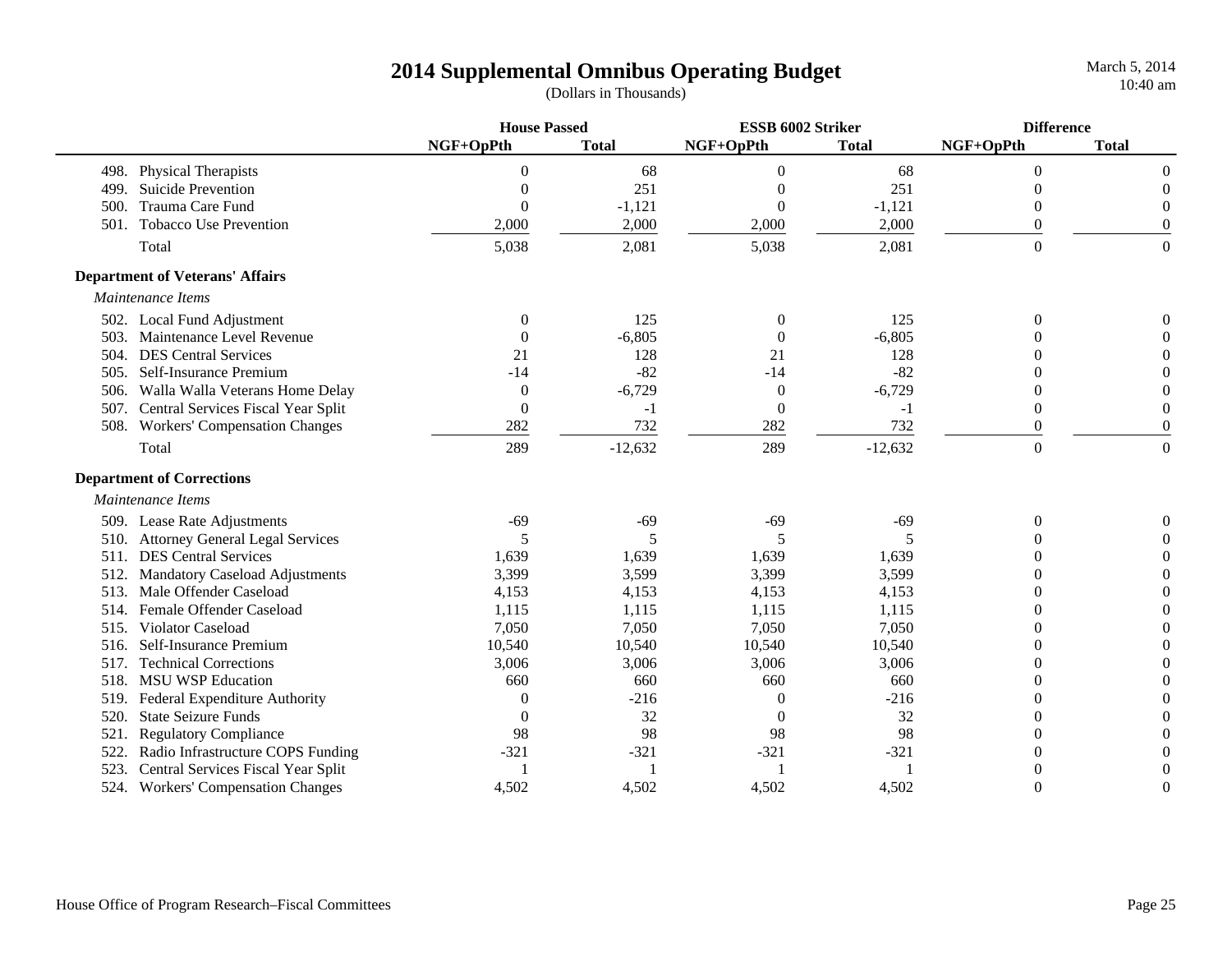# 2014 Supplemental Omnibus Operating Budget

(Dollars in Thousands)

March 5, 2014
10:40 am

| | House Passed | | ESSB 6002 Striker | | Difference | |
|---|---|---|---|---|---|---|
| | NGF+OpPth | Total | NGF+OpPth | Total | NGF+OpPth | Total |
| 498. Physical Therapists | 0 | 68 | 0 | 68 | 0 | 0 |
| 499. Suicide Prevention | 0 | 251 | 0 | 251 | 0 | 0 |
| 500. Trauma Care Fund | 0 | -1,121 | 0 | -1,121 | 0 | 0 |
| 501. Tobacco Use Prevention | 2,000 | 2,000 | 2,000 | 2,000 | 0 | 0 |
| Total | 5,038 | 2,081 | 5,038 | 2,081 | 0 | 0 |
| **Department of Veterans' Affairs** | | | | | | |
| *Maintenance Items* | | | | | | |
| 502. Local Fund Adjustment | 0 | 125 | 0 | 125 | 0 | 0 |
| 503. Maintenance Level Revenue | 0 | -6,805 | 0 | -6,805 | 0 | 0 |
| 504. DES Central Services | 21 | 128 | 21 | 128 | 0 | 0 |
| 505. Self-Insurance Premium | -14 | -82 | -14 | -82 | 0 | 0 |
| 506. Walla Walla Veterans Home Delay | 0 | -6,729 | 0 | -6,729 | 0 | 0 |
| 507. Central Services Fiscal Year Split | 0 | -1 | 0 | -1 | 0 | 0 |
| 508. Workers' Compensation Changes | 282 | 732 | 282 | 732 | 0 | 0 |
| Total | 289 | -12,632 | 289 | -12,632 | 0 | 0 |
| **Department of Corrections** | | | | | | |
| *Maintenance Items* | | | | | | |
| 509. Lease Rate Adjustments | -69 | -69 | -69 | -69 | 0 | 0 |
| 510. Attorney General Legal Services | 5 | 5 | 5 | 5 | 0 | 0 |
| 511. DES Central Services | 1,639 | 1,639 | 1,639 | 1,639 | 0 | 0 |
| 512. Mandatory Caseload Adjustments | 3,399 | 3,599 | 3,399 | 3,599 | 0 | 0 |
| 513. Male Offender Caseload | 4,153 | 4,153 | 4,153 | 4,153 | 0 | 0 |
| 514. Female Offender Caseload | 1,115 | 1,115 | 1,115 | 1,115 | 0 | 0 |
| 515. Violator Caseload | 7,050 | 7,050 | 7,050 | 7,050 | 0 | 0 |
| 516. Self-Insurance Premium | 10,540 | 10,540 | 10,540 | 10,540 | 0 | 0 |
| 517. Technical Corrections | 3,006 | 3,006 | 3,006 | 3,006 | 0 | 0 |
| 518. MSU WSP Education | 660 | 660 | 660 | 660 | 0 | 0 |
| 519. Federal Expenditure Authority | 0 | -216 | 0 | -216 | 0 | 0 |
| 520. State Seizure Funds | 0 | 32 | 0 | 32 | 0 | 0 |
| 521. Regulatory Compliance | 98 | 98 | 98 | 98 | 0 | 0 |
| 522. Radio Infrastructure COPS Funding | -321 | -321 | -321 | -321 | 0 | 0 |
| 523. Central Services Fiscal Year Split | 1 | 1 | 1 | 1 | 0 | 0 |
| 524. Workers' Compensation Changes | 4,502 | 4,502 | 4,502 | 4,502 | 0 | 0 |

House Office of Program Research–Fiscal Committees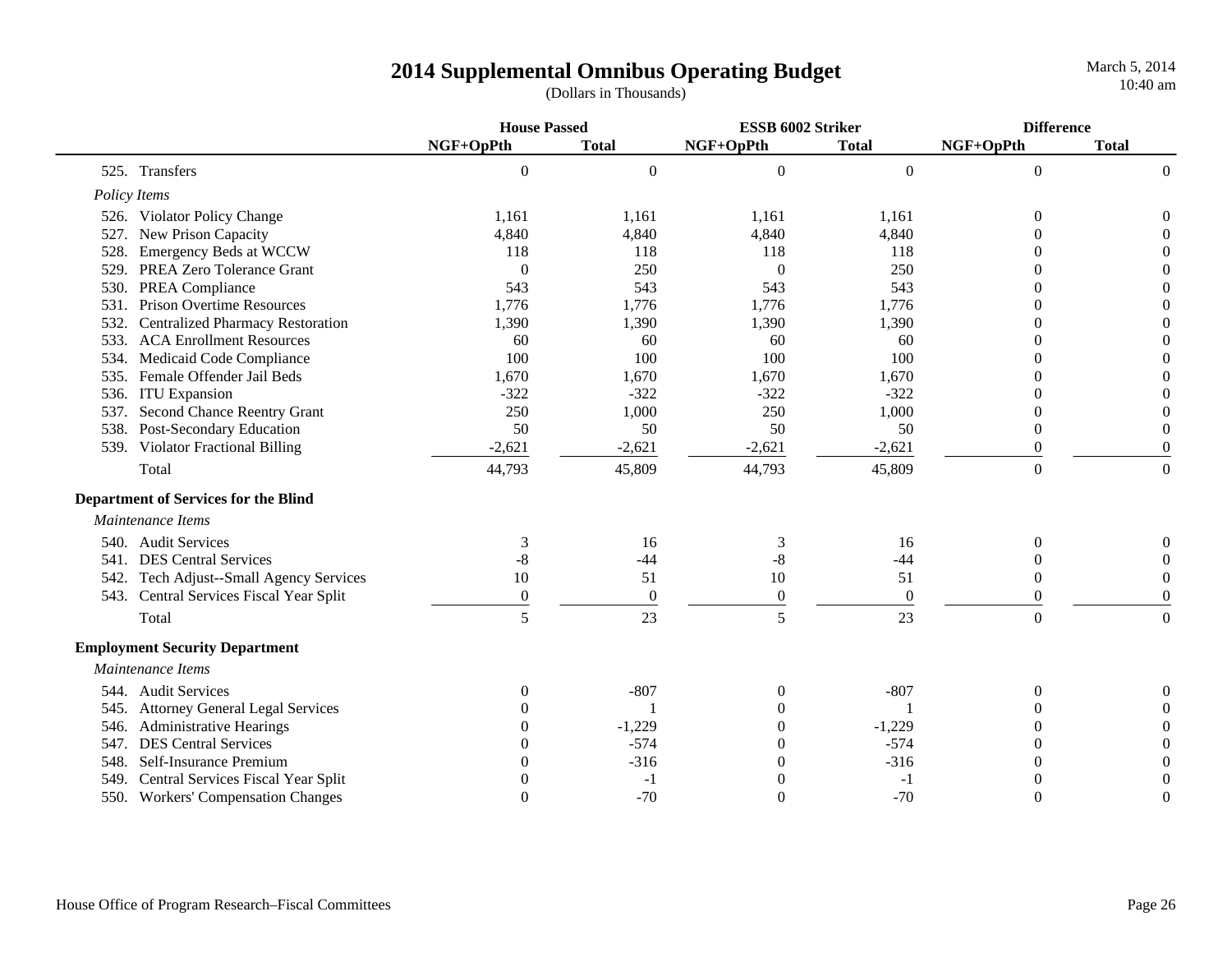# 2014 Supplemental Omnibus Operating Budget

(Dollars in Thousands)

| | House Passed | | ESSB 6002 Striker | | Difference | |
|---|---|---|---|---|---|---|
| | NGF+OpPth | Total | NGF+OpPth | Total | NGF+OpPth | Total |
| 525. Transfers | 0 | 0 | 0 | 0 | 0 | 0 |
| *Policy Items* | | | | | | |
| 526. Violator Policy Change | 1,161 | 1,161 | 1,161 | 1,161 | 0 | 0 |
| 527. New Prison Capacity | 4,840 | 4,840 | 4,840 | 4,840 | 0 | 0 |
| 528. Emergency Beds at WCCW | 118 | 118 | 118 | 118 | 0 | 0 |
| 529. PREA Zero Tolerance Grant | 0 | 250 | 0 | 250 | 0 | 0 |
| 530. PREA Compliance | 543 | 543 | 543 | 543 | 0 | 0 |
| 531. Prison Overtime Resources | 1,776 | 1,776 | 1,776 | 1,776 | 0 | 0 |
| 532. Centralized Pharmacy Restoration | 1,390 | 1,390 | 1,390 | 1,390 | 0 | 0 |
| 533. ACA Enrollment Resources | 60 | 60 | 60 | 60 | 0 | 0 |
| 534. Medicaid Code Compliance | 100 | 100 | 100 | 100 | 0 | 0 |
| 535. Female Offender Jail Beds | 1,670 | 1,670 | 1,670 | 1,670 | 0 | 0 |
| 536. ITU Expansion | -322 | -322 | -322 | -322 | 0 | 0 |
| 537. Second Chance Reentry Grant | 250 | 1,000 | 250 | 1,000 | 0 | 0 |
| 538. Post-Secondary Education | 50 | 50 | 50 | 50 | 0 | 0 |
| 539. Violator Fractional Billing | -2,621 | -2,621 | -2,621 | -2,621 | 0 | 0 |
| Total | 44,793 | 45,809 | 44,793 | 45,809 | 0 | 0 |
| **Department of Services for the Blind** | | | | | | |
| *Maintenance Items* | | | | | | |
| 540. Audit Services | 3 | 16 | 3 | 16 | 0 | 0 |
| 541. DES Central Services | -8 | -44 | -8 | -44 | 0 | 0 |
| 542. Tech Adjust--Small Agency Services | 10 | 51 | 10 | 51 | 0 | 0 |
| 543. Central Services Fiscal Year Split | 0 | 0 | 0 | 0 | 0 | 0 |
| Total | 5 | 23 | 5 | 23 | 0 | 0 |
| **Employment Security Department** | | | | | | |
| *Maintenance Items* | | | | | | |
| 544. Audit Services | 0 | -807 | 0 | -807 | 0 | 0 |
| 545. Attorney General Legal Services | 0 | 1 | 0 | 1 | 0 | 0 |
| 546. Administrative Hearings | 0 | -1,229 | 0 | -1,229 | 0 | 0 |
| 547. DES Central Services | 0 | -574 | 0 | -574 | 0 | 0 |
| 548. Self-Insurance Premium | 0 | -316 | 0 | -316 | 0 | 0 |
| 549. Central Services Fiscal Year Split | 0 | -1 | 0 | -1 | 0 | 0 |
| 550. Workers' Compensation Changes | 0 | -70 | 0 | -70 | 0 | 0 |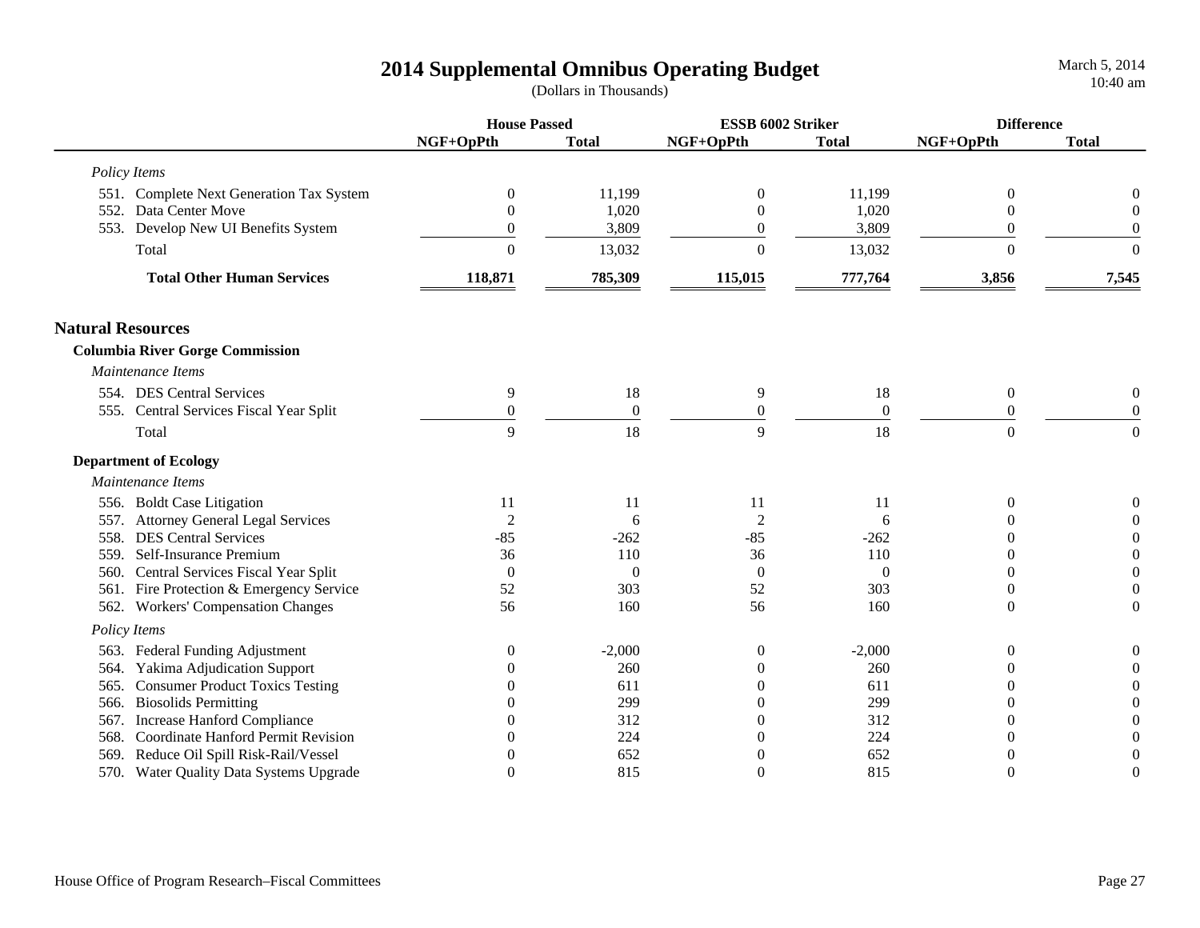# 2014 Supplemental Omnibus Operating Budget

(Dollars in Thousands)

| | House Passed | | ESSB 6002 Striker | | Difference | |
|---|---|---|---|---|---|---|
| | NGF+OpPth | Total | NGF+OpPth | Total | NGF+OpPth | Total |
| *Policy Items* | | | | | | |
| 551. Complete Next Generation Tax System | 0 | 11,199 | 0 | 11,199 | 0 | 0 |
| 552. Data Center Move | 0 | 1,020 | 0 | 1,020 | 0 | 0 |
| 553. Develop New UI Benefits System | 0 | 3,809 | 0 | 3,809 | 0 | 0 |
| Total | 0 | 13,032 | 0 | 13,032 | 0 | 0 |
| **Total Other Human Services** | **118,871** | **785,309** | **115,015** | **777,764** | **3,856** | **7,545** |

## Natural Resources

### Columbia River Gorge Commission

| | House Passed | | ESSB 6002 Striker | | Difference | |
|---|---|---|---|---|---|---|
| | NGF+OpPth | Total | NGF+OpPth | Total | NGF+OpPth | Total |
| *Maintenance Items* | | | | | | |
| 554. DES Central Services | 9 | 18 | 9 | 18 | 0 | 0 |
| 555. Central Services Fiscal Year Split | 0 | 0 | 0 | 0 | 0 | 0 |
| Total | 9 | 18 | 9 | 18 | 0 | 0 |

### Department of Ecology

| | House Passed | | ESSB 6002 Striker | | Difference | |
|---|---|---|---|---|---|---|
| | NGF+OpPth | Total | NGF+OpPth | Total | NGF+OpPth | Total |
| *Maintenance Items* | | | | | | |
| 556. Boldt Case Litigation | 11 | 11 | 11 | 11 | 0 | 0 |
| 557. Attorney General Legal Services | 2 | 6 | 2 | 6 | 0 | 0 |
| 558. DES Central Services | -85 | -262 | -85 | -262 | 0 | 0 |
| 559. Self-Insurance Premium | 36 | 110 | 36 | 110 | 0 | 0 |
| 560. Central Services Fiscal Year Split | 0 | 0 | 0 | 0 | 0 | 0 |
| 561. Fire Protection & Emergency Service | 52 | 303 | 52 | 303 | 0 | 0 |
| 562. Workers' Compensation Changes | 56 | 160 | 56 | 160 | 0 | 0 |
| *Policy Items* | | | | | | |
| 563. Federal Funding Adjustment | 0 | -2,000 | 0 | -2,000 | 0 | 0 |
| 564. Yakima Adjudication Support | 0 | 260 | 0 | 260 | 0 | 0 |
| 565. Consumer Product Toxics Testing | 0 | 611 | 0 | 611 | 0 | 0 |
| 566. Biosolids Permitting | 0 | 299 | 0 | 299 | 0 | 0 |
| 567. Increase Hanford Compliance | 0 | 312 | 0 | 312 | 0 | 0 |
| 568. Coordinate Hanford Permit Revision | 0 | 224 | 0 | 224 | 0 | 0 |
| 569. Reduce Oil Spill Risk-Rail/Vessel | 0 | 652 | 0 | 652 | 0 | 0 |
| 570. Water Quality Data Systems Upgrade | 0 | 815 | 0 | 815 | 0 | 0 |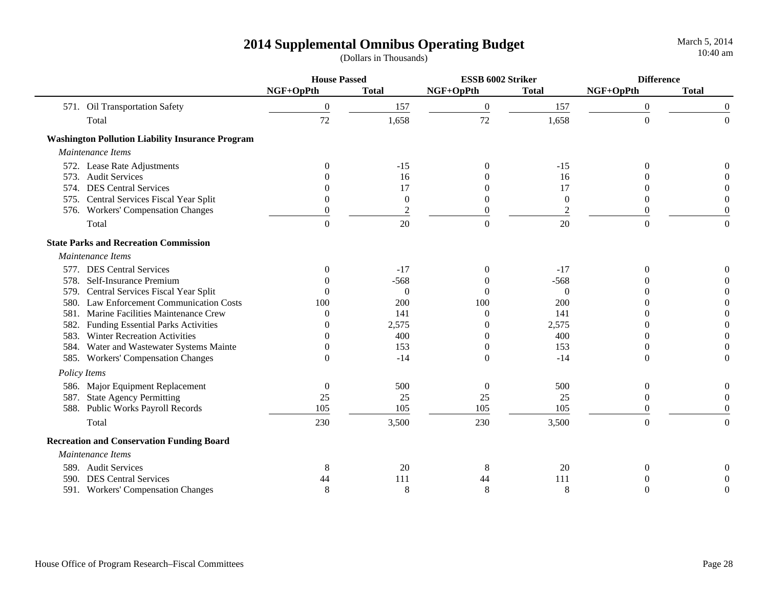# 2014 Supplemental Omnibus Operating Budget

(Dollars in Thousands)

| | House Passed | | ESSB 6002 Striker | | Difference | |
|---|---|---|---|---|---|---|
| | NGF+OpPth | Total | NGF+OpPth | Total | NGF+OpPth | Total |
| 571. Oil Transportation Safety | 0 | 157 | 0 | 157 | 0 | 0 |
| Total | 72 | 1,658 | 72 | 1,658 | 0 | 0 |
| **Washington Pollution Liability Insurance Program** | | | | | | |
| *Maintenance Items* | | | | | | |
| 572. Lease Rate Adjustments | 0 | -15 | 0 | -15 | 0 | 0 |
| 573. Audit Services | 0 | 16 | 0 | 16 | 0 | 0 |
| 574. DES Central Services | 0 | 17 | 0 | 17 | 0 | 0 |
| 575. Central Services Fiscal Year Split | 0 | 0 | 0 | 0 | 0 | 0 |
| 576. Workers' Compensation Changes | 0 | 2 | 0 | 2 | 0 | 0 |
| Total | 0 | 20 | 0 | 20 | 0 | 0 |
| **State Parks and Recreation Commission** | | | | | | |
| *Maintenance Items* | | | | | | |
| 577. DES Central Services | 0 | -17 | 0 | -17 | 0 | 0 |
| 578. Self-Insurance Premium | 0 | -568 | 0 | -568 | 0 | 0 |
| 579. Central Services Fiscal Year Split | 0 | 0 | 0 | 0 | 0 | 0 |
| 580. Law Enforcement Communication Costs | 100 | 200 | 100 | 200 | 0 | 0 |
| 581. Marine Facilities Maintenance Crew | 0 | 141 | 0 | 141 | 0 | 0 |
| 582. Funding Essential Parks Activities | 0 | 2,575 | 0 | 2,575 | 0 | 0 |
| 583. Winter Recreation Activities | 0 | 400 | 0 | 400 | 0 | 0 |
| 584. Water and Wastewater Systems Mainte | 0 | 153 | 0 | 153 | 0 | 0 |
| 585. Workers' Compensation Changes | 0 | -14 | 0 | -14 | 0 | 0 |
| *Policy Items* | | | | | | |
| 586. Major Equipment Replacement | 0 | 500 | 0 | 500 | 0 | 0 |
| 587. State Agency Permitting | 25 | 25 | 25 | 25 | 0 | 0 |
| 588. Public Works Payroll Records | 105 | 105 | 105 | 105 | 0 | 0 |
| Total | 230 | 3,500 | 230 | 3,500 | 0 | 0 |
| **Recreation and Conservation Funding Board** | | | | | | |
| *Maintenance Items* | | | | | | |
| 589. Audit Services | 8 | 20 | 8 | 20 | 0 | 0 |
| 590. DES Central Services | 44 | 111 | 44 | 111 | 0 | 0 |
| 591. Workers' Compensation Changes | 8 | 8 | 8 | 8 | 0 | 0 |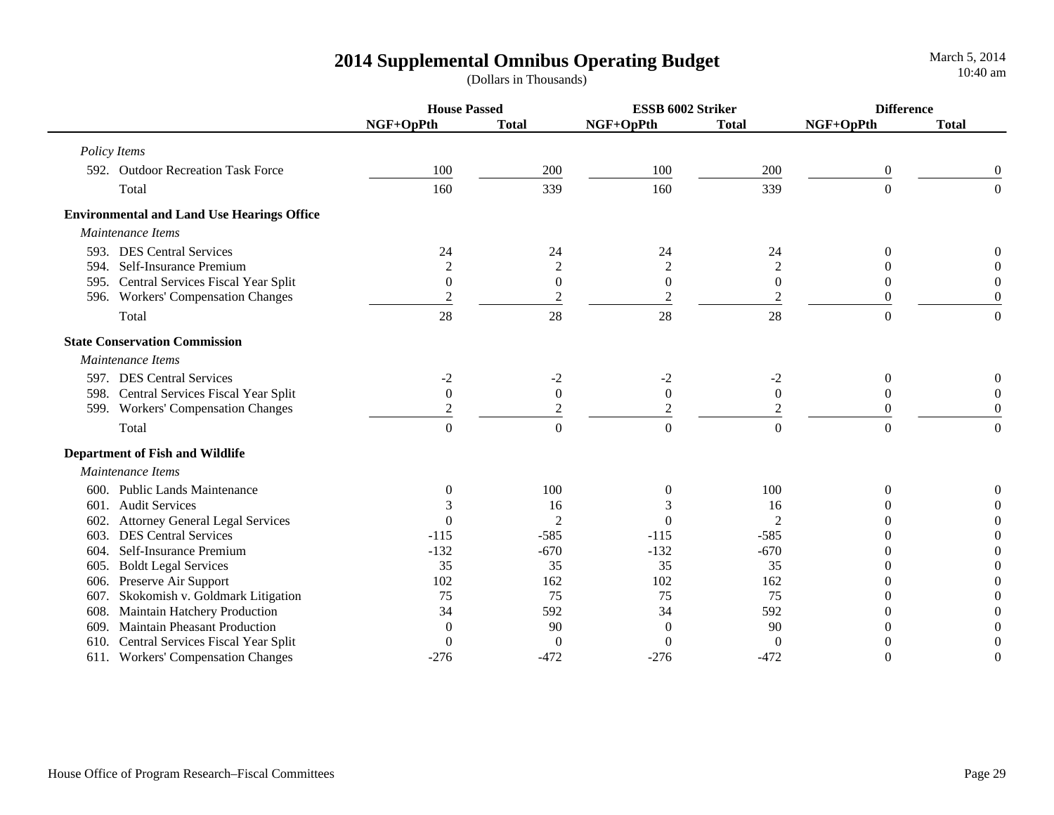# 2014 Supplemental Omnibus Operating Budget

(Dollars in Thousands)

| | House Passed | | ESSB 6002 Striker | | Difference | |
|---|---|---|---|---|---|---|
| | NGF+OpPth | Total | NGF+OpPth | Total | NGF+OpPth | Total |
| *Policy Items* | | | | | | |
| 592. Outdoor Recreation Task Force | 100 | 200 | 100 | 200 | 0 | 0 |
| Total | 160 | 339 | 160 | 339 | 0 | 0 |
| **Environmental and Land Use Hearings Office** | | | | | | |
| *Maintenance Items* | | | | | | |
| 593. DES Central Services | 24 | 24 | 24 | 24 | 0 | 0 |
| 594. Self-Insurance Premium | 2 | 2 | 2 | 2 | 0 | 0 |
| 595. Central Services Fiscal Year Split | 0 | 0 | 0 | 0 | 0 | 0 |
| 596. Workers' Compensation Changes | 2 | 2 | 2 | 2 | 0 | 0 |
| Total | 28 | 28 | 28 | 28 | 0 | 0 |
| **State Conservation Commission** | | | | | | |
| *Maintenance Items* | | | | | | |
| 597. DES Central Services | -2 | -2 | -2 | -2 | 0 | 0 |
| 598. Central Services Fiscal Year Split | 0 | 0 | 0 | 0 | 0 | 0 |
| 599. Workers' Compensation Changes | 2 | 2 | 2 | 2 | 0 | 0 |
| Total | 0 | 0 | 0 | 0 | 0 | 0 |
| **Department of Fish and Wildlife** | | | | | | |
| *Maintenance Items* | | | | | | |
| 600. Public Lands Maintenance | 0 | 100 | 0 | 100 | 0 | 0 |
| 601. Audit Services | 3 | 16 | 3 | 16 | 0 | 0 |
| 602. Attorney General Legal Services | 0 | 2 | 0 | 2 | 0 | 0 |
| 603. DES Central Services | -115 | -585 | -115 | -585 | 0 | 0 |
| 604. Self-Insurance Premium | -132 | -670 | -132 | -670 | 0 | 0 |
| 605. Boldt Legal Services | 35 | 35 | 35 | 35 | 0 | 0 |
| 606. Preserve Air Support | 102 | 162 | 102 | 162 | 0 | 0 |
| 607. Skokomish v. Goldmark Litigation | 75 | 75 | 75 | 75 | 0 | 0 |
| 608. Maintain Hatchery Production | 34 | 592 | 34 | 592 | 0 | 0 |
| 609. Maintain Pheasant Production | 0 | 90 | 0 | 90 | 0 | 0 |
| 610. Central Services Fiscal Year Split | 0 | 0 | 0 | 0 | 0 | 0 |
| 611. Workers' Compensation Changes | -276 | -472 | -276 | -472 | 0 | 0 |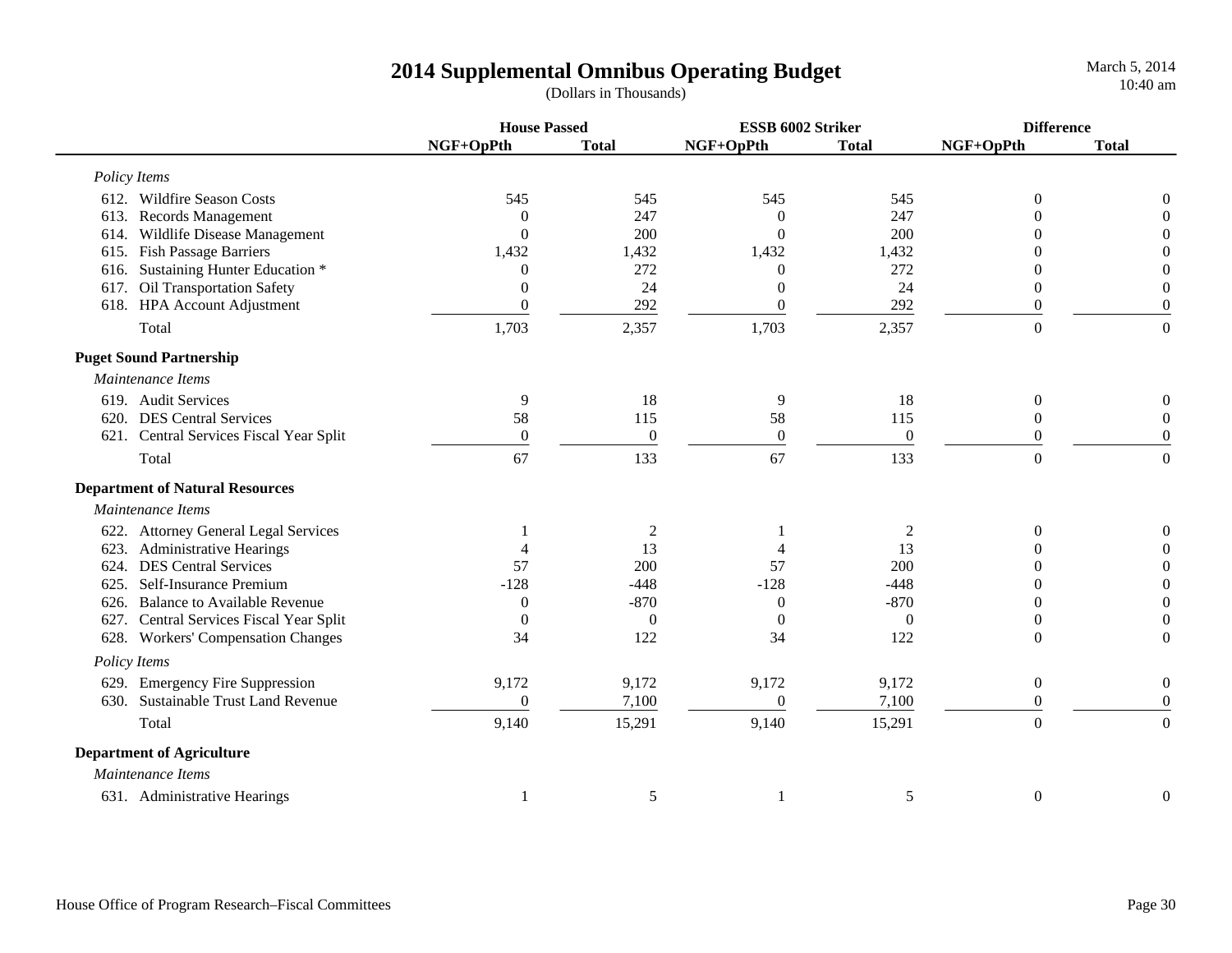# 2014 Supplemental Omnibus Operating Budget

(Dollars in Thousands)

March 5, 2014
10:40 am

| | House Passed | | ESSB 6002 Striker | | Difference | |
|---|---|---|---|---|---|---|
| | NGF+OpPth | Total | NGF+OpPth | Total | NGF+OpPth | Total |
| *Policy Items* | | | | | | |
| 612. Wildfire Season Costs | 545 | 545 | 545 | 545 | 0 | 0 |
| 613. Records Management | 0 | 247 | 0 | 247 | 0 | 0 |
| 614. Wildlife Disease Management | 0 | 200 | 0 | 200 | 0 | 0 |
| 615. Fish Passage Barriers | 1,432 | 1,432 | 1,432 | 1,432 | 0 | 0 |
| 616. Sustaining Hunter Education * | 0 | 272 | 0 | 272 | 0 | 0 |
| 617. Oil Transportation Safety | 0 | 24 | 0 | 24 | 0 | 0 |
| 618. HPA Account Adjustment | 0 | 292 | 0 | 292 | 0 | 0 |
| Total | 1,703 | 2,357 | 1,703 | 2,357 | 0 | 0 |
| **Puget Sound Partnership** | | | | | | |
| *Maintenance Items* | | | | | | |
| 619. Audit Services | 9 | 18 | 9 | 18 | 0 | 0 |
| 620. DES Central Services | 58 | 115 | 58 | 115 | 0 | 0 |
| 621. Central Services Fiscal Year Split | 0 | 0 | 0 | 0 | 0 | 0 |
| Total | 67 | 133 | 67 | 133 | 0 | 0 |
| **Department of Natural Resources** | | | | | | |
| *Maintenance Items* | | | | | | |
| 622. Attorney General Legal Services | 1 | 2 | 1 | 2 | 0 | 0 |
| 623. Administrative Hearings | 4 | 13 | 4 | 13 | 0 | 0 |
| 624. DES Central Services | 57 | 200 | 57 | 200 | 0 | 0 |
| 625. Self-Insurance Premium | -128 | -448 | -128 | -448 | 0 | 0 |
| 626. Balance to Available Revenue | 0 | -870 | 0 | -870 | 0 | 0 |
| 627. Central Services Fiscal Year Split | 0 | 0 | 0 | 0 | 0 | 0 |
| 628. Workers' Compensation Changes | 34 | 122 | 34 | 122 | 0 | 0 |
| *Policy Items* | | | | | | |
| 629. Emergency Fire Suppression | 9,172 | 9,172 | 9,172 | 9,172 | 0 | 0 |
| 630. Sustainable Trust Land Revenue | 0 | 7,100 | 0 | 7,100 | 0 | 0 |
| Total | 9,140 | 15,291 | 9,140 | 15,291 | 0 | 0 |
| **Department of Agriculture** | | | | | | |
| *Maintenance Items* | | | | | | |
| 631. Administrative Hearings | 1 | 5 | 1 | 5 | 0 | 0 |

House Office of Program Research–Fiscal Committees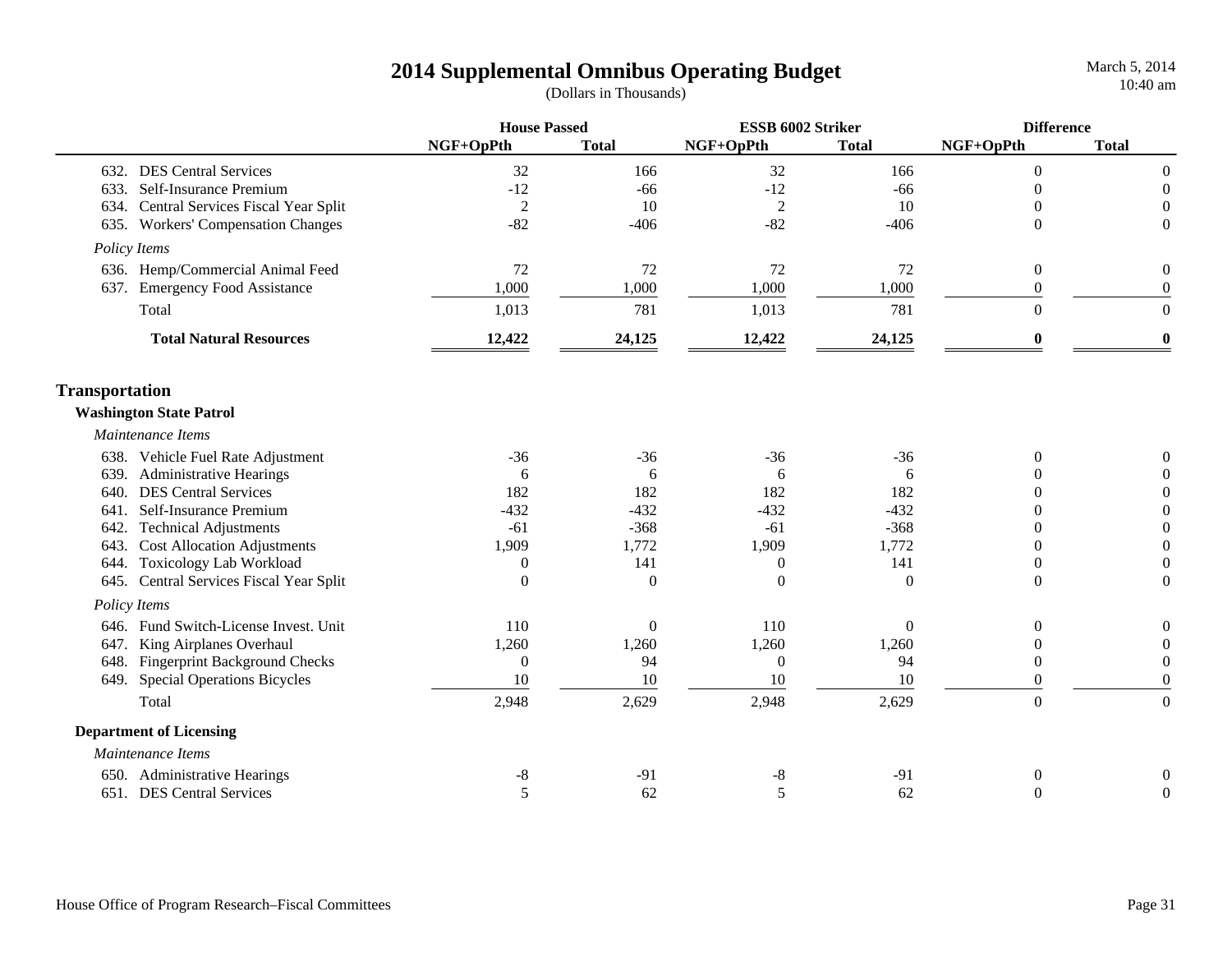# 2014 Supplemental Omnibus Operating Budget

(Dollars in Thousands)

| | House Passed | | ESSB 6002 Striker | | Difference | |
|---|---|---|---|---|---|---|
| | NGF+OpPth | Total | NGF+OpPth | Total | NGF+OpPth | Total |
| 632. DES Central Services | 32 | 166 | 32 | 166 | 0 | 0 |
| 633. Self-Insurance Premium | -12 | -66 | -12 | -66 | 0 | 0 |
| 634. Central Services Fiscal Year Split | 2 | 10 | 2 | 10 | 0 | 0 |
| 635. Workers' Compensation Changes | -82 | -406 | -82 | -406 | 0 | 0 |
| *Policy Items* | | | | | | |
| 636. Hemp/Commercial Animal Feed | 72 | 72 | 72 | 72 | 0 | 0 |
| 637. Emergency Food Assistance | 1,000 | 1,000 | 1,000 | 1,000 | 0 | 0 |
| Total | 1,013 | 781 | 1,013 | 781 | 0 | 0 |
| **Total Natural Resources** | **12,422** | **24,125** | **12,422** | **24,125** | **0** | **0** |

## Transportation

### Washington State Patrol

| | House Passed | | ESSB 6002 Striker | | Difference | |
|---|---|---|---|---|---|---|
| | NGF+OpPth | Total | NGF+OpPth | Total | NGF+OpPth | Total |
| *Maintenance Items* | | | | | | |
| 638. Vehicle Fuel Rate Adjustment | -36 | -36 | -36 | -36 | 0 | 0 |
| 639. Administrative Hearings | 6 | 6 | 6 | 6 | 0 | 0 |
| 640. DES Central Services | 182 | 182 | 182 | 182 | 0 | 0 |
| 641. Self-Insurance Premium | -432 | -432 | -432 | -432 | 0 | 0 |
| 642. Technical Adjustments | -61 | -368 | -61 | -368 | 0 | 0 |
| 643. Cost Allocation Adjustments | 1,909 | 1,772 | 1,909 | 1,772 | 0 | 0 |
| 644. Toxicology Lab Workload | 0 | 141 | 0 | 141 | 0 | 0 |
| 645. Central Services Fiscal Year Split | 0 | 0 | 0 | 0 | 0 | 0 |
| *Policy Items* | | | | | | |
| 646. Fund Switch-License Invest. Unit | 110 | 0 | 110 | 0 | 0 | 0 |
| 647. King Airplanes Overhaul | 1,260 | 1,260 | 1,260 | 1,260 | 0 | 0 |
| 648. Fingerprint Background Checks | 0 | 94 | 0 | 94 | 0 | 0 |
| 649. Special Operations Bicycles | 10 | 10 | 10 | 10 | 0 | 0 |
| Total | 2,948 | 2,629 | 2,948 | 2,629 | 0 | 0 |

### Department of Licensing

| | House Passed | | ESSB 6002 Striker | | Difference | |
|---|---|---|---|---|---|---|
| | NGF+OpPth | Total | NGF+OpPth | Total | NGF+OpPth | Total |
| *Maintenance Items* | | | | | | |
| 650. Administrative Hearings | -8 | -91 | -8 | -91 | 0 | 0 |
| 651. DES Central Services | 5 | 62 | 5 | 62 | 0 | 0 |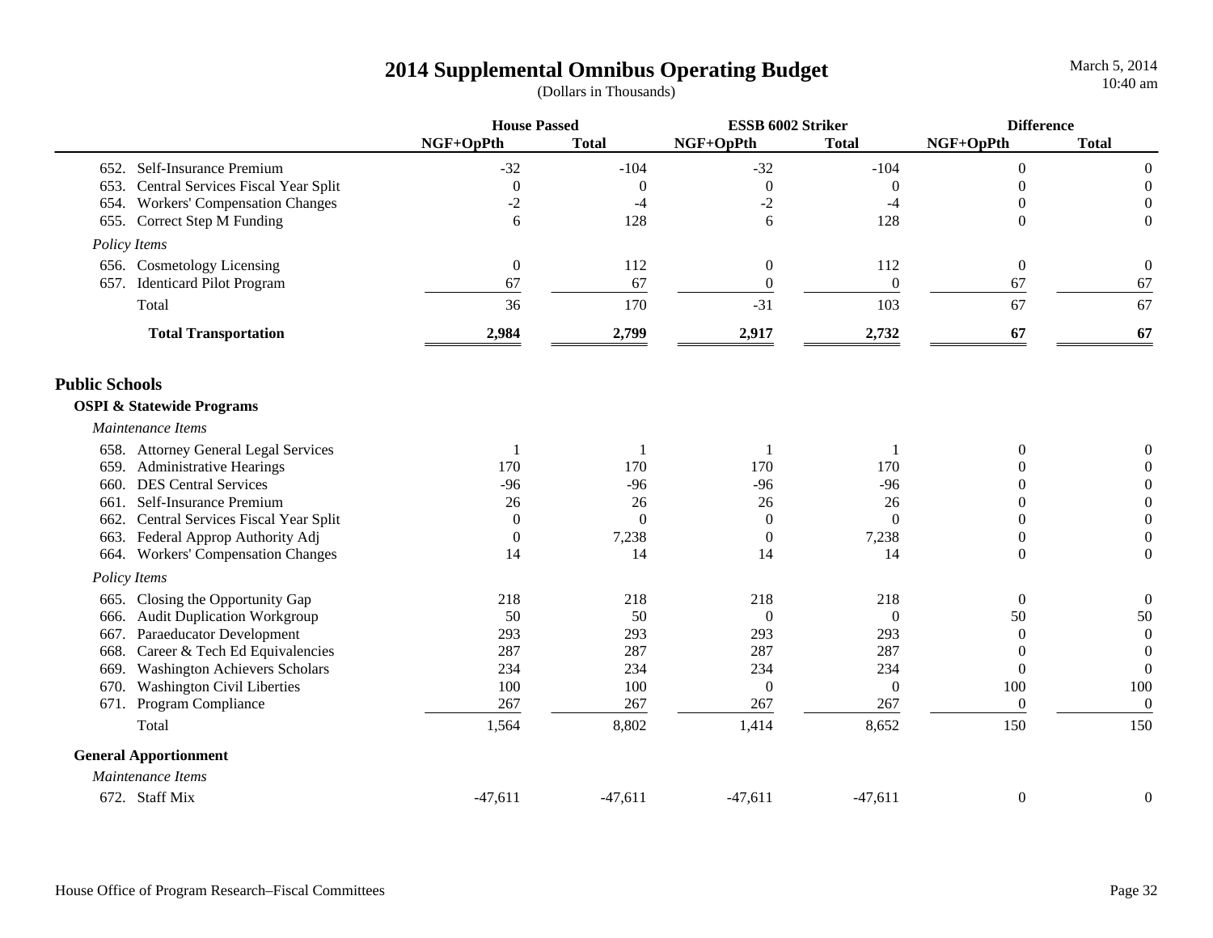# 2014 Supplemental Omnibus Operating Budget

(Dollars in Thousands)

| | House Passed | | ESSB 6002 Striker | | Difference | |
|---|---|---|---|---|---|---|
| | NGF+OpPth | Total | NGF+OpPth | Total | NGF+OpPth | Total |
| 652. Self-Insurance Premium | -32 | -104 | -32 | -104 | 0 | 0 |
| 653. Central Services Fiscal Year Split | 0 | 0 | 0 | 0 | 0 | 0 |
| 654. Workers' Compensation Changes | -2 | -4 | -2 | -4 | 0 | 0 |
| 655. Correct Step M Funding | 6 | 128 | 6 | 128 | 0 | 0 |
| *Policy Items* | | | | | | |
| 656. Cosmetology Licensing | 0 | 112 | 0 | 112 | 0 | 0 |
| 657. Identicard Pilot Program | 67 | 67 | 0 | 0 | 67 | 67 |
| Total | 36 | 170 | -31 | 103 | 67 | 67 |
| **Total Transportation** | **2,984** | **2,799** | **2,917** | **2,732** | **67** | **67** |

## Public Schools

### OSPI & Statewide Programs

| | House Passed | | ESSB 6002 Striker | | Difference | |
|---|---|---|---|---|---|---|
| | NGF+OpPth | Total | NGF+OpPth | Total | NGF+OpPth | Total |
| *Maintenance Items* | | | | | | |
| 658. Attorney General Legal Services | 1 | 1 | 1 | 1 | 0 | 0 |
| 659. Administrative Hearings | 170 | 170 | 170 | 170 | 0 | 0 |
| 660. DES Central Services | -96 | -96 | -96 | -96 | 0 | 0 |
| 661. Self-Insurance Premium | 26 | 26 | 26 | 26 | 0 | 0 |
| 662. Central Services Fiscal Year Split | 0 | 0 | 0 | 0 | 0 | 0 |
| 663. Federal Approp Authority Adj | 0 | 7,238 | 0 | 7,238 | 0 | 0 |
| 664. Workers' Compensation Changes | 14 | 14 | 14 | 14 | 0 | 0 |
| *Policy Items* | | | | | | |
| 665. Closing the Opportunity Gap | 218 | 218 | 218 | 218 | 0 | 0 |
| 666. Audit Duplication Workgroup | 50 | 50 | 0 | 0 | 50 | 50 |
| 667. Paraeducator Development | 293 | 293 | 293 | 293 | 0 | 0 |
| 668. Career & Tech Ed Equivalencies | 287 | 287 | 287 | 287 | 0 | 0 |
| 669. Washington Achievers Scholars | 234 | 234 | 234 | 234 | 0 | 0 |
| 670. Washington Civil Liberties | 100 | 100 | 0 | 0 | 100 | 100 |
| 671. Program Compliance | 267 | 267 | 267 | 267 | 0 | 0 |
| Total | 1,564 | 8,802 | 1,414 | 8,652 | 150 | 150 |

### General Apportionment

| | House Passed | | ESSB 6002 Striker | | Difference | |
|---|---|---|---|---|---|---|
| | NGF+OpPth | Total | NGF+OpPth | Total | NGF+OpPth | Total |
| *Maintenance Items* | | | | | | |
| 672. Staff Mix | -47,611 | -47,611 | -47,611 | -47,611 | 0 | 0 |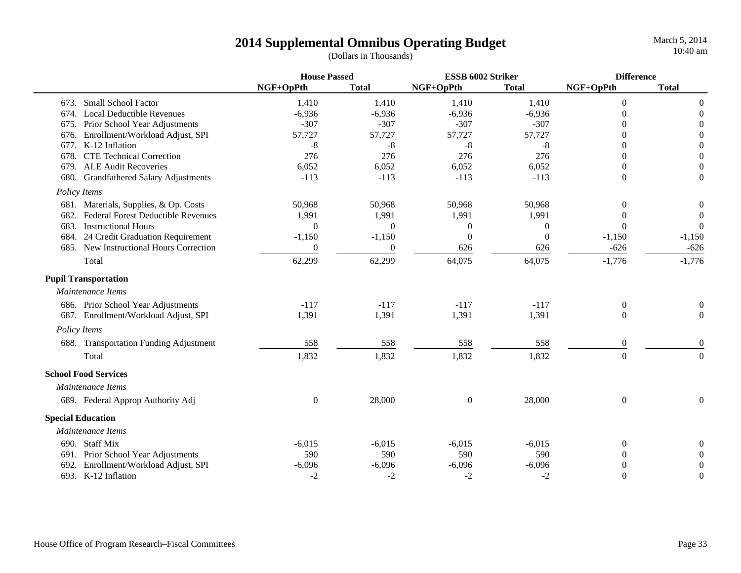# 2014 Supplemental Omnibus Operating Budget

(Dollars in Thousands)

| | House Passed | | ESSB 6002 Striker | | Difference | |
|---|---|---|---|---|---|---|
| | NGF+OpPth | Total | NGF+OpPth | Total | NGF+OpPth | Total |
| 673. Small School Factor | 1,410 | 1,410 | 1,410 | 1,410 | 0 | 0 |
| 674. Local Deductible Revenues | -6,936 | -6,936 | -6,936 | -6,936 | 0 | 0 |
| 675. Prior School Year Adjustments | -307 | -307 | -307 | -307 | 0 | 0 |
| 676. Enrollment/Workload Adjust, SPI | 57,727 | 57,727 | 57,727 | 57,727 | 0 | 0 |
| 677. K-12 Inflation | -8 | -8 | -8 | -8 | 0 | 0 |
| 678. CTE Technical Correction | 276 | 276 | 276 | 276 | 0 | 0 |
| 679. ALE Audit Recoveries | 6,052 | 6,052 | 6,052 | 6,052 | 0 | 0 |
| 680. Grandfathered Salary Adjustments | -113 | -113 | -113 | -113 | 0 | 0 |
| *Policy Items* | | | | | | |
| 681. Materials, Supplies, & Op. Costs | 50,968 | 50,968 | 50,968 | 50,968 | 0 | 0 |
| 682. Federal Forest Deductible Revenues | 1,991 | 1,991 | 1,991 | 1,991 | 0 | 0 |
| 683. Instructional Hours | 0 | 0 | 0 | 0 | 0 | 0 |
| 684. 24 Credit Graduation Requirement | -1,150 | -1,150 | 0 | 0 | -1,150 | -1,150 |
| 685. New Instructional Hours Correction | 0 | 0 | 626 | 626 | -626 | -626 |
| Total | 62,299 | 62,299 | 64,075 | 64,075 | -1,776 | -1,776 |
| **Pupil Transportation** | | | | | | |
| *Maintenance Items* | | | | | | |
| 686. Prior School Year Adjustments | -117 | -117 | -117 | -117 | 0 | 0 |
| 687. Enrollment/Workload Adjust, SPI | 1,391 | 1,391 | 1,391 | 1,391 | 0 | 0 |
| *Policy Items* | | | | | | |
| 688. Transportation Funding Adjustment | 558 | 558 | 558 | 558 | 0 | 0 |
| Total | 1,832 | 1,832 | 1,832 | 1,832 | 0 | 0 |
| **School Food Services** | | | | | | |
| *Maintenance Items* | | | | | | |
| 689. Federal Approp Authority Adj | 0 | 28,000 | 0 | 28,000 | 0 | 0 |
| **Special Education** | | | | | | |
| *Maintenance Items* | | | | | | |
| 690. Staff Mix | -6,015 | -6,015 | -6,015 | -6,015 | 0 | 0 |
| 691. Prior School Year Adjustments | 590 | 590 | 590 | 590 | 0 | 0 |
| 692. Enrollment/Workload Adjust, SPI | -6,096 | -6,096 | -6,096 | -6,096 | 0 | 0 |
| 693. K-12 Inflation | -2 | -2 | -2 | -2 | 0 | 0 |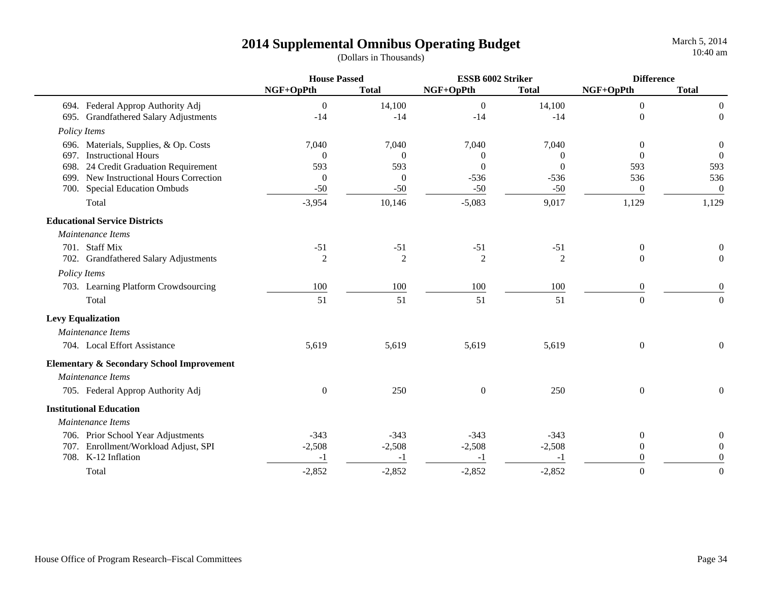# 2014 Supplemental Omnibus Operating Budget

(Dollars in Thousands)

March 5, 2014
10:40 am

| | House Passed | | ESSB 6002 Striker | | Difference | |
|---|---|---|---|---|---|---|
| | NGF+OpPth | Total | NGF+OpPth | Total | NGF+OpPth | Total |
| 694. Federal Approp Authority Adj | 0 | 14,100 | 0 | 14,100 | 0 | 0 |
| 695. Grandfathered Salary Adjustments | -14 | -14 | -14 | -14 | 0 | 0 |
| *Policy Items* | | | | | | |
| 696. Materials, Supplies, & Op. Costs | 7,040 | 7,040 | 7,040 | 7,040 | 0 | 0 |
| 697. Instructional Hours | 0 | 0 | 0 | 0 | 0 | 0 |
| 698. 24 Credit Graduation Requirement | 593 | 593 | 0 | 0 | 593 | 593 |
| 699. New Instructional Hours Correction | 0 | 0 | -536 | -536 | 536 | 536 |
| 700. Special Education Ombuds | -50 | -50 | -50 | -50 | 0 | 0 |
| Total | -3,954 | 10,146 | -5,083 | 9,017 | 1,129 | 1,129 |
| **Educational Service Districts** | | | | | | |
| *Maintenance Items* | | | | | | |
| 701. Staff Mix | -51 | -51 | -51 | -51 | 0 | 0 |
| 702. Grandfathered Salary Adjustments | 2 | 2 | 2 | 2 | 0 | 0 |
| *Policy Items* | | | | | | |
| 703. Learning Platform Crowdsourcing | 100 | 100 | 100 | 100 | 0 | 0 |
| Total | 51 | 51 | 51 | 51 | 0 | 0 |
| **Levy Equalization** | | | | | | |
| *Maintenance Items* | | | | | | |
| 704. Local Effort Assistance | 5,619 | 5,619 | 5,619 | 5,619 | 0 | 0 |
| **Elementary & Secondary School Improvement** | | | | | | |
| *Maintenance Items* | | | | | | |
| 705. Federal Approp Authority Adj | 0 | 250 | 0 | 250 | 0 | 0 |
| **Institutional Education** | | | | | | |
| *Maintenance Items* | | | | | | |
| 706. Prior School Year Adjustments | -343 | -343 | -343 | -343 | 0 | 0 |
| 707. Enrollment/Workload Adjust, SPI | -2,508 | -2,508 | -2,508 | -2,508 | 0 | 0 |
| 708. K-12 Inflation | -1 | -1 | -1 | -1 | 0 | 0 |
| Total | -2,852 | -2,852 | -2,852 | -2,852 | 0 | 0 |

House Office of Program Research–Fiscal Committees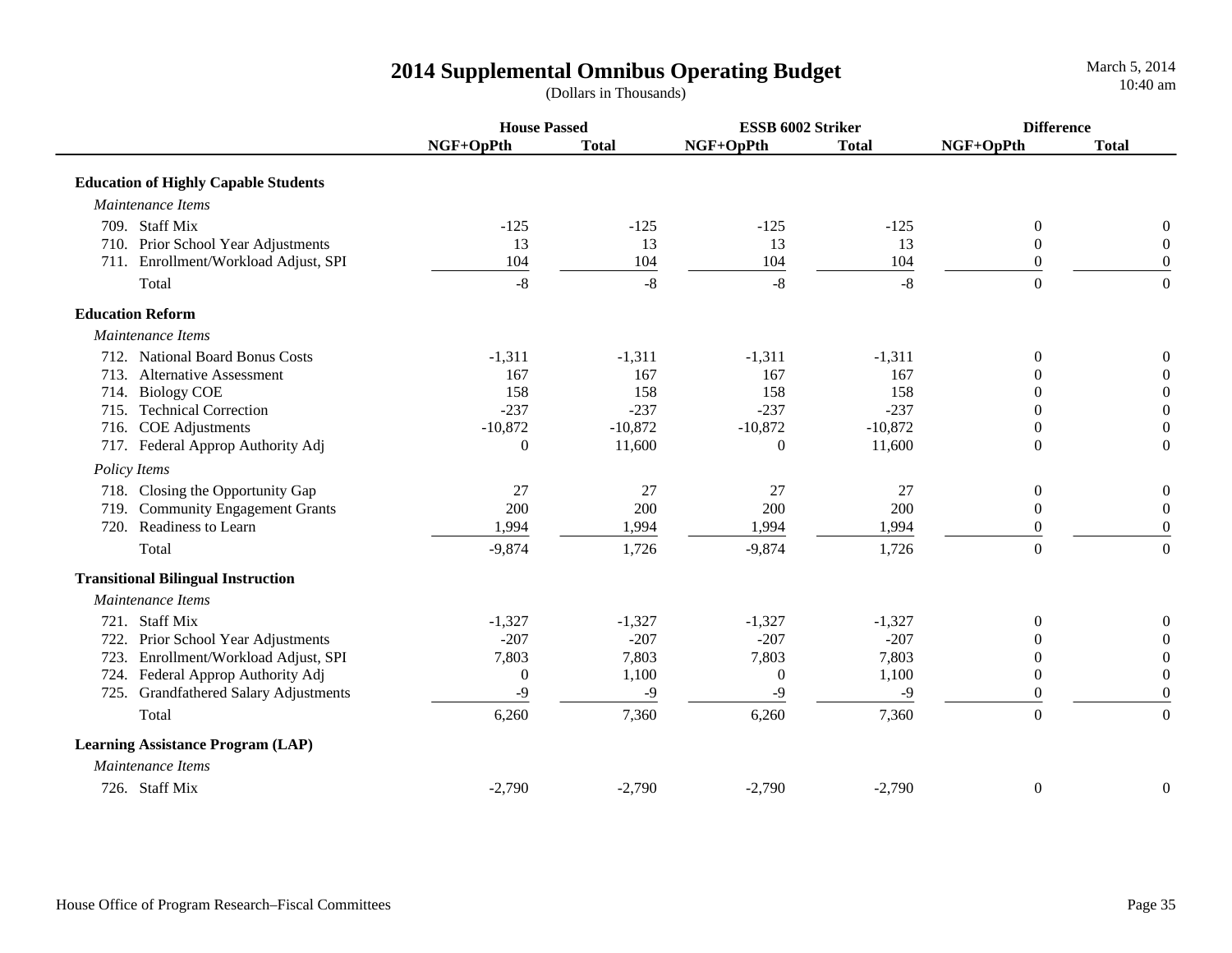# 2014 Supplemental Omnibus Operating Budget

(Dollars in Thousands)

| | House Passed | | ESSB 6002 Striker | | Difference | |
|---|---|---|---|---|---|---|
| | NGF+OpPth | Total | NGF+OpPth | Total | NGF+OpPth | Total |
| **Education of Highly Capable Students** | | | | | | |
| *Maintenance Items* | | | | | | |
| 709. Staff Mix | -125 | -125 | -125 | -125 | 0 | 0 |
| 710. Prior School Year Adjustments | 13 | 13 | 13 | 13 | 0 | 0 |
| 711. Enrollment/Workload Adjust, SPI | 104 | 104 | 104 | 104 | 0 | 0 |
| Total | -8 | -8 | -8 | -8 | 0 | 0 |
| **Education Reform** | | | | | | |
| *Maintenance Items* | | | | | | |
| 712. National Board Bonus Costs | -1,311 | -1,311 | -1,311 | -1,311 | 0 | 0 |
| 713. Alternative Assessment | 167 | 167 | 167 | 167 | 0 | 0 |
| 714. Biology COE | 158 | 158 | 158 | 158 | 0 | 0 |
| 715. Technical Correction | -237 | -237 | -237 | -237 | 0 | 0 |
| 716. COE Adjustments | -10,872 | -10,872 | -10,872 | -10,872 | 0 | 0 |
| 717. Federal Approp Authority Adj | 0 | 11,600 | 0 | 11,600 | 0 | 0 |
| *Policy Items* | | | | | | |
| 718. Closing the Opportunity Gap | 27 | 27 | 27 | 27 | 0 | 0 |
| 719. Community Engagement Grants | 200 | 200 | 200 | 200 | 0 | 0 |
| 720. Readiness to Learn | 1,994 | 1,994 | 1,994 | 1,994 | 0 | 0 |
| Total | -9,874 | 1,726 | -9,874 | 1,726 | 0 | 0 |
| **Transitional Bilingual Instruction** | | | | | | |
| *Maintenance Items* | | | | | | |
| 721. Staff Mix | -1,327 | -1,327 | -1,327 | -1,327 | 0 | 0 |
| 722. Prior School Year Adjustments | -207 | -207 | -207 | -207 | 0 | 0 |
| 723. Enrollment/Workload Adjust, SPI | 7,803 | 7,803 | 7,803 | 7,803 | 0 | 0 |
| 724. Federal Approp Authority Adj | 0 | 1,100 | 0 | 1,100 | 0 | 0 |
| 725. Grandfathered Salary Adjustments | -9 | -9 | -9 | -9 | 0 | 0 |
| Total | 6,260 | 7,360 | 6,260 | 7,360 | 0 | 0 |
| **Learning Assistance Program (LAP)** | | | | | | |
| *Maintenance Items* | | | | | | |
| 726. Staff Mix | -2,790 | -2,790 | -2,790 | -2,790 | 0 | 0 |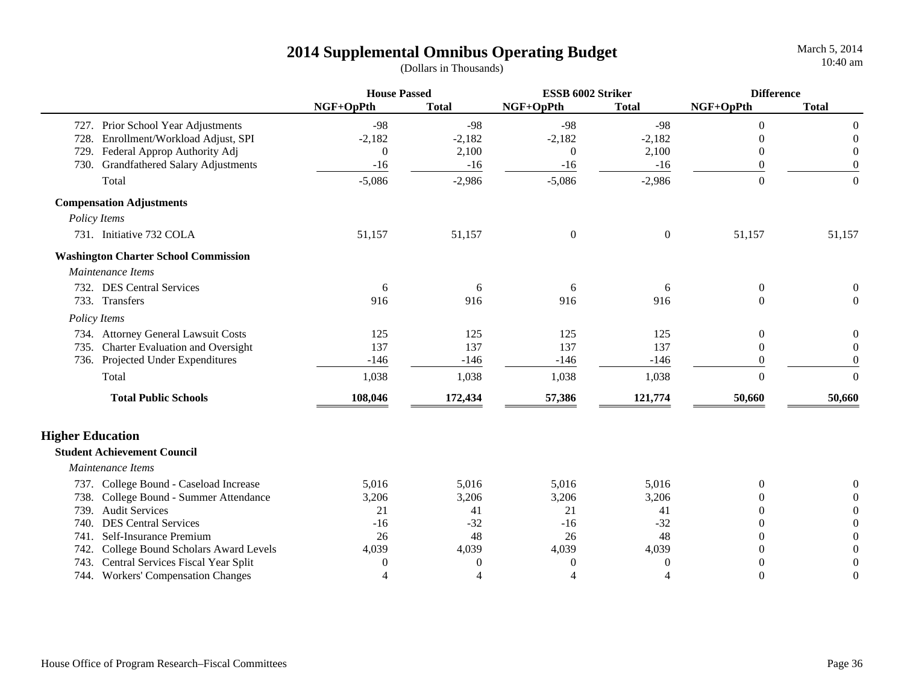# 2014 Supplemental Omnibus Operating Budget

(Dollars in Thousands)

March 5, 2014
10:40 am

| | House Passed | | ESSB 6002 Striker | | Difference | |
|---|---|---|---|---|---|---|
| | NGF+OpPth | Total | NGF+OpPth | Total | NGF+OpPth | Total |
| 727. Prior School Year Adjustments | -98 | -98 | -98 | -98 | 0 | 0 |
| 728. Enrollment/Workload Adjust, SPI | -2,182 | -2,182 | -2,182 | -2,182 | 0 | 0 |
| 729. Federal Approp Authority Adj | 0 | 2,100 | 0 | 2,100 | 0 | 0 |
| 730. Grandfathered Salary Adjustments | -16 | -16 | -16 | -16 | 0 | 0 |
| Total | -5,086 | -2,986 | -5,086 | -2,986 | 0 | 0 |
| **Compensation Adjustments** | | | | | | |
| *Policy Items* | | | | | | |
| 731. Initiative 732 COLA | 51,157 | 51,157 | 0 | 0 | 51,157 | 51,157 |
| **Washington Charter School Commission** | | | | | | |
| *Maintenance Items* | | | | | | |
| 732. DES Central Services | 6 | 6 | 6 | 6 | 0 | 0 |
| 733. Transfers | 916 | 916 | 916 | 916 | 0 | 0 |
| *Policy Items* | | | | | | |
| 734. Attorney General Lawsuit Costs | 125 | 125 | 125 | 125 | 0 | 0 |
| 735. Charter Evaluation and Oversight | 137 | 137 | 137 | 137 | 0 | 0 |
| 736. Projected Under Expenditures | -146 | -146 | -146 | -146 | 0 | 0 |
| Total | 1,038 | 1,038 | 1,038 | 1,038 | 0 | 0 |
| **Total Public Schools** | **108,046** | **172,434** | **57,386** | **121,774** | **50,660** | **50,660** |

## Higher Education

| | House Passed | | ESSB 6002 Striker | | Difference | |
|---|---|---|---|---|---|---|
| | NGF+OpPth | Total | NGF+OpPth | Total | NGF+OpPth | Total |
| **Student Achievement Council** | | | | | | |
| *Maintenance Items* | | | | | | |
| 737. College Bound - Caseload Increase | 5,016 | 5,016 | 5,016 | 5,016 | 0 | 0 |
| 738. College Bound - Summer Attendance | 3,206 | 3,206 | 3,206 | 3,206 | 0 | 0 |
| 739. Audit Services | 21 | 41 | 21 | 41 | 0 | 0 |
| 740. DES Central Services | -16 | -32 | -16 | -32 | 0 | 0 |
| 741. Self-Insurance Premium | 26 | 48 | 26 | 48 | 0 | 0 |
| 742. College Bound Scholars Award Levels | 4,039 | 4,039 | 4,039 | 4,039 | 0 | 0 |
| 743. Central Services Fiscal Year Split | 0 | 0 | 0 | 0 | 0 | 0 |
| 744. Workers' Compensation Changes | 4 | 4 | 4 | 4 | 0 | 0 |

House Office of Program Research–Fiscal Committees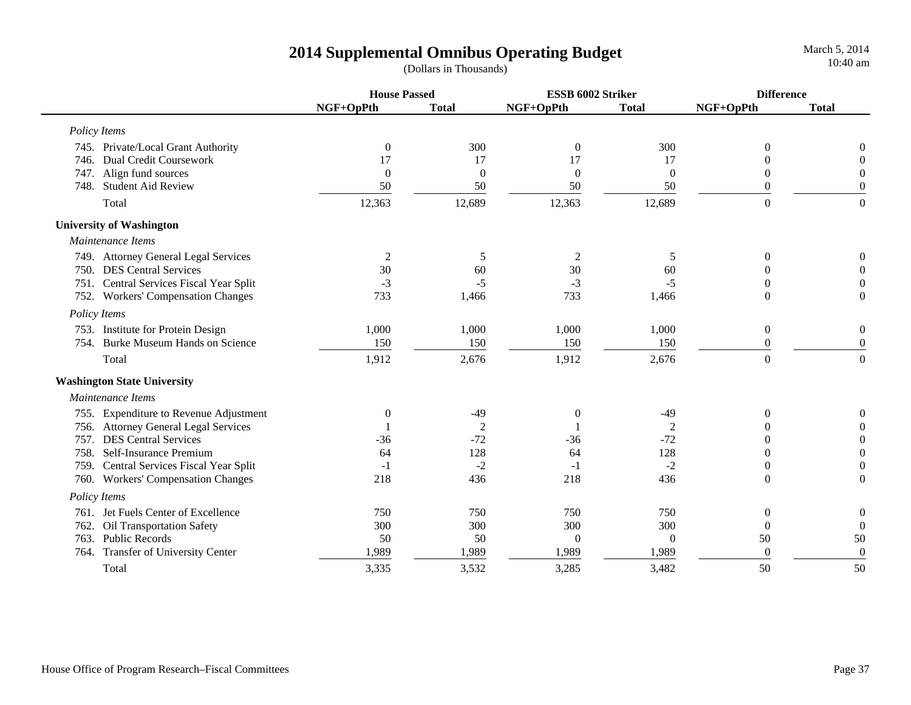# 2014 Supplemental Omnibus Operating Budget

(Dollars in Thousands)

| | House Passed | | ESSB 6002 Striker | | Difference | |
|---|---|---|---|---|---|---|
| | NGF+OpPth | Total | NGF+OpPth | Total | NGF+OpPth | Total |
| *Policy Items* | | | | | | |
| 745. Private/Local Grant Authority | 0 | 300 | 0 | 300 | 0 | 0 |
| 746. Dual Credit Coursework | 17 | 17 | 17 | 17 | 0 | 0 |
| 747. Align fund sources | 0 | 0 | 0 | 0 | 0 | 0 |
| 748. Student Aid Review | 50 | 50 | 50 | 50 | 0 | 0 |
| Total | 12,363 | 12,689 | 12,363 | 12,689 | 0 | 0 |
| **University of Washington** | | | | | | |
| *Maintenance Items* | | | | | | |
| 749. Attorney General Legal Services | 2 | 5 | 2 | 5 | 0 | 0 |
| 750. DES Central Services | 30 | 60 | 30 | 60 | 0 | 0 |
| 751. Central Services Fiscal Year Split | -3 | -5 | -3 | -5 | 0 | 0 |
| 752. Workers' Compensation Changes | 733 | 1,466 | 733 | 1,466 | 0 | 0 |
| *Policy Items* | | | | | | |
| 753. Institute for Protein Design | 1,000 | 1,000 | 1,000 | 1,000 | 0 | 0 |
| 754. Burke Museum Hands on Science | 150 | 150 | 150 | 150 | 0 | 0 |
| Total | 1,912 | 2,676 | 1,912 | 2,676 | 0 | 0 |
| **Washington State University** | | | | | | |
| *Maintenance Items* | | | | | | |
| 755. Expenditure to Revenue Adjustment | 0 | -49 | 0 | -49 | 0 | 0 |
| 756. Attorney General Legal Services | 1 | 2 | 1 | 2 | 0 | 0 |
| 757. DES Central Services | -36 | -72 | -36 | -72 | 0 | 0 |
| 758. Self-Insurance Premium | 64 | 128 | 64 | 128 | 0 | 0 |
| 759. Central Services Fiscal Year Split | -1 | -2 | -1 | -2 | 0 | 0 |
| 760. Workers' Compensation Changes | 218 | 436 | 218 | 436 | 0 | 0 |
| *Policy Items* | | | | | | |
| 761. Jet Fuels Center of Excellence | 750 | 750 | 750 | 750 | 0 | 0 |
| 762. Oil Transportation Safety | 300 | 300 | 300 | 300 | 0 | 0 |
| 763. Public Records | 50 | 50 | 0 | 0 | 50 | 50 |
| 764. Transfer of University Center | 1,989 | 1,989 | 1,989 | 1,989 | 0 | 0 |
| Total | 3,335 | 3,532 | 3,285 | 3,482 | 50 | 50 |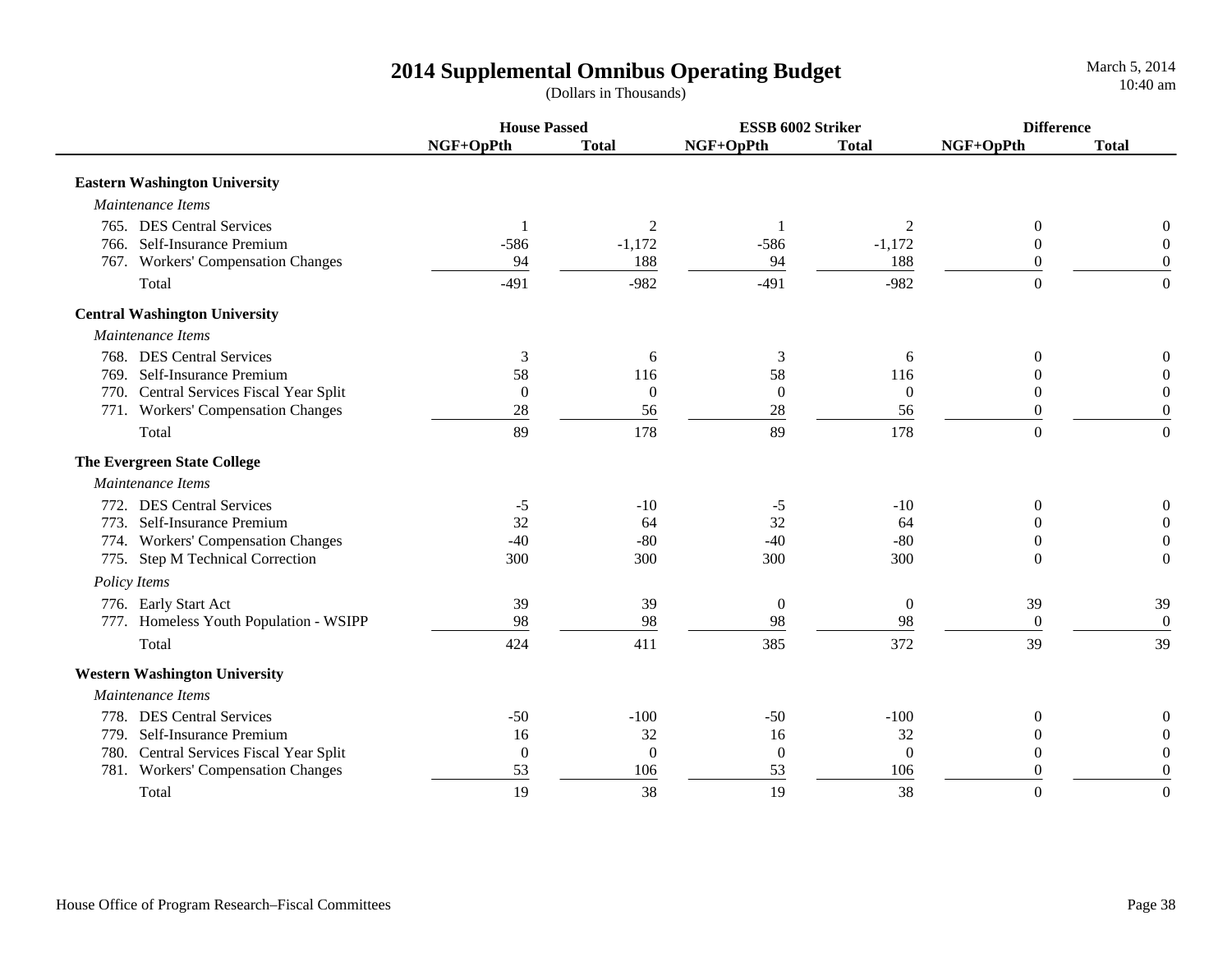# 2014 Supplemental Omnibus Operating Budget

(Dollars in Thousands)

March 5, 2014
10:40 am

| | House Passed | | ESSB 6002 Striker | | Difference | |
|---|---|---|---|---|---|---|
| | NGF+OpPth | Total | NGF+OpPth | Total | NGF+OpPth | Total |
| **Eastern Washington University** | | | | | | |
| *Maintenance Items* | | | | | | |
| 765. DES Central Services | 1 | 2 | 1 | 2 | 0 | 0 |
| 766. Self-Insurance Premium | -586 | -1,172 | -586 | -1,172 | 0 | 0 |
| 767. Workers' Compensation Changes | 94 | 188 | 94 | 188 | 0 | 0 |
| Total | -491 | -982 | -491 | -982 | 0 | 0 |
| **Central Washington University** | | | | | | |
| *Maintenance Items* | | | | | | |
| 768. DES Central Services | 3 | 6 | 3 | 6 | 0 | 0 |
| 769. Self-Insurance Premium | 58 | 116 | 58 | 116 | 0 | 0 |
| 770. Central Services Fiscal Year Split | 0 | 0 | 0 | 0 | 0 | 0 |
| 771. Workers' Compensation Changes | 28 | 56 | 28 | 56 | 0 | 0 |
| Total | 89 | 178 | 89 | 178 | 0 | 0 |
| **The Evergreen State College** | | | | | | |
| *Maintenance Items* | | | | | | |
| 772. DES Central Services | -5 | -10 | -5 | -10 | 0 | 0 |
| 773. Self-Insurance Premium | 32 | 64 | 32 | 64 | 0 | 0 |
| 774. Workers' Compensation Changes | -40 | -80 | -40 | -80 | 0 | 0 |
| 775. Step M Technical Correction | 300 | 300 | 300 | 300 | 0 | 0 |
| *Policy Items* | | | | | | |
| 776. Early Start Act | 39 | 39 | 0 | 0 | 39 | 39 |
| 777. Homeless Youth Population - WSIPP | 98 | 98 | 98 | 98 | 0 | 0 |
| Total | 424 | 411 | 385 | 372 | 39 | 39 |
| **Western Washington University** | | | | | | |
| *Maintenance Items* | | | | | | |
| 778. DES Central Services | -50 | -100 | -50 | -100 | 0 | 0 |
| 779. Self-Insurance Premium | 16 | 32 | 16 | 32 | 0 | 0 |
| 780. Central Services Fiscal Year Split | 0 | 0 | 0 | 0 | 0 | 0 |
| 781. Workers' Compensation Changes | 53 | 106 | 53 | 106 | 0 | 0 |
| Total | 19 | 38 | 19 | 38 | 0 | 0 |

House Office of Program Research–Fiscal Committees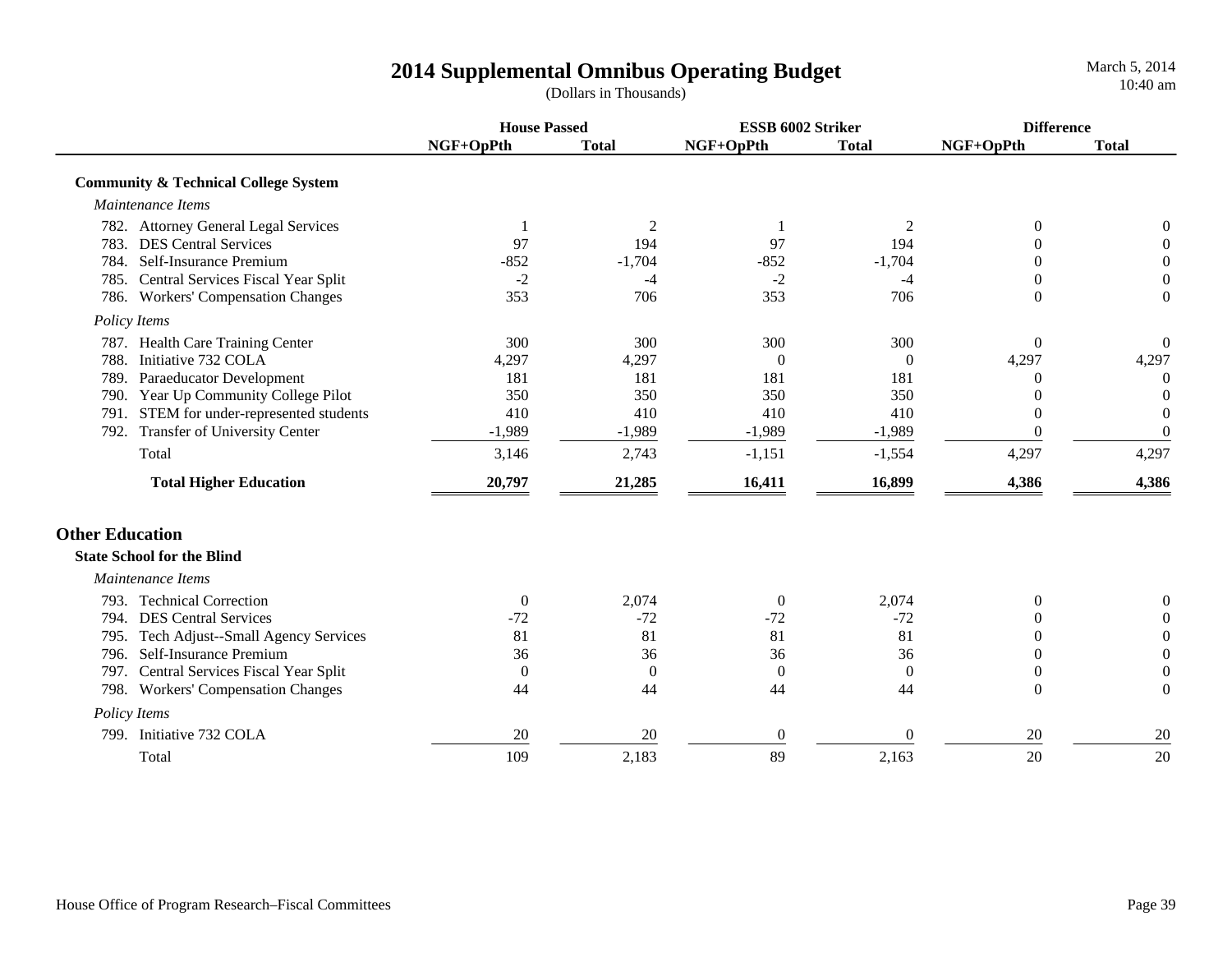# 2014 Supplemental Omnibus Operating Budget

(Dollars in Thousands)

| | House Passed | | ESSB 6002 Striker | | Difference | |
|---|---|---|---|---|---|---|
| | NGF+OpPth | Total | NGF+OpPth | Total | NGF+OpPth | Total |
| **Community & Technical College System** | | | | | | |
| *Maintenance Items* | | | | | | |
| 782. Attorney General Legal Services | 1 | 2 | 1 | 2 | 0 | 0 |
| 783. DES Central Services | 97 | 194 | 97 | 194 | 0 | 0 |
| 784. Self-Insurance Premium | -852 | -1,704 | -852 | -1,704 | 0 | 0 |
| 785. Central Services Fiscal Year Split | -2 | -4 | -2 | -4 | 0 | 0 |
| 786. Workers' Compensation Changes | 353 | 706 | 353 | 706 | 0 | 0 |
| *Policy Items* | | | | | | |
| 787. Health Care Training Center | 300 | 300 | 300 | 300 | 0 | 0 |
| 788. Initiative 732 COLA | 4,297 | 4,297 | 0 | 0 | 4,297 | 4,297 |
| 789. Paraeducator Development | 181 | 181 | 181 | 181 | 0 | 0 |
| 790. Year Up Community College Pilot | 350 | 350 | 350 | 350 | 0 | 0 |
| 791. STEM for under-represented students | 410 | 410 | 410 | 410 | 0 | 0 |
| 792. Transfer of University Center | -1,989 | -1,989 | -1,989 | -1,989 | 0 | 0 |
| Total | 3,146 | 2,743 | -1,151 | -1,554 | 4,297 | 4,297 |
| **Total Higher Education** | **20,797** | **21,285** | **16,411** | **16,899** | **4,386** | **4,386** |

## Other Education

| | House Passed | | ESSB 6002 Striker | | Difference | |
|---|---|---|---|---|---|---|
| | NGF+OpPth | Total | NGF+OpPth | Total | NGF+OpPth | Total |
| **State School for the Blind** | | | | | | |
| *Maintenance Items* | | | | | | |
| 793. Technical Correction | 0 | 2,074 | 0 | 2,074 | 0 | 0 |
| 794. DES Central Services | -72 | -72 | -72 | -72 | 0 | 0 |
| 795. Tech Adjust--Small Agency Services | 81 | 81 | 81 | 81 | 0 | 0 |
| 796. Self-Insurance Premium | 36 | 36 | 36 | 36 | 0 | 0 |
| 797. Central Services Fiscal Year Split | 0 | 0 | 0 | 0 | 0 | 0 |
| 798. Workers' Compensation Changes | 44 | 44 | 44 | 44 | 0 | 0 |
| *Policy Items* | | | | | | |
| 799. Initiative 732 COLA | 20 | 20 | 0 | 0 | 20 | 20 |
| Total | 109 | 2,183 | 89 | 2,163 | 20 | 20 |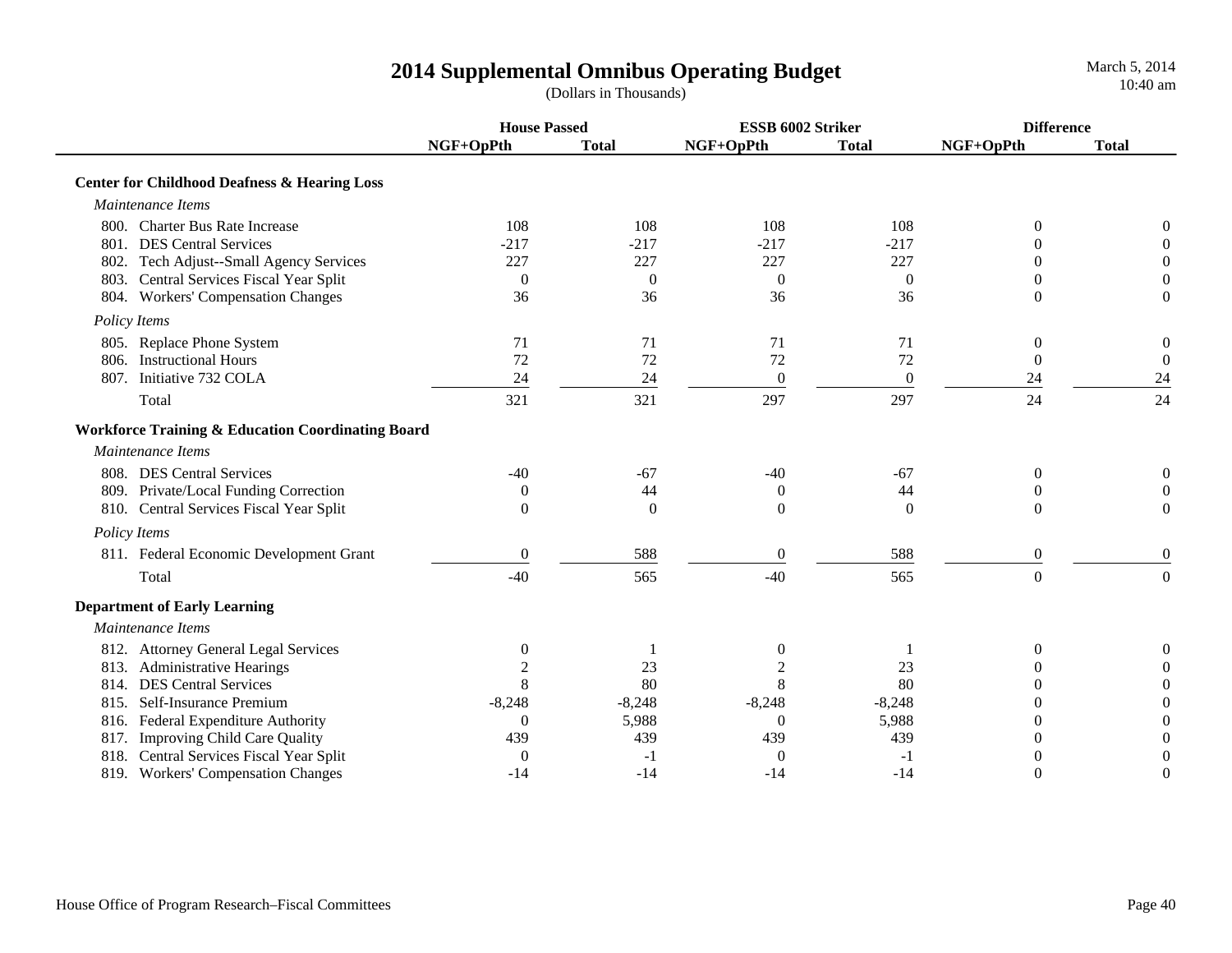# 2014 Supplemental Omnibus Operating Budget

(Dollars in Thousands)

March 5, 2014
10:40 am

| | House Passed | | ESSB 6002 Striker | | Difference | |
|---|---|---|---|---|---|---|
| | NGF+OpPth | Total | NGF+OpPth | Total | NGF+OpPth | Total |
| **Center for Childhood Deafness & Hearing Loss** | | | | | | |
| *Maintenance Items* | | | | | | |
| 800. Charter Bus Rate Increase | 108 | 108 | 108 | 108 | 0 | 0 |
| 801. DES Central Services | -217 | -217 | -217 | -217 | 0 | 0 |
| 802. Tech Adjust--Small Agency Services | 227 | 227 | 227 | 227 | 0 | 0 |
| 803. Central Services Fiscal Year Split | 0 | 0 | 0 | 0 | 0 | 0 |
| 804. Workers' Compensation Changes | 36 | 36 | 36 | 36 | 0 | 0 |
| *Policy Items* | | | | | | |
| 805. Replace Phone System | 71 | 71 | 71 | 71 | 0 | 0 |
| 806. Instructional Hours | 72 | 72 | 72 | 72 | 0 | 0 |
| 807. Initiative 732 COLA | 24 | 24 | 0 | 0 | 24 | 24 |
| Total | 321 | 321 | 297 | 297 | 24 | 24 |
| **Workforce Training & Education Coordinating Board** | | | | | | |
| *Maintenance Items* | | | | | | |
| 808. DES Central Services | -40 | -67 | -40 | -67 | 0 | 0 |
| 809. Private/Local Funding Correction | 0 | 44 | 0 | 44 | 0 | 0 |
| 810. Central Services Fiscal Year Split | 0 | 0 | 0 | 0 | 0 | 0 |
| *Policy Items* | | | | | | |
| 811. Federal Economic Development Grant | 0 | 588 | 0 | 588 | 0 | 0 |
| Total | -40 | 565 | -40 | 565 | 0 | 0 |
| **Department of Early Learning** | | | | | | |
| *Maintenance Items* | | | | | | |
| 812. Attorney General Legal Services | 0 | 1 | 0 | 1 | 0 | 0 |
| 813. Administrative Hearings | 2 | 23 | 2 | 23 | 0 | 0 |
| 814. DES Central Services | 8 | 80 | 8 | 80 | 0 | 0 |
| 815. Self-Insurance Premium | -8,248 | -8,248 | -8,248 | -8,248 | 0 | 0 |
| 816. Federal Expenditure Authority | 0 | 5,988 | 0 | 5,988 | 0 | 0 |
| 817. Improving Child Care Quality | 439 | 439 | 439 | 439 | 0 | 0 |
| 818. Central Services Fiscal Year Split | 0 | -1 | 0 | -1 | 0 | 0 |
| 819. Workers' Compensation Changes | -14 | -14 | -14 | -14 | 0 | 0 |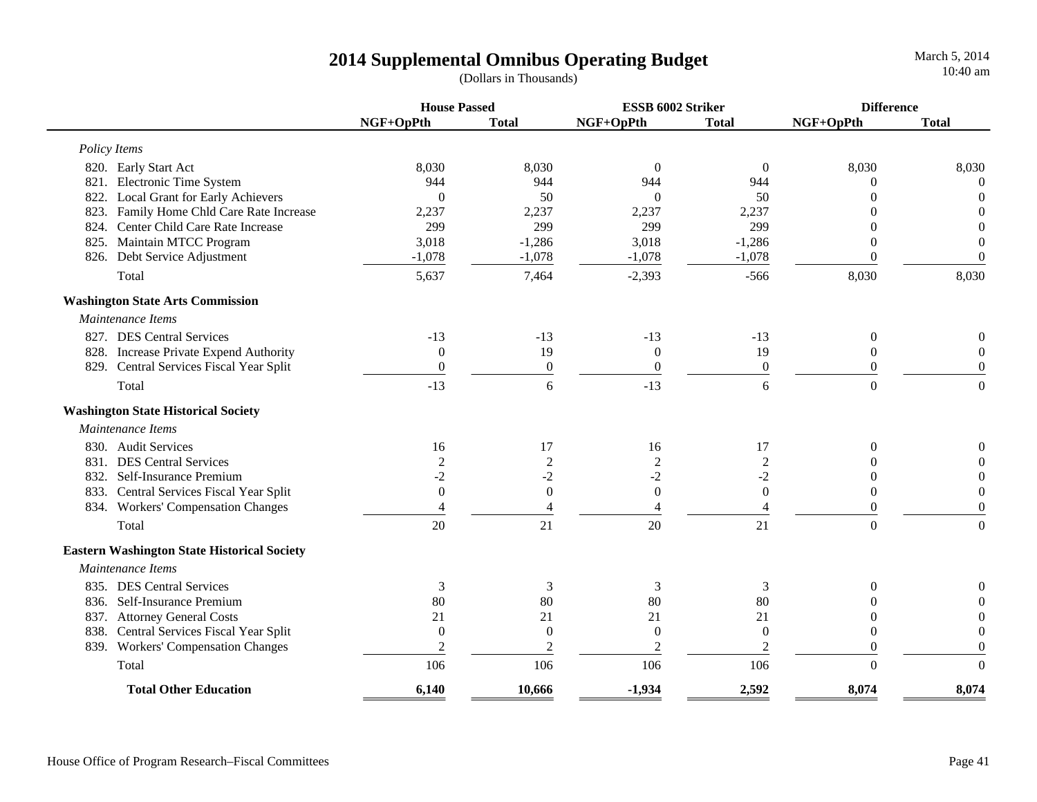# 2014 Supplemental Omnibus Operating Budget

(Dollars in Thousands)

March 5, 2014
10:40 am

| | House Passed | | ESSB 6002 Striker | | Difference | |
|---|---|---|---|---|---|---|
| | NGF+OpPth | Total | NGF+OpPth | Total | NGF+OpPth | Total |
| *Policy Items* | | | | | | |
| 820. Early Start Act | 8,030 | 8,030 | 0 | 0 | 8,030 | 8,030 |
| 821. Electronic Time System | 944 | 944 | 944 | 944 | 0 | 0 |
| 822. Local Grant for Early Achievers | 0 | 50 | 0 | 50 | 0 | 0 |
| 823. Family Home Chld Care Rate Increase | 2,237 | 2,237 | 2,237 | 2,237 | 0 | 0 |
| 824. Center Child Care Rate Increase | 299 | 299 | 299 | 299 | 0 | 0 |
| 825. Maintain MTCC Program | 3,018 | -1,286 | 3,018 | -1,286 | 0 | 0 |
| 826. Debt Service Adjustment | -1,078 | -1,078 | -1,078 | -1,078 | 0 | 0 |
| Total | 5,637 | 7,464 | -2,393 | -566 | 8,030 | 8,030 |
| **Washington State Arts Commission** | | | | | | |
| *Maintenance Items* | | | | | | |
| 827. DES Central Services | -13 | -13 | -13 | -13 | 0 | 0 |
| 828. Increase Private Expend Authority | 0 | 19 | 0 | 19 | 0 | 0 |
| 829. Central Services Fiscal Year Split | 0 | 0 | 0 | 0 | 0 | 0 |
| Total | -13 | 6 | -13 | 6 | 0 | 0 |
| **Washington State Historical Society** | | | | | | |
| *Maintenance Items* | | | | | | |
| 830. Audit Services | 16 | 17 | 16 | 17 | 0 | 0 |
| 831. DES Central Services | 2 | 2 | 2 | 2 | 0 | 0 |
| 832. Self-Insurance Premium | -2 | -2 | -2 | -2 | 0 | 0 |
| 833. Central Services Fiscal Year Split | 0 | 0 | 0 | 0 | 0 | 0 |
| 834. Workers' Compensation Changes | 4 | 4 | 4 | 4 | 0 | 0 |
| Total | 20 | 21 | 20 | 21 | 0 | 0 |
| **Eastern Washington State Historical Society** | | | | | | |
| *Maintenance Items* | | | | | | |
| 835. DES Central Services | 3 | 3 | 3 | 3 | 0 | 0 |
| 836. Self-Insurance Premium | 80 | 80 | 80 | 80 | 0 | 0 |
| 837. Attorney General Costs | 21 | 21 | 21 | 21 | 0 | 0 |
| 838. Central Services Fiscal Year Split | 0 | 0 | 0 | 0 | 0 | 0 |
| 839. Workers' Compensation Changes | 2 | 2 | 2 | 2 | 0 | 0 |
| Total | 106 | 106 | 106 | 106 | 0 | 0 |
| **Total Other Education** | **6,140** | **10,666** | **-1,934** | **2,592** | **8,074** | **8,074** |

House Office of Program Research–Fiscal Committees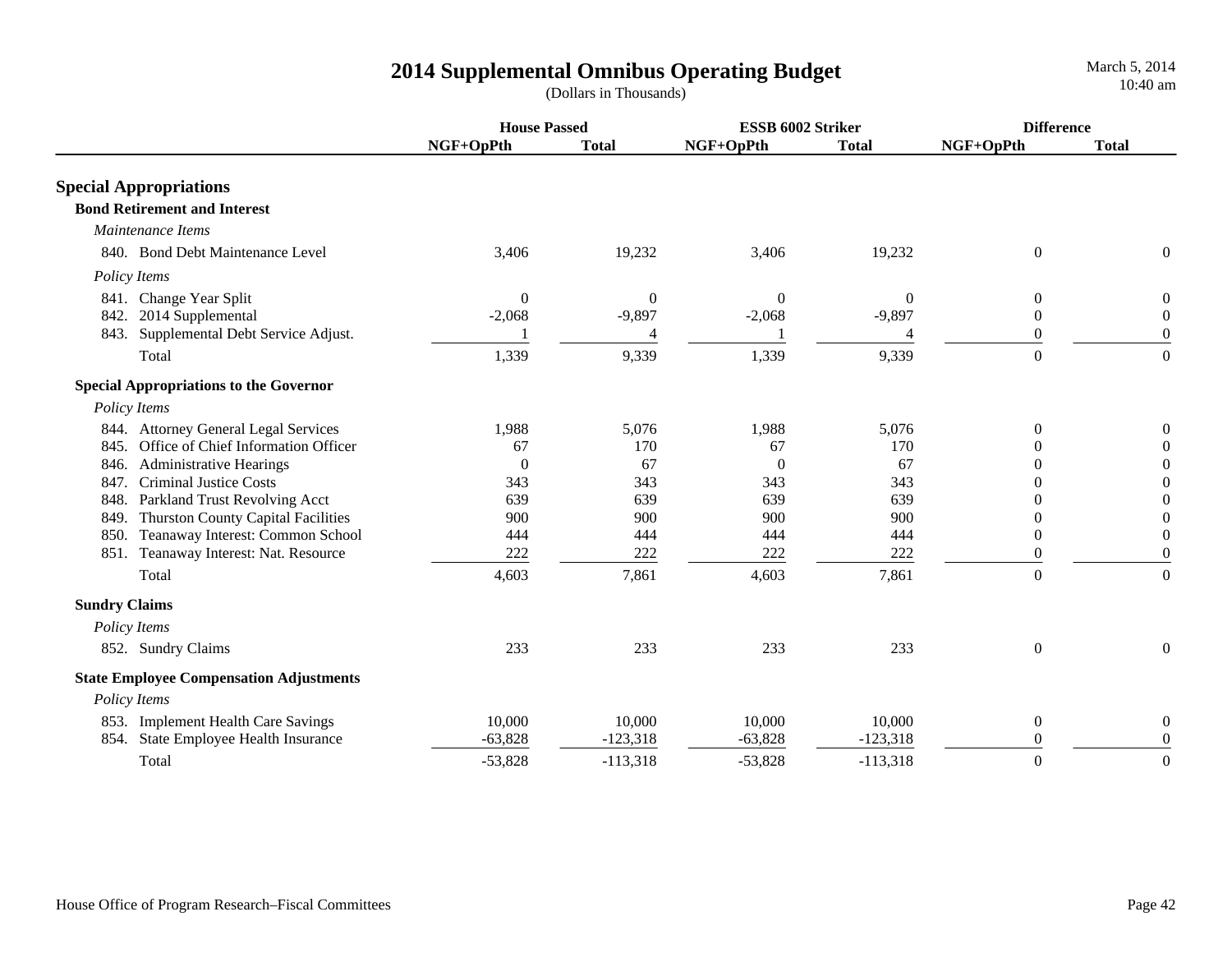# 2014 Supplemental Omnibus Operating Budget

(Dollars in Thousands)

| | House Passed | | ESSB 6002 Striker | | Difference | |
|---|---|---|---|---|---|---|
| | NGF+OpPth | Total | NGF+OpPth | Total | NGF+OpPth | Total |
| **Special Appropriations** | | | | | | |
| **Bond Retirement and Interest** | | | | | | |
| *Maintenance Items* | | | | | | |
| 840. Bond Debt Maintenance Level | 3,406 | 19,232 | 3,406 | 19,232 | 0 | 0 |
| *Policy Items* | | | | | | |
| 841. Change Year Split | 0 | 0 | 0 | 0 | 0 | 0 |
| 842. 2014 Supplemental | -2,068 | -9,897 | -2,068 | -9,897 | 0 | 0 |
| 843. Supplemental Debt Service Adjust. | 1 | 4 | 1 | 4 | 0 | 0 |
| Total | 1,339 | 9,339 | 1,339 | 9,339 | 0 | 0 |
| **Special Appropriations to the Governor** | | | | | | |
| *Policy Items* | | | | | | |
| 844. Attorney General Legal Services | 1,988 | 5,076 | 1,988 | 5,076 | 0 | 0 |
| 845. Office of Chief Information Officer | 67 | 170 | 67 | 170 | 0 | 0 |
| 846. Administrative Hearings | 0 | 67 | 0 | 67 | 0 | 0 |
| 847. Criminal Justice Costs | 343 | 343 | 343 | 343 | 0 | 0 |
| 848. Parkland Trust Revolving Acct | 639 | 639 | 639 | 639 | 0 | 0 |
| 849. Thurston County Capital Facilities | 900 | 900 | 900 | 900 | 0 | 0 |
| 850. Teanaway Interest: Common School | 444 | 444 | 444 | 444 | 0 | 0 |
| 851. Teanaway Interest: Nat. Resource | 222 | 222 | 222 | 222 | 0 | 0 |
| Total | 4,603 | 7,861 | 4,603 | 7,861 | 0 | 0 |
| **Sundry Claims** | | | | | | |
| *Policy Items* | | | | | | |
| 852. Sundry Claims | 233 | 233 | 233 | 233 | 0 | 0 |
| **State Employee Compensation Adjustments** | | | | | | |
| *Policy Items* | | | | | | |
| 853. Implement Health Care Savings | 10,000 | 10,000 | 10,000 | 10,000 | 0 | 0 |
| 854. State Employee Health Insurance | -63,828 | -123,318 | -63,828 | -123,318 | 0 | 0 |
| Total | -53,828 | -113,318 | -53,828 | -113,318 | 0 | 0 |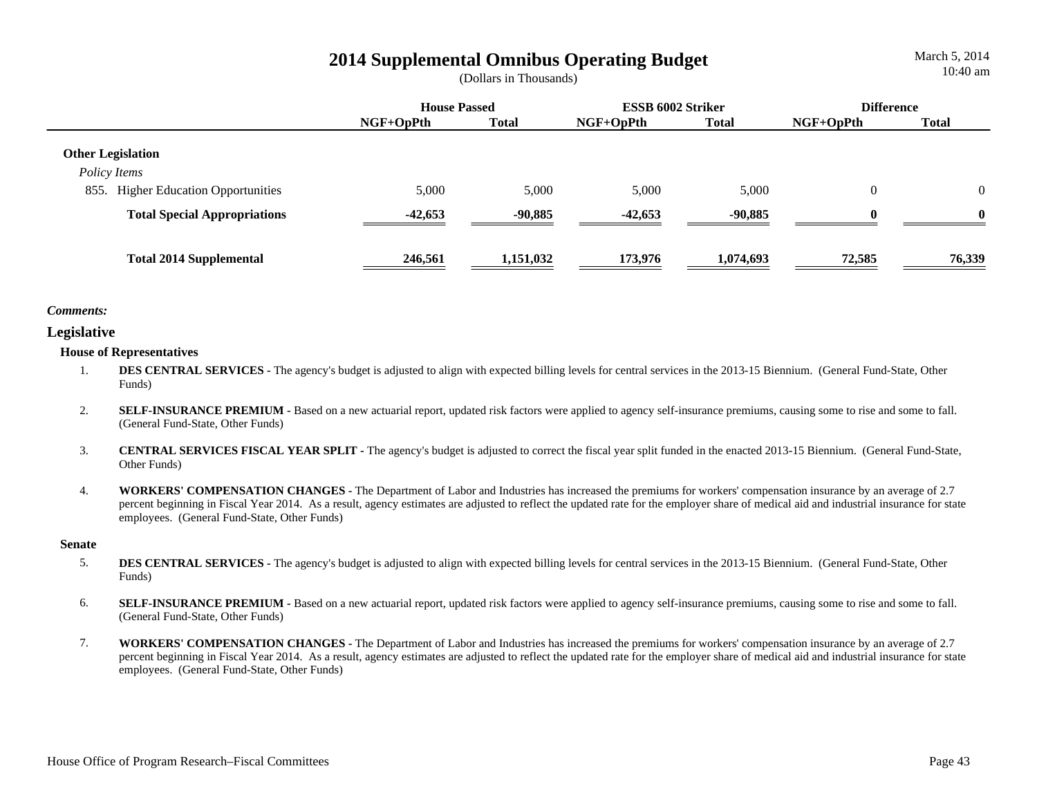# 2014 Supplemental Omnibus Operating Budget

(Dollars in Thousands)

| | House Passed | | ESSB 6002 Striker | | Difference | |
|---|---|---|---|---|---|---|
| | NGF+OpPth | Total | NGF+OpPth | Total | NGF+OpPth | Total |
| **Other Legislation** | | | | | | |
| *Policy Items* | | | | | | |
| 855. Higher Education Opportunities | 5,000 | 5,000 | 5,000 | 5,000 | 0 | 0 |
| **Total Special Appropriations** | **-42,653** | **-90,885** | **-42,653** | **-90,885** | **0** | **0** |
| **Total 2014 Supplemental** | **246,561** | **1,151,032** | **173,976** | **1,074,693** | **72,585** | **76,339** |

***Comments:***

## Legislative

### House of Representatives

1. **DES CENTRAL SERVICES -** The agency's budget is adjusted to align with expected billing levels for central services in the 2013-15 Biennium. (General Fund-State, Other Funds)

2. **SELF-INSURANCE PREMIUM -** Based on a new actuarial report, updated risk factors were applied to agency self-insurance premiums, causing some to rise and some to fall. (General Fund-State, Other Funds)

3. **CENTRAL SERVICES FISCAL YEAR SPLIT -** The agency's budget is adjusted to correct the fiscal year split funded in the enacted 2013-15 Biennium. (General Fund-State, Other Funds)

4. **WORKERS' COMPENSATION CHANGES -** The Department of Labor and Industries has increased the premiums for workers' compensation insurance by an average of 2.7 percent beginning in Fiscal Year 2014. As a result, agency estimates are adjusted to reflect the updated rate for the employer share of medical aid and industrial insurance for state employees. (General Fund-State, Other Funds)

### Senate

5. **DES CENTRAL SERVICES -** The agency's budget is adjusted to align with expected billing levels for central services in the 2013-15 Biennium. (General Fund-State, Other Funds)

6. **SELF-INSURANCE PREMIUM -** Based on a new actuarial report, updated risk factors were applied to agency self-insurance premiums, causing some to rise and some to fall. (General Fund-State, Other Funds)

7. **WORKERS' COMPENSATION CHANGES -** The Department of Labor and Industries has increased the premiums for workers' compensation insurance by an average of 2.7 percent beginning in Fiscal Year 2014. As a result, agency estimates are adjusted to reflect the updated rate for the employer share of medical aid and industrial insurance for state employees. (General Fund-State, Other Funds)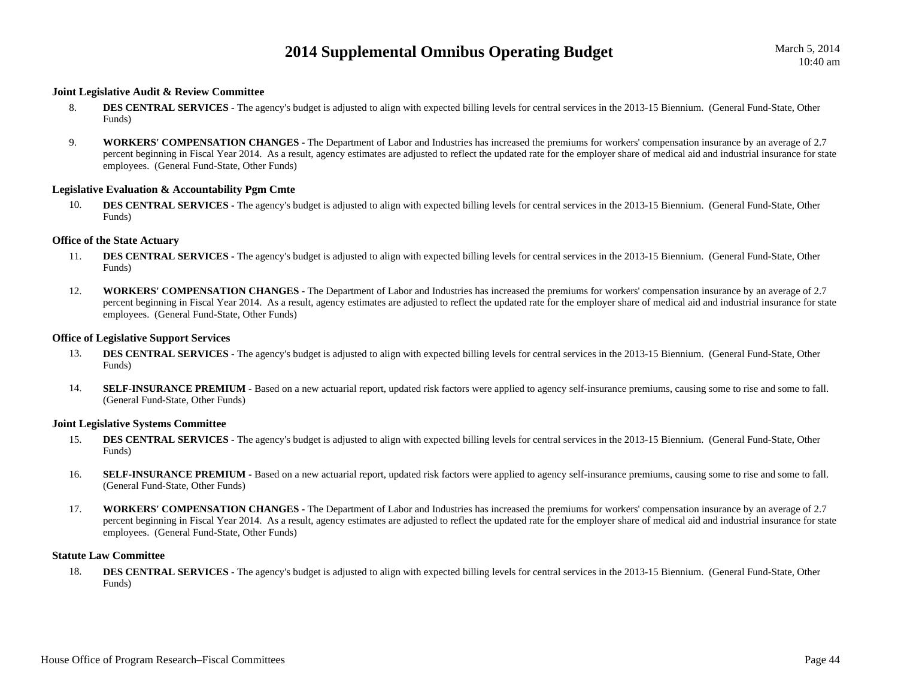### Joint Legislative Audit & Review Committee

8. **DES CENTRAL SERVICES -** The agency's budget is adjusted to align with expected billing levels for central services in the 2013-15 Biennium. (General Fund-State, Other Funds)

9. **WORKERS' COMPENSATION CHANGES -** The Department of Labor and Industries has increased the premiums for workers' compensation insurance by an average of 2.7 percent beginning in Fiscal Year 2014. As a result, agency estimates are adjusted to reflect the updated rate for the employer share of medical aid and industrial insurance for state employees. (General Fund-State, Other Funds)

### Legislative Evaluation & Accountability Pgm Cmte

10. **DES CENTRAL SERVICES -** The agency's budget is adjusted to align with expected billing levels for central services in the 2013-15 Biennium. (General Fund-State, Other Funds)

### Office of the State Actuary

11. **DES CENTRAL SERVICES -** The agency's budget is adjusted to align with expected billing levels for central services in the 2013-15 Biennium. (General Fund-State, Other Funds)

12. **WORKERS' COMPENSATION CHANGES -** The Department of Labor and Industries has increased the premiums for workers' compensation insurance by an average of 2.7 percent beginning in Fiscal Year 2014. As a result, agency estimates are adjusted to reflect the updated rate for the employer share of medical aid and industrial insurance for state employees. (General Fund-State, Other Funds)

### Office of Legislative Support Services

13. **DES CENTRAL SERVICES -** The agency's budget is adjusted to align with expected billing levels for central services in the 2013-15 Biennium. (General Fund-State, Other Funds)

14. **SELF-INSURANCE PREMIUM -** Based on a new actuarial report, updated risk factors were applied to agency self-insurance premiums, causing some to rise and some to fall. (General Fund-State, Other Funds)

### Joint Legislative Systems Committee

15. **DES CENTRAL SERVICES -** The agency's budget is adjusted to align with expected billing levels for central services in the 2013-15 Biennium. (General Fund-State, Other Funds)

16. **SELF-INSURANCE PREMIUM -** Based on a new actuarial report, updated risk factors were applied to agency self-insurance premiums, causing some to rise and some to fall. (General Fund-State, Other Funds)

17. **WORKERS' COMPENSATION CHANGES -** The Department of Labor and Industries has increased the premiums for workers' compensation insurance by an average of 2.7 percent beginning in Fiscal Year 2014. As a result, agency estimates are adjusted to reflect the updated rate for the employer share of medical aid and industrial insurance for state employees. (General Fund-State, Other Funds)

### Statute Law Committee

18. **DES CENTRAL SERVICES -** The agency's budget is adjusted to align with expected billing levels for central services in the 2013-15 Biennium. (General Fund-State, Other Funds)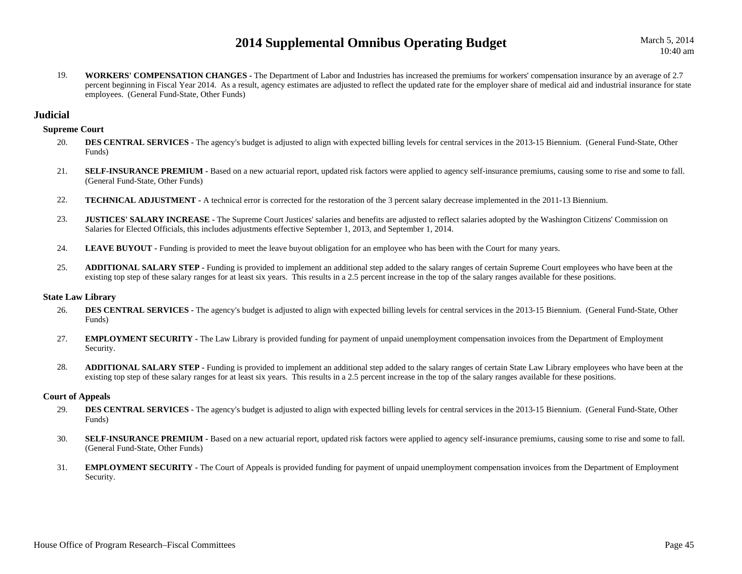19. **WORKERS' COMPENSATION CHANGES -** The Department of Labor and Industries has increased the premiums for workers' compensation insurance by an average of 2.7 percent beginning in Fiscal Year 2014. As a result, agency estimates are adjusted to reflect the updated rate for the employer share of medical aid and industrial insurance for state employees. (General Fund-State, Other Funds)

## Judicial

### Supreme Court

20. **DES CENTRAL SERVICES -** The agency's budget is adjusted to align with expected billing levels for central services in the 2013-15 Biennium. (General Fund-State, Other Funds)

21. **SELF-INSURANCE PREMIUM -** Based on a new actuarial report, updated risk factors were applied to agency self-insurance premiums, causing some to rise and some to fall. (General Fund-State, Other Funds)

22. **TECHNICAL ADJUSTMENT -** A technical error is corrected for the restoration of the 3 percent salary decrease implemented in the 2011-13 Biennium.

23. **JUSTICES' SALARY INCREASE -** The Supreme Court Justices' salaries and benefits are adjusted to reflect salaries adopted by the Washington Citizens' Commission on Salaries for Elected Officials, this includes adjustments effective September 1, 2013, and September 1, 2014.

24. **LEAVE BUYOUT -** Funding is provided to meet the leave buyout obligation for an employee who has been with the Court for many years.

25. **ADDITIONAL SALARY STEP -** Funding is provided to implement an additional step added to the salary ranges of certain Supreme Court employees who have been at the existing top step of these salary ranges for at least six years. This results in a 2.5 percent increase in the top of the salary ranges available for these positions.

### State Law Library

26. **DES CENTRAL SERVICES -** The agency's budget is adjusted to align with expected billing levels for central services in the 2013-15 Biennium. (General Fund-State, Other Funds)

27. **EMPLOYMENT SECURITY -** The Law Library is provided funding for payment of unpaid unemployment compensation invoices from the Department of Employment Security.

28. **ADDITIONAL SALARY STEP -** Funding is provided to implement an additional step added to the salary ranges of certain State Law Library employees who have been at the existing top step of these salary ranges for at least six years. This results in a 2.5 percent increase in the top of the salary ranges available for these positions.

### Court of Appeals

29. **DES CENTRAL SERVICES -** The agency's budget is adjusted to align with expected billing levels for central services in the 2013-15 Biennium. (General Fund-State, Other Funds)

30. **SELF-INSURANCE PREMIUM -** Based on a new actuarial report, updated risk factors were applied to agency self-insurance premiums, causing some to rise and some to fall. (General Fund-State, Other Funds)

31. **EMPLOYMENT SECURITY -** The Court of Appeals is provided funding for payment of unpaid unemployment compensation invoices from the Department of Employment Security.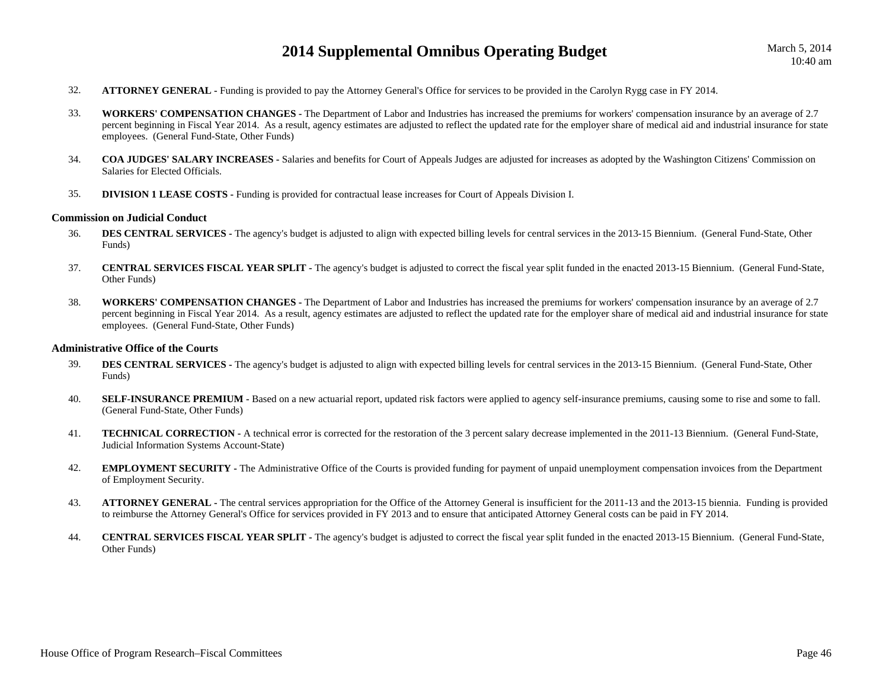32. **ATTORNEY GENERAL -** Funding is provided to pay the Attorney General's Office for services to be provided in the Carolyn Rygg case in FY 2014.

33. **WORKERS' COMPENSATION CHANGES -** The Department of Labor and Industries has increased the premiums for workers' compensation insurance by an average of 2.7 percent beginning in Fiscal Year 2014. As a result, agency estimates are adjusted to reflect the updated rate for the employer share of medical aid and industrial insurance for state employees. (General Fund-State, Other Funds)

34. **COA JUDGES' SALARY INCREASES -** Salaries and benefits for Court of Appeals Judges are adjusted for increases as adopted by the Washington Citizens' Commission on Salaries for Elected Officials.

35. **DIVISION 1 LEASE COSTS -** Funding is provided for contractual lease increases for Court of Appeals Division I.

### Commission on Judicial Conduct

36. **DES CENTRAL SERVICES -** The agency's budget is adjusted to align with expected billing levels for central services in the 2013-15 Biennium. (General Fund-State, Other Funds)

37. **CENTRAL SERVICES FISCAL YEAR SPLIT -** The agency's budget is adjusted to correct the fiscal year split funded in the enacted 2013-15 Biennium. (General Fund-State, Other Funds)

38. **WORKERS' COMPENSATION CHANGES -** The Department of Labor and Industries has increased the premiums for workers' compensation insurance by an average of 2.7 percent beginning in Fiscal Year 2014. As a result, agency estimates are adjusted to reflect the updated rate for the employer share of medical aid and industrial insurance for state employees. (General Fund-State, Other Funds)

### Administrative Office of the Courts

39. **DES CENTRAL SERVICES -** The agency's budget is adjusted to align with expected billing levels for central services in the 2013-15 Biennium. (General Fund-State, Other Funds)

40. **SELF-INSURANCE PREMIUM -** Based on a new actuarial report, updated risk factors were applied to agency self-insurance premiums, causing some to rise and some to fall. (General Fund-State, Other Funds)

41. **TECHNICAL CORRECTION -** A technical error is corrected for the restoration of the 3 percent salary decrease implemented in the 2011-13 Biennium. (General Fund-State, Judicial Information Systems Account-State)

42. **EMPLOYMENT SECURITY -** The Administrative Office of the Courts is provided funding for payment of unpaid unemployment compensation invoices from the Department of Employment Security.

43. **ATTORNEY GENERAL -** The central services appropriation for the Office of the Attorney General is insufficient for the 2011-13 and the 2013-15 biennia. Funding is provided to reimburse the Attorney General's Office for services provided in FY 2013 and to ensure that anticipated Attorney General costs can be paid in FY 2014.

44. **CENTRAL SERVICES FISCAL YEAR SPLIT -** The agency's budget is adjusted to correct the fiscal year split funded in the enacted 2013-15 Biennium. (General Fund-State, Other Funds)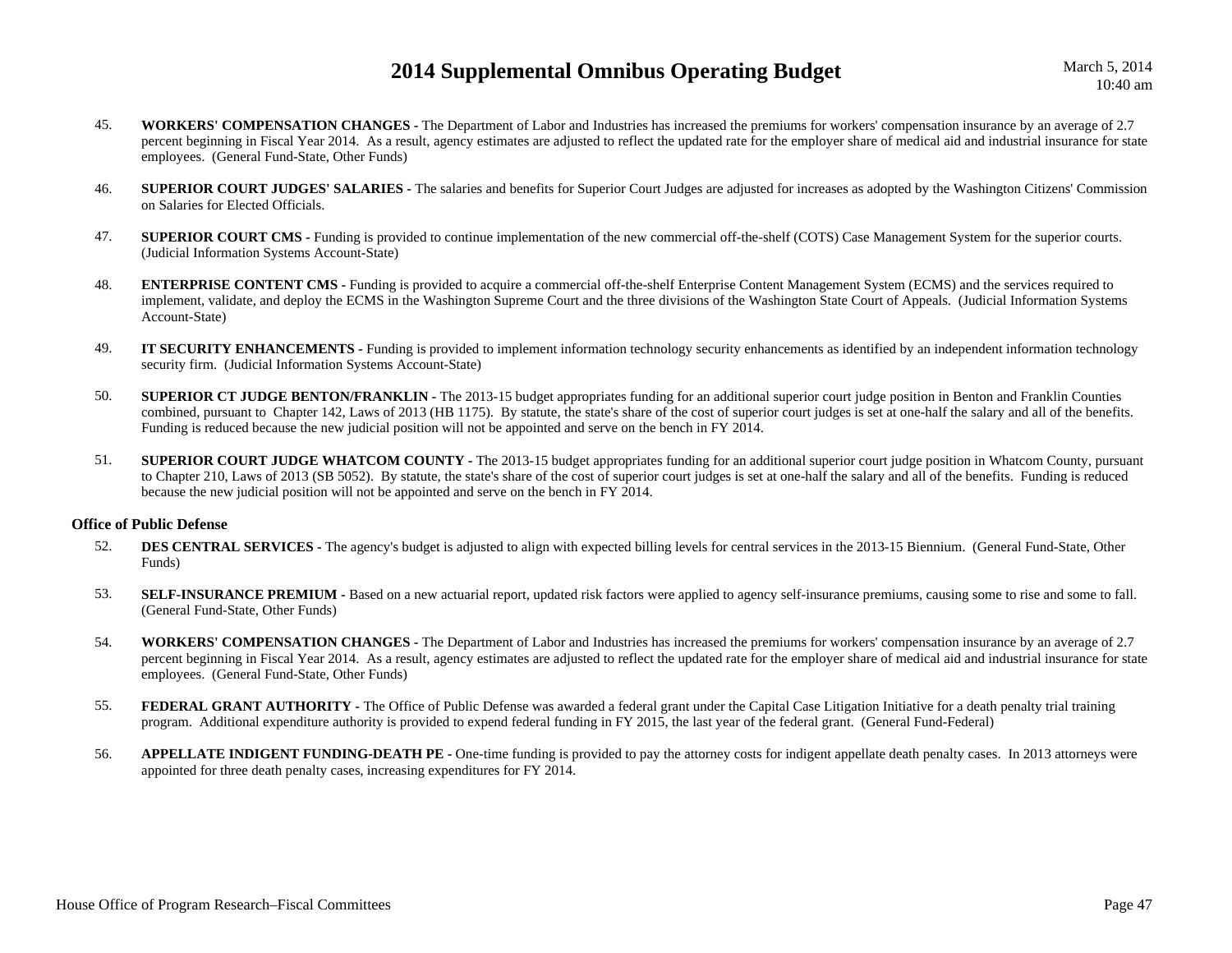45. **WORKERS' COMPENSATION CHANGES -** The Department of Labor and Industries has increased the premiums for workers' compensation insurance by an average of 2.7 percent beginning in Fiscal Year 2014. As a result, agency estimates are adjusted to reflect the updated rate for the employer share of medical aid and industrial insurance for state employees. (General Fund-State, Other Funds)

46. **SUPERIOR COURT JUDGES' SALARIES -** The salaries and benefits for Superior Court Judges are adjusted for increases as adopted by the Washington Citizens' Commission on Salaries for Elected Officials.

47. **SUPERIOR COURT CMS -** Funding is provided to continue implementation of the new commercial off-the-shelf (COTS) Case Management System for the superior courts. (Judicial Information Systems Account-State)

48. **ENTERPRISE CONTENT CMS -** Funding is provided to acquire a commercial off-the-shelf Enterprise Content Management System (ECMS) and the services required to implement, validate, and deploy the ECMS in the Washington Supreme Court and the three divisions of the Washington State Court of Appeals. (Judicial Information Systems Account-State)

49. **IT SECURITY ENHANCEMENTS -** Funding is provided to implement information technology security enhancements as identified by an independent information technology security firm. (Judicial Information Systems Account-State)

50. **SUPERIOR CT JUDGE BENTON/FRANKLIN -** The 2013-15 budget appropriates funding for an additional superior court judge position in Benton and Franklin Counties combined, pursuant to Chapter 142, Laws of 2013 (HB 1175). By statute, the state's share of the cost of superior court judges is set at one-half the salary and all of the benefits. Funding is reduced because the new judicial position will not be appointed and serve on the bench in FY 2014.

51. **SUPERIOR COURT JUDGE WHATCOM COUNTY -** The 2013-15 budget appropriates funding for an additional superior court judge position in Whatcom County, pursuant to Chapter 210, Laws of 2013 (SB 5052). By statute, the state's share of the cost of superior court judges is set at one-half the salary and all of the benefits. Funding is reduced because the new judicial position will not be appointed and serve on the bench in FY 2014.

### Office of Public Defense

52. **DES CENTRAL SERVICES -** The agency's budget is adjusted to align with expected billing levels for central services in the 2013-15 Biennium. (General Fund-State, Other Funds)

53. **SELF-INSURANCE PREMIUM -** Based on a new actuarial report, updated risk factors were applied to agency self-insurance premiums, causing some to rise and some to fall. (General Fund-State, Other Funds)

54. **WORKERS' COMPENSATION CHANGES -** The Department of Labor and Industries has increased the premiums for workers' compensation insurance by an average of 2.7 percent beginning in Fiscal Year 2014. As a result, agency estimates are adjusted to reflect the updated rate for the employer share of medical aid and industrial insurance for state employees. (General Fund-State, Other Funds)

55. **FEDERAL GRANT AUTHORITY -** The Office of Public Defense was awarded a federal grant under the Capital Case Litigation Initiative for a death penalty trial training program. Additional expenditure authority is provided to expend federal funding in FY 2015, the last year of the federal grant. (General Fund-Federal)

56. **APPELLATE INDIGENT FUNDING-DEATH PE -** One-time funding is provided to pay the attorney costs for indigent appellate death penalty cases. In 2013 attorneys were appointed for three death penalty cases, increasing expenditures for FY 2014.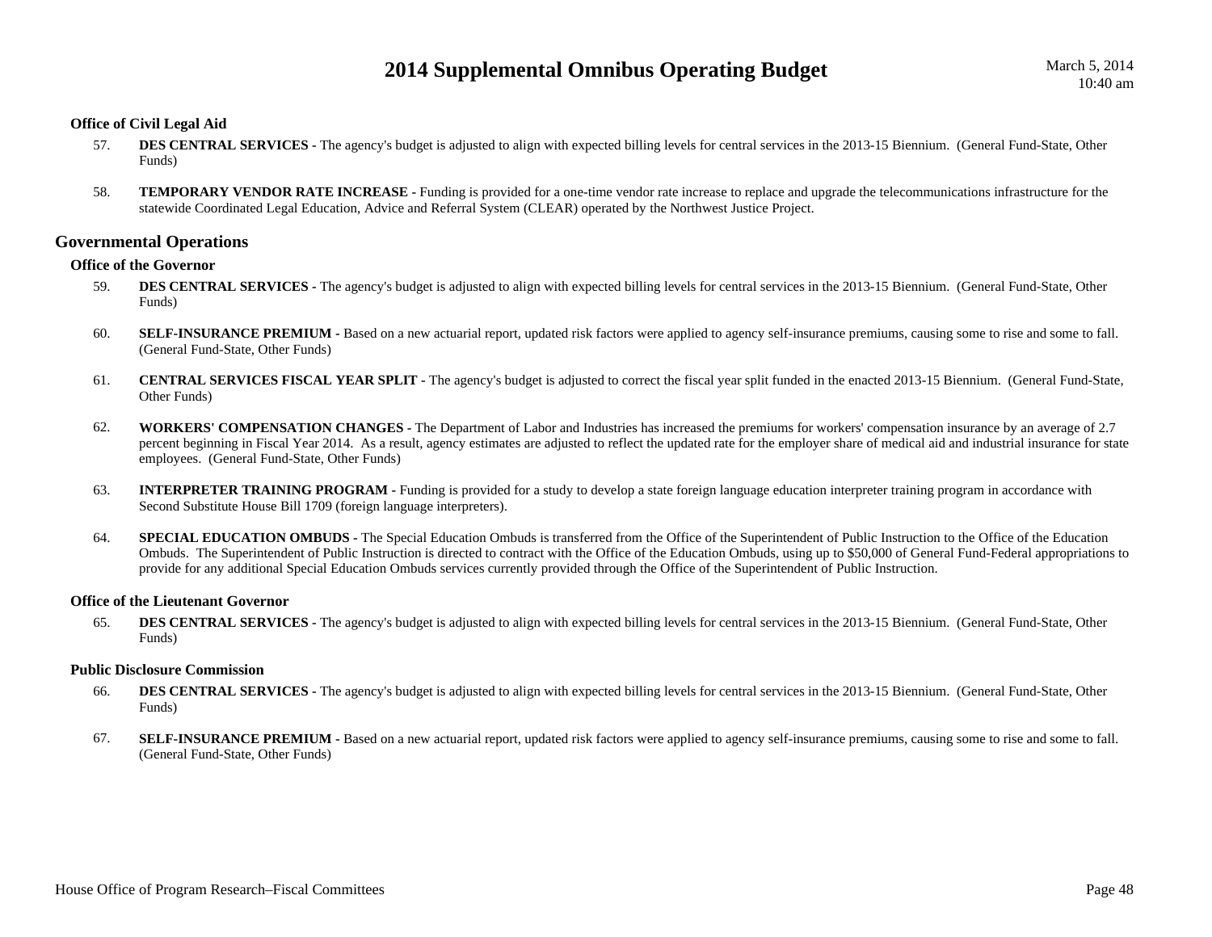### Office of Civil Legal Aid

57. **DES CENTRAL SERVICES -** The agency's budget is adjusted to align with expected billing levels for central services in the 2013-15 Biennium. (General Fund-State, Other Funds)

58. **TEMPORARY VENDOR RATE INCREASE -** Funding is provided for a one-time vendor rate increase to replace and upgrade the telecommunications infrastructure for the statewide Coordinated Legal Education, Advice and Referral System (CLEAR) operated by the Northwest Justice Project.

## Governmental Operations

### Office of the Governor

59. **DES CENTRAL SERVICES -** The agency's budget is adjusted to align with expected billing levels for central services in the 2013-15 Biennium. (General Fund-State, Other Funds)

60. **SELF-INSURANCE PREMIUM -** Based on a new actuarial report, updated risk factors were applied to agency self-insurance premiums, causing some to rise and some to fall. (General Fund-State, Other Funds)

61. **CENTRAL SERVICES FISCAL YEAR SPLIT -** The agency's budget is adjusted to correct the fiscal year split funded in the enacted 2013-15 Biennium. (General Fund-State, Other Funds)

62. **WORKERS' COMPENSATION CHANGES -** The Department of Labor and Industries has increased the premiums for workers' compensation insurance by an average of 2.7 percent beginning in Fiscal Year 2014. As a result, agency estimates are adjusted to reflect the updated rate for the employer share of medical aid and industrial insurance for state employees. (General Fund-State, Other Funds)

63. **INTERPRETER TRAINING PROGRAM -** Funding is provided for a study to develop a state foreign language education interpreter training program in accordance with Second Substitute House Bill 1709 (foreign language interpreters).

64. **SPECIAL EDUCATION OMBUDS -** The Special Education Ombuds is transferred from the Office of the Superintendent of Public Instruction to the Office of the Education Ombuds. The Superintendent of Public Instruction is directed to contract with the Office of the Education Ombuds, using up to $50,000 of General Fund-Federal appropriations to provide for any additional Special Education Ombuds services currently provided through the Office of the Superintendent of Public Instruction.

### Office of the Lieutenant Governor

65. **DES CENTRAL SERVICES -** The agency's budget is adjusted to align with expected billing levels for central services in the 2013-15 Biennium. (General Fund-State, Other Funds)

### Public Disclosure Commission

66. **DES CENTRAL SERVICES -** The agency's budget is adjusted to align with expected billing levels for central services in the 2013-15 Biennium. (General Fund-State, Other Funds)

67. **SELF-INSURANCE PREMIUM -** Based on a new actuarial report, updated risk factors were applied to agency self-insurance premiums, causing some to rise and some to fall. (General Fund-State, Other Funds)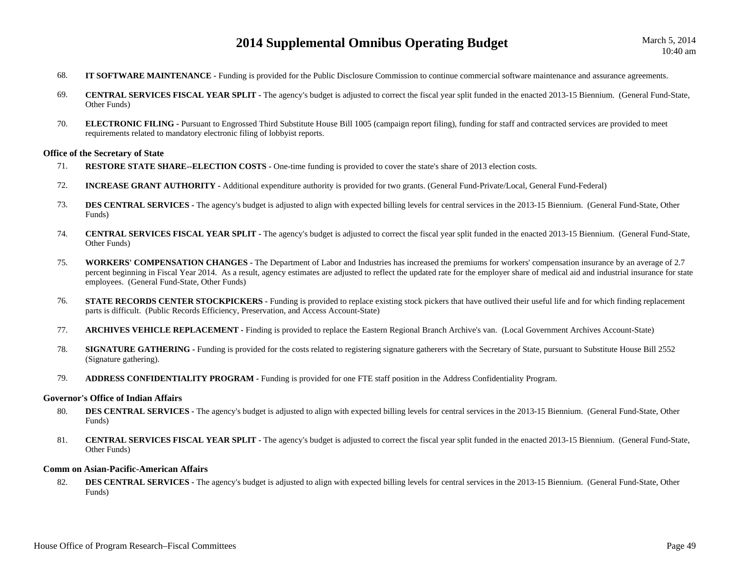68. **IT SOFTWARE MAINTENANCE -** Funding is provided for the Public Disclosure Commission to continue commercial software maintenance and assurance agreements.

69. **CENTRAL SERVICES FISCAL YEAR SPLIT -** The agency's budget is adjusted to correct the fiscal year split funded in the enacted 2013-15 Biennium. (General Fund-State, Other Funds)

70. **ELECTRONIC FILING -** Pursuant to Engrossed Third Substitute House Bill 1005 (campaign report filing), funding for staff and contracted services are provided to meet requirements related to mandatory electronic filing of lobbyist reports.

### Office of the Secretary of State

71. **RESTORE STATE SHARE--ELECTION COSTS -** One-time funding is provided to cover the state's share of 2013 election costs.

72. **INCREASE GRANT AUTHORITY -** Additional expenditure authority is provided for two grants. (General Fund-Private/Local, General Fund-Federal)

73. **DES CENTRAL SERVICES -** The agency's budget is adjusted to align with expected billing levels for central services in the 2013-15 Biennium. (General Fund-State, Other Funds)

74. **CENTRAL SERVICES FISCAL YEAR SPLIT -** The agency's budget is adjusted to correct the fiscal year split funded in the enacted 2013-15 Biennium. (General Fund-State, Other Funds)

75. **WORKERS' COMPENSATION CHANGES -** The Department of Labor and Industries has increased the premiums for workers' compensation insurance by an average of 2.7 percent beginning in Fiscal Year 2014. As a result, agency estimates are adjusted to reflect the updated rate for the employer share of medical aid and industrial insurance for state employees. (General Fund-State, Other Funds)

76. **STATE RECORDS CENTER STOCKPICKERS -** Funding is provided to replace existing stock pickers that have outlived their useful life and for which finding replacement parts is difficult. (Public Records Efficiency, Preservation, and Access Account-State)

77. **ARCHIVES VEHICLE REPLACEMENT -** Finding is provided to replace the Eastern Regional Branch Archive's van. (Local Government Archives Account-State)

78. **SIGNATURE GATHERING -** Funding is provided for the costs related to registering signature gatherers with the Secretary of State, pursuant to Substitute House Bill 2552 (Signature gathering).

79. **ADDRESS CONFIDENTIALITY PROGRAM -** Funding is provided for one FTE staff position in the Address Confidentiality Program.

### Governor's Office of Indian Affairs

80. **DES CENTRAL SERVICES -** The agency's budget is adjusted to align with expected billing levels for central services in the 2013-15 Biennium. (General Fund-State, Other Funds)

81. **CENTRAL SERVICES FISCAL YEAR SPLIT -** The agency's budget is adjusted to correct the fiscal year split funded in the enacted 2013-15 Biennium. (General Fund-State, Other Funds)

### Comm on Asian-Pacific-American Affairs

82. **DES CENTRAL SERVICES -** The agency's budget is adjusted to align with expected billing levels for central services in the 2013-15 Biennium. (General Fund-State, Other Funds)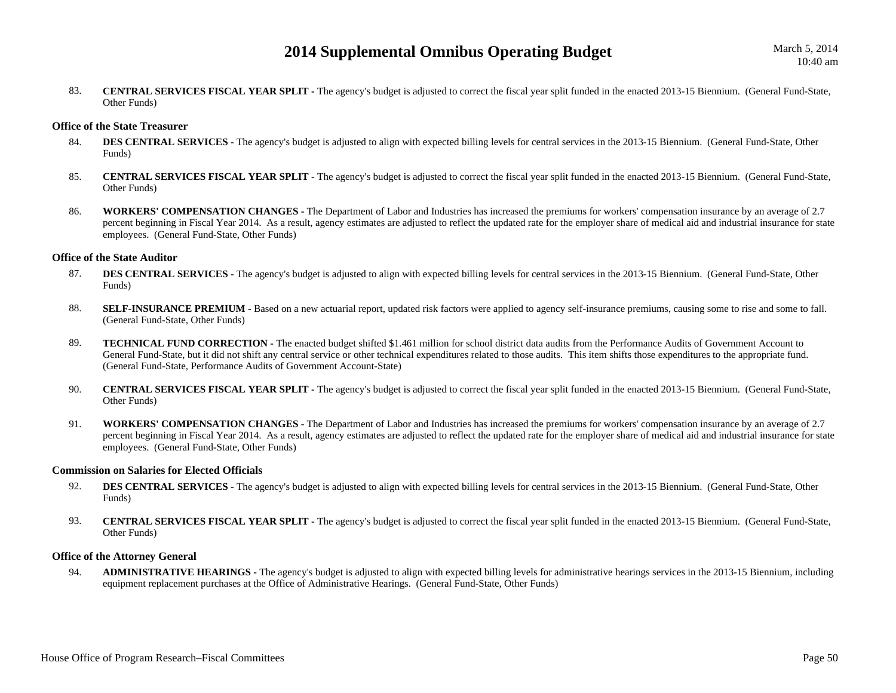83. **CENTRAL SERVICES FISCAL YEAR SPLIT -** The agency's budget is adjusted to correct the fiscal year split funded in the enacted 2013-15 Biennium. (General Fund-State, Other Funds)

### Office of the State Treasurer

84. **DES CENTRAL SERVICES -** The agency's budget is adjusted to align with expected billing levels for central services in the 2013-15 Biennium. (General Fund-State, Other Funds)

85. **CENTRAL SERVICES FISCAL YEAR SPLIT -** The agency's budget is adjusted to correct the fiscal year split funded in the enacted 2013-15 Biennium. (General Fund-State, Other Funds)

86. **WORKERS' COMPENSATION CHANGES -** The Department of Labor and Industries has increased the premiums for workers' compensation insurance by an average of 2.7 percent beginning in Fiscal Year 2014. As a result, agency estimates are adjusted to reflect the updated rate for the employer share of medical aid and industrial insurance for state employees. (General Fund-State, Other Funds)

### Office of the State Auditor

87. **DES CENTRAL SERVICES -** The agency's budget is adjusted to align with expected billing levels for central services in the 2013-15 Biennium. (General Fund-State, Other Funds)

88. **SELF-INSURANCE PREMIUM -** Based on a new actuarial report, updated risk factors were applied to agency self-insurance premiums, causing some to rise and some to fall. (General Fund-State, Other Funds)

89. **TECHNICAL FUND CORRECTION -** The enacted budget shifted $1.461 million for school district data audits from the Performance Audits of Government Account to General Fund-State, but it did not shift any central service or other technical expenditures related to those audits. This item shifts those expenditures to the appropriate fund. (General Fund-State, Performance Audits of Government Account-State)

90. **CENTRAL SERVICES FISCAL YEAR SPLIT -** The agency's budget is adjusted to correct the fiscal year split funded in the enacted 2013-15 Biennium. (General Fund-State, Other Funds)

91. **WORKERS' COMPENSATION CHANGES -** The Department of Labor and Industries has increased the premiums for workers' compensation insurance by an average of 2.7 percent beginning in Fiscal Year 2014. As a result, agency estimates are adjusted to reflect the updated rate for the employer share of medical aid and industrial insurance for state employees. (General Fund-State, Other Funds)

### Commission on Salaries for Elected Officials

92. **DES CENTRAL SERVICES -** The agency's budget is adjusted to align with expected billing levels for central services in the 2013-15 Biennium. (General Fund-State, Other Funds)

93. **CENTRAL SERVICES FISCAL YEAR SPLIT -** The agency's budget is adjusted to correct the fiscal year split funded in the enacted 2013-15 Biennium. (General Fund-State, Other Funds)

### Office of the Attorney General

94. **ADMINISTRATIVE HEARINGS -** The agency's budget is adjusted to align with expected billing levels for administrative hearings services in the 2013-15 Biennium, including equipment replacement purchases at the Office of Administrative Hearings. (General Fund-State, Other Funds)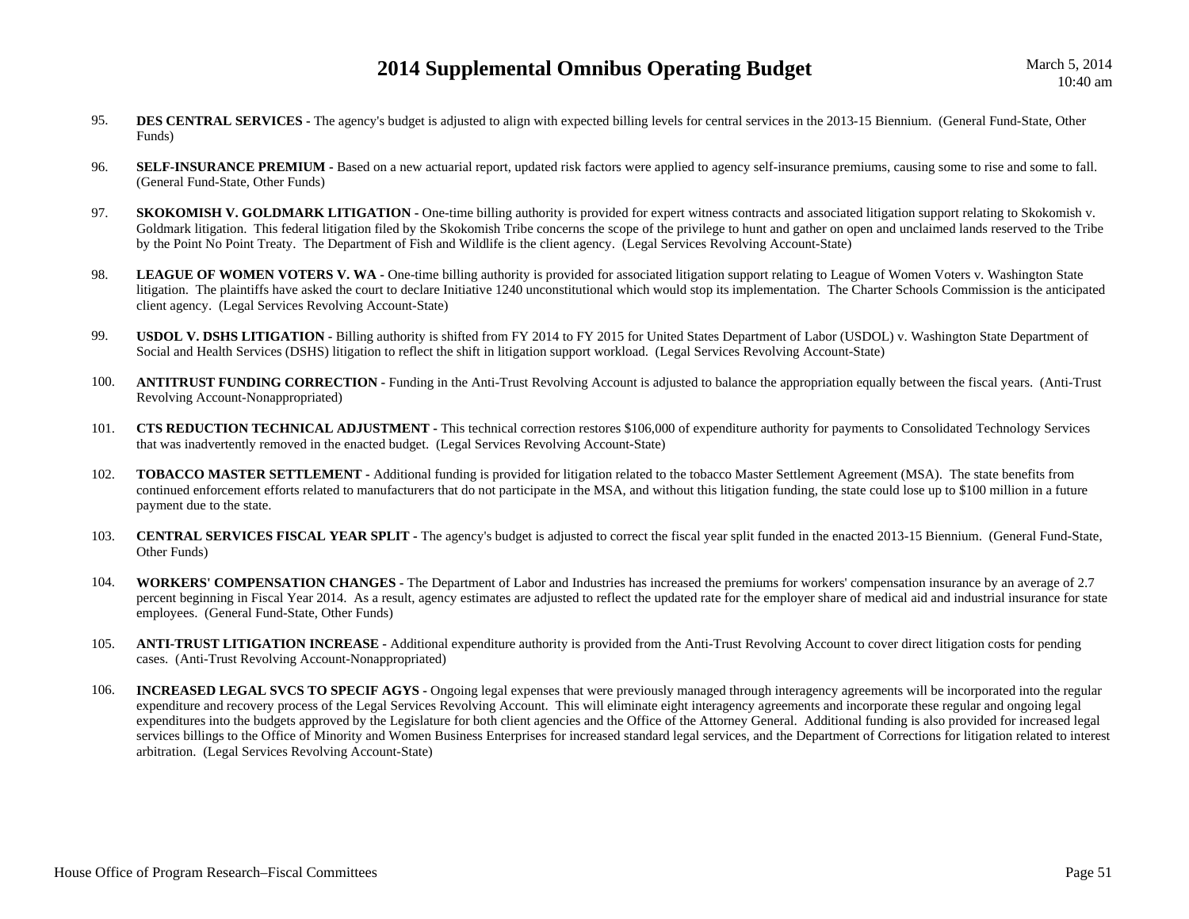95. **DES CENTRAL SERVICES -** The agency's budget is adjusted to align with expected billing levels for central services in the 2013-15 Biennium. (General Fund-State, Other Funds)

96. **SELF-INSURANCE PREMIUM -** Based on a new actuarial report, updated risk factors were applied to agency self-insurance premiums, causing some to rise and some to fall. (General Fund-State, Other Funds)

97. **SKOKOMISH V. GOLDMARK LITIGATION -** One-time billing authority is provided for expert witness contracts and associated litigation support relating to Skokomish v. Goldmark litigation. This federal litigation filed by the Skokomish Tribe concerns the scope of the privilege to hunt and gather on open and unclaimed lands reserved to the Tribe by the Point No Point Treaty. The Department of Fish and Wildlife is the client agency. (Legal Services Revolving Account-State)

98. **LEAGUE OF WOMEN VOTERS V. WA -** One-time billing authority is provided for associated litigation support relating to League of Women Voters v. Washington State litigation. The plaintiffs have asked the court to declare Initiative 1240 unconstitutional which would stop its implementation. The Charter Schools Commission is the anticipated client agency. (Legal Services Revolving Account-State)

99. **USDOL V. DSHS LITIGATION -** Billing authority is shifted from FY 2014 to FY 2015 for United States Department of Labor (USDOL) v. Washington State Department of Social and Health Services (DSHS) litigation to reflect the shift in litigation support workload. (Legal Services Revolving Account-State)

100. **ANTITRUST FUNDING CORRECTION -** Funding in the Anti-Trust Revolving Account is adjusted to balance the appropriation equally between the fiscal years. (Anti-Trust Revolving Account-Nonappropriated)

101. **CTS REDUCTION TECHNICAL ADJUSTMENT -** This technical correction restores $106,000 of expenditure authority for payments to Consolidated Technology Services that was inadvertently removed in the enacted budget. (Legal Services Revolving Account-State)

102. **TOBACCO MASTER SETTLEMENT -** Additional funding is provided for litigation related to the tobacco Master Settlement Agreement (MSA). The state benefits from continued enforcement efforts related to manufacturers that do not participate in the MSA, and without this litigation funding, the state could lose up to $100 million in a future payment due to the state.

103. **CENTRAL SERVICES FISCAL YEAR SPLIT -** The agency's budget is adjusted to correct the fiscal year split funded in the enacted 2013-15 Biennium. (General Fund-State, Other Funds)

104. **WORKERS' COMPENSATION CHANGES -** The Department of Labor and Industries has increased the premiums for workers' compensation insurance by an average of 2.7 percent beginning in Fiscal Year 2014. As a result, agency estimates are adjusted to reflect the updated rate for the employer share of medical aid and industrial insurance for state employees. (General Fund-State, Other Funds)

105. **ANTI-TRUST LITIGATION INCREASE -** Additional expenditure authority is provided from the Anti-Trust Revolving Account to cover direct litigation costs for pending cases. (Anti-Trust Revolving Account-Nonappropriated)

106. **INCREASED LEGAL SVCS TO SPECIF AGYS -** Ongoing legal expenses that were previously managed through interagency agreements will be incorporated into the regular expenditure and recovery process of the Legal Services Revolving Account. This will eliminate eight interagency agreements and incorporate these regular and ongoing legal expenditures into the budgets approved by the Legislature for both client agencies and the Office of the Attorney General. Additional funding is also provided for increased legal services billings to the Office of Minority and Women Business Enterprises for increased standard legal services, and the Department of Corrections for litigation related to interest arbitration. (Legal Services Revolving Account-State)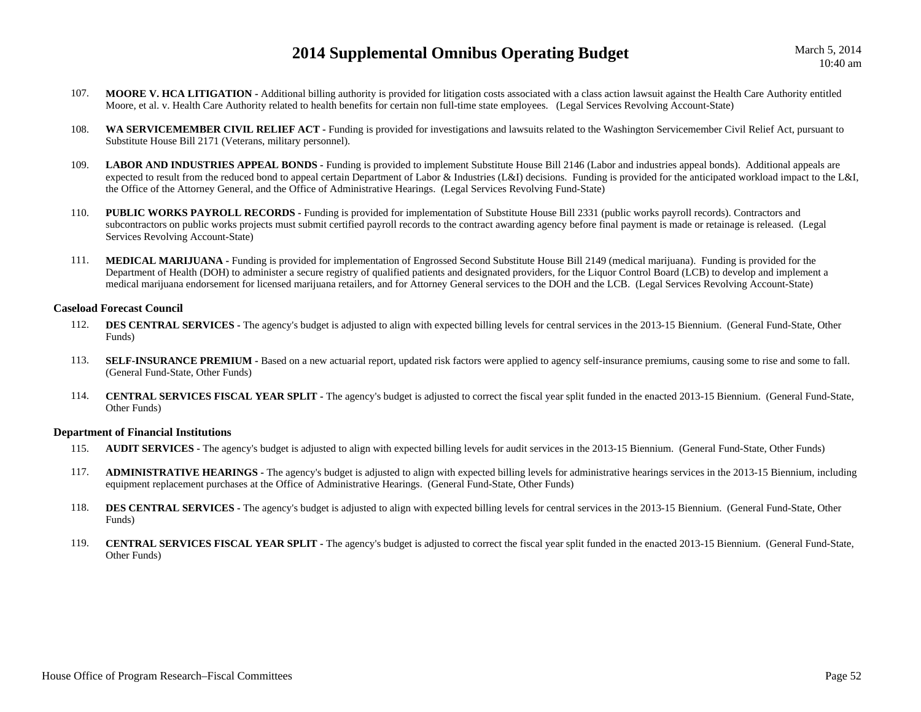107. **MOORE V. HCA LITIGATION -** Additional billing authority is provided for litigation costs associated with a class action lawsuit against the Health Care Authority entitled Moore, et al. v. Health Care Authority related to health benefits for certain non full-time state employees. (Legal Services Revolving Account-State)

108. **WA SERVICEMEMBER CIVIL RELIEF ACT -** Funding is provided for investigations and lawsuits related to the Washington Servicemember Civil Relief Act, pursuant to Substitute House Bill 2171 (Veterans, military personnel).

109. **LABOR AND INDUSTRIES APPEAL BONDS -** Funding is provided to implement Substitute House Bill 2146 (Labor and industries appeal bonds). Additional appeals are expected to result from the reduced bond to appeal certain Department of Labor & Industries (L&I) decisions. Funding is provided for the anticipated workload impact to the L&I, the Office of the Attorney General, and the Office of Administrative Hearings. (Legal Services Revolving Fund-State)

110. **PUBLIC WORKS PAYROLL RECORDS -** Funding is provided for implementation of Substitute House Bill 2331 (public works payroll records). Contractors and subcontractors on public works projects must submit certified payroll records to the contract awarding agency before final payment is made or retainage is released. (Legal Services Revolving Account-State)

111. **MEDICAL MARIJUANA -** Funding is provided for implementation of Engrossed Second Substitute House Bill 2149 (medical marijuana). Funding is provided for the Department of Health (DOH) to administer a secure registry of qualified patients and designated providers, for the Liquor Control Board (LCB) to develop and implement a medical marijuana endorsement for licensed marijuana retailers, and for Attorney General services to the DOH and the LCB. (Legal Services Revolving Account-State)

### Caseload Forecast Council

112. **DES CENTRAL SERVICES -** The agency's budget is adjusted to align with expected billing levels for central services in the 2013-15 Biennium. (General Fund-State, Other Funds)

113. **SELF-INSURANCE PREMIUM -** Based on a new actuarial report, updated risk factors were applied to agency self-insurance premiums, causing some to rise and some to fall. (General Fund-State, Other Funds)

114. **CENTRAL SERVICES FISCAL YEAR SPLIT -** The agency's budget is adjusted to correct the fiscal year split funded in the enacted 2013-15 Biennium. (General Fund-State, Other Funds)

### Department of Financial Institutions

115. **AUDIT SERVICES -** The agency's budget is adjusted to align with expected billing levels for audit services in the 2013-15 Biennium. (General Fund-State, Other Funds)

117. **ADMINISTRATIVE HEARINGS -** The agency's budget is adjusted to align with expected billing levels for administrative hearings services in the 2013-15 Biennium, including equipment replacement purchases at the Office of Administrative Hearings. (General Fund-State, Other Funds)

118. **DES CENTRAL SERVICES -** The agency's budget is adjusted to align with expected billing levels for central services in the 2013-15 Biennium. (General Fund-State, Other Funds)

119. **CENTRAL SERVICES FISCAL YEAR SPLIT -** The agency's budget is adjusted to correct the fiscal year split funded in the enacted 2013-15 Biennium. (General Fund-State, Other Funds)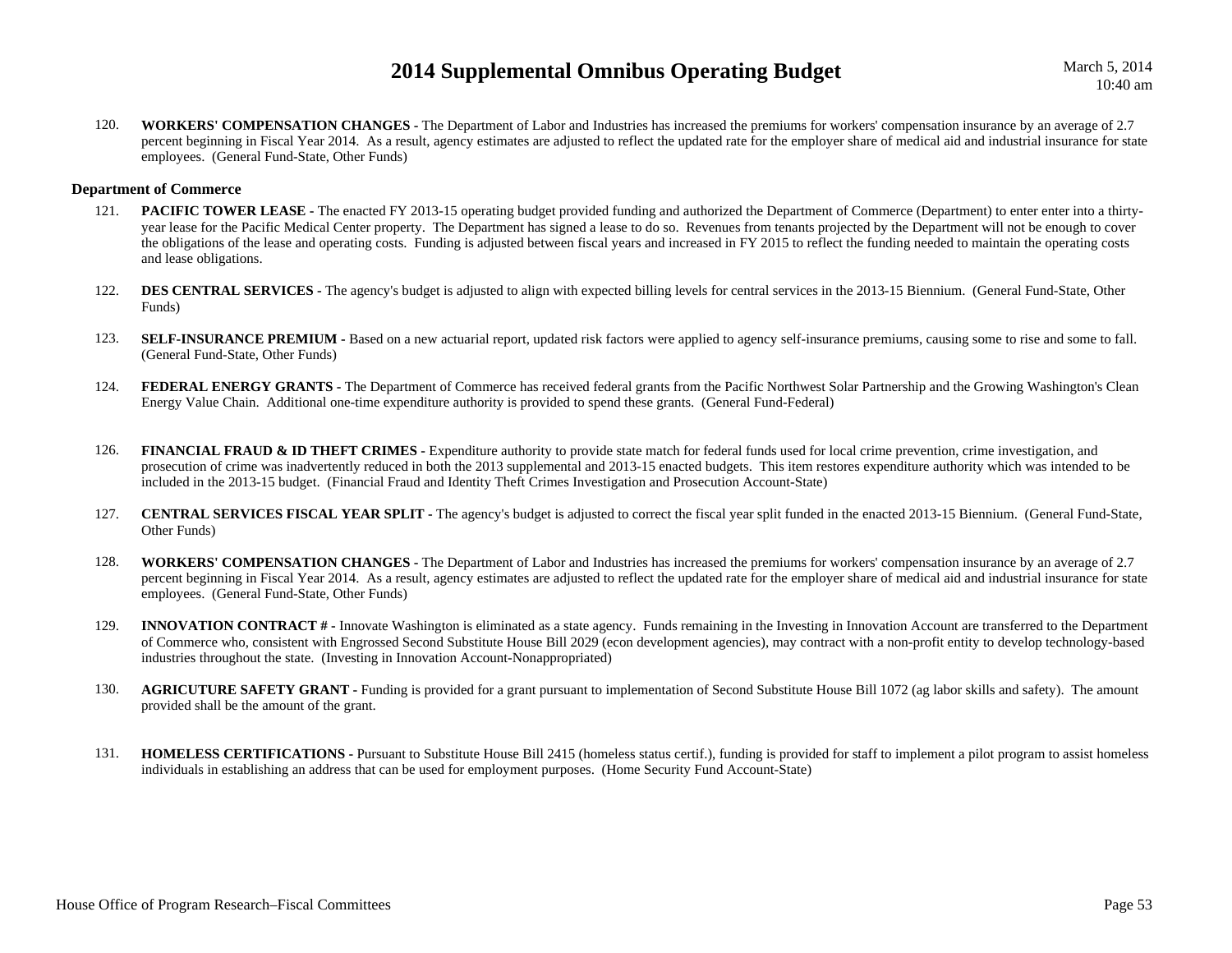120. **WORKERS' COMPENSATION CHANGES -** The Department of Labor and Industries has increased the premiums for workers' compensation insurance by an average of 2.7 percent beginning in Fiscal Year 2014. As a result, agency estimates are adjusted to reflect the updated rate for the employer share of medical aid and industrial insurance for state employees. (General Fund-State, Other Funds)

### Department of Commerce

121. **PACIFIC TOWER LEASE -** The enacted FY 2013-15 operating budget provided funding and authorized the Department of Commerce (Department) to enter enter into a thirty-year lease for the Pacific Medical Center property. The Department has signed a lease to do so. Revenues from tenants projected by the Department will not be enough to cover the obligations of the lease and operating costs. Funding is adjusted between fiscal years and increased in FY 2015 to reflect the funding needed to maintain the operating costs and lease obligations.

122. **DES CENTRAL SERVICES -** The agency's budget is adjusted to align with expected billing levels for central services in the 2013-15 Biennium. (General Fund-State, Other Funds)

123. **SELF-INSURANCE PREMIUM -** Based on a new actuarial report, updated risk factors were applied to agency self-insurance premiums, causing some to rise and some to fall. (General Fund-State, Other Funds)

124. **FEDERAL ENERGY GRANTS -** The Department of Commerce has received federal grants from the Pacific Northwest Solar Partnership and the Growing Washington's Clean Energy Value Chain. Additional one-time expenditure authority is provided to spend these grants. (General Fund-Federal)

126. **FINANCIAL FRAUD & ID THEFT CRIMES -** Expenditure authority to provide state match for federal funds used for local crime prevention, crime investigation, and prosecution of crime was inadvertently reduced in both the 2013 supplemental and 2013-15 enacted budgets. This item restores expenditure authority which was intended to be included in the 2013-15 budget. (Financial Fraud and Identity Theft Crimes Investigation and Prosecution Account-State)

127. **CENTRAL SERVICES FISCAL YEAR SPLIT -** The agency's budget is adjusted to correct the fiscal year split funded in the enacted 2013-15 Biennium. (General Fund-State, Other Funds)

128. **WORKERS' COMPENSATION CHANGES -** The Department of Labor and Industries has increased the premiums for workers' compensation insurance by an average of 2.7 percent beginning in Fiscal Year 2014. As a result, agency estimates are adjusted to reflect the updated rate for the employer share of medical aid and industrial insurance for state employees. (General Fund-State, Other Funds)

129. **INNOVATION CONTRACT # -** Innovate Washington is eliminated as a state agency. Funds remaining in the Investing in Innovation Account are transferred to the Department of Commerce who, consistent with Engrossed Second Substitute House Bill 2029 (econ development agencies), may contract with a non-profit entity to develop technology-based industries throughout the state. (Investing in Innovation Account-Nonappropriated)

130. **AGRICUTURE SAFETY GRANT -** Funding is provided for a grant pursuant to implementation of Second Substitute House Bill 1072 (ag labor skills and safety). The amount provided shall be the amount of the grant.

131. **HOMELESS CERTIFICATIONS -** Pursuant to Substitute House Bill 2415 (homeless status certif.), funding is provided for staff to implement a pilot program to assist homeless individuals in establishing an address that can be used for employment purposes. (Home Security Fund Account-State)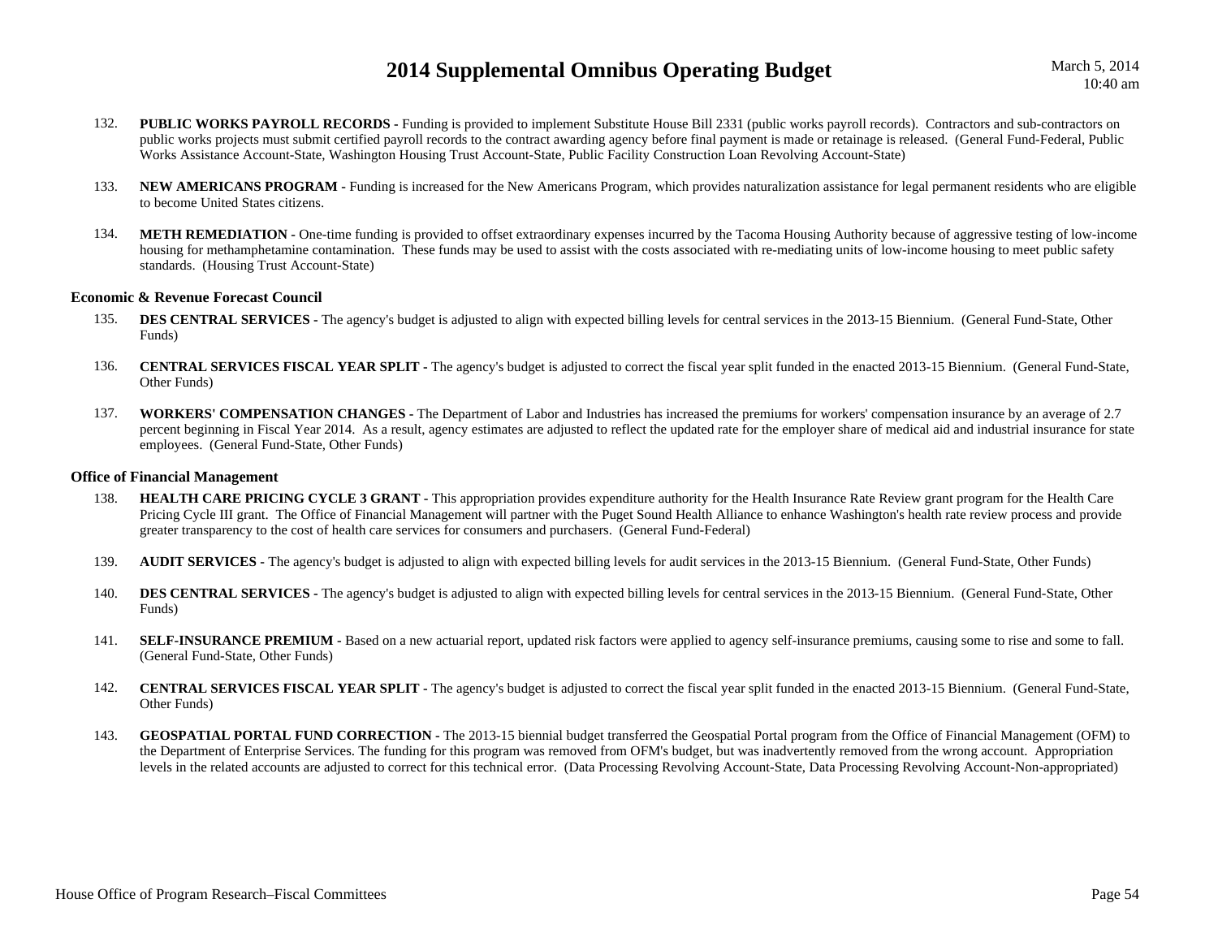132. **PUBLIC WORKS PAYROLL RECORDS -** Funding is provided to implement Substitute House Bill 2331 (public works payroll records). Contractors and sub-contractors on public works projects must submit certified payroll records to the contract awarding agency before final payment is made or retainage is released. (General Fund-Federal, Public Works Assistance Account-State, Washington Housing Trust Account-State, Public Facility Construction Loan Revolving Account-State)

133. **NEW AMERICANS PROGRAM -** Funding is increased for the New Americans Program, which provides naturalization assistance for legal permanent residents who are eligible to become United States citizens.

134. **METH REMEDIATION -** One-time funding is provided to offset extraordinary expenses incurred by the Tacoma Housing Authority because of aggressive testing of low-income housing for methamphetamine contamination. These funds may be used to assist with the costs associated with re-mediating units of low-income housing to meet public safety standards. (Housing Trust Account-State)

### Economic & Revenue Forecast Council

135. **DES CENTRAL SERVICES -** The agency's budget is adjusted to align with expected billing levels for central services in the 2013-15 Biennium. (General Fund-State, Other Funds)

136. **CENTRAL SERVICES FISCAL YEAR SPLIT -** The agency's budget is adjusted to correct the fiscal year split funded in the enacted 2013-15 Biennium. (General Fund-State, Other Funds)

137. **WORKERS' COMPENSATION CHANGES -** The Department of Labor and Industries has increased the premiums for workers' compensation insurance by an average of 2.7 percent beginning in Fiscal Year 2014. As a result, agency estimates are adjusted to reflect the updated rate for the employer share of medical aid and industrial insurance for state employees. (General Fund-State, Other Funds)

### Office of Financial Management

138. **HEALTH CARE PRICING CYCLE 3 GRANT -** This appropriation provides expenditure authority for the Health Insurance Rate Review grant program for the Health Care Pricing Cycle III grant. The Office of Financial Management will partner with the Puget Sound Health Alliance to enhance Washington's health rate review process and provide greater transparency to the cost of health care services for consumers and purchasers. (General Fund-Federal)

139. **AUDIT SERVICES -** The agency's budget is adjusted to align with expected billing levels for audit services in the 2013-15 Biennium. (General Fund-State, Other Funds)

140. **DES CENTRAL SERVICES -** The agency's budget is adjusted to align with expected billing levels for central services in the 2013-15 Biennium. (General Fund-State, Other Funds)

141. **SELF-INSURANCE PREMIUM -** Based on a new actuarial report, updated risk factors were applied to agency self-insurance premiums, causing some to rise and some to fall. (General Fund-State, Other Funds)

142. **CENTRAL SERVICES FISCAL YEAR SPLIT -** The agency's budget is adjusted to correct the fiscal year split funded in the enacted 2013-15 Biennium. (General Fund-State, Other Funds)

143. **GEOSPATIAL PORTAL FUND CORRECTION -** The 2013-15 biennial budget transferred the Geospatial Portal program from the Office of Financial Management (OFM) to the Department of Enterprise Services. The funding for this program was removed from OFM's budget, but was inadvertently removed from the wrong account. Appropriation levels in the related accounts are adjusted to correct for this technical error. (Data Processing Revolving Account-State, Data Processing Revolving Account-Non-appropriated)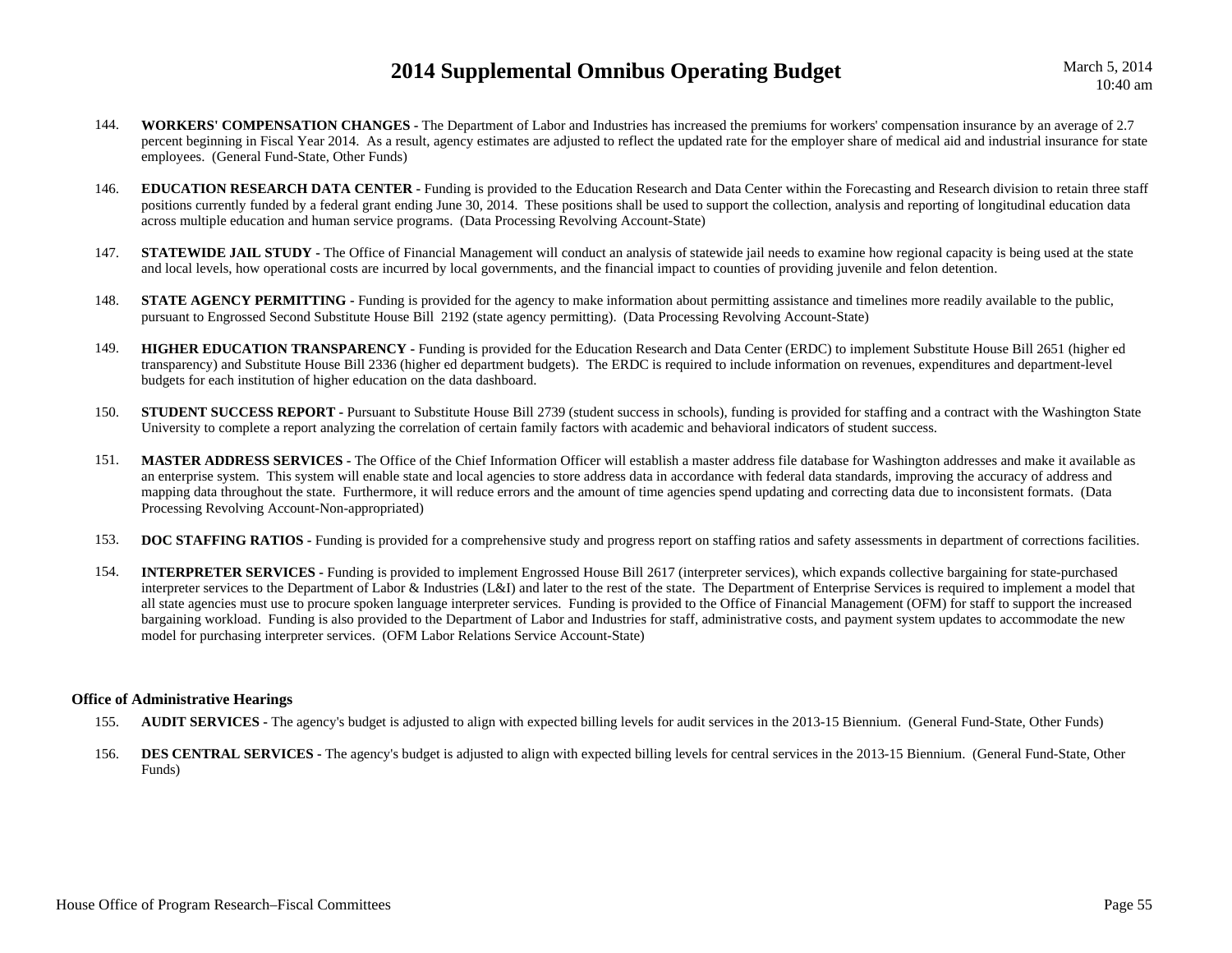144. **WORKERS' COMPENSATION CHANGES -** The Department of Labor and Industries has increased the premiums for workers' compensation insurance by an average of 2.7 percent beginning in Fiscal Year 2014. As a result, agency estimates are adjusted to reflect the updated rate for the employer share of medical aid and industrial insurance for state employees. (General Fund-State, Other Funds)

146. **EDUCATION RESEARCH DATA CENTER -** Funding is provided to the Education Research and Data Center within the Forecasting and Research division to retain three staff positions currently funded by a federal grant ending June 30, 2014. These positions shall be used to support the collection, analysis and reporting of longitudinal education data across multiple education and human service programs. (Data Processing Revolving Account-State)

147. **STATEWIDE JAIL STUDY -** The Office of Financial Management will conduct an analysis of statewide jail needs to examine how regional capacity is being used at the state and local levels, how operational costs are incurred by local governments, and the financial impact to counties of providing juvenile and felon detention.

148. **STATE AGENCY PERMITTING -** Funding is provided for the agency to make information about permitting assistance and timelines more readily available to the public, pursuant to Engrossed Second Substitute House Bill 2192 (state agency permitting). (Data Processing Revolving Account-State)

149. **HIGHER EDUCATION TRANSPARENCY -** Funding is provided for the Education Research and Data Center (ERDC) to implement Substitute House Bill 2651 (higher ed transparency) and Substitute House Bill 2336 (higher ed department budgets). The ERDC is required to include information on revenues, expenditures and department-level budgets for each institution of higher education on the data dashboard.

150. **STUDENT SUCCESS REPORT -** Pursuant to Substitute House Bill 2739 (student success in schools), funding is provided for staffing and a contract with the Washington State University to complete a report analyzing the correlation of certain family factors with academic and behavioral indicators of student success.

151. **MASTER ADDRESS SERVICES -** The Office of the Chief Information Officer will establish a master address file database for Washington addresses and make it available as an enterprise system. This system will enable state and local agencies to store address data in accordance with federal data standards, improving the accuracy of address and mapping data throughout the state. Furthermore, it will reduce errors and the amount of time agencies spend updating and correcting data due to inconsistent formats. (Data Processing Revolving Account-Non-appropriated)

153. **DOC STAFFING RATIOS -** Funding is provided for a comprehensive study and progress report on staffing ratios and safety assessments in department of corrections facilities.

154. **INTERPRETER SERVICES -** Funding is provided to implement Engrossed House Bill 2617 (interpreter services), which expands collective bargaining for state-purchased interpreter services to the Department of Labor & Industries (L&I) and later to the rest of the state. The Department of Enterprise Services is required to implement a model that all state agencies must use to procure spoken language interpreter services. Funding is provided to the Office of Financial Management (OFM) for staff to support the increased bargaining workload. Funding is also provided to the Department of Labor and Industries for staff, administrative costs, and payment system updates to accommodate the new model for purchasing interpreter services. (OFM Labor Relations Service Account-State)

### Office of Administrative Hearings

155. **AUDIT SERVICES -** The agency's budget is adjusted to align with expected billing levels for audit services in the 2013-15 Biennium. (General Fund-State, Other Funds)

156. **DES CENTRAL SERVICES -** The agency's budget is adjusted to align with expected billing levels for central services in the 2013-15 Biennium. (General Fund-State, Other Funds)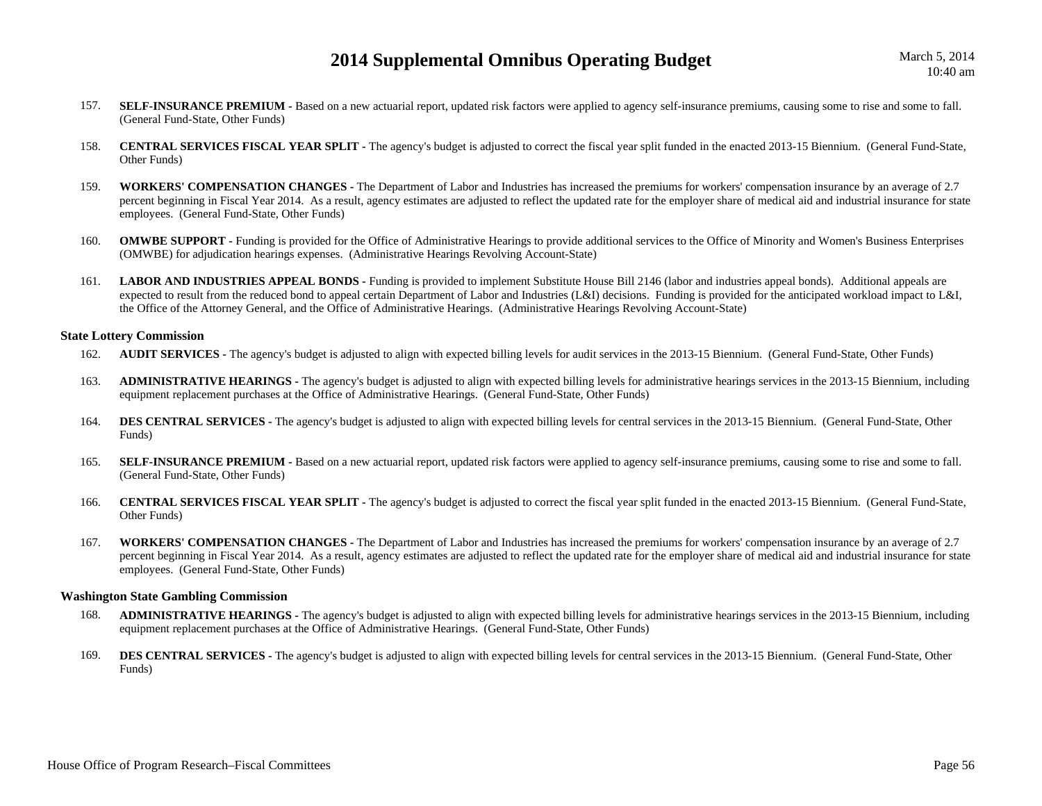157. **SELF-INSURANCE PREMIUM -** Based on a new actuarial report, updated risk factors were applied to agency self-insurance premiums, causing some to rise and some to fall. (General Fund-State, Other Funds)

158. **CENTRAL SERVICES FISCAL YEAR SPLIT -** The agency's budget is adjusted to correct the fiscal year split funded in the enacted 2013-15 Biennium. (General Fund-State, Other Funds)

159. **WORKERS' COMPENSATION CHANGES -** The Department of Labor and Industries has increased the premiums for workers' compensation insurance by an average of 2.7 percent beginning in Fiscal Year 2014. As a result, agency estimates are adjusted to reflect the updated rate for the employer share of medical aid and industrial insurance for state employees. (General Fund-State, Other Funds)

160. **OMWBE SUPPORT -** Funding is provided for the Office of Administrative Hearings to provide additional services to the Office of Minority and Women's Business Enterprises (OMWBE) for adjudication hearings expenses. (Administrative Hearings Revolving Account-State)

161. **LABOR AND INDUSTRIES APPEAL BONDS -** Funding is provided to implement Substitute House Bill 2146 (labor and industries appeal bonds). Additional appeals are expected to result from the reduced bond to appeal certain Department of Labor and Industries (L&I) decisions. Funding is provided for the anticipated workload impact to L&I, the Office of the Attorney General, and the Office of Administrative Hearings. (Administrative Hearings Revolving Account-State)

### State Lottery Commission

162. **AUDIT SERVICES -** The agency's budget is adjusted to align with expected billing levels for audit services in the 2013-15 Biennium. (General Fund-State, Other Funds)

163. **ADMINISTRATIVE HEARINGS -** The agency's budget is adjusted to align with expected billing levels for administrative hearings services in the 2013-15 Biennium, including equipment replacement purchases at the Office of Administrative Hearings. (General Fund-State, Other Funds)

164. **DES CENTRAL SERVICES -** The agency's budget is adjusted to align with expected billing levels for central services in the 2013-15 Biennium. (General Fund-State, Other Funds)

165. **SELF-INSURANCE PREMIUM -** Based on a new actuarial report, updated risk factors were applied to agency self-insurance premiums, causing some to rise and some to fall. (General Fund-State, Other Funds)

166. **CENTRAL SERVICES FISCAL YEAR SPLIT -** The agency's budget is adjusted to correct the fiscal year split funded in the enacted 2013-15 Biennium. (General Fund-State, Other Funds)

167. **WORKERS' COMPENSATION CHANGES -** The Department of Labor and Industries has increased the premiums for workers' compensation insurance by an average of 2.7 percent beginning in Fiscal Year 2014. As a result, agency estimates are adjusted to reflect the updated rate for the employer share of medical aid and industrial insurance for state employees. (General Fund-State, Other Funds)

### Washington State Gambling Commission

168. **ADMINISTRATIVE HEARINGS -** The agency's budget is adjusted to align with expected billing levels for administrative hearings services in the 2013-15 Biennium, including equipment replacement purchases at the Office of Administrative Hearings. (General Fund-State, Other Funds)

169. **DES CENTRAL SERVICES -** The agency's budget is adjusted to align with expected billing levels for central services in the 2013-15 Biennium. (General Fund-State, Other Funds)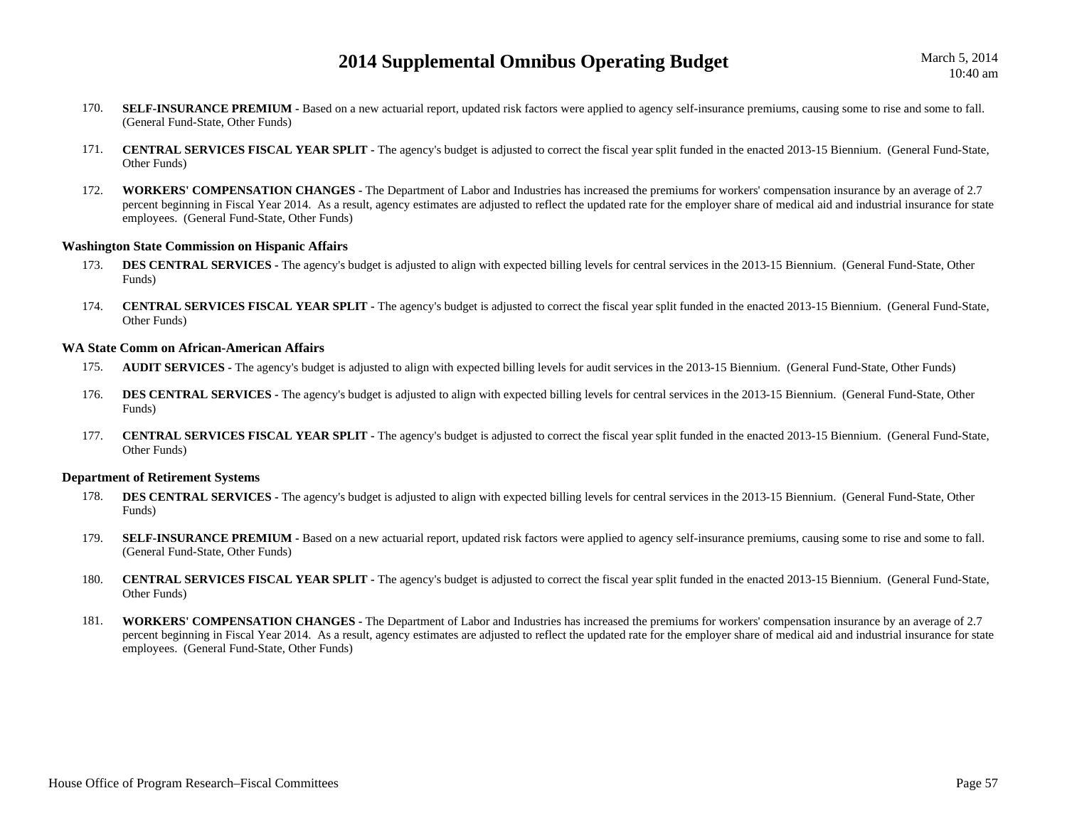170. **SELF-INSURANCE PREMIUM -** Based on a new actuarial report, updated risk factors were applied to agency self-insurance premiums, causing some to rise and some to fall. (General Fund-State, Other Funds)

171. **CENTRAL SERVICES FISCAL YEAR SPLIT -** The agency's budget is adjusted to correct the fiscal year split funded in the enacted 2013-15 Biennium. (General Fund-State, Other Funds)

172. **WORKERS' COMPENSATION CHANGES -** The Department of Labor and Industries has increased the premiums for workers' compensation insurance by an average of 2.7 percent beginning in Fiscal Year 2014. As a result, agency estimates are adjusted to reflect the updated rate for the employer share of medical aid and industrial insurance for state employees. (General Fund-State, Other Funds)

### Washington State Commission on Hispanic Affairs

173. **DES CENTRAL SERVICES -** The agency's budget is adjusted to align with expected billing levels for central services in the 2013-15 Biennium. (General Fund-State, Other Funds)

174. **CENTRAL SERVICES FISCAL YEAR SPLIT -** The agency's budget is adjusted to correct the fiscal year split funded in the enacted 2013-15 Biennium. (General Fund-State, Other Funds)

### WA State Comm on African-American Affairs

175. **AUDIT SERVICES -** The agency's budget is adjusted to align with expected billing levels for audit services in the 2013-15 Biennium. (General Fund-State, Other Funds)

176. **DES CENTRAL SERVICES -** The agency's budget is adjusted to align with expected billing levels for central services in the 2013-15 Biennium. (General Fund-State, Other Funds)

177. **CENTRAL SERVICES FISCAL YEAR SPLIT -** The agency's budget is adjusted to correct the fiscal year split funded in the enacted 2013-15 Biennium. (General Fund-State, Other Funds)

### Department of Retirement Systems

178. **DES CENTRAL SERVICES -** The agency's budget is adjusted to align with expected billing levels for central services in the 2013-15 Biennium. (General Fund-State, Other Funds)

179. **SELF-INSURANCE PREMIUM -** Based on a new actuarial report, updated risk factors were applied to agency self-insurance premiums, causing some to rise and some to fall. (General Fund-State, Other Funds)

180. **CENTRAL SERVICES FISCAL YEAR SPLIT -** The agency's budget is adjusted to correct the fiscal year split funded in the enacted 2013-15 Biennium. (General Fund-State, Other Funds)

181. **WORKERS' COMPENSATION CHANGES -** The Department of Labor and Industries has increased the premiums for workers' compensation insurance by an average of 2.7 percent beginning in Fiscal Year 2014. As a result, agency estimates are adjusted to reflect the updated rate for the employer share of medical aid and industrial insurance for state employees. (General Fund-State, Other Funds)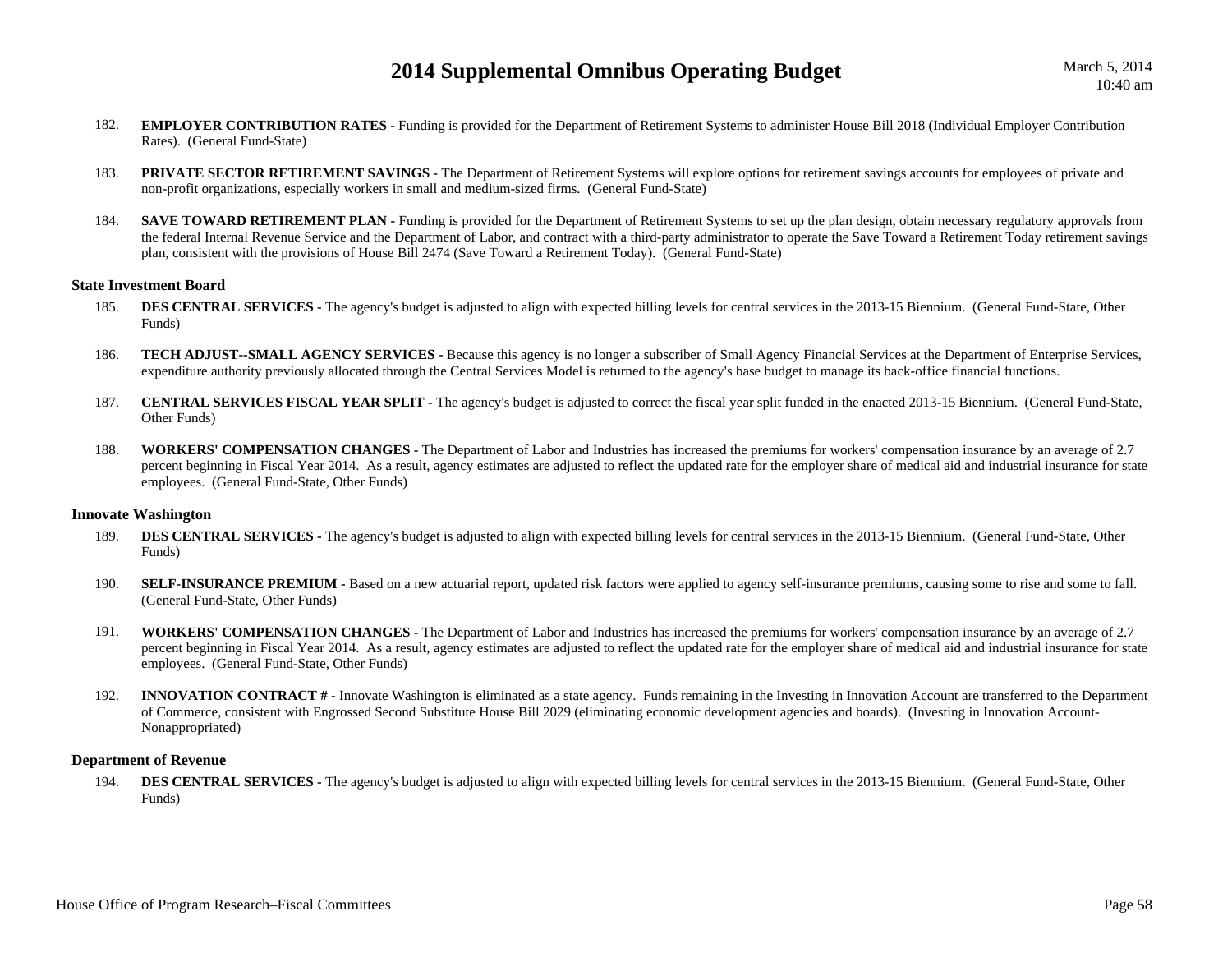182. **EMPLOYER CONTRIBUTION RATES -** Funding is provided for the Department of Retirement Systems to administer House Bill 2018 (Individual Employer Contribution Rates). (General Fund-State)

183. **PRIVATE SECTOR RETIREMENT SAVINGS -** The Department of Retirement Systems will explore options for retirement savings accounts for employees of private and non-profit organizations, especially workers in small and medium-sized firms. (General Fund-State)

184. **SAVE TOWARD RETIREMENT PLAN -** Funding is provided for the Department of Retirement Systems to set up the plan design, obtain necessary regulatory approvals from the federal Internal Revenue Service and the Department of Labor, and contract with a third-party administrator to operate the Save Toward a Retirement Today retirement savings plan, consistent with the provisions of House Bill 2474 (Save Toward a Retirement Today). (General Fund-State)

**State Investment Board**

185. **DES CENTRAL SERVICES -** The agency's budget is adjusted to align with expected billing levels for central services in the 2013-15 Biennium. (General Fund-State, Other Funds)

186. **TECH ADJUST--SMALL AGENCY SERVICES -** Because this agency is no longer a subscriber of Small Agency Financial Services at the Department of Enterprise Services, expenditure authority previously allocated through the Central Services Model is returned to the agency's base budget to manage its back-office financial functions.

187. **CENTRAL SERVICES FISCAL YEAR SPLIT -** The agency's budget is adjusted to correct the fiscal year split funded in the enacted 2013-15 Biennium. (General Fund-State, Other Funds)

188. **WORKERS' COMPENSATION CHANGES -** The Department of Labor and Industries has increased the premiums for workers' compensation insurance by an average of 2.7 percent beginning in Fiscal Year 2014. As a result, agency estimates are adjusted to reflect the updated rate for the employer share of medical aid and industrial insurance for state employees. (General Fund-State, Other Funds)

**Innovate Washington**

189. **DES CENTRAL SERVICES -** The agency's budget is adjusted to align with expected billing levels for central services in the 2013-15 Biennium. (General Fund-State, Other Funds)

190. **SELF-INSURANCE PREMIUM -** Based on a new actuarial report, updated risk factors were applied to agency self-insurance premiums, causing some to rise and some to fall. (General Fund-State, Other Funds)

191. **WORKERS' COMPENSATION CHANGES -** The Department of Labor and Industries has increased the premiums for workers' compensation insurance by an average of 2.7 percent beginning in Fiscal Year 2014. As a result, agency estimates are adjusted to reflect the updated rate for the employer share of medical aid and industrial insurance for state employees. (General Fund-State, Other Funds)

192. **INNOVATION CONTRACT # -** Innovate Washington is eliminated as a state agency. Funds remaining in the Investing in Innovation Account are transferred to the Department of Commerce, consistent with Engrossed Second Substitute House Bill 2029 (eliminating economic development agencies and boards). (Investing in Innovation Account-Nonappropriated)

**Department of Revenue**

194. **DES CENTRAL SERVICES -** The agency's budget is adjusted to align with expected billing levels for central services in the 2013-15 Biennium. (General Fund-State, Other Funds)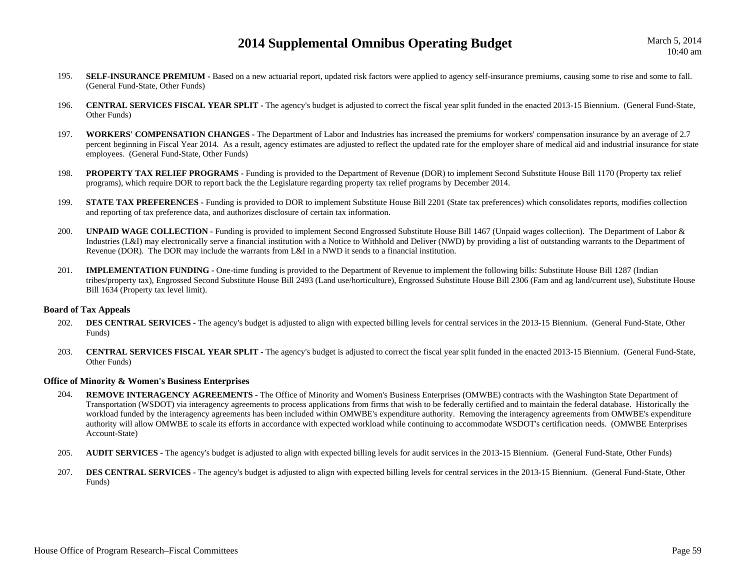195. **SELF-INSURANCE PREMIUM -** Based on a new actuarial report, updated risk factors were applied to agency self-insurance premiums, causing some to rise and some to fall. (General Fund-State, Other Funds)

196. **CENTRAL SERVICES FISCAL YEAR SPLIT -** The agency's budget is adjusted to correct the fiscal year split funded in the enacted 2013-15 Biennium. (General Fund-State, Other Funds)

197. **WORKERS' COMPENSATION CHANGES -** The Department of Labor and Industries has increased the premiums for workers' compensation insurance by an average of 2.7 percent beginning in Fiscal Year 2014. As a result, agency estimates are adjusted to reflect the updated rate for the employer share of medical aid and industrial insurance for state employees. (General Fund-State, Other Funds)

198. **PROPERTY TAX RELIEF PROGRAMS -** Funding is provided to the Department of Revenue (DOR) to implement Second Substitute House Bill 1170 (Property tax relief programs), which require DOR to report back the the Legislature regarding property tax relief programs by December 2014.

199. **STATE TAX PREFERENCES -** Funding is provided to DOR to implement Substitute House Bill 2201 (State tax preferences) which consolidates reports, modifies collection and reporting of tax preference data, and authorizes disclosure of certain tax information.

200. **UNPAID WAGE COLLECTION -** Funding is provided to implement Second Engrossed Substitute House Bill 1467 (Unpaid wages collection). The Department of Labor & Industries (L&I) may electronically serve a financial institution with a Notice to Withhold and Deliver (NWD) by providing a list of outstanding warrants to the Department of Revenue (DOR). The DOR may include the warrants from L&I in a NWD it sends to a financial institution.

201. **IMPLEMENTATION FUNDING -** One-time funding is provided to the Department of Revenue to implement the following bills: Substitute House Bill 1287 (Indian tribes/property tax), Engrossed Second Substitute House Bill 2493 (Land use/horticulture), Engrossed Substitute House Bill 2306 (Fam and ag land/current use), Substitute House Bill 1634 (Property tax level limit).

### Board of Tax Appeals

202. **DES CENTRAL SERVICES -** The agency's budget is adjusted to align with expected billing levels for central services in the 2013-15 Biennium. (General Fund-State, Other Funds)

203. **CENTRAL SERVICES FISCAL YEAR SPLIT -** The agency's budget is adjusted to correct the fiscal year split funded in the enacted 2013-15 Biennium. (General Fund-State, Other Funds)

### Office of Minority & Women's Business Enterprises

204. **REMOVE INTERAGENCY AGREEMENTS -** The Office of Minority and Women's Business Enterprises (OMWBE) contracts with the Washington State Department of Transportation (WSDOT) via interagency agreements to process applications from firms that wish to be federally certified and to maintain the federal database. Historically the workload funded by the interagency agreements has been included within OMWBE's expenditure authority. Removing the interagency agreements from OMWBE's expenditure authority will allow OMWBE to scale its efforts in accordance with expected workload while continuing to accommodate WSDOT's certification needs. (OMWBE Enterprises Account-State)

205. **AUDIT SERVICES -** The agency's budget is adjusted to align with expected billing levels for audit services in the 2013-15 Biennium. (General Fund-State, Other Funds)

207. **DES CENTRAL SERVICES -** The agency's budget is adjusted to align with expected billing levels for central services in the 2013-15 Biennium. (General Fund-State, Other Funds)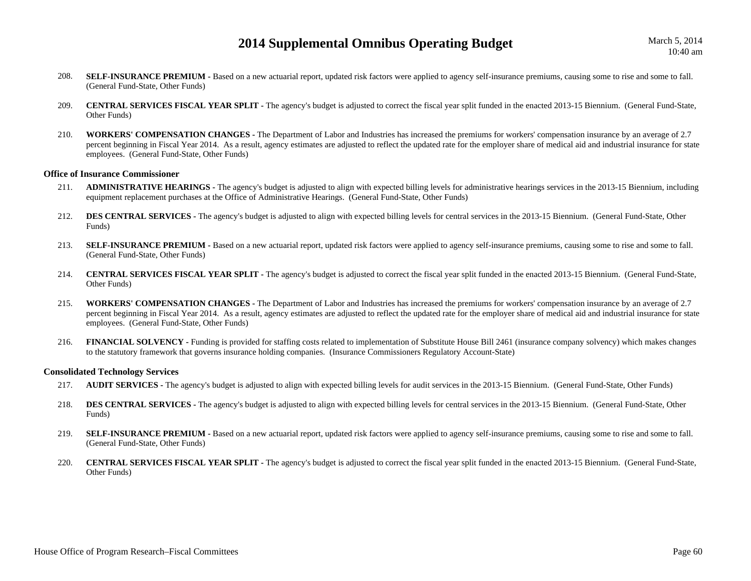208. **SELF-INSURANCE PREMIUM -** Based on a new actuarial report, updated risk factors were applied to agency self-insurance premiums, causing some to rise and some to fall. (General Fund-State, Other Funds)

209. **CENTRAL SERVICES FISCAL YEAR SPLIT -** The agency's budget is adjusted to correct the fiscal year split funded in the enacted 2013-15 Biennium. (General Fund-State, Other Funds)

210. **WORKERS' COMPENSATION CHANGES -** The Department of Labor and Industries has increased the premiums for workers' compensation insurance by an average of 2.7 percent beginning in Fiscal Year 2014. As a result, agency estimates are adjusted to reflect the updated rate for the employer share of medical aid and industrial insurance for state employees. (General Fund-State, Other Funds)

### Office of Insurance Commissioner

211. **ADMINISTRATIVE HEARINGS -** The agency's budget is adjusted to align with expected billing levels for administrative hearings services in the 2013-15 Biennium, including equipment replacement purchases at the Office of Administrative Hearings. (General Fund-State, Other Funds)

212. **DES CENTRAL SERVICES -** The agency's budget is adjusted to align with expected billing levels for central services in the 2013-15 Biennium. (General Fund-State, Other Funds)

213. **SELF-INSURANCE PREMIUM -** Based on a new actuarial report, updated risk factors were applied to agency self-insurance premiums, causing some to rise and some to fall. (General Fund-State, Other Funds)

214. **CENTRAL SERVICES FISCAL YEAR SPLIT -** The agency's budget is adjusted to correct the fiscal year split funded in the enacted 2013-15 Biennium. (General Fund-State, Other Funds)

215. **WORKERS' COMPENSATION CHANGES -** The Department of Labor and Industries has increased the premiums for workers' compensation insurance by an average of 2.7 percent beginning in Fiscal Year 2014. As a result, agency estimates are adjusted to reflect the updated rate for the employer share of medical aid and industrial insurance for state employees. (General Fund-State, Other Funds)

216. **FINANCIAL SOLVENCY -** Funding is provided for staffing costs related to implementation of Substitute House Bill 2461 (insurance company solvency) which makes changes to the statutory framework that governs insurance holding companies. (Insurance Commissioners Regulatory Account-State)

### Consolidated Technology Services

217. **AUDIT SERVICES -** The agency's budget is adjusted to align with expected billing levels for audit services in the 2013-15 Biennium. (General Fund-State, Other Funds)

218. **DES CENTRAL SERVICES -** The agency's budget is adjusted to align with expected billing levels for central services in the 2013-15 Biennium. (General Fund-State, Other Funds)

219. **SELF-INSURANCE PREMIUM -** Based on a new actuarial report, updated risk factors were applied to agency self-insurance premiums, causing some to rise and some to fall. (General Fund-State, Other Funds)

220. **CENTRAL SERVICES FISCAL YEAR SPLIT -** The agency's budget is adjusted to correct the fiscal year split funded in the enacted 2013-15 Biennium. (General Fund-State, Other Funds)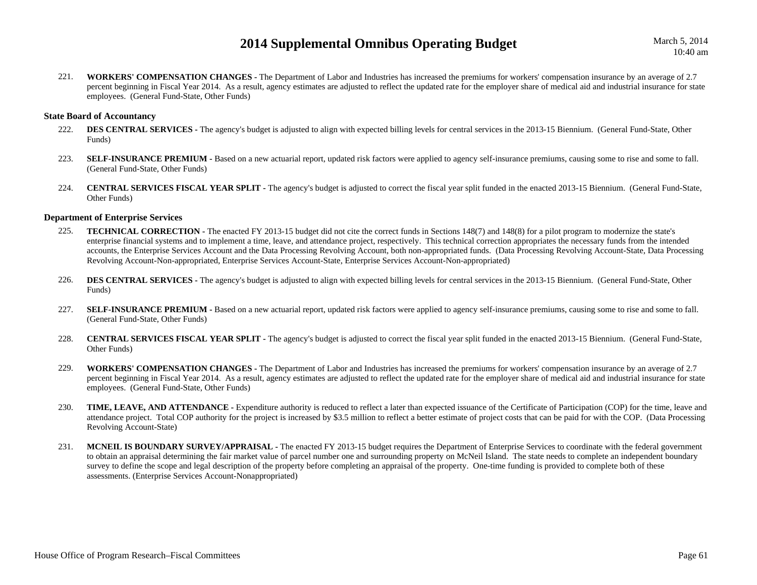221. **WORKERS' COMPENSATION CHANGES -** The Department of Labor and Industries has increased the premiums for workers' compensation insurance by an average of 2.7 percent beginning in Fiscal Year 2014. As a result, agency estimates are adjusted to reflect the updated rate for the employer share of medical aid and industrial insurance for state employees. (General Fund-State, Other Funds)

### State Board of Accountancy

222. **DES CENTRAL SERVICES -** The agency's budget is adjusted to align with expected billing levels for central services in the 2013-15 Biennium. (General Fund-State, Other Funds)

223. **SELF-INSURANCE PREMIUM -** Based on a new actuarial report, updated risk factors were applied to agency self-insurance premiums, causing some to rise and some to fall. (General Fund-State, Other Funds)

224. **CENTRAL SERVICES FISCAL YEAR SPLIT -** The agency's budget is adjusted to correct the fiscal year split funded in the enacted 2013-15 Biennium. (General Fund-State, Other Funds)

### Department of Enterprise Services

225. **TECHNICAL CORRECTION -** The enacted FY 2013-15 budget did not cite the correct funds in Sections 148(7) and 148(8) for a pilot program to modernize the state's enterprise financial systems and to implement a time, leave, and attendance project, respectively. This technical correction appropriates the necessary funds from the intended accounts, the Enterprise Services Account and the Data Processing Revolving Account, both non-appropriated funds. (Data Processing Revolving Account-State, Data Processing Revolving Account-Non-appropriated, Enterprise Services Account-State, Enterprise Services Account-Non-appropriated)

226. **DES CENTRAL SERVICES -** The agency's budget is adjusted to align with expected billing levels for central services in the 2013-15 Biennium. (General Fund-State, Other Funds)

227. **SELF-INSURANCE PREMIUM -** Based on a new actuarial report, updated risk factors were applied to agency self-insurance premiums, causing some to rise and some to fall. (General Fund-State, Other Funds)

228. **CENTRAL SERVICES FISCAL YEAR SPLIT -** The agency's budget is adjusted to correct the fiscal year split funded in the enacted 2013-15 Biennium. (General Fund-State, Other Funds)

229. **WORKERS' COMPENSATION CHANGES -** The Department of Labor and Industries has increased the premiums for workers' compensation insurance by an average of 2.7 percent beginning in Fiscal Year 2014. As a result, agency estimates are adjusted to reflect the updated rate for the employer share of medical aid and industrial insurance for state employees. (General Fund-State, Other Funds)

230. **TIME, LEAVE, AND ATTENDANCE -** Expenditure authority is reduced to reflect a later than expected issuance of the Certificate of Participation (COP) for the time, leave and attendance project. Total COP authority for the project is increased by $3.5 million to reflect a better estimate of project costs that can be paid for with the COP. (Data Processing Revolving Account-State)

231. **MCNEIL IS BOUNDARY SURVEY/APPRAISAL -** The enacted FY 2013-15 budget requires the Department of Enterprise Services to coordinate with the federal government to obtain an appraisal determining the fair market value of parcel number one and surrounding property on McNeil Island. The state needs to complete an independent boundary survey to define the scope and legal description of the property before completing an appraisal of the property. One-time funding is provided to complete both of these assessments. (Enterprise Services Account-Nonappropriated)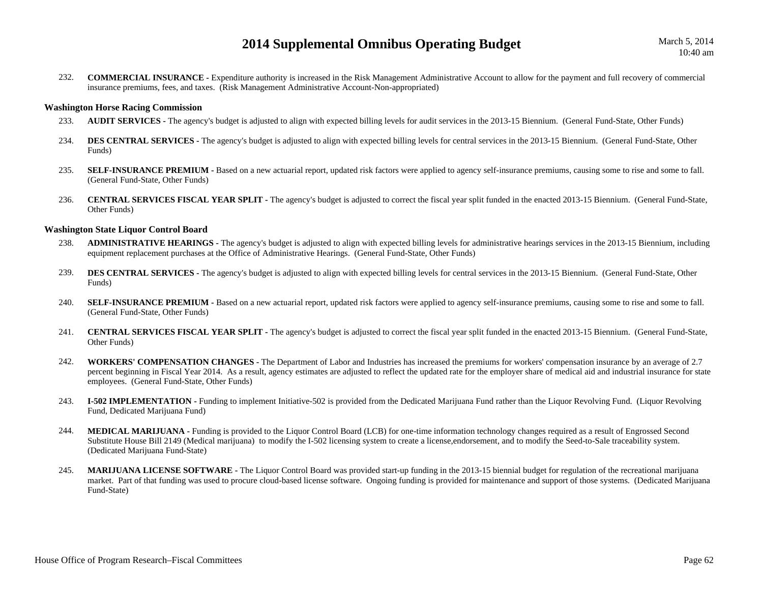232. **COMMERCIAL INSURANCE -** Expenditure authority is increased in the Risk Management Administrative Account to allow for the payment and full recovery of commercial insurance premiums, fees, and taxes. (Risk Management Administrative Account-Non-appropriated)

### Washington Horse Racing Commission

233. **AUDIT SERVICES -** The agency's budget is adjusted to align with expected billing levels for audit services in the 2013-15 Biennium. (General Fund-State, Other Funds)

234. **DES CENTRAL SERVICES -** The agency's budget is adjusted to align with expected billing levels for central services in the 2013-15 Biennium. (General Fund-State, Other Funds)

235. **SELF-INSURANCE PREMIUM -** Based on a new actuarial report, updated risk factors were applied to agency self-insurance premiums, causing some to rise and some to fall. (General Fund-State, Other Funds)

236. **CENTRAL SERVICES FISCAL YEAR SPLIT -** The agency's budget is adjusted to correct the fiscal year split funded in the enacted 2013-15 Biennium. (General Fund-State, Other Funds)

### Washington State Liquor Control Board

238. **ADMINISTRATIVE HEARINGS -** The agency's budget is adjusted to align with expected billing levels for administrative hearings services in the 2013-15 Biennium, including equipment replacement purchases at the Office of Administrative Hearings. (General Fund-State, Other Funds)

239. **DES CENTRAL SERVICES -** The agency's budget is adjusted to align with expected billing levels for central services in the 2013-15 Biennium. (General Fund-State, Other Funds)

240. **SELF-INSURANCE PREMIUM -** Based on a new actuarial report, updated risk factors were applied to agency self-insurance premiums, causing some to rise and some to fall. (General Fund-State, Other Funds)

241. **CENTRAL SERVICES FISCAL YEAR SPLIT -** The agency's budget is adjusted to correct the fiscal year split funded in the enacted 2013-15 Biennium. (General Fund-State, Other Funds)

242. **WORKERS' COMPENSATION CHANGES -** The Department of Labor and Industries has increased the premiums for workers' compensation insurance by an average of 2.7 percent beginning in Fiscal Year 2014. As a result, agency estimates are adjusted to reflect the updated rate for the employer share of medical aid and industrial insurance for state employees. (General Fund-State, Other Funds)

243. **I-502 IMPLEMENTATION -** Funding to implement Initiative-502 is provided from the Dedicated Marijuana Fund rather than the Liquor Revolving Fund. (Liquor Revolving Fund, Dedicated Marijuana Fund)

244. **MEDICAL MARIJUANA -** Funding is provided to the Liquor Control Board (LCB) for one-time information technology changes required as a result of Engrossed Second Substitute House Bill 2149 (Medical marijuana) to modify the I-502 licensing system to create a license,endorsement, and to modify the Seed-to-Sale traceability system. (Dedicated Marijuana Fund-State)

245. **MARIJUANA LICENSE SOFTWARE -** The Liquor Control Board was provided start-up funding in the 2013-15 biennial budget for regulation of the recreational marijuana market. Part of that funding was used to procure cloud-based license software. Ongoing funding is provided for maintenance and support of those systems. (Dedicated Marijuana Fund-State)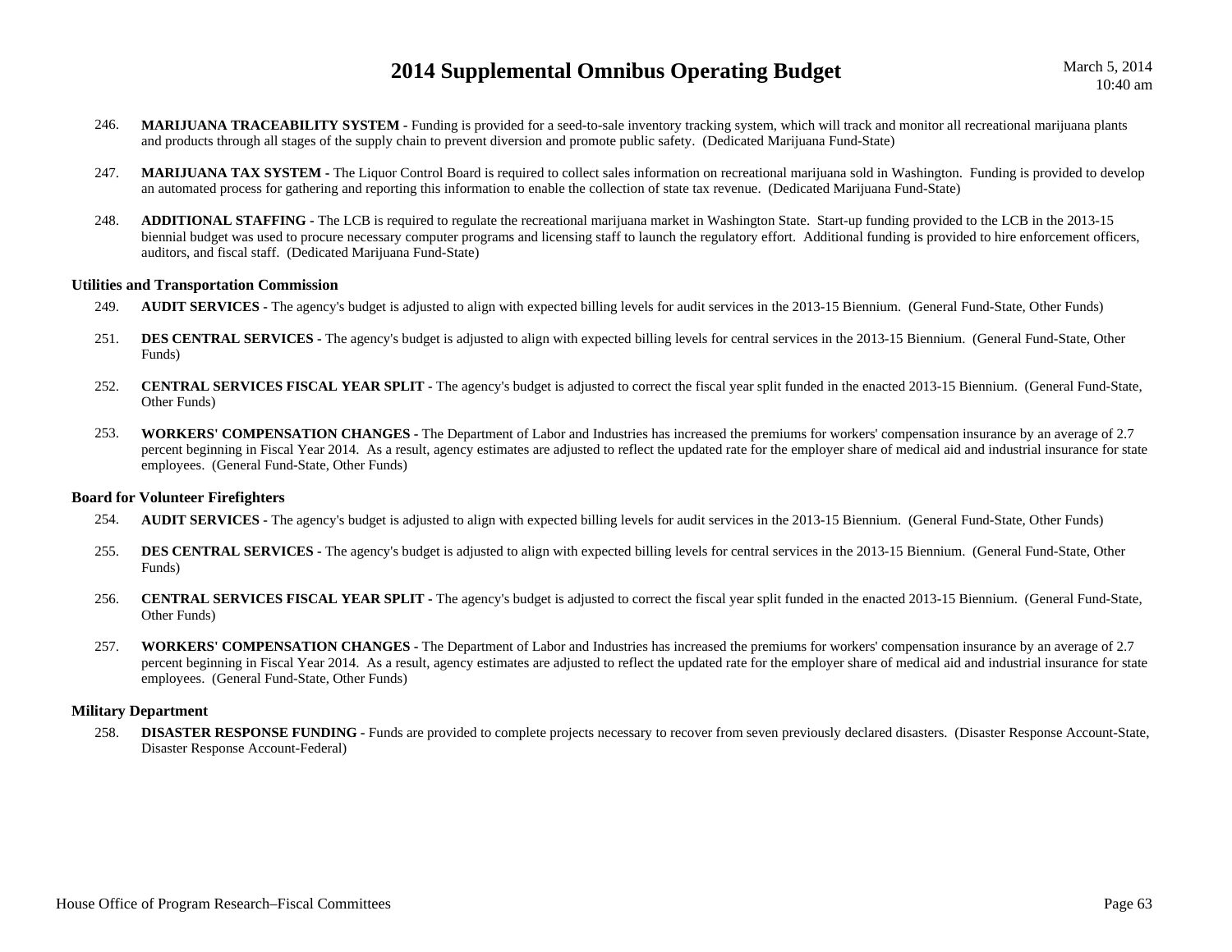246. **MARIJUANA TRACEABILITY SYSTEM -** Funding is provided for a seed-to-sale inventory tracking system, which will track and monitor all recreational marijuana plants and products through all stages of the supply chain to prevent diversion and promote public safety. (Dedicated Marijuana Fund-State)

247. **MARIJUANA TAX SYSTEM -** The Liquor Control Board is required to collect sales information on recreational marijuana sold in Washington. Funding is provided to develop an automated process for gathering and reporting this information to enable the collection of state tax revenue. (Dedicated Marijuana Fund-State)

248. **ADDITIONAL STAFFING -** The LCB is required to regulate the recreational marijuana market in Washington State. Start-up funding provided to the LCB in the 2013-15 biennial budget was used to procure necessary computer programs and licensing staff to launch the regulatory effort. Additional funding is provided to hire enforcement officers, auditors, and fiscal staff. (Dedicated Marijuana Fund-State)

### Utilities and Transportation Commission

249. **AUDIT SERVICES -** The agency's budget is adjusted to align with expected billing levels for audit services in the 2013-15 Biennium. (General Fund-State, Other Funds)

251. **DES CENTRAL SERVICES -** The agency's budget is adjusted to align with expected billing levels for central services in the 2013-15 Biennium. (General Fund-State, Other Funds)

252. **CENTRAL SERVICES FISCAL YEAR SPLIT -** The agency's budget is adjusted to correct the fiscal year split funded in the enacted 2013-15 Biennium. (General Fund-State, Other Funds)

253. **WORKERS' COMPENSATION CHANGES -** The Department of Labor and Industries has increased the premiums for workers' compensation insurance by an average of 2.7 percent beginning in Fiscal Year 2014. As a result, agency estimates are adjusted to reflect the updated rate for the employer share of medical aid and industrial insurance for state employees. (General Fund-State, Other Funds)

### Board for Volunteer Firefighters

254. **AUDIT SERVICES -** The agency's budget is adjusted to align with expected billing levels for audit services in the 2013-15 Biennium. (General Fund-State, Other Funds)

255. **DES CENTRAL SERVICES -** The agency's budget is adjusted to align with expected billing levels for central services in the 2013-15 Biennium. (General Fund-State, Other Funds)

256. **CENTRAL SERVICES FISCAL YEAR SPLIT -** The agency's budget is adjusted to correct the fiscal year split funded in the enacted 2013-15 Biennium. (General Fund-State, Other Funds)

257. **WORKERS' COMPENSATION CHANGES -** The Department of Labor and Industries has increased the premiums for workers' compensation insurance by an average of 2.7 percent beginning in Fiscal Year 2014. As a result, agency estimates are adjusted to reflect the updated rate for the employer share of medical aid and industrial insurance for state employees. (General Fund-State, Other Funds)

### Military Department

258. **DISASTER RESPONSE FUNDING -** Funds are provided to complete projects necessary to recover from seven previously declared disasters. (Disaster Response Account-State, Disaster Response Account-Federal)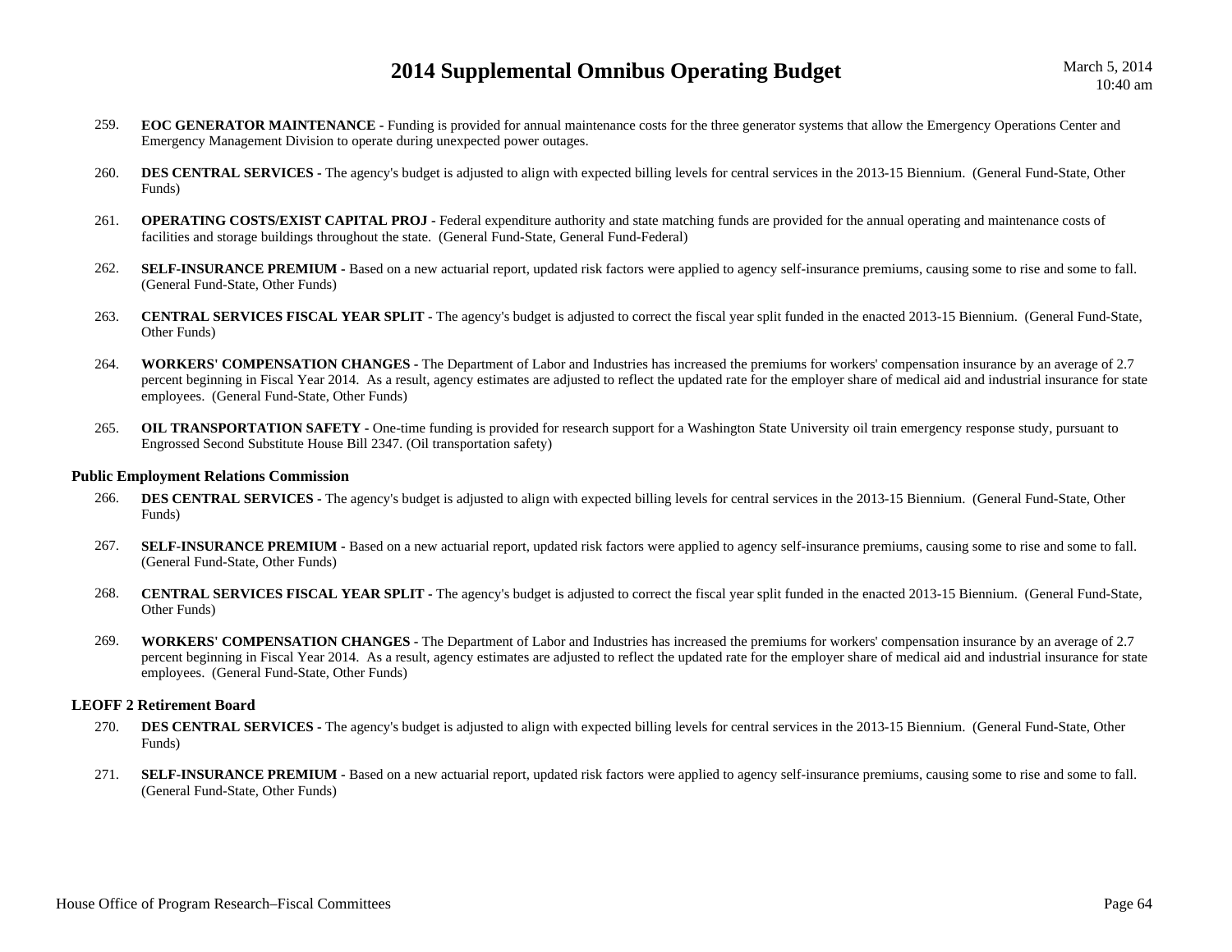259. **EOC GENERATOR MAINTENANCE -** Funding is provided for annual maintenance costs for the three generator systems that allow the Emergency Operations Center and Emergency Management Division to operate during unexpected power outages.

260. **DES CENTRAL SERVICES -** The agency's budget is adjusted to align with expected billing levels for central services in the 2013-15 Biennium. (General Fund-State, Other Funds)

261. **OPERATING COSTS/EXIST CAPITAL PROJ -** Federal expenditure authority and state matching funds are provided for the annual operating and maintenance costs of facilities and storage buildings throughout the state. (General Fund-State, General Fund-Federal)

262. **SELF-INSURANCE PREMIUM -** Based on a new actuarial report, updated risk factors were applied to agency self-insurance premiums, causing some to rise and some to fall. (General Fund-State, Other Funds)

263. **CENTRAL SERVICES FISCAL YEAR SPLIT -** The agency's budget is adjusted to correct the fiscal year split funded in the enacted 2013-15 Biennium. (General Fund-State, Other Funds)

264. **WORKERS' COMPENSATION CHANGES -** The Department of Labor and Industries has increased the premiums for workers' compensation insurance by an average of 2.7 percent beginning in Fiscal Year 2014. As a result, agency estimates are adjusted to reflect the updated rate for the employer share of medical aid and industrial insurance for state employees. (General Fund-State, Other Funds)

265. **OIL TRANSPORTATION SAFETY -** One-time funding is provided for research support for a Washington State University oil train emergency response study, pursuant to Engrossed Second Substitute House Bill 2347. (Oil transportation safety)

### Public Employment Relations Commission

266. **DES CENTRAL SERVICES -** The agency's budget is adjusted to align with expected billing levels for central services in the 2013-15 Biennium. (General Fund-State, Other Funds)

267. **SELF-INSURANCE PREMIUM -** Based on a new actuarial report, updated risk factors were applied to agency self-insurance premiums, causing some to rise and some to fall. (General Fund-State, Other Funds)

268. **CENTRAL SERVICES FISCAL YEAR SPLIT -** The agency's budget is adjusted to correct the fiscal year split funded in the enacted 2013-15 Biennium. (General Fund-State, Other Funds)

269. **WORKERS' COMPENSATION CHANGES -** The Department of Labor and Industries has increased the premiums for workers' compensation insurance by an average of 2.7 percent beginning in Fiscal Year 2014. As a result, agency estimates are adjusted to reflect the updated rate for the employer share of medical aid and industrial insurance for state employees. (General Fund-State, Other Funds)

### LEOFF 2 Retirement Board

270. **DES CENTRAL SERVICES -** The agency's budget is adjusted to align with expected billing levels for central services in the 2013-15 Biennium. (General Fund-State, Other Funds)

271. **SELF-INSURANCE PREMIUM -** Based on a new actuarial report, updated risk factors were applied to agency self-insurance premiums, causing some to rise and some to fall. (General Fund-State, Other Funds)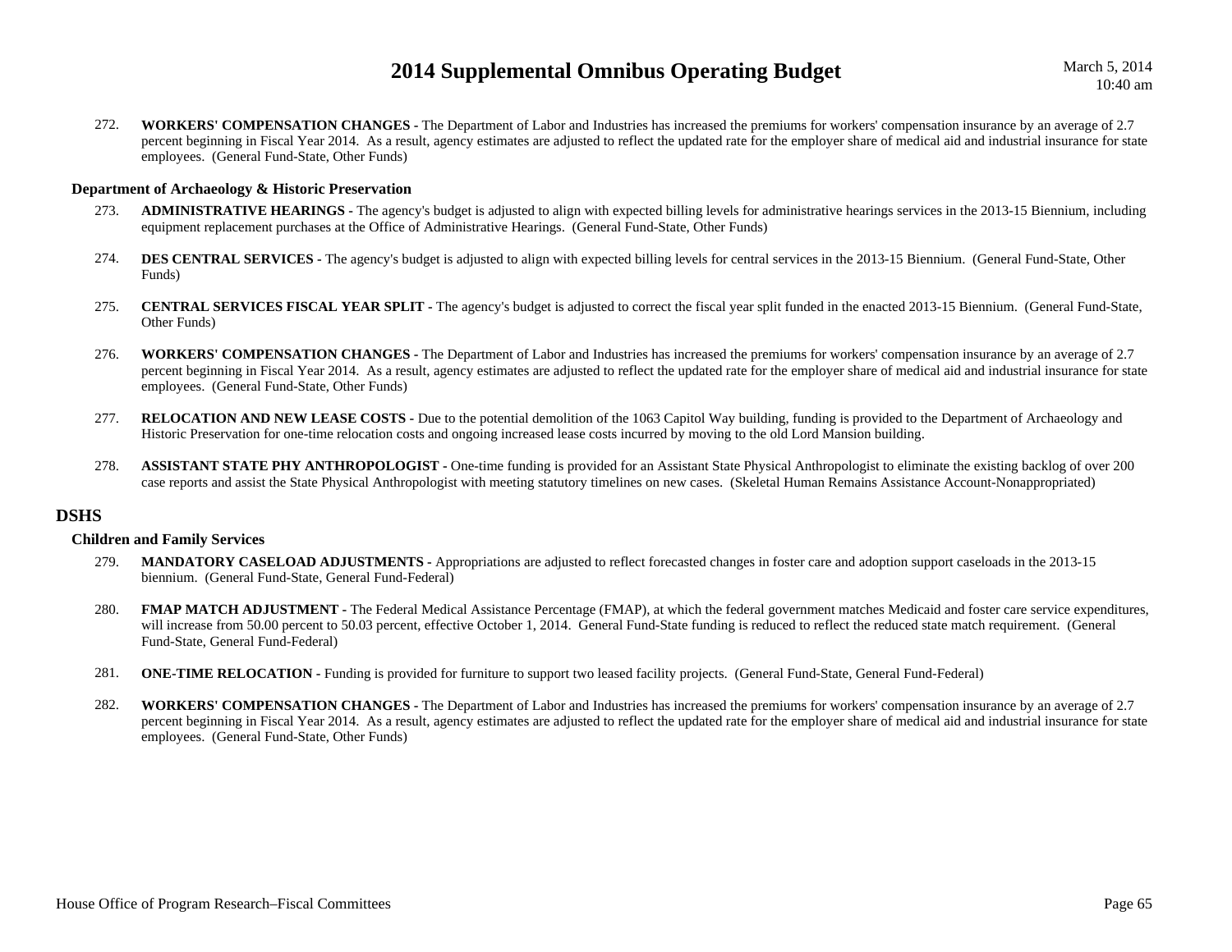272. **WORKERS' COMPENSATION CHANGES -** The Department of Labor and Industries has increased the premiums for workers' compensation insurance by an average of 2.7 percent beginning in Fiscal Year 2014. As a result, agency estimates are adjusted to reflect the updated rate for the employer share of medical aid and industrial insurance for state employees. (General Fund-State, Other Funds)

### Department of Archaeology & Historic Preservation

273. **ADMINISTRATIVE HEARINGS -** The agency's budget is adjusted to align with expected billing levels for administrative hearings services in the 2013-15 Biennium, including equipment replacement purchases at the Office of Administrative Hearings. (General Fund-State, Other Funds)

274. **DES CENTRAL SERVICES -** The agency's budget is adjusted to align with expected billing levels for central services in the 2013-15 Biennium. (General Fund-State, Other Funds)

275. **CENTRAL SERVICES FISCAL YEAR SPLIT -** The agency's budget is adjusted to correct the fiscal year split funded in the enacted 2013-15 Biennium. (General Fund-State, Other Funds)

276. **WORKERS' COMPENSATION CHANGES -** The Department of Labor and Industries has increased the premiums for workers' compensation insurance by an average of 2.7 percent beginning in Fiscal Year 2014. As a result, agency estimates are adjusted to reflect the updated rate for the employer share of medical aid and industrial insurance for state employees. (General Fund-State, Other Funds)

277. **RELOCATION AND NEW LEASE COSTS -** Due to the potential demolition of the 1063 Capitol Way building, funding is provided to the Department of Archaeology and Historic Preservation for one-time relocation costs and ongoing increased lease costs incurred by moving to the old Lord Mansion building.

278. **ASSISTANT STATE PHY ANTHROPOLOGIST -** One-time funding is provided for an Assistant State Physical Anthropologist to eliminate the existing backlog of over 200 case reports and assist the State Physical Anthropologist with meeting statutory timelines on new cases. (Skeletal Human Remains Assistance Account-Nonappropriated)

## DSHS

### Children and Family Services

279. **MANDATORY CASELOAD ADJUSTMENTS -** Appropriations are adjusted to reflect forecasted changes in foster care and adoption support caseloads in the 2013-15 biennium. (General Fund-State, General Fund-Federal)

280. **FMAP MATCH ADJUSTMENT -** The Federal Medical Assistance Percentage (FMAP), at which the federal government matches Medicaid and foster care service expenditures, will increase from 50.00 percent to 50.03 percent, effective October 1, 2014. General Fund-State funding is reduced to reflect the reduced state match requirement. (General Fund-State, General Fund-Federal)

281. **ONE-TIME RELOCATION -** Funding is provided for furniture to support two leased facility projects. (General Fund-State, General Fund-Federal)

282. **WORKERS' COMPENSATION CHANGES -** The Department of Labor and Industries has increased the premiums for workers' compensation insurance by an average of 2.7 percent beginning in Fiscal Year 2014. As a result, agency estimates are adjusted to reflect the updated rate for the employer share of medical aid and industrial insurance for state employees. (General Fund-State, Other Funds)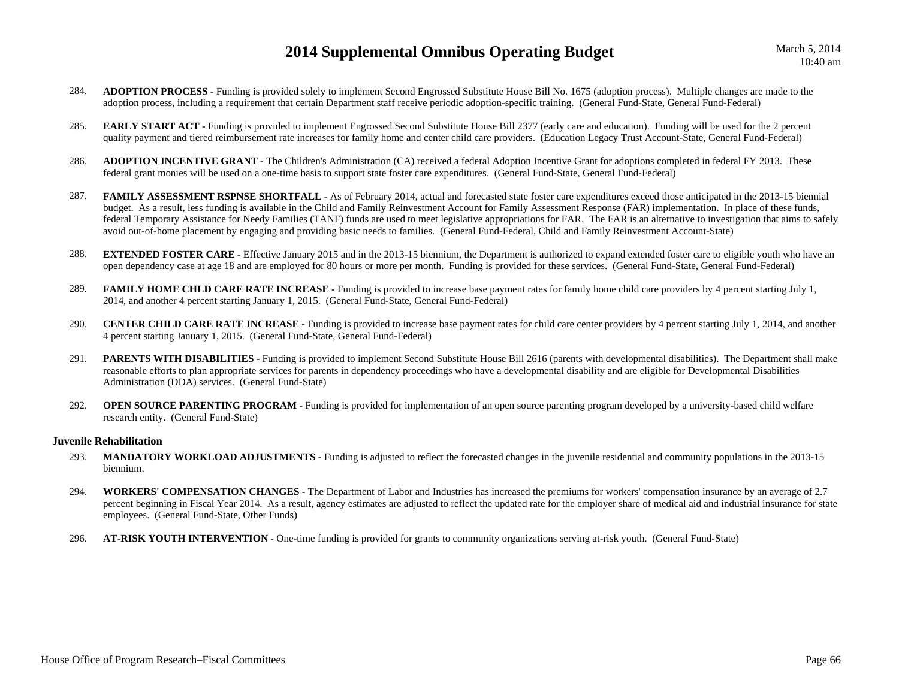284. **ADOPTION PROCESS -** Funding is provided solely to implement Second Engrossed Substitute House Bill No. 1675 (adoption process). Multiple changes are made to the adoption process, including a requirement that certain Department staff receive periodic adoption-specific training. (General Fund-State, General Fund-Federal)

285. **EARLY START ACT -** Funding is provided to implement Engrossed Second Substitute House Bill 2377 (early care and education). Funding will be used for the 2 percent quality payment and tiered reimbursement rate increases for family home and center child care providers. (Education Legacy Trust Account-State, General Fund-Federal)

286. **ADOPTION INCENTIVE GRANT -** The Children's Administration (CA) received a federal Adoption Incentive Grant for adoptions completed in federal FY 2013. These federal grant monies will be used on a one-time basis to support state foster care expenditures. (General Fund-State, General Fund-Federal)

287. **FAMILY ASSESSMENT RSPNSE SHORTFALL -** As of February 2014, actual and forecasted state foster care expenditures exceed those anticipated in the 2013-15 biennial budget. As a result, less funding is available in the Child and Family Reinvestment Account for Family Assessment Response (FAR) implementation. In place of these funds, federal Temporary Assistance for Needy Families (TANF) funds are used to meet legislative appropriations for FAR. The FAR is an alternative to investigation that aims to safely avoid out-of-home placement by engaging and providing basic needs to families. (General Fund-Federal, Child and Family Reinvestment Account-State)

288. **EXTENDED FOSTER CARE -** Effective January 2015 and in the 2013-15 biennium, the Department is authorized to expand extended foster care to eligible youth who have an open dependency case at age 18 and are employed for 80 hours or more per month. Funding is provided for these services. (General Fund-State, General Fund-Federal)

289. **FAMILY HOME CHLD CARE RATE INCREASE -** Funding is provided to increase base payment rates for family home child care providers by 4 percent starting July 1, 2014, and another 4 percent starting January 1, 2015. (General Fund-State, General Fund-Federal)

290. **CENTER CHILD CARE RATE INCREASE -** Funding is provided to increase base payment rates for child care center providers by 4 percent starting July 1, 2014, and another 4 percent starting January 1, 2015. (General Fund-State, General Fund-Federal)

291. **PARENTS WITH DISABILITIES -** Funding is provided to implement Second Substitute House Bill 2616 (parents with developmental disabilities). The Department shall make reasonable efforts to plan appropriate services for parents in dependency proceedings who have a developmental disability and are eligible for Developmental Disabilities Administration (DDA) services. (General Fund-State)

292. **OPEN SOURCE PARENTING PROGRAM -** Funding is provided for implementation of an open source parenting program developed by a university-based child welfare research entity. (General Fund-State)

### Juvenile Rehabilitation

293. **MANDATORY WORKLOAD ADJUSTMENTS -** Funding is adjusted to reflect the forecasted changes in the juvenile residential and community populations in the 2013-15 biennium.

294. **WORKERS' COMPENSATION CHANGES -** The Department of Labor and Industries has increased the premiums for workers' compensation insurance by an average of 2.7 percent beginning in Fiscal Year 2014. As a result, agency estimates are adjusted to reflect the updated rate for the employer share of medical aid and industrial insurance for state employees. (General Fund-State, Other Funds)

296. **AT-RISK YOUTH INTERVENTION -** One-time funding is provided for grants to community organizations serving at-risk youth. (General Fund-State)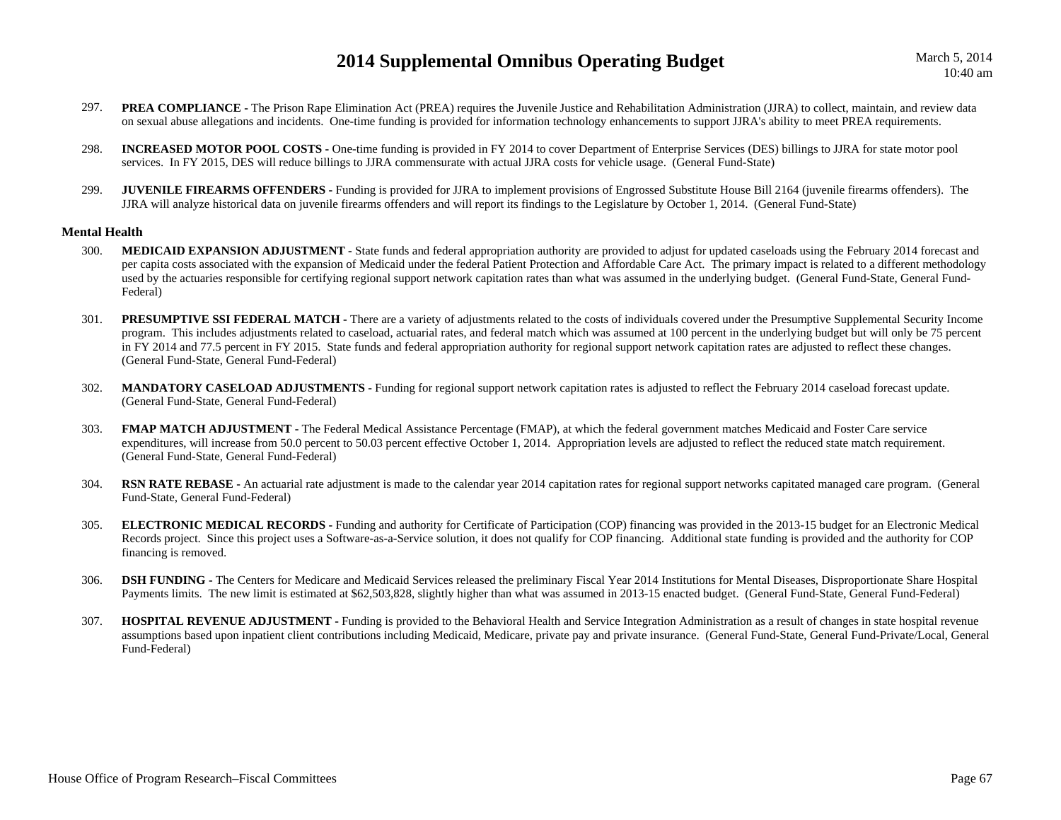297. **PREA COMPLIANCE -** The Prison Rape Elimination Act (PREA) requires the Juvenile Justice and Rehabilitation Administration (JJRA) to collect, maintain, and review data on sexual abuse allegations and incidents. One-time funding is provided for information technology enhancements to support JJRA's ability to meet PREA requirements.

298. **INCREASED MOTOR POOL COSTS -** One-time funding is provided in FY 2014 to cover Department of Enterprise Services (DES) billings to JJRA for state motor pool services. In FY 2015, DES will reduce billings to JJRA commensurate with actual JJRA costs for vehicle usage. (General Fund-State)

299. **JUVENILE FIREARMS OFFENDERS -** Funding is provided for JJRA to implement provisions of Engrossed Substitute House Bill 2164 (juvenile firearms offenders). The JJRA will analyze historical data on juvenile firearms offenders and will report its findings to the Legislature by October 1, 2014. (General Fund-State)

### Mental Health

300. **MEDICAID EXPANSION ADJUSTMENT -** State funds and federal appropriation authority are provided to adjust for updated caseloads using the February 2014 forecast and per capita costs associated with the expansion of Medicaid under the federal Patient Protection and Affordable Care Act. The primary impact is related to a different methodology used by the actuaries responsible for certifying regional support network capitation rates than what was assumed in the underlying budget. (General Fund-State, General Fund-Federal)

301. **PRESUMPTIVE SSI FEDERAL MATCH -** There are a variety of adjustments related to the costs of individuals covered under the Presumptive Supplemental Security Income program. This includes adjustments related to caseload, actuarial rates, and federal match which was assumed at 100 percent in the underlying budget but will only be 75 percent in FY 2014 and 77.5 percent in FY 2015. State funds and federal appropriation authority for regional support network capitation rates are adjusted to reflect these changes. (General Fund-State, General Fund-Federal)

302. **MANDATORY CASELOAD ADJUSTMENTS -** Funding for regional support network capitation rates is adjusted to reflect the February 2014 caseload forecast update. (General Fund-State, General Fund-Federal)

303. **FMAP MATCH ADJUSTMENT -** The Federal Medical Assistance Percentage (FMAP), at which the federal government matches Medicaid and Foster Care service expenditures, will increase from 50.0 percent to 50.03 percent effective October 1, 2014. Appropriation levels are adjusted to reflect the reduced state match requirement. (General Fund-State, General Fund-Federal)

304. **RSN RATE REBASE -** An actuarial rate adjustment is made to the calendar year 2014 capitation rates for regional support networks capitated managed care program. (General Fund-State, General Fund-Federal)

305. **ELECTRONIC MEDICAL RECORDS -** Funding and authority for Certificate of Participation (COP) financing was provided in the 2013-15 budget for an Electronic Medical Records project. Since this project uses a Software-as-a-Service solution, it does not qualify for COP financing. Additional state funding is provided and the authority for COP financing is removed.

306. **DSH FUNDING -** The Centers for Medicare and Medicaid Services released the preliminary Fiscal Year 2014 Institutions for Mental Diseases, Disproportionate Share Hospital Payments limits. The new limit is estimated at $62,503,828, slightly higher than what was assumed in 2013-15 enacted budget. (General Fund-State, General Fund-Federal)

307. **HOSPITAL REVENUE ADJUSTMENT -** Funding is provided to the Behavioral Health and Service Integration Administration as a result of changes in state hospital revenue assumptions based upon inpatient client contributions including Medicaid, Medicare, private pay and private insurance. (General Fund-State, General Fund-Private/Local, General Fund-Federal)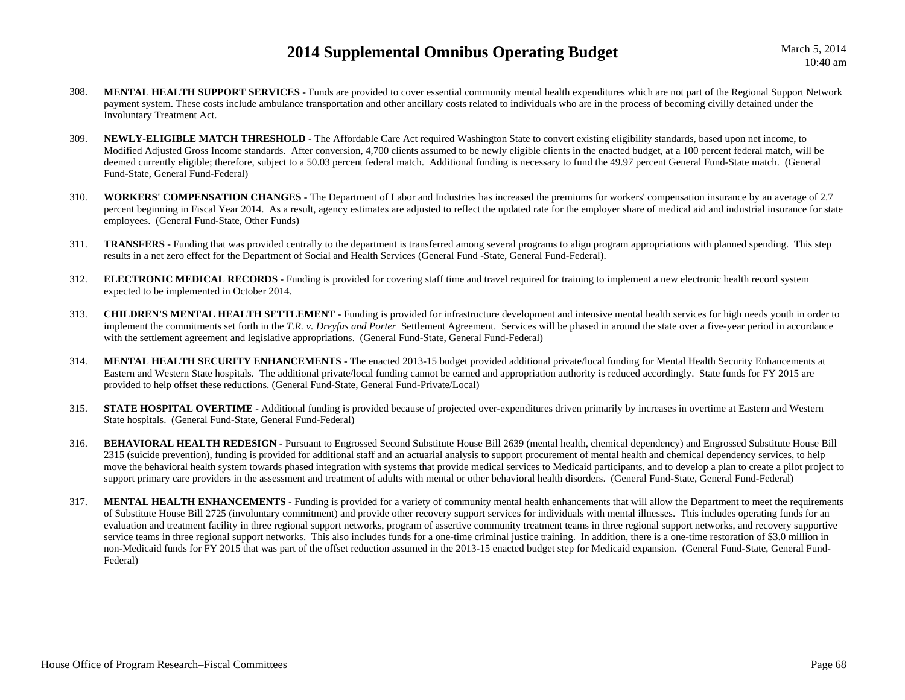308. **MENTAL HEALTH SUPPORT SERVICES -** Funds are provided to cover essential community mental health expenditures which are not part of the Regional Support Network payment system. These costs include ambulance transportation and other ancillary costs related to individuals who are in the process of becoming civilly detained under the Involuntary Treatment Act.

309. **NEWLY-ELIGIBLE MATCH THRESHOLD -** The Affordable Care Act required Washington State to convert existing eligibility standards, based upon net income, to Modified Adjusted Gross Income standards. After conversion, 4,700 clients assumed to be newly eligible clients in the enacted budget, at a 100 percent federal match, will be deemed currently eligible; therefore, subject to a 50.03 percent federal match. Additional funding is necessary to fund the 49.97 percent General Fund-State match. (General Fund-State, General Fund-Federal)

310. **WORKERS' COMPENSATION CHANGES -** The Department of Labor and Industries has increased the premiums for workers' compensation insurance by an average of 2.7 percent beginning in Fiscal Year 2014. As a result, agency estimates are adjusted to reflect the updated rate for the employer share of medical aid and industrial insurance for state employees. (General Fund-State, Other Funds)

311. **TRANSFERS -** Funding that was provided centrally to the department is transferred among several programs to align program appropriations with planned spending. This step results in a net zero effect for the Department of Social and Health Services (General Fund -State, General Fund-Federal).

312. **ELECTRONIC MEDICAL RECORDS -** Funding is provided for covering staff time and travel required for training to implement a new electronic health record system expected to be implemented in October 2014.

313. **CHILDREN'S MENTAL HEALTH SETTLEMENT -** Funding is provided for infrastructure development and intensive mental health services for high needs youth in order to implement the commitments set forth in the *T.R. v. Dreyfus and Porter* Settlement Agreement. Services will be phased in around the state over a five-year period in accordance with the settlement agreement and legislative appropriations. (General Fund-State, General Fund-Federal)

314. **MENTAL HEALTH SECURITY ENHANCEMENTS -** The enacted 2013-15 budget provided additional private/local funding for Mental Health Security Enhancements at Eastern and Western State hospitals. The additional private/local funding cannot be earned and appropriation authority is reduced accordingly. State funds for FY 2015 are provided to help offset these reductions. (General Fund-State, General Fund-Private/Local)

315. **STATE HOSPITAL OVERTIME -** Additional funding is provided because of projected over-expenditures driven primarily by increases in overtime at Eastern and Western State hospitals. (General Fund-State, General Fund-Federal)

316. **BEHAVIORAL HEALTH REDESIGN -** Pursuant to Engrossed Second Substitute House Bill 2639 (mental health, chemical dependency) and Engrossed Substitute House Bill 2315 (suicide prevention), funding is provided for additional staff and an actuarial analysis to support procurement of mental health and chemical dependency services, to help move the behavioral health system towards phased integration with systems that provide medical services to Medicaid participants, and to develop a plan to create a pilot project to support primary care providers in the assessment and treatment of adults with mental or other behavioral health disorders. (General Fund-State, General Fund-Federal)

317. **MENTAL HEALTH ENHANCEMENTS -** Funding is provided for a variety of community mental health enhancements that will allow the Department to meet the requirements of Substitute House Bill 2725 (involuntary commitment) and provide other recovery support services for individuals with mental illnesses. This includes operating funds for an evaluation and treatment facility in three regional support networks, program of assertive community treatment teams in three regional support networks, and recovery supportive service teams in three regional support networks. This also includes funds for a one-time criminal justice training. In addition, there is a one-time restoration of $3.0 million in non-Medicaid funds for FY 2015 that was part of the offset reduction assumed in the 2013-15 enacted budget step for Medicaid expansion. (General Fund-State, General Fund-Federal)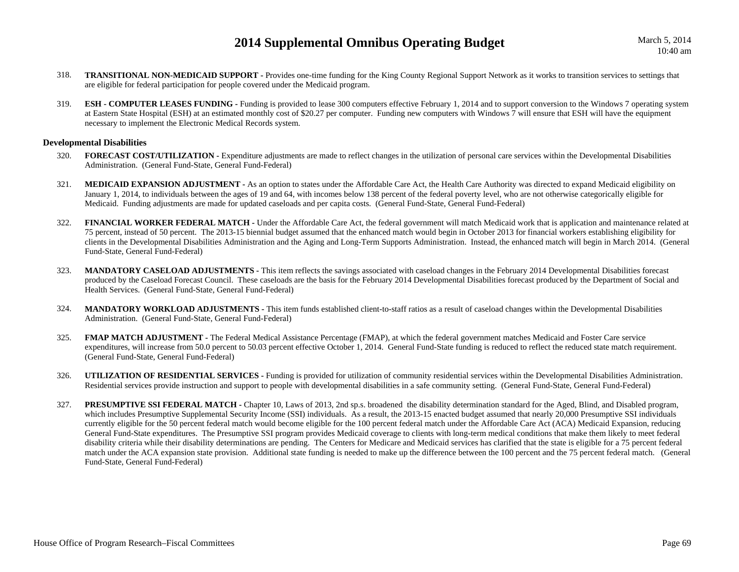318. **TRANSITIONAL NON-MEDICAID SUPPORT -** Provides one-time funding for the King County Regional Support Network as it works to transition services to settings that are eligible for federal participation for people covered under the Medicaid program.

319. **ESH - COMPUTER LEASES FUNDING -** Funding is provided to lease 300 computers effective February 1, 2014 and to support conversion to the Windows 7 operating system at Eastern State Hospital (ESH) at an estimated monthly cost of $20.27 per computer. Funding new computers with Windows 7 will ensure that ESH will have the equipment necessary to implement the Electronic Medical Records system.

**Developmental Disabilities**

320. **FORECAST COST/UTILIZATION -** Expenditure adjustments are made to reflect changes in the utilization of personal care services within the Developmental Disabilities Administration. (General Fund-State, General Fund-Federal)

321. **MEDICAID EXPANSION ADJUSTMENT -** As an option to states under the Affordable Care Act, the Health Care Authority was directed to expand Medicaid eligibility on January 1, 2014, to individuals between the ages of 19 and 64, with incomes below 138 percent of the federal poverty level, who are not otherwise categorically eligible for Medicaid. Funding adjustments are made for updated caseloads and per capita costs. (General Fund-State, General Fund-Federal)

322. **FINANCIAL WORKER FEDERAL MATCH -** Under the Affordable Care Act, the federal government will match Medicaid work that is application and maintenance related at 75 percent, instead of 50 percent. The 2013-15 biennial budget assumed that the enhanced match would begin in October 2013 for financial workers establishing eligibility for clients in the Developmental Disabilities Administration and the Aging and Long-Term Supports Administration. Instead, the enhanced match will begin in March 2014. (General Fund-State, General Fund-Federal)

323. **MANDATORY CASELOAD ADJUSTMENTS -** This item reflects the savings associated with caseload changes in the February 2014 Developmental Disabilities forecast produced by the Caseload Forecast Council. These caseloads are the basis for the February 2014 Developmental Disabilities forecast produced by the Department of Social and Health Services. (General Fund-State, General Fund-Federal)

324. **MANDATORY WORKLOAD ADJUSTMENTS -** This item funds established client-to-staff ratios as a result of caseload changes within the Developmental Disabilities Administration. (General Fund-State, General Fund-Federal)

325. **FMAP MATCH ADJUSTMENT -** The Federal Medical Assistance Percentage (FMAP), at which the federal government matches Medicaid and Foster Care service expenditures, will increase from 50.0 percent to 50.03 percent effective October 1, 2014. General Fund-State funding is reduced to reflect the reduced state match requirement. (General Fund-State, General Fund-Federal)

326. **UTILIZATION OF RESIDENTIAL SERVICES -** Funding is provided for utilization of community residential services within the Developmental Disabilities Administration. Residential services provide instruction and support to people with developmental disabilities in a safe community setting. (General Fund-State, General Fund-Federal)

327. **PRESUMPTIVE SSI FEDERAL MATCH -** Chapter 10, Laws of 2013, 2nd sp.s. broadened the disability determination standard for the Aged, Blind, and Disabled program, which includes Presumptive Supplemental Security Income (SSI) individuals. As a result, the 2013-15 enacted budget assumed that nearly 20,000 Presumptive SSI individuals currently eligible for the 50 percent federal match would become eligible for the 100 percent federal match under the Affordable Care Act (ACA) Medicaid Expansion, reducing General Fund-State expenditures. The Presumptive SSI program provides Medicaid coverage to clients with long-term medical conditions that make them likely to meet federal disability criteria while their disability determinations are pending. The Centers for Medicare and Medicaid services has clarified that the state is eligible for a 75 percent federal match under the ACA expansion state provision. Additional state funding is needed to make up the difference between the 100 percent and the 75 percent federal match. (General Fund-State, General Fund-Federal)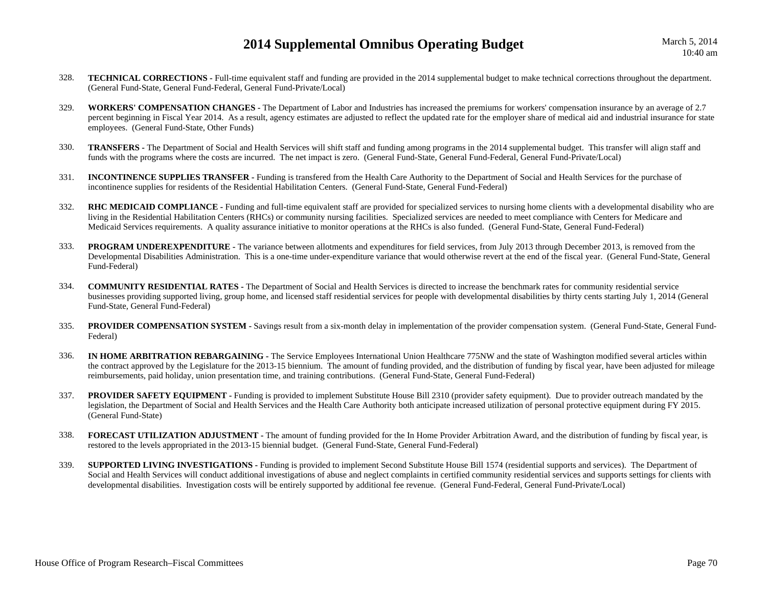328. **TECHNICAL CORRECTIONS -** Full-time equivalent staff and funding are provided in the 2014 supplemental budget to make technical corrections throughout the department. (General Fund-State, General Fund-Federal, General Fund-Private/Local)

329. **WORKERS' COMPENSATION CHANGES -** The Department of Labor and Industries has increased the premiums for workers' compensation insurance by an average of 2.7 percent beginning in Fiscal Year 2014. As a result, agency estimates are adjusted to reflect the updated rate for the employer share of medical aid and industrial insurance for state employees. (General Fund-State, Other Funds)

330. **TRANSFERS -** The Department of Social and Health Services will shift staff and funding among programs in the 2014 supplemental budget. This transfer will align staff and funds with the programs where the costs are incurred. The net impact is zero. (General Fund-State, General Fund-Federal, General Fund-Private/Local)

331. **INCONTINENCE SUPPLIES TRANSFER -** Funding is transfered from the Health Care Authority to the Department of Social and Health Services for the purchase of incontinence supplies for residents of the Residential Habilitation Centers. (General Fund-State, General Fund-Federal)

332. **RHC MEDICAID COMPLIANCE -** Funding and full-time equivalent staff are provided for specialized services to nursing home clients with a developmental disability who are living in the Residential Habilitation Centers (RHCs) or community nursing facilities. Specialized services are needed to meet compliance with Centers for Medicare and Medicaid Services requirements. A quality assurance initiative to monitor operations at the RHCs is also funded. (General Fund-State, General Fund-Federal)

333. **PROGRAM UNDEREXPENDITURE -** The variance between allotments and expenditures for field services, from July 2013 through December 2013, is removed from the Developmental Disabilities Administration. This is a one-time under-expenditure variance that would otherwise revert at the end of the fiscal year. (General Fund-State, General Fund-Federal)

334. **COMMUNITY RESIDENTIAL RATES -** The Department of Social and Health Services is directed to increase the benchmark rates for community residential service businesses providing supported living, group home, and licensed staff residential services for people with developmental disabilities by thirty cents starting July 1, 2014 (General Fund-State, General Fund-Federal)

335. **PROVIDER COMPENSATION SYSTEM -** Savings result from a six-month delay in implementation of the provider compensation system. (General Fund-State, General Fund-Federal)

336. **IN HOME ARBITRATION REBARGAINING -** The Service Employees International Union Healthcare 775NW and the state of Washington modified several articles within the contract approved by the Legislature for the 2013-15 biennium. The amount of funding provided, and the distribution of funding by fiscal year, have been adjusted for mileage reimbursements, paid holiday, union presentation time, and training contributions. (General Fund-State, General Fund-Federal)

337. **PROVIDER SAFETY EQUIPMENT -** Funding is provided to implement Substitute House Bill 2310 (provider safety equipment). Due to provider outreach mandated by the legislation, the Department of Social and Health Services and the Health Care Authority both anticipate increased utilization of personal protective equipment during FY 2015. (General Fund-State)

338. **FORECAST UTILIZATION ADJUSTMENT -** The amount of funding provided for the In Home Provider Arbitration Award, and the distribution of funding by fiscal year, is restored to the levels appropriated in the 2013-15 biennial budget. (General Fund-State, General Fund-Federal)

339. **SUPPORTED LIVING INVESTIGATIONS -** Funding is provided to implement Second Substitute House Bill 1574 (residential supports and services). The Department of Social and Health Services will conduct additional investigations of abuse and neglect complaints in certified community residential services and supports settings for clients with developmental disabilities. Investigation costs will be entirely supported by additional fee revenue. (General Fund-Federal, General Fund-Private/Local)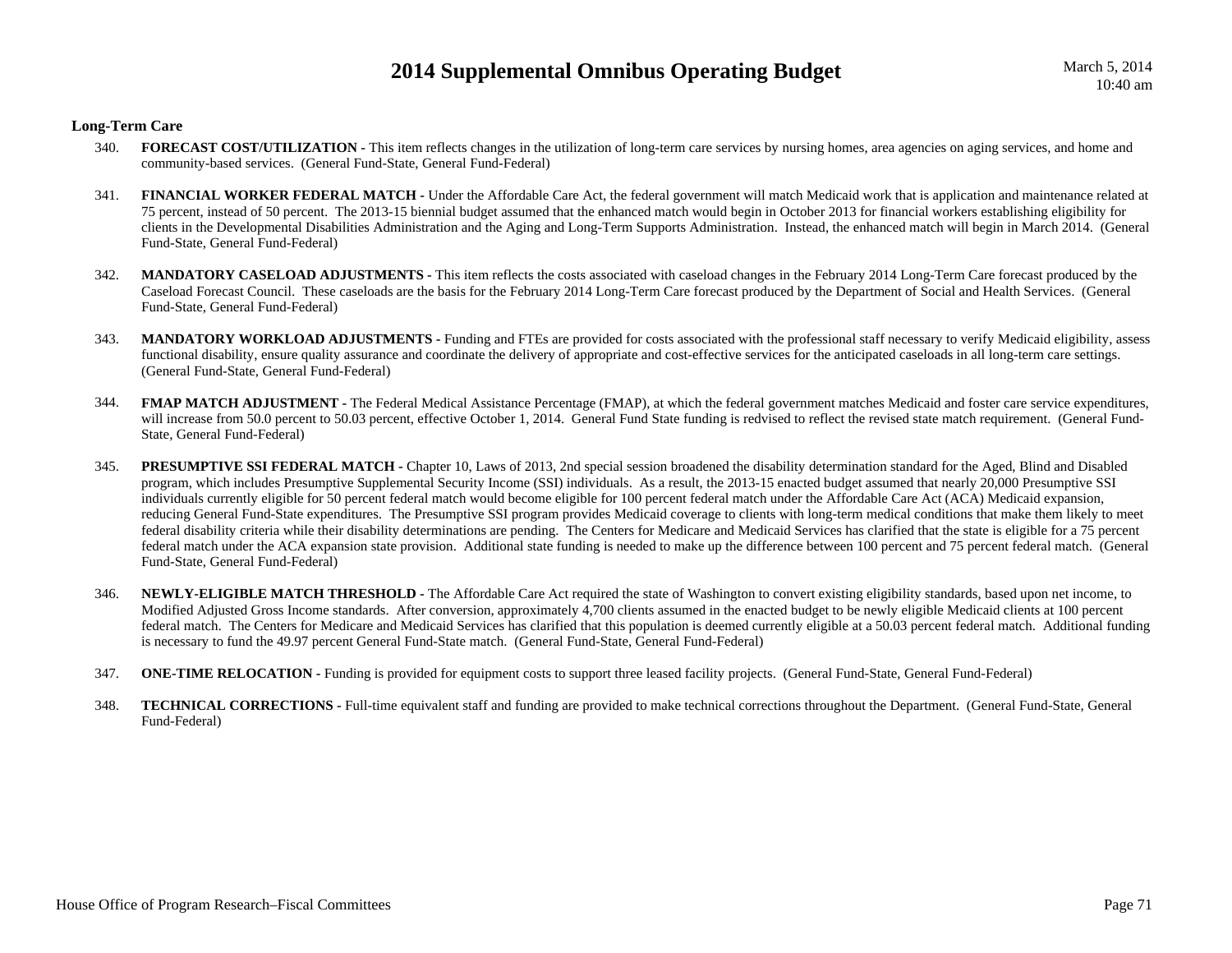## Long-Term Care

340. **FORECAST COST/UTILIZATION -** This item reflects changes in the utilization of long-term care services by nursing homes, area agencies on aging services, and home and community-based services. (General Fund-State, General Fund-Federal)

341. **FINANCIAL WORKER FEDERAL MATCH -** Under the Affordable Care Act, the federal government will match Medicaid work that is application and maintenance related at 75 percent, instead of 50 percent. The 2013-15 biennial budget assumed that the enhanced match would begin in October 2013 for financial workers establishing eligibility for clients in the Developmental Disabilities Administration and the Aging and Long-Term Supports Administration. Instead, the enhanced match will begin in March 2014. (General Fund-State, General Fund-Federal)

342. **MANDATORY CASELOAD ADJUSTMENTS -** This item reflects the costs associated with caseload changes in the February 2014 Long-Term Care forecast produced by the Caseload Forecast Council. These caseloads are the basis for the February 2014 Long-Term Care forecast produced by the Department of Social and Health Services. (General Fund-State, General Fund-Federal)

343. **MANDATORY WORKLOAD ADJUSTMENTS -** Funding and FTEs are provided for costs associated with the professional staff necessary to verify Medicaid eligibility, assess functional disability, ensure quality assurance and coordinate the delivery of appropriate and cost-effective services for the anticipated caseloads in all long-term care settings. (General Fund-State, General Fund-Federal)

344. **FMAP MATCH ADJUSTMENT -** The Federal Medical Assistance Percentage (FMAP), at which the federal government matches Medicaid and foster care service expenditures, will increase from 50.0 percent to 50.03 percent, effective October 1, 2014. General Fund State funding is redvised to reflect the revised state match requirement. (General Fund-State, General Fund-Federal)

345. **PRESUMPTIVE SSI FEDERAL MATCH -** Chapter 10, Laws of 2013, 2nd special session broadened the disability determination standard for the Aged, Blind and Disabled program, which includes Presumptive Supplemental Security Income (SSI) individuals. As a result, the 2013-15 enacted budget assumed that nearly 20,000 Presumptive SSI individuals currently eligible for 50 percent federal match would become eligible for 100 percent federal match under the Affordable Care Act (ACA) Medicaid expansion, reducing General Fund-State expenditures. The Presumptive SSI program provides Medicaid coverage to clients with long-term medical conditions that make them likely to meet federal disability criteria while their disability determinations are pending. The Centers for Medicare and Medicaid Services has clarified that the state is eligible for a 75 percent federal match under the ACA expansion state provision. Additional state funding is needed to make up the difference between 100 percent and 75 percent federal match. (General Fund-State, General Fund-Federal)

346. **NEWLY-ELIGIBLE MATCH THRESHOLD -** The Affordable Care Act required the state of Washington to convert existing eligibility standards, based upon net income, to Modified Adjusted Gross Income standards. After conversion, approximately 4,700 clients assumed in the enacted budget to be newly eligible Medicaid clients at 100 percent federal match. The Centers for Medicare and Medicaid Services has clarified that this population is deemed currently eligible at a 50.03 percent federal match. Additional funding is necessary to fund the 49.97 percent General Fund-State match. (General Fund-State, General Fund-Federal)

347. **ONE-TIME RELOCATION -** Funding is provided for equipment costs to support three leased facility projects. (General Fund-State, General Fund-Federal)

348. **TECHNICAL CORRECTIONS -** Full-time equivalent staff and funding are provided to make technical corrections throughout the Department. (General Fund-State, General Fund-Federal)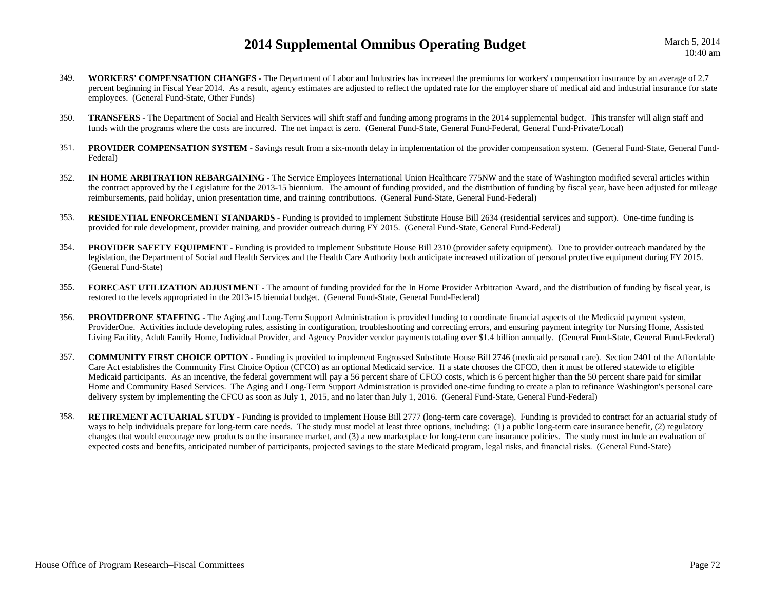349. **WORKERS' COMPENSATION CHANGES -** The Department of Labor and Industries has increased the premiums for workers' compensation insurance by an average of 2.7 percent beginning in Fiscal Year 2014. As a result, agency estimates are adjusted to reflect the updated rate for the employer share of medical aid and industrial insurance for state employees. (General Fund-State, Other Funds)

350. **TRANSFERS -** The Department of Social and Health Services will shift staff and funding among programs in the 2014 supplemental budget. This transfer will align staff and funds with the programs where the costs are incurred. The net impact is zero. (General Fund-State, General Fund-Federal, General Fund-Private/Local)

351. **PROVIDER COMPENSATION SYSTEM -** Savings result from a six-month delay in implementation of the provider compensation system. (General Fund-State, General Fund-Federal)

352. **IN HOME ARBITRATION REBARGAINING -** The Service Employees International Union Healthcare 775NW and the state of Washington modified several articles within the contract approved by the Legislature for the 2013-15 biennium. The amount of funding provided, and the distribution of funding by fiscal year, have been adjusted for mileage reimbursements, paid holiday, union presentation time, and training contributions. (General Fund-State, General Fund-Federal)

353. **RESIDENTIAL ENFORCEMENT STANDARDS -** Funding is provided to implement Substitute House Bill 2634 (residential services and support). One-time funding is provided for rule development, provider training, and provider outreach during FY 2015. (General Fund-State, General Fund-Federal)

354. **PROVIDER SAFETY EQUIPMENT -** Funding is provided to implement Substitute House Bill 2310 (provider safety equipment). Due to provider outreach mandated by the legislation, the Department of Social and Health Services and the Health Care Authority both anticipate increased utilization of personal protective equipment during FY 2015. (General Fund-State)

355. **FORECAST UTILIZATION ADJUSTMENT -** The amount of funding provided for the In Home Provider Arbitration Award, and the distribution of funding by fiscal year, is restored to the levels appropriated in the 2013-15 biennial budget. (General Fund-State, General Fund-Federal)

356. **PROVIDERONE STAFFING -** The Aging and Long-Term Support Administration is provided funding to coordinate financial aspects of the Medicaid payment system, ProviderOne. Activities include developing rules, assisting in configuration, troubleshooting and correcting errors, and ensuring payment integrity for Nursing Home, Assisted Living Facility, Adult Family Home, Individual Provider, and Agency Provider vendor payments totaling over $1.4 billion annually. (General Fund-State, General Fund-Federal)

357. **COMMUNITY FIRST CHOICE OPTION -** Funding is provided to implement Engrossed Substitute House Bill 2746 (medicaid personal care). Section 2401 of the Affordable Care Act establishes the Community First Choice Option (CFCO) as an optional Medicaid service. If a state chooses the CFCO, then it must be offered statewide to eligible Medicaid participants. As an incentive, the federal government will pay a 56 percent share of CFCO costs, which is 6 percent higher than the 50 percent share paid for similar Home and Community Based Services. The Aging and Long-Term Support Administration is provided one-time funding to create a plan to refinance Washington's personal care delivery system by implementing the CFCO as soon as July 1, 2015, and no later than July 1, 2016. (General Fund-State, General Fund-Federal)

358. **RETIREMENT ACTUARIAL STUDY -** Funding is provided to implement House Bill 2777 (long-term care coverage). Funding is provided to contract for an actuarial study of ways to help individuals prepare for long-term care needs. The study must model at least three options, including: (1) a public long-term care insurance benefit, (2) regulatory changes that would encourage new products on the insurance market, and (3) a new marketplace for long-term care insurance policies. The study must include an evaluation of expected costs and benefits, anticipated number of participants, projected savings to the state Medicaid program, legal risks, and financial risks. (General Fund-State)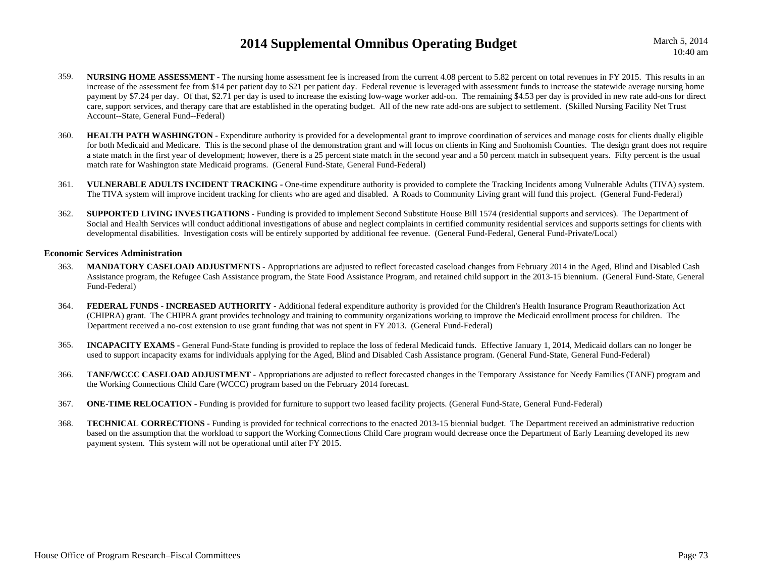359. **NURSING HOME ASSESSMENT -** The nursing home assessment fee is increased from the current 4.08 percent to 5.82 percent on total revenues in FY 2015. This results in an increase of the assessment fee from $14 per patient day to $21 per patient day. Federal revenue is leveraged with assessment funds to increase the statewide average nursing home payment by $7.24 per day. Of that, $2.71 per day is used to increase the existing low-wage worker add-on. The remaining $4.53 per day is provided in new rate add-ons for direct care, support services, and therapy care that are established in the operating budget. All of the new rate add-ons are subject to settlement. (Skilled Nursing Facility Net Trust Account--State, General Fund--Federal)

360. **HEALTH PATH WASHINGTON -** Expenditure authority is provided for a developmental grant to improve coordination of services and manage costs for clients dually eligible for both Medicaid and Medicare. This is the second phase of the demonstration grant and will focus on clients in King and Snohomish Counties. The design grant does not require a state match in the first year of development; however, there is a 25 percent state match in the second year and a 50 percent match in subsequent years. Fifty percent is the usual match rate for Washington state Medicaid programs. (General Fund-State, General Fund-Federal)

361. **VULNERABLE ADULTS INCIDENT TRACKING -** One-time expenditure authority is provided to complete the Tracking Incidents among Vulnerable Adults (TIVA) system. The TIVA system will improve incident tracking for clients who are aged and disabled. A Roads to Community Living grant will fund this project. (General Fund-Federal)

362. **SUPPORTED LIVING INVESTIGATIONS -** Funding is provided to implement Second Substitute House Bill 1574 (residential supports and services). The Department of Social and Health Services will conduct additional investigations of abuse and neglect complaints in certified community residential services and supports settings for clients with developmental disabilities. Investigation costs will be entirely supported by additional fee revenue. (General Fund-Federal, General Fund-Private/Local)

### Economic Services Administration

363. **MANDATORY CASELOAD ADJUSTMENTS -** Appropriations are adjusted to reflect forecasted caseload changes from February 2014 in the Aged, Blind and Disabled Cash Assistance program, the Refugee Cash Assistance program, the State Food Assistance Program, and retained child support in the 2013-15 biennium. (General Fund-State, General Fund-Federal)

364. **FEDERAL FUNDS - INCREASED AUTHORITY -** Additional federal expenditure authority is provided for the Children's Health Insurance Program Reauthorization Act (CHIPRA) grant. The CHIPRA grant provides technology and training to community organizations working to improve the Medicaid enrollment process for children. The Department received a no-cost extension to use grant funding that was not spent in FY 2013. (General Fund-Federal)

365. **INCAPACITY EXAMS -** General Fund-State funding is provided to replace the loss of federal Medicaid funds. Effective January 1, 2014, Medicaid dollars can no longer be used to support incapacity exams for individuals applying for the Aged, Blind and Disabled Cash Assistance program. (General Fund-State, General Fund-Federal)

366. **TANF/WCCC CASELOAD ADJUSTMENT -** Appropriations are adjusted to reflect forecasted changes in the Temporary Assistance for Needy Families (TANF) program and the Working Connections Child Care (WCCC) program based on the February 2014 forecast.

367. **ONE-TIME RELOCATION -** Funding is provided for furniture to support two leased facility projects. (General Fund-State, General Fund-Federal)

368. **TECHNICAL CORRECTIONS -** Funding is provided for technical corrections to the enacted 2013-15 biennial budget. The Department received an administrative reduction based on the assumption that the workload to support the Working Connections Child Care program would decrease once the Department of Early Learning developed its new payment system. This system will not be operational until after FY 2015.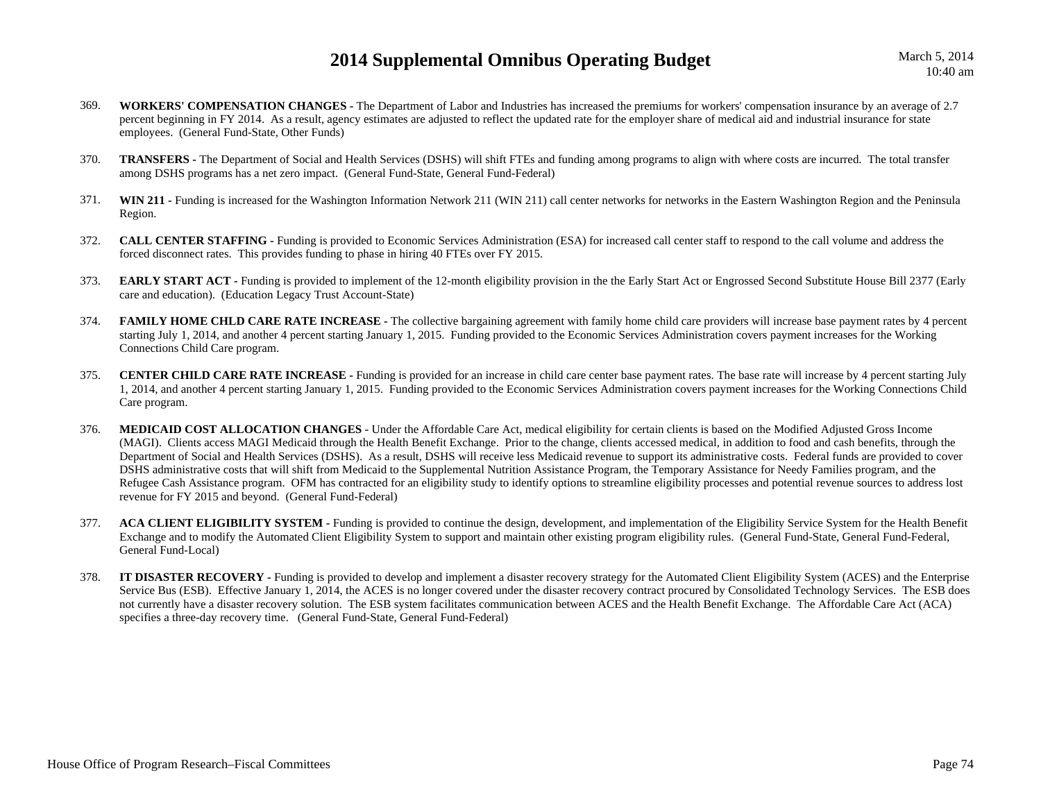369. **WORKERS' COMPENSATION CHANGES -** The Department of Labor and Industries has increased the premiums for workers' compensation insurance by an average of 2.7 percent beginning in FY 2014. As a result, agency estimates are adjusted to reflect the updated rate for the employer share of medical aid and industrial insurance for state employees. (General Fund-State, Other Funds)

370. **TRANSFERS -** The Department of Social and Health Services (DSHS) will shift FTEs and funding among programs to align with where costs are incurred. The total transfer among DSHS programs has a net zero impact. (General Fund-State, General Fund-Federal)

371. **WIN 211 -** Funding is increased for the Washington Information Network 211 (WIN 211) call center networks for networks in the Eastern Washington Region and the Peninsula Region.

372. **CALL CENTER STAFFING -** Funding is provided to Economic Services Administration (ESA) for increased call center staff to respond to the call volume and address the forced disconnect rates. This provides funding to phase in hiring 40 FTEs over FY 2015.

373. **EARLY START ACT -** Funding is provided to implement of the 12-month eligibility provision in the the Early Start Act or Engrossed Second Substitute House Bill 2377 (Early care and education). (Education Legacy Trust Account-State)

374. **FAMILY HOME CHLD CARE RATE INCREASE -** The collective bargaining agreement with family home child care providers will increase base payment rates by 4 percent starting July 1, 2014, and another 4 percent starting January 1, 2015. Funding provided to the Economic Services Administration covers payment increases for the Working Connections Child Care program.

375. **CENTER CHILD CARE RATE INCREASE -** Funding is provided for an increase in child care center base payment rates. The base rate will increase by 4 percent starting July 1, 2014, and another 4 percent starting January 1, 2015. Funding provided to the Economic Services Administration covers payment increases for the Working Connections Child Care program.

376. **MEDICAID COST ALLOCATION CHANGES -** Under the Affordable Care Act, medical eligibility for certain clients is based on the Modified Adjusted Gross Income (MAGI). Clients access MAGI Medicaid through the Health Benefit Exchange. Prior to the change, clients accessed medical, in addition to food and cash benefits, through the Department of Social and Health Services (DSHS). As a result, DSHS will receive less Medicaid revenue to support its administrative costs. Federal funds are provided to cover DSHS administrative costs that will shift from Medicaid to the Supplemental Nutrition Assistance Program, the Temporary Assistance for Needy Families program, and the Refugee Cash Assistance program. OFM has contracted for an eligibility study to identify options to streamline eligibility processes and potential revenue sources to address lost revenue for FY 2015 and beyond. (General Fund-Federal)

377. **ACA CLIENT ELIGIBILITY SYSTEM -** Funding is provided to continue the design, development, and implementation of the Eligibility Service System for the Health Benefit Exchange and to modify the Automated Client Eligibility System to support and maintain other existing program eligibility rules. (General Fund-State, General Fund-Federal, General Fund-Local)

378. **IT DISASTER RECOVERY -** Funding is provided to develop and implement a disaster recovery strategy for the Automated Client Eligibility System (ACES) and the Enterprise Service Bus (ESB). Effective January 1, 2014, the ACES is no longer covered under the disaster recovery contract procured by Consolidated Technology Services. The ESB does not currently have a disaster recovery solution. The ESB system facilitates communication between ACES and the Health Benefit Exchange. The Affordable Care Act (ACA) specifies a three-day recovery time. (General Fund-State, General Fund-Federal)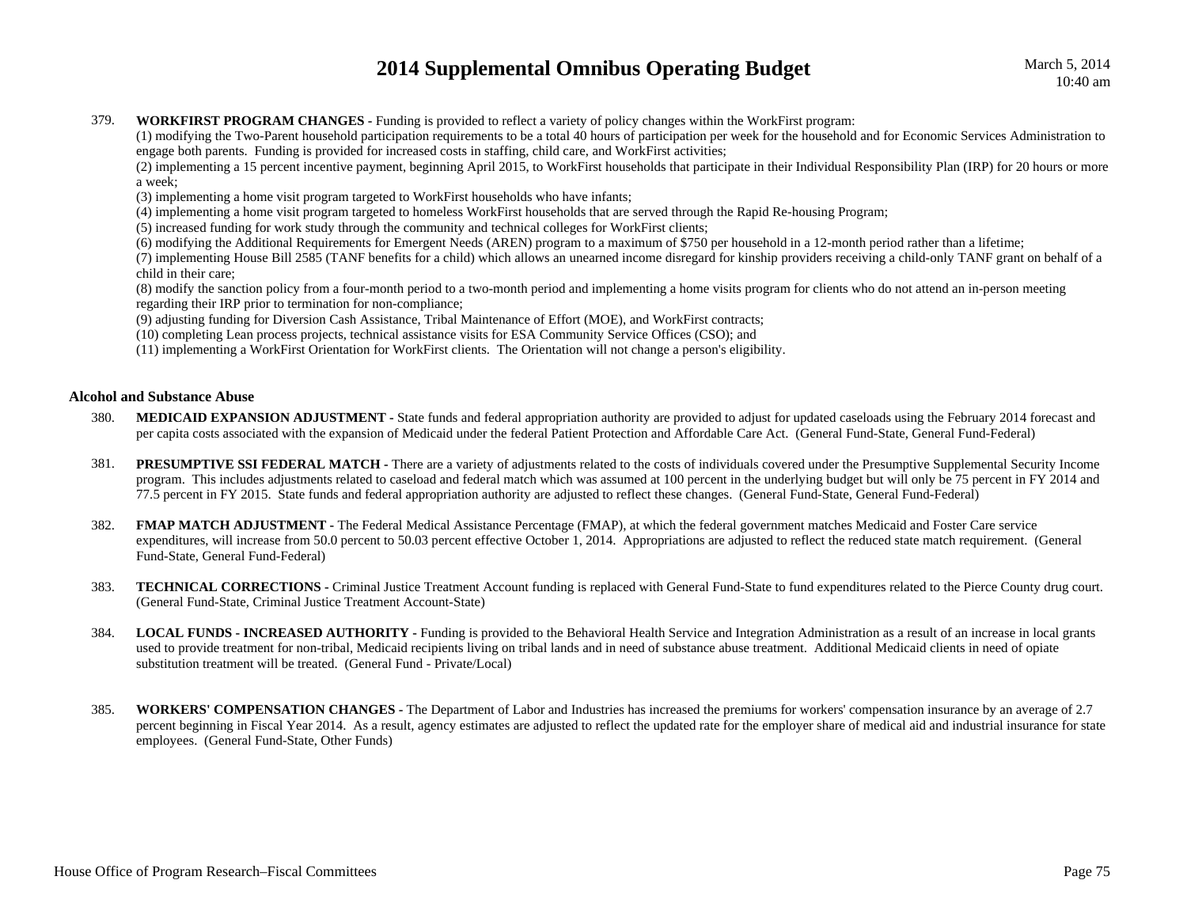379. **WORKFIRST PROGRAM CHANGES -** Funding is provided to reflect a variety of policy changes within the WorkFirst program:
(1) modifying the Two-Parent household participation requirements to be a total 40 hours of participation per week for the household and for Economic Services Administration to engage both parents. Funding is provided for increased costs in staffing, child care, and WorkFirst activities;
(2) implementing a 15 percent incentive payment, beginning April 2015, to WorkFirst households that participate in their Individual Responsibility Plan (IRP) for 20 hours or more a week;
(3) implementing a home visit program targeted to WorkFirst households who have infants;
(4) implementing a home visit program targeted to homeless WorkFirst households that are served through the Rapid Re-housing Program;
(5) increased funding for work study through the community and technical colleges for WorkFirst clients;
(6) modifying the Additional Requirements for Emergent Needs (AREN) program to a maximum of $750 per household in a 12-month period rather than a lifetime;
(7) implementing House Bill 2585 (TANF benefits for a child) which allows an unearned income disregard for kinship providers receiving a child-only TANF grant on behalf of a child in their care;
(8) modify the sanction policy from a four-month period to a two-month period and implementing a home visits program for clients who do not attend an in-person meeting regarding their IRP prior to termination for non-compliance;
(9) adjusting funding for Diversion Cash Assistance, Tribal Maintenance of Effort (MOE), and WorkFirst contracts;
(10) completing Lean process projects, technical assistance visits for ESA Community Service Offices (CSO); and
(11) implementing a WorkFirst Orientation for WorkFirst clients. The Orientation will not change a person's eligibility.

### Alcohol and Substance Abuse

380. **MEDICAID EXPANSION ADJUSTMENT -** State funds and federal appropriation authority are provided to adjust for updated caseloads using the February 2014 forecast and per capita costs associated with the expansion of Medicaid under the federal Patient Protection and Affordable Care Act. (General Fund-State, General Fund-Federal)

381. **PRESUMPTIVE SSI FEDERAL MATCH -** There are a variety of adjustments related to the costs of individuals covered under the Presumptive Supplemental Security Income program. This includes adjustments related to caseload and federal match which was assumed at 100 percent in the underlying budget but will only be 75 percent in FY 2014 and 77.5 percent in FY 2015. State funds and federal appropriation authority are adjusted to reflect these changes. (General Fund-State, General Fund-Federal)

382. **FMAP MATCH ADJUSTMENT -** The Federal Medical Assistance Percentage (FMAP), at which the federal government matches Medicaid and Foster Care service expenditures, will increase from 50.0 percent to 50.03 percent effective October 1, 2014. Appropriations are adjusted to reflect the reduced state match requirement. (General Fund-State, General Fund-Federal)

383. **TECHNICAL CORRECTIONS -** Criminal Justice Treatment Account funding is replaced with General Fund-State to fund expenditures related to the Pierce County drug court. (General Fund-State, Criminal Justice Treatment Account-State)

384. **LOCAL FUNDS - INCREASED AUTHORITY -** Funding is provided to the Behavioral Health Service and Integration Administration as a result of an increase in local grants used to provide treatment for non-tribal, Medicaid recipients living on tribal lands and in need of substance abuse treatment. Additional Medicaid clients in need of opiate substitution treatment will be treated. (General Fund - Private/Local)

385. **WORKERS' COMPENSATION CHANGES -** The Department of Labor and Industries has increased the premiums for workers' compensation insurance by an average of 2.7 percent beginning in Fiscal Year 2014. As a result, agency estimates are adjusted to reflect the updated rate for the employer share of medical aid and industrial insurance for state employees. (General Fund-State, Other Funds)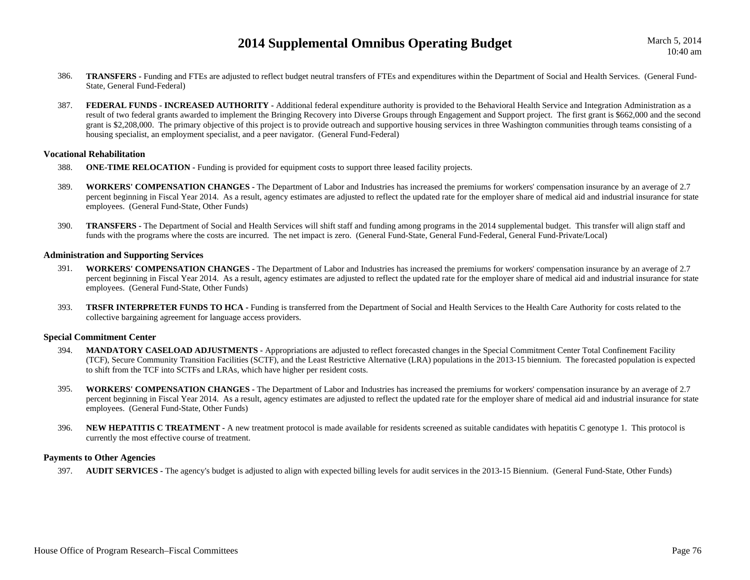386. **TRANSFERS -** Funding and FTEs are adjusted to reflect budget neutral transfers of FTEs and expenditures within the Department of Social and Health Services. (General Fund-State, General Fund-Federal)

387. **FEDERAL FUNDS - INCREASED AUTHORITY -** Additional federal expenditure authority is provided to the Behavioral Health Service and Integration Administration as a result of two federal grants awarded to implement the Bringing Recovery into Diverse Groups through Engagement and Support project. The first grant is $662,000 and the second grant is $2,208,000. The primary objective of this project is to provide outreach and supportive housing services in three Washington communities through teams consisting of a housing specialist, an employment specialist, and a peer navigator. (General Fund-Federal)

### Vocational Rehabilitation

388. **ONE-TIME RELOCATION -** Funding is provided for equipment costs to support three leased facility projects.

389. **WORKERS' COMPENSATION CHANGES -** The Department of Labor and Industries has increased the premiums for workers' compensation insurance by an average of 2.7 percent beginning in Fiscal Year 2014. As a result, agency estimates are adjusted to reflect the updated rate for the employer share of medical aid and industrial insurance for state employees. (General Fund-State, Other Funds)

390. **TRANSFERS -** The Department of Social and Health Services will shift staff and funding among programs in the 2014 supplemental budget. This transfer will align staff and funds with the programs where the costs are incurred. The net impact is zero. (General Fund-State, General Fund-Federal, General Fund-Private/Local)

### Administration and Supporting Services

391. **WORKERS' COMPENSATION CHANGES -** The Department of Labor and Industries has increased the premiums for workers' compensation insurance by an average of 2.7 percent beginning in Fiscal Year 2014. As a result, agency estimates are adjusted to reflect the updated rate for the employer share of medical aid and industrial insurance for state employees. (General Fund-State, Other Funds)

393. **TRSFR INTERPRETER FUNDS TO HCA -** Funding is transferred from the Department of Social and Health Services to the Health Care Authority for costs related to the collective bargaining agreement for language access providers.

### Special Commitment Center

394. **MANDATORY CASELOAD ADJUSTMENTS -** Appropriations are adjusted to reflect forecasted changes in the Special Commitment Center Total Confinement Facility (TCF), Secure Community Transition Facilities (SCTF), and the Least Restrictive Alternative (LRA) populations in the 2013-15 biennium. The forecasted population is expected to shift from the TCF into SCTFs and LRAs, which have higher per resident costs.

395. **WORKERS' COMPENSATION CHANGES -** The Department of Labor and Industries has increased the premiums for workers' compensation insurance by an average of 2.7 percent beginning in Fiscal Year 2014. As a result, agency estimates are adjusted to reflect the updated rate for the employer share of medical aid and industrial insurance for state employees. (General Fund-State, Other Funds)

396. **NEW HEPATITIS C TREATMENT -** A new treatment protocol is made available for residents screened as suitable candidates with hepatitis C genotype 1. This protocol is currently the most effective course of treatment.

### Payments to Other Agencies

397. **AUDIT SERVICES -** The agency's budget is adjusted to align with expected billing levels for audit services in the 2013-15 Biennium. (General Fund-State, Other Funds)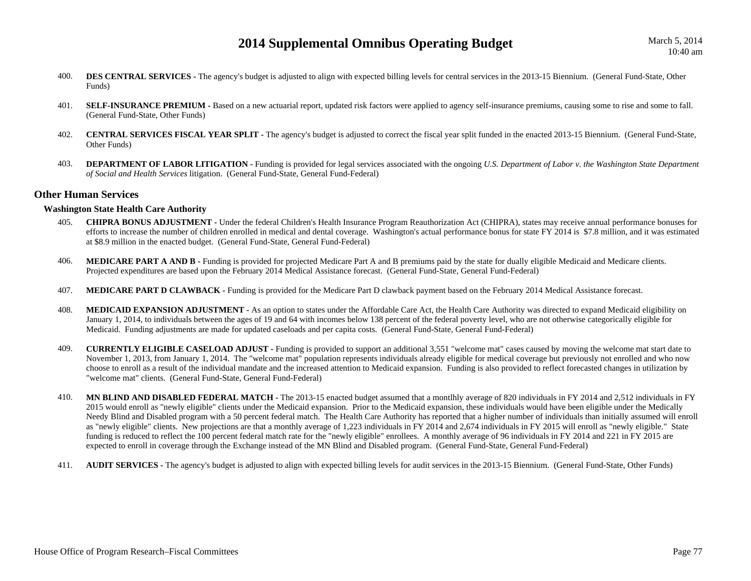400. **DES CENTRAL SERVICES -** The agency's budget is adjusted to align with expected billing levels for central services in the 2013-15 Biennium. (General Fund-State, Other Funds)

401. **SELF-INSURANCE PREMIUM -** Based on a new actuarial report, updated risk factors were applied to agency self-insurance premiums, causing some to rise and some to fall. (General Fund-State, Other Funds)

402. **CENTRAL SERVICES FISCAL YEAR SPLIT -** The agency's budget is adjusted to correct the fiscal year split funded in the enacted 2013-15 Biennium. (General Fund-State, Other Funds)

403. **DEPARTMENT OF LABOR LITIGATION -** Funding is provided for legal services associated with the ongoing *U.S. Department of Labor v. the Washington State Department of Social and Health Services* litigation. (General Fund-State, General Fund-Federal)

## Other Human Services

### Washington State Health Care Authority

405. **CHIPRA BONUS ADJUSTMENT -** Under the federal Children's Health Insurance Program Reauthorization Act (CHIPRA), states may receive annual performance bonuses for efforts to increase the number of children enrolled in medical and dental coverage. Washington's actual performance bonus for state FY 2014 is $7.8 million, and it was estimated at $8.9 million in the enacted budget. (General Fund-State, General Fund-Federal)

406. **MEDICARE PART A AND B -** Funding is provided for projected Medicare Part A and B premiums paid by the state for dually eligible Medicaid and Medicare clients. Projected expenditures are based upon the February 2014 Medical Assistance forecast. (General Fund-State, General Fund-Federal)

407. **MEDICARE PART D CLAWBACK -** Funding is provided for the Medicare Part D clawback payment based on the February 2014 Medical Assistance forecast.

408. **MEDICAID EXPANSION ADJUSTMENT -** As an option to states under the Affordable Care Act, the Health Care Authority was directed to expand Medicaid eligibility on January 1, 2014, to individuals between the ages of 19 and 64 with incomes below 138 percent of the federal poverty level, who are not otherwise categorically eligible for Medicaid. Funding adjustments are made for updated caseloads and per capita costs. (General Fund-State, General Fund-Federal)

409. **CURRENTLY ELIGIBLE CASELOAD ADJUST -** Funding is provided to support an additional 3,551 "welcome mat" cases caused by moving the welcome mat start date to November 1, 2013, from January 1, 2014. The "welcome mat" population represents individuals already eligible for medical coverage but previously not enrolled and who now choose to enroll as a result of the individual mandate and the increased attention to Medicaid expansion. Funding is also provided to reflect forecasted changes in utilization by "welcome mat" clients. (General Fund-State, General Fund-Federal)

410. **MN BLIND AND DISABLED FEDERAL MATCH -** The 2013-15 enacted budget assumed that a montlhly average of 820 individuals in FY 2014 and 2,512 individuals in FY 2015 would enroll as "newly eligible" clients under the Medicaid expansion. Prior to the Medicaid expansion, these individuals would have been eligible under the Medically Needy Blind and Disabled program with a 50 percent federal match. The Health Care Authority has reported that a higher number of individuals than initially assumed will enroll as "newly eligible" clients. New projections are that a monthly average of 1,223 individuals in FY 2014 and 2,674 individuals in FY 2015 will enroll as "newly eligible." State funding is reduced to reflect the 100 percent federal match rate for the "newly eligible" enrollees. A monthly average of 96 individuals in FY 2014 and 221 in FY 2015 are expected to enroll in coverage through the Exchange instead of the MN Blind and Disabled program. (General Fund-State, General Fund-Federal)

411. **AUDIT SERVICES -** The agency's budget is adjusted to align with expected billing levels for audit services in the 2013-15 Biennium. (General Fund-State, Other Funds)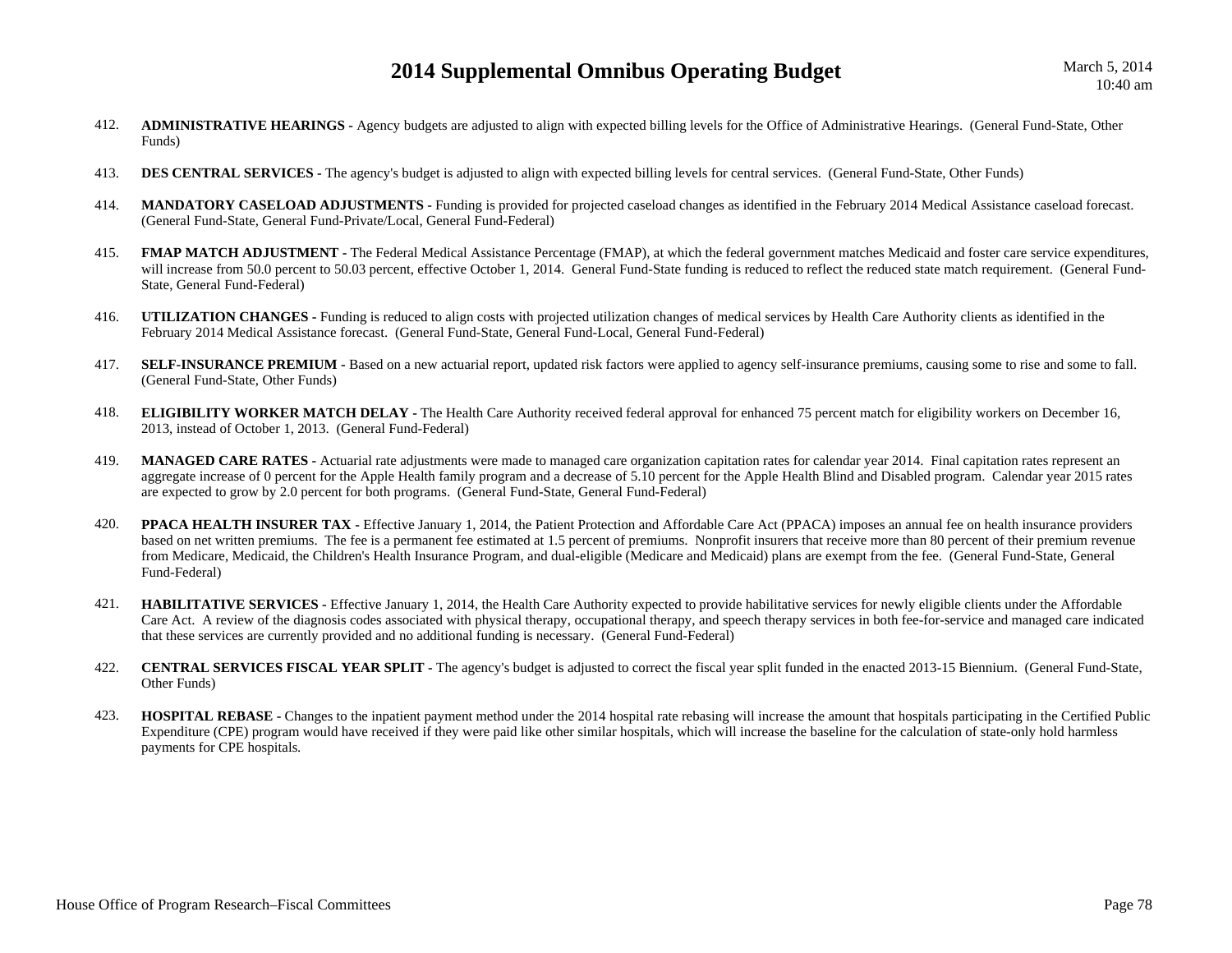412. **ADMINISTRATIVE HEARINGS -** Agency budgets are adjusted to align with expected billing levels for the Office of Administrative Hearings. (General Fund-State, Other Funds)

413. **DES CENTRAL SERVICES -** The agency's budget is adjusted to align with expected billing levels for central services. (General Fund-State, Other Funds)

414. **MANDATORY CASELOAD ADJUSTMENTS -** Funding is provided for projected caseload changes as identified in the February 2014 Medical Assistance caseload forecast. (General Fund-State, General Fund-Private/Local, General Fund-Federal)

415. **FMAP MATCH ADJUSTMENT -** The Federal Medical Assistance Percentage (FMAP), at which the federal government matches Medicaid and foster care service expenditures, will increase from 50.0 percent to 50.03 percent, effective October 1, 2014. General Fund-State funding is reduced to reflect the reduced state match requirement. (General Fund-State, General Fund-Federal)

416. **UTILIZATION CHANGES -** Funding is reduced to align costs with projected utilization changes of medical services by Health Care Authority clients as identified in the February 2014 Medical Assistance forecast. (General Fund-State, General Fund-Local, General Fund-Federal)

417. **SELF-INSURANCE PREMIUM -** Based on a new actuarial report, updated risk factors were applied to agency self-insurance premiums, causing some to rise and some to fall. (General Fund-State, Other Funds)

418. **ELIGIBILITY WORKER MATCH DELAY -** The Health Care Authority received federal approval for enhanced 75 percent match for eligibility workers on December 16, 2013, instead of October 1, 2013. (General Fund-Federal)

419. **MANAGED CARE RATES -** Actuarial rate adjustments were made to managed care organization capitation rates for calendar year 2014. Final capitation rates represent an aggregate increase of 0 percent for the Apple Health family program and a decrease of 5.10 percent for the Apple Health Blind and Disabled program. Calendar year 2015 rates are expected to grow by 2.0 percent for both programs. (General Fund-State, General Fund-Federal)

420. **PPACA HEALTH INSURER TAX -** Effective January 1, 2014, the Patient Protection and Affordable Care Act (PPACA) imposes an annual fee on health insurance providers based on net written premiums. The fee is a permanent fee estimated at 1.5 percent of premiums. Nonprofit insurers that receive more than 80 percent of their premium revenue from Medicare, Medicaid, the Children's Health Insurance Program, and dual-eligible (Medicare and Medicaid) plans are exempt from the fee. (General Fund-State, General Fund-Federal)

421. **HABILITATIVE SERVICES -** Effective January 1, 2014, the Health Care Authority expected to provide habilitative services for newly eligible clients under the Affordable Care Act. A review of the diagnosis codes associated with physical therapy, occupational therapy, and speech therapy services in both fee-for-service and managed care indicated that these services are currently provided and no additional funding is necessary. (General Fund-Federal)

422. **CENTRAL SERVICES FISCAL YEAR SPLIT -** The agency's budget is adjusted to correct the fiscal year split funded in the enacted 2013-15 Biennium. (General Fund-State, Other Funds)

423. **HOSPITAL REBASE -** Changes to the inpatient payment method under the 2014 hospital rate rebasing will increase the amount that hospitals participating in the Certified Public Expenditure (CPE) program would have received if they were paid like other similar hospitals, which will increase the baseline for the calculation of state-only hold harmless payments for CPE hospitals.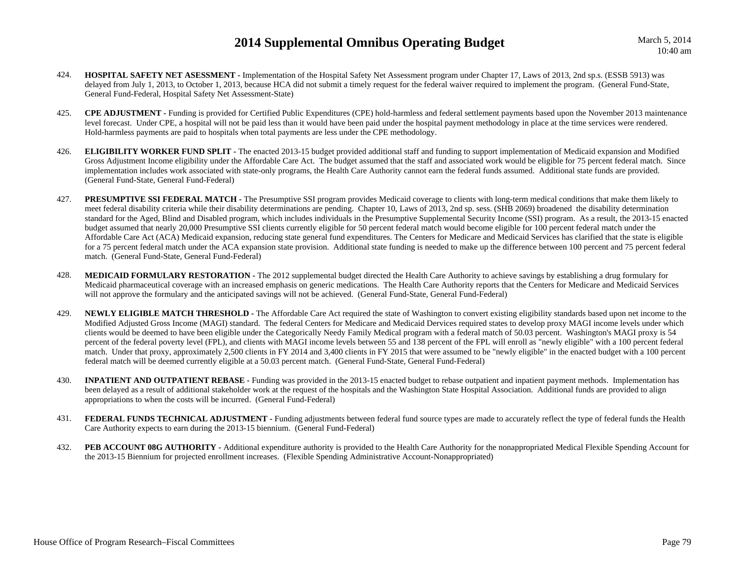424. **HOSPITAL SAFETY NET ASESSMENT -** Implementation of the Hospital Safety Net Assessment program under Chapter 17, Laws of 2013, 2nd sp.s. (ESSB 5913) was delayed from July 1, 2013, to October 1, 2013, because HCA did not submit a timely request for the federal waiver required to implement the program. (General Fund-State, General Fund-Federal, Hospital Safety Net Assessment-State)

425. **CPE ADJUSTMENT -** Funding is provided for Certified Public Expenditures (CPE) hold-harmless and federal settlement payments based upon the November 2013 maintenance level forecast. Under CPE, a hospital will not be paid less than it would have been paid under the hospital payment methodology in place at the time services were rendered. Hold-harmless payments are paid to hospitals when total payments are less under the CPE methodology.

426. **ELIGIBILITY WORKER FUND SPLIT -** The enacted 2013-15 budget provided additional staff and funding to support implementation of Medicaid expansion and Modified Gross Adjustment Income eligibility under the Affordable Care Act. The budget assumed that the staff and associated work would be eligible for 75 percent federal match. Since implementation includes work associated with state-only programs, the Health Care Authority cannot earn the federal funds assumed. Additional state funds are provided. (General Fund-State, General Fund-Federal)

427. **PRESUMPTIVE SSI FEDERAL MATCH -** The Presumptive SSI program provides Medicaid coverage to clients with long-term medical conditions that make them likely to meet federal disability criteria while their disability determinations are pending. Chapter 10, Laws of 2013, 2nd sp. sess. (SHB 2069) broadened the disability determination standard for the Aged, Blind and Disabled program, which includes individuals in the Presumptive Supplemental Security Income (SSI) program. As a result, the 2013-15 enacted budget assumed that nearly 20,000 Presumptive SSI clients currently eligible for 50 percent federal match would become eligible for 100 percent federal match under the Affordable Care Act (ACA) Medicaid expansion, reducing state general fund expenditures. The Centers for Medicare and Medicaid Services has clarified that the state is eligible for a 75 percent federal match under the ACA expansion state provision. Additional state funding is needed to make up the difference between 100 percent and 75 percent federal match. (General Fund-State, General Fund-Federal)

428. **MEDICAID FORMULARY RESTORATION -** The 2012 supplemental budget directed the Health Care Authority to achieve savings by establishing a drug formulary for Medicaid pharmaceutical coverage with an increased emphasis on generic medications. The Health Care Authority reports that the Centers for Medicare and Medicaid Services will not approve the formulary and the anticipated savings will not be achieved. (General Fund-State, General Fund-Federal)

429. **NEWLY ELIGIBLE MATCH THRESHOLD -** The Affordable Care Act required the state of Washington to convert existing eligibility standards based upon net income to the Modified Adjusted Gross Income (MAGI) standard. The federal Centers for Medicare and Medicaid Dervices required states to develop proxy MAGI income levels under which clients would be deemed to have been eligible under the Categorically Needy Family Medical program with a federal match of 50.03 percent. Washington's MAGI proxy is 54 percent of the federal poverty level (FPL), and clients with MAGI income levels between 55 and 138 percent of the FPL will enroll as "newly eligible" with a 100 percent federal match. Under that proxy, approximately 2,500 clients in FY 2014 and 3,400 clients in FY 2015 that were assumed to be "newly eligible" in the enacted budget with a 100 percent federal match will be deemed currently eligible at a 50.03 percent match. (General Fund-State, General Fund-Federal)

430. **INPATIENT AND OUTPATIENT REBASE -** Funding was provided in the 2013-15 enacted budget to rebase outpatient and inpatient payment methods. Implementation has been delayed as a result of additional stakeholder work at the request of the hospitals and the Washington State Hospital Association. Additional funds are provided to align appropriations to when the costs will be incurred. (General Fund-Federal)

431. **FEDERAL FUNDS TECHNICAL ADJUSTMENT -** Funding adjustments between federal fund source types are made to accurately reflect the type of federal funds the Health Care Authority expects to earn during the 2013-15 biennium. (General Fund-Federal)

432. **PEB ACCOUNT 08G AUTHORITY -** Additional expenditure authority is provided to the Health Care Authority for the nonappropriated Medical Flexible Spending Account for the 2013-15 Biennium for projected enrollment increases. (Flexible Spending Administrative Account-Nonappropriated)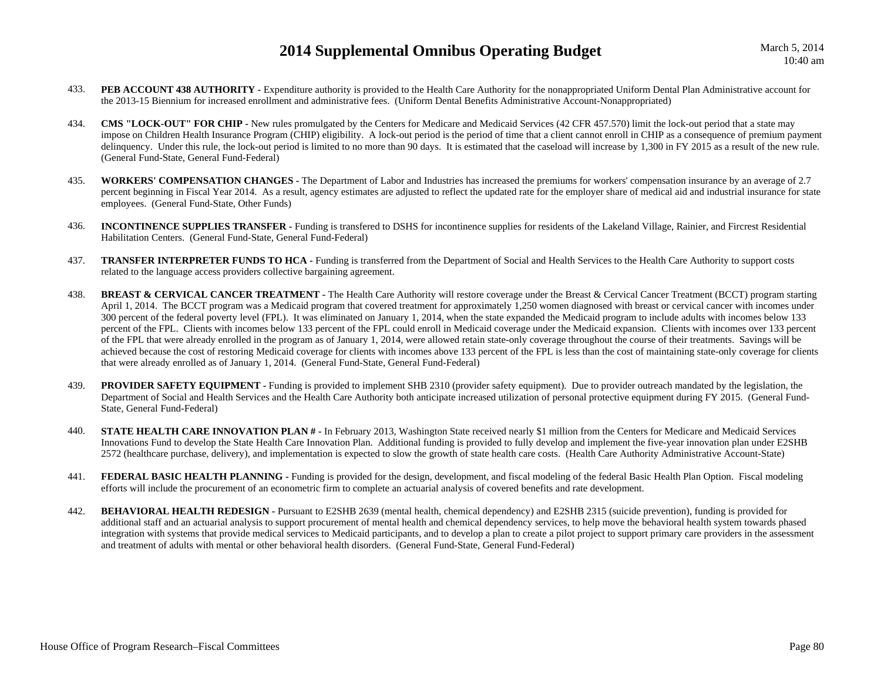433. **PEB ACCOUNT 438 AUTHORITY -** Expenditure authority is provided to the Health Care Authority for the nonappropriated Uniform Dental Plan Administrative account for the 2013-15 Biennium for increased enrollment and administrative fees. (Uniform Dental Benefits Administrative Account-Nonappropriated)

434. **CMS "LOCK-OUT" FOR CHIP -** New rules promulgated by the Centers for Medicare and Medicaid Services (42 CFR 457.570) limit the lock-out period that a state may impose on Children Health Insurance Program (CHIP) eligibility. A lock-out period is the period of time that a client cannot enroll in CHIP as a consequence of premium payment delinquency. Under this rule, the lock-out period is limited to no more than 90 days. It is estimated that the caseload will increase by 1,300 in FY 2015 as a result of the new rule. (General Fund-State, General Fund-Federal)

435. **WORKERS' COMPENSATION CHANGES -** The Department of Labor and Industries has increased the premiums for workers' compensation insurance by an average of 2.7 percent beginning in Fiscal Year 2014. As a result, agency estimates are adjusted to reflect the updated rate for the employer share of medical aid and industrial insurance for state employees. (General Fund-State, Other Funds)

436. **INCONTINENCE SUPPLIES TRANSFER -** Funding is transfered to DSHS for incontinence supplies for residents of the Lakeland Village, Rainier, and Fircrest Residential Habilitation Centers. (General Fund-State, General Fund-Federal)

437. **TRANSFER INTERPRETER FUNDS TO HCA -** Funding is transferred from the Department of Social and Health Services to the Health Care Authority to support costs related to the language access providers collective bargaining agreement.

438. **BREAST & CERVICAL CANCER TREATMENT -** The Health Care Authority will restore coverage under the Breast & Cervical Cancer Treatment (BCCT) program starting April 1, 2014. The BCCT program was a Medicaid program that covered treatment for approximately 1,250 women diagnosed with breast or cervical cancer with incomes under 300 percent of the federal poverty level (FPL). It was eliminated on January 1, 2014, when the state expanded the Medicaid program to include adults with incomes below 133 percent of the FPL. Clients with incomes below 133 percent of the FPL could enroll in Medicaid coverage under the Medicaid expansion. Clients with incomes over 133 percent of the FPL that were already enrolled in the program as of January 1, 2014, were allowed retain state-only coverage throughout the course of their treatments. Savings will be achieved because the cost of restoring Medicaid coverage for clients with incomes above 133 percent of the FPL is less than the cost of maintaining state-only coverage for clients that were already enrolled as of January 1, 2014. (General Fund-State, General Fund-Federal)

439. **PROVIDER SAFETY EQUIPMENT -** Funding is provided to implement SHB 2310 (provider safety equipment). Due to provider outreach mandated by the legislation, the Department of Social and Health Services and the Health Care Authority both anticipate increased utilization of personal protective equipment during FY 2015. (General Fund-State, General Fund-Federal)

440. **STATE HEALTH CARE INNOVATION PLAN # -** In February 2013, Washington State received nearly $1 million from the Centers for Medicare and Medicaid Services Innovations Fund to develop the State Health Care Innovation Plan. Additional funding is provided to fully develop and implement the five-year innovation plan under E2SHB 2572 (healthcare purchase, delivery), and implementation is expected to slow the growth of state health care costs. (Health Care Authority Administrative Account-State)

441. **FEDERAL BASIC HEALTH PLANNING -** Funding is provided for the design, development, and fiscal modeling of the federal Basic Health Plan Option. Fiscal modeling efforts will include the procurement of an econometric firm to complete an actuarial analysis of covered benefits and rate development.

442. **BEHAVIORAL HEALTH REDESIGN -** Pursuant to E2SHB 2639 (mental health, chemical dependency) and E2SHB 2315 (suicide prevention), funding is provided for additional staff and an actuarial analysis to support procurement of mental health and chemical dependency services, to help move the behavioral health system towards phased integration with systems that provide medical services to Medicaid participants, and to develop a plan to create a pilot project to support primary care providers in the assessment and treatment of adults with mental or other behavioral health disorders. (General Fund-State, General Fund-Federal)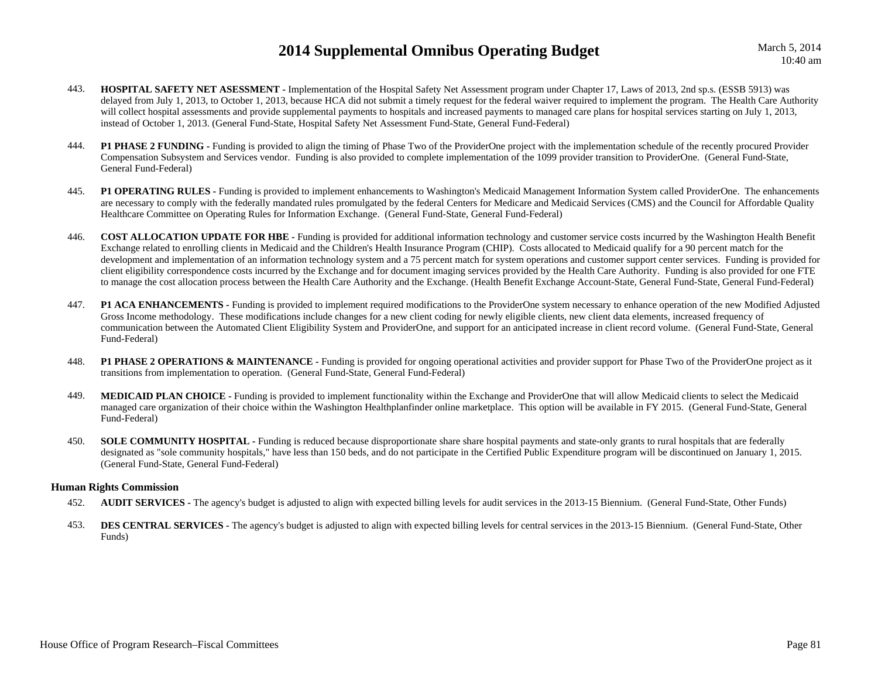443. **HOSPITAL SAFETY NET ASESSMENT -** Implementation of the Hospital Safety Net Assessment program under Chapter 17, Laws of 2013, 2nd sp.s. (ESSB 5913) was delayed from July 1, 2013, to October 1, 2013, because HCA did not submit a timely request for the federal waiver required to implement the program. The Health Care Authority will collect hospital assessments and provide supplemental payments to hospitals and increased payments to managed care plans for hospital services starting on July 1, 2013, instead of October 1, 2013. (General Fund-State, Hospital Safety Net Assessment Fund-State, General Fund-Federal)

444. **P1 PHASE 2 FUNDING -** Funding is provided to align the timing of Phase Two of the ProviderOne project with the implementation schedule of the recently procured Provider Compensation Subsystem and Services vendor. Funding is also provided to complete implementation of the 1099 provider transition to ProviderOne. (General Fund-State, General Fund-Federal)

445. **P1 OPERATING RULES -** Funding is provided to implement enhancements to Washington's Medicaid Management Information System called ProviderOne. The enhancements are necessary to comply with the federally mandated rules promulgated by the federal Centers for Medicare and Medicaid Services (CMS) and the Council for Affordable Quality Healthcare Committee on Operating Rules for Information Exchange. (General Fund-State, General Fund-Federal)

446. **COST ALLOCATION UPDATE FOR HBE -** Funding is provided for additional information technology and customer service costs incurred by the Washington Health Benefit Exchange related to enrolling clients in Medicaid and the Children's Health Insurance Program (CHIP). Costs allocated to Medicaid qualify for a 90 percent match for the development and implementation of an information technology system and a 75 percent match for system operations and customer support center services. Funding is provided for client eligibility correspondence costs incurred by the Exchange and for document imaging services provided by the Health Care Authority. Funding is also provided for one FTE to manage the cost allocation process between the Health Care Authority and the Exchange. (Health Benefit Exchange Account-State, General Fund-State, General Fund-Federal)

447. **P1 ACA ENHANCEMENTS -** Funding is provided to implement required modifications to the ProviderOne system necessary to enhance operation of the new Modified Adjusted Gross Income methodology. These modifications include changes for a new client coding for newly eligible clients, new client data elements, increased frequency of communication between the Automated Client Eligibility System and ProviderOne, and support for an anticipated increase in client record volume. (General Fund-State, General Fund-Federal)

448. **P1 PHASE 2 OPERATIONS & MAINTENANCE -** Funding is provided for ongoing operational activities and provider support for Phase Two of the ProviderOne project as it transitions from implementation to operation. (General Fund-State, General Fund-Federal)

449. **MEDICAID PLAN CHOICE -** Funding is provided to implement functionality within the Exchange and ProviderOne that will allow Medicaid clients to select the Medicaid managed care organization of their choice within the Washington Healthplanfinder online marketplace. This option will be available in FY 2015. (General Fund-State, General Fund-Federal)

450. **SOLE COMMUNITY HOSPITAL -** Funding is reduced because disproportionate share share hospital payments and state-only grants to rural hospitals that are federally designated as "sole community hospitals," have less than 150 beds, and do not participate in the Certified Public Expenditure program will be discontinued on January 1, 2015. (General Fund-State, General Fund-Federal)

### Human Rights Commission

452. **AUDIT SERVICES -** The agency's budget is adjusted to align with expected billing levels for audit services in the 2013-15 Biennium. (General Fund-State, Other Funds)

453. **DES CENTRAL SERVICES -** The agency's budget is adjusted to align with expected billing levels for central services in the 2013-15 Biennium. (General Fund-State, Other Funds)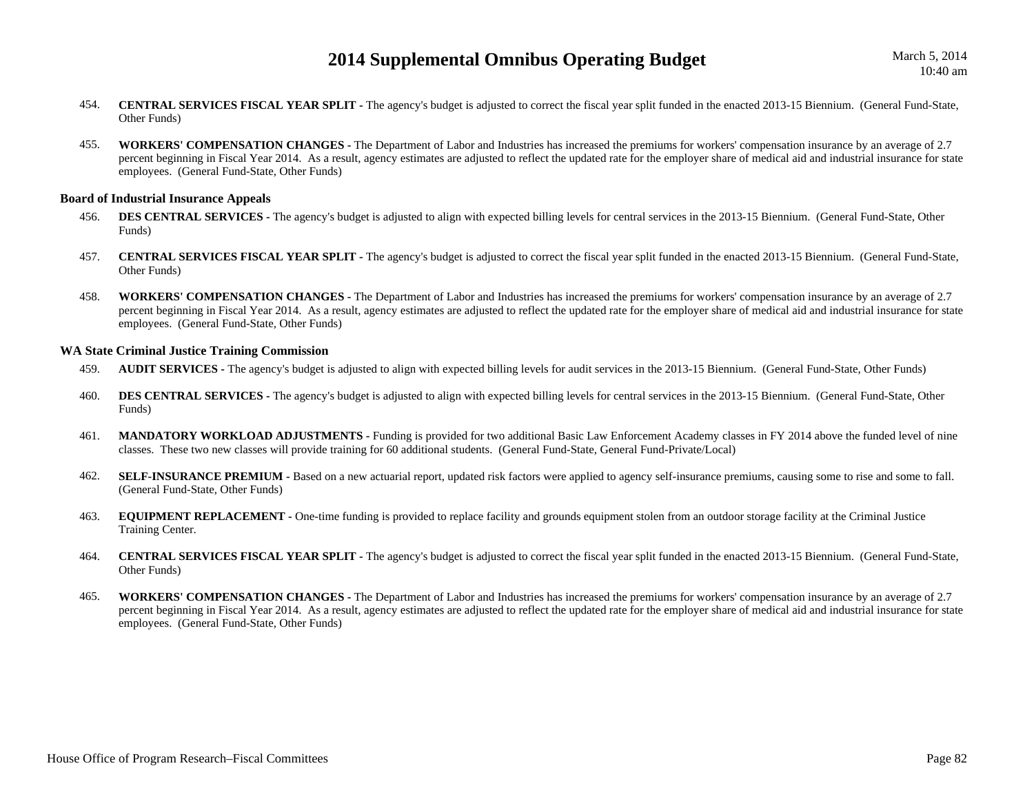454. **CENTRAL SERVICES FISCAL YEAR SPLIT -** The agency's budget is adjusted to correct the fiscal year split funded in the enacted 2013-15 Biennium. (General Fund-State, Other Funds)

455. **WORKERS' COMPENSATION CHANGES -** The Department of Labor and Industries has increased the premiums for workers' compensation insurance by an average of 2.7 percent beginning in Fiscal Year 2014. As a result, agency estimates are adjusted to reflect the updated rate for the employer share of medical aid and industrial insurance for state employees. (General Fund-State, Other Funds)

### Board of Industrial Insurance Appeals

456. **DES CENTRAL SERVICES -** The agency's budget is adjusted to align with expected billing levels for central services in the 2013-15 Biennium. (General Fund-State, Other Funds)

457. **CENTRAL SERVICES FISCAL YEAR SPLIT -** The agency's budget is adjusted to correct the fiscal year split funded in the enacted 2013-15 Biennium. (General Fund-State, Other Funds)

458. **WORKERS' COMPENSATION CHANGES -** The Department of Labor and Industries has increased the premiums for workers' compensation insurance by an average of 2.7 percent beginning in Fiscal Year 2014. As a result, agency estimates are adjusted to reflect the updated rate for the employer share of medical aid and industrial insurance for state employees. (General Fund-State, Other Funds)

### WA State Criminal Justice Training Commission

459. **AUDIT SERVICES -** The agency's budget is adjusted to align with expected billing levels for audit services in the 2013-15 Biennium. (General Fund-State, Other Funds)

460. **DES CENTRAL SERVICES -** The agency's budget is adjusted to align with expected billing levels for central services in the 2013-15 Biennium. (General Fund-State, Other Funds)

461. **MANDATORY WORKLOAD ADJUSTMENTS -** Funding is provided for two additional Basic Law Enforcement Academy classes in FY 2014 above the funded level of nine classes. These two new classes will provide training for 60 additional students. (General Fund-State, General Fund-Private/Local)

462. **SELF-INSURANCE PREMIUM -** Based on a new actuarial report, updated risk factors were applied to agency self-insurance premiums, causing some to rise and some to fall. (General Fund-State, Other Funds)

463. **EQUIPMENT REPLACEMENT -** One-time funding is provided to replace facility and grounds equipment stolen from an outdoor storage facility at the Criminal Justice Training Center.

464. **CENTRAL SERVICES FISCAL YEAR SPLIT -** The agency's budget is adjusted to correct the fiscal year split funded in the enacted 2013-15 Biennium. (General Fund-State, Other Funds)

465. **WORKERS' COMPENSATION CHANGES -** The Department of Labor and Industries has increased the premiums for workers' compensation insurance by an average of 2.7 percent beginning in Fiscal Year 2014. As a result, agency estimates are adjusted to reflect the updated rate for the employer share of medical aid and industrial insurance for state employees. (General Fund-State, Other Funds)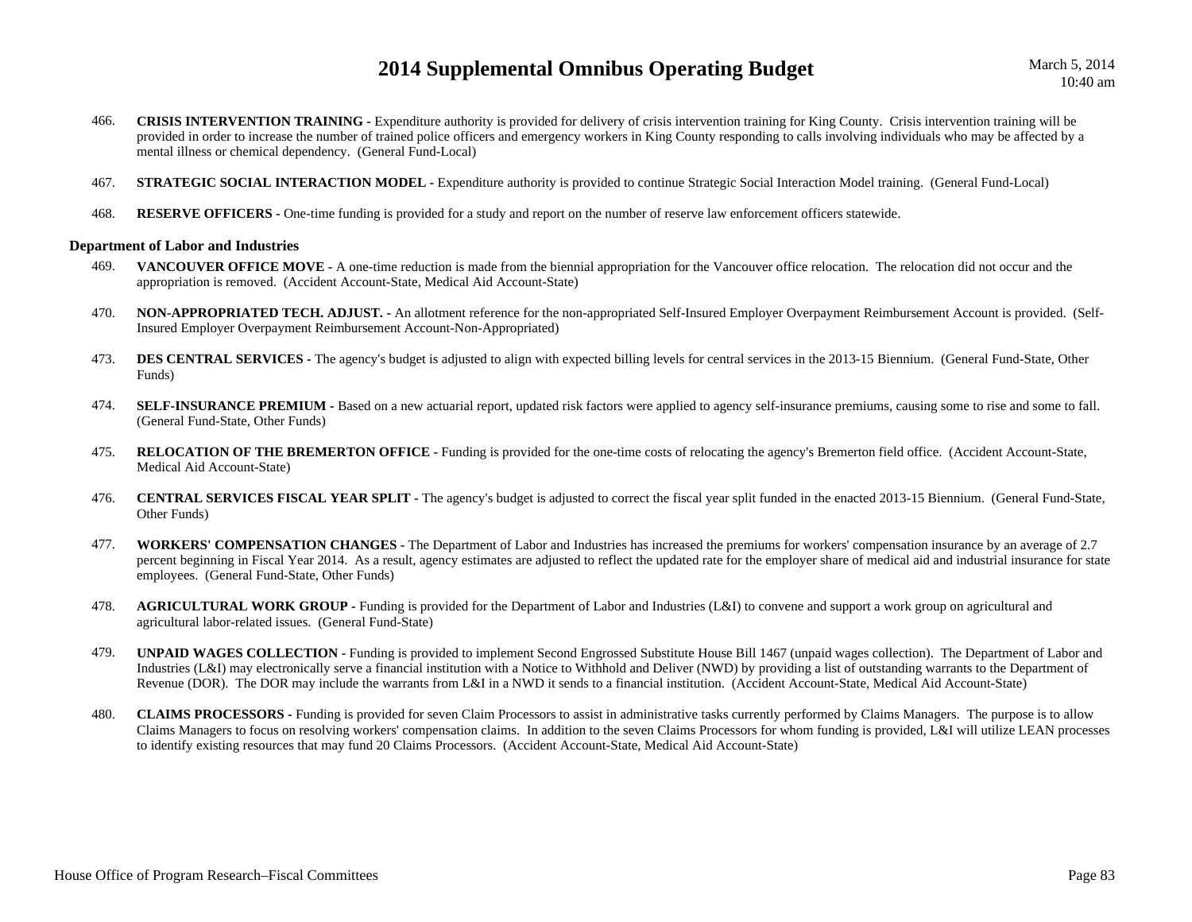466. **CRISIS INTERVENTION TRAINING -** Expenditure authority is provided for delivery of crisis intervention training for King County. Crisis intervention training will be provided in order to increase the number of trained police officers and emergency workers in King County responding to calls involving individuals who may be affected by a mental illness or chemical dependency. (General Fund-Local)

467. **STRATEGIC SOCIAL INTERACTION MODEL -** Expenditure authority is provided to continue Strategic Social Interaction Model training. (General Fund-Local)

468. **RESERVE OFFICERS -** One-time funding is provided for a study and report on the number of reserve law enforcement officers statewide.

**Department of Labor and Industries**

469. **VANCOUVER OFFICE MOVE -** A one-time reduction is made from the biennial appropriation for the Vancouver office relocation. The relocation did not occur and the appropriation is removed. (Accident Account-State, Medical Aid Account-State)

470. **NON-APPROPRIATED TECH. ADJUST. -** An allotment reference for the non-appropriated Self-Insured Employer Overpayment Reimbursement Account is provided. (Self-Insured Employer Overpayment Reimbursement Account-Non-Appropriated)

473. **DES CENTRAL SERVICES -** The agency's budget is adjusted to align with expected billing levels for central services in the 2013-15 Biennium. (General Fund-State, Other Funds)

474. **SELF-INSURANCE PREMIUM -** Based on a new actuarial report, updated risk factors were applied to agency self-insurance premiums, causing some to rise and some to fall. (General Fund-State, Other Funds)

475. **RELOCATION OF THE BREMERTON OFFICE -** Funding is provided for the one-time costs of relocating the agency's Bremerton field office. (Accident Account-State, Medical Aid Account-State)

476. **CENTRAL SERVICES FISCAL YEAR SPLIT -** The agency's budget is adjusted to correct the fiscal year split funded in the enacted 2013-15 Biennium. (General Fund-State, Other Funds)

477. **WORKERS' COMPENSATION CHANGES -** The Department of Labor and Industries has increased the premiums for workers' compensation insurance by an average of 2.7 percent beginning in Fiscal Year 2014. As a result, agency estimates are adjusted to reflect the updated rate for the employer share of medical aid and industrial insurance for state employees. (General Fund-State, Other Funds)

478. **AGRICULTURAL WORK GROUP -** Funding is provided for the Department of Labor and Industries (L&I) to convene and support a work group on agricultural and agricultural labor-related issues. (General Fund-State)

479. **UNPAID WAGES COLLECTION -** Funding is provided to implement Second Engrossed Substitute House Bill 1467 (unpaid wages collection). The Department of Labor and Industries (L&I) may electronically serve a financial institution with a Notice to Withhold and Deliver (NWD) by providing a list of outstanding warrants to the Department of Revenue (DOR). The DOR may include the warrants from L&I in a NWD it sends to a financial institution. (Accident Account-State, Medical Aid Account-State)

480. **CLAIMS PROCESSORS -** Funding is provided for seven Claim Processors to assist in administrative tasks currently performed by Claims Managers. The purpose is to allow Claims Managers to focus on resolving workers' compensation claims. In addition to the seven Claims Processors for whom funding is provided, L&I will utilize LEAN processes to identify existing resources that may fund 20 Claims Processors. (Accident Account-State, Medical Aid Account-State)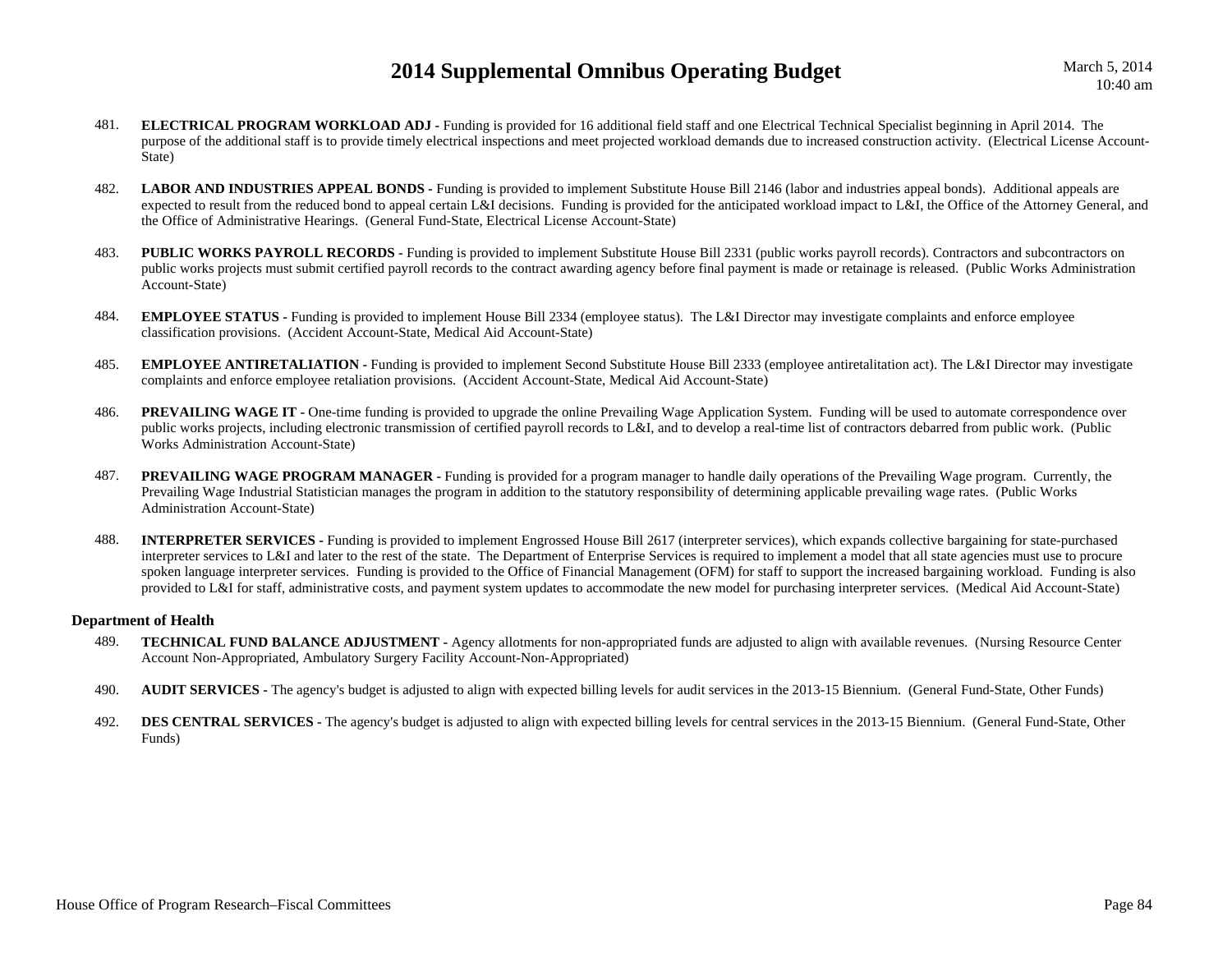481. **ELECTRICAL PROGRAM WORKLOAD ADJ -** Funding is provided for 16 additional field staff and one Electrical Technical Specialist beginning in April 2014. The purpose of the additional staff is to provide timely electrical inspections and meet projected workload demands due to increased construction activity. (Electrical License Account-State)

482. **LABOR AND INDUSTRIES APPEAL BONDS -** Funding is provided to implement Substitute House Bill 2146 (labor and industries appeal bonds). Additional appeals are expected to result from the reduced bond to appeal certain L&I decisions. Funding is provided for the anticipated workload impact to L&I, the Office of the Attorney General, and the Office of Administrative Hearings. (General Fund-State, Electrical License Account-State)

483. **PUBLIC WORKS PAYROLL RECORDS -** Funding is provided to implement Substitute House Bill 2331 (public works payroll records). Contractors and subcontractors on public works projects must submit certified payroll records to the contract awarding agency before final payment is made or retainage is released. (Public Works Administration Account-State)

484. **EMPLOYEE STATUS -** Funding is provided to implement House Bill 2334 (employee status). The L&I Director may investigate complaints and enforce employee classification provisions. (Accident Account-State, Medical Aid Account-State)

485. **EMPLOYEE ANTIRETALIATION -** Funding is provided to implement Second Substitute House Bill 2333 (employee antiretalitation act). The L&I Director may investigate complaints and enforce employee retaliation provisions. (Accident Account-State, Medical Aid Account-State)

486. **PREVAILING WAGE IT -** One-time funding is provided to upgrade the online Prevailing Wage Application System. Funding will be used to automate correspondence over public works projects, including electronic transmission of certified payroll records to L&I, and to develop a real-time list of contractors debarred from public work. (Public Works Administration Account-State)

487. **PREVAILING WAGE PROGRAM MANAGER -** Funding is provided for a program manager to handle daily operations of the Prevailing Wage program. Currently, the Prevailing Wage Industrial Statistician manages the program in addition to the statutory responsibility of determining applicable prevailing wage rates. (Public Works Administration Account-State)

488. **INTERPRETER SERVICES -** Funding is provided to implement Engrossed House Bill 2617 (interpreter services), which expands collective bargaining for state-purchased interpreter services to L&I and later to the rest of the state. The Department of Enterprise Services is required to implement a model that all state agencies must use to procure spoken language interpreter services. Funding is provided to the Office of Financial Management (OFM) for staff to support the increased bargaining workload. Funding is also provided to L&I for staff, administrative costs, and payment system updates to accommodate the new model for purchasing interpreter services. (Medical Aid Account-State)

**Department of Health**

489. **TECHNICAL FUND BALANCE ADJUSTMENT -** Agency allotments for non-appropriated funds are adjusted to align with available revenues. (Nursing Resource Center Account Non-Appropriated, Ambulatory Surgery Facility Account-Non-Appropriated)

490. **AUDIT SERVICES -** The agency's budget is adjusted to align with expected billing levels for audit services in the 2013-15 Biennium. (General Fund-State, Other Funds)

492. **DES CENTRAL SERVICES -** The agency's budget is adjusted to align with expected billing levels for central services in the 2013-15 Biennium. (General Fund-State, Other Funds)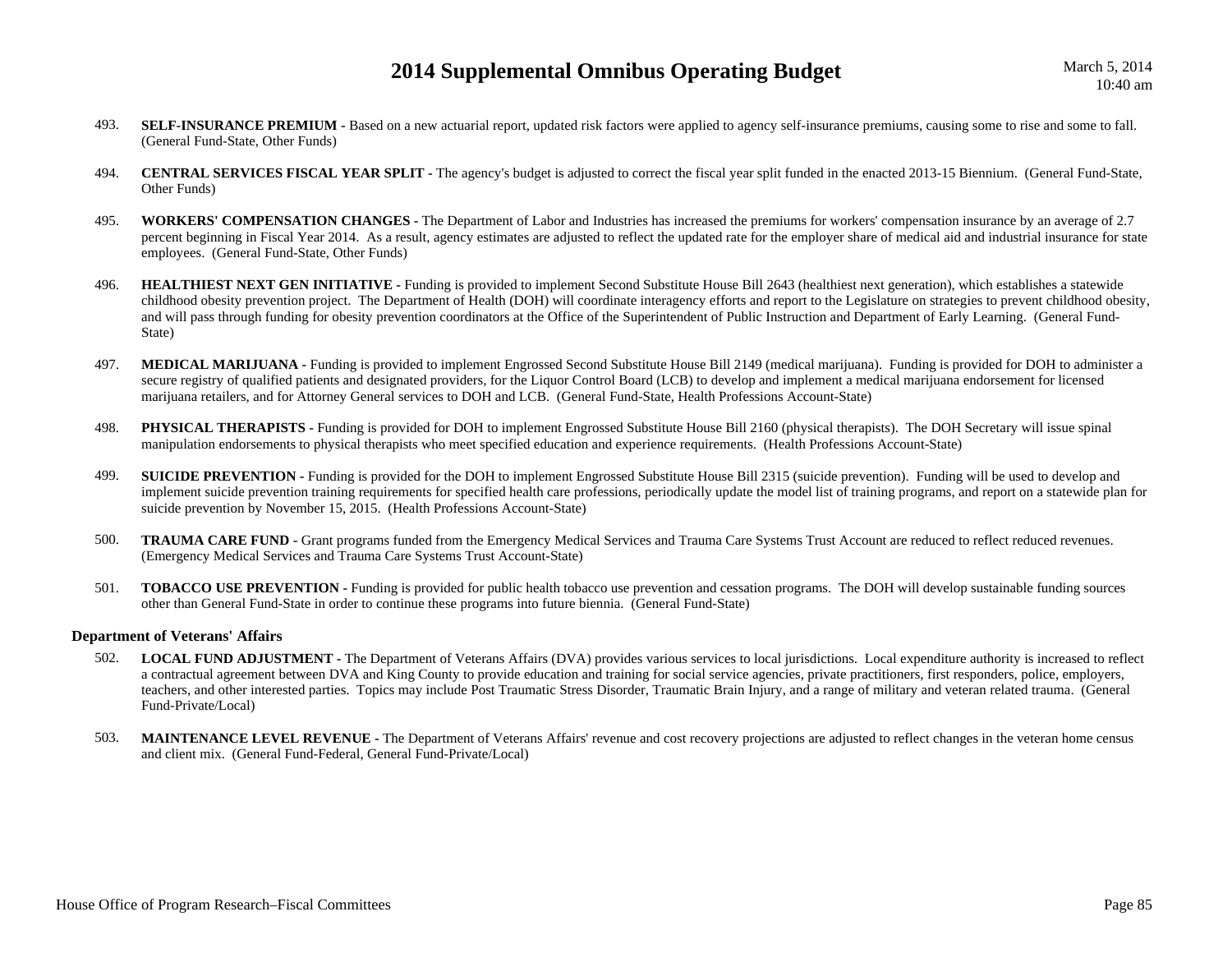493. **SELF-INSURANCE PREMIUM -** Based on a new actuarial report, updated risk factors were applied to agency self-insurance premiums, causing some to rise and some to fall. (General Fund-State, Other Funds)

494. **CENTRAL SERVICES FISCAL YEAR SPLIT -** The agency's budget is adjusted to correct the fiscal year split funded in the enacted 2013-15 Biennium. (General Fund-State, Other Funds)

495. **WORKERS' COMPENSATION CHANGES -** The Department of Labor and Industries has increased the premiums for workers' compensation insurance by an average of 2.7 percent beginning in Fiscal Year 2014. As a result, agency estimates are adjusted to reflect the updated rate for the employer share of medical aid and industrial insurance for state employees. (General Fund-State, Other Funds)

496. **HEALTHIEST NEXT GEN INITIATIVE -** Funding is provided to implement Second Substitute House Bill 2643 (healthiest next generation), which establishes a statewide childhood obesity prevention project. The Department of Health (DOH) will coordinate interagency efforts and report to the Legislature on strategies to prevent childhood obesity, and will pass through funding for obesity prevention coordinators at the Office of the Superintendent of Public Instruction and Department of Early Learning. (General Fund-State)

497. **MEDICAL MARIJUANA -** Funding is provided to implement Engrossed Second Substitute House Bill 2149 (medical marijuana). Funding is provided for DOH to administer a secure registry of qualified patients and designated providers, for the Liquor Control Board (LCB) to develop and implement a medical marijuana endorsement for licensed marijuana retailers, and for Attorney General services to DOH and LCB. (General Fund-State, Health Professions Account-State)

498. **PHYSICAL THERAPISTS -** Funding is provided for DOH to implement Engrossed Substitute House Bill 2160 (physical therapists). The DOH Secretary will issue spinal manipulation endorsements to physical therapists who meet specified education and experience requirements. (Health Professions Account-State)

499. **SUICIDE PREVENTION -** Funding is provided for the DOH to implement Engrossed Substitute House Bill 2315 (suicide prevention). Funding will be used to develop and implement suicide prevention training requirements for specified health care professions, periodically update the model list of training programs, and report on a statewide plan for suicide prevention by November 15, 2015. (Health Professions Account-State)

500. **TRAUMA CARE FUND -** Grant programs funded from the Emergency Medical Services and Trauma Care Systems Trust Account are reduced to reflect reduced revenues. (Emergency Medical Services and Trauma Care Systems Trust Account-State)

501. **TOBACCO USE PREVENTION -** Funding is provided for public health tobacco use prevention and cessation programs. The DOH will develop sustainable funding sources other than General Fund-State in order to continue these programs into future biennia. (General Fund-State)

### Department of Veterans' Affairs

502. **LOCAL FUND ADJUSTMENT -** The Department of Veterans Affairs (DVA) provides various services to local jurisdictions. Local expenditure authority is increased to reflect a contractual agreement between DVA and King County to provide education and training for social service agencies, private practitioners, first responders, police, employers, teachers, and other interested parties. Topics may include Post Traumatic Stress Disorder, Traumatic Brain Injury, and a range of military and veteran related trauma. (General Fund-Private/Local)

503. **MAINTENANCE LEVEL REVENUE -** The Department of Veterans Affairs' revenue and cost recovery projections are adjusted to reflect changes in the veteran home census and client mix. (General Fund-Federal, General Fund-Private/Local)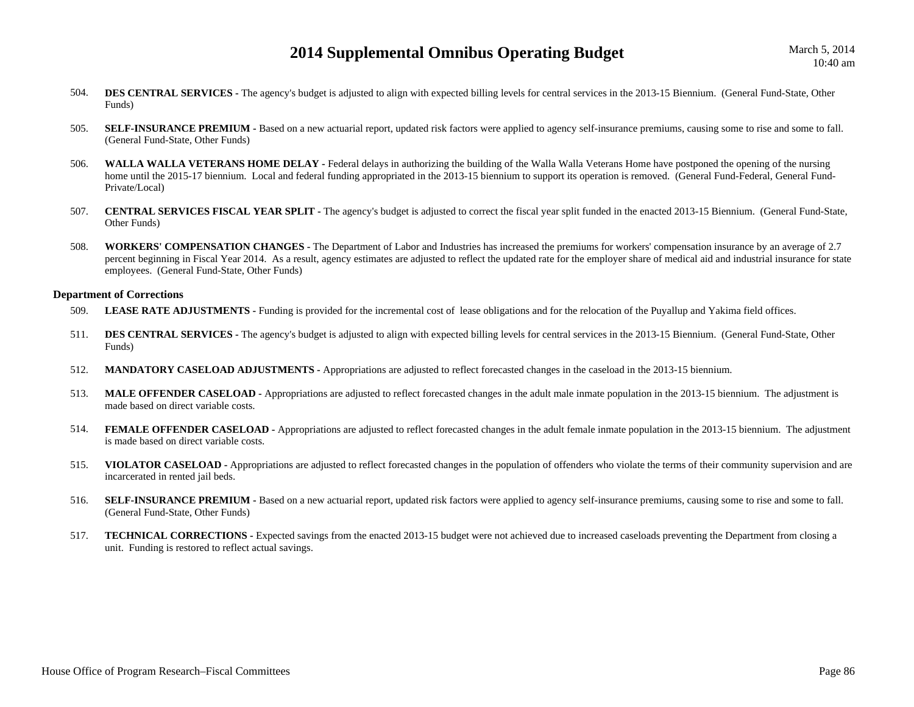504. **DES CENTRAL SERVICES -** The agency's budget is adjusted to align with expected billing levels for central services in the 2013-15 Biennium. (General Fund-State, Other Funds)

505. **SELF-INSURANCE PREMIUM -** Based on a new actuarial report, updated risk factors were applied to agency self-insurance premiums, causing some to rise and some to fall. (General Fund-State, Other Funds)

506. **WALLA WALLA VETERANS HOME DELAY -** Federal delays in authorizing the building of the Walla Walla Veterans Home have postponed the opening of the nursing home until the 2015-17 biennium. Local and federal funding appropriated in the 2013-15 biennium to support its operation is removed. (General Fund-Federal, General Fund-Private/Local)

507. **CENTRAL SERVICES FISCAL YEAR SPLIT -** The agency's budget is adjusted to correct the fiscal year split funded in the enacted 2013-15 Biennium. (General Fund-State, Other Funds)

508. **WORKERS' COMPENSATION CHANGES -** The Department of Labor and Industries has increased the premiums for workers' compensation insurance by an average of 2.7 percent beginning in Fiscal Year 2014. As a result, agency estimates are adjusted to reflect the updated rate for the employer share of medical aid and industrial insurance for state employees. (General Fund-State, Other Funds)

### Department of Corrections

509. **LEASE RATE ADJUSTMENTS -** Funding is provided for the incremental cost of lease obligations and for the relocation of the Puyallup and Yakima field offices.

511. **DES CENTRAL SERVICES -** The agency's budget is adjusted to align with expected billing levels for central services in the 2013-15 Biennium. (General Fund-State, Other Funds)

512. **MANDATORY CASELOAD ADJUSTMENTS -** Appropriations are adjusted to reflect forecasted changes in the caseload in the 2013-15 biennium.

513. **MALE OFFENDER CASELOAD -** Appropriations are adjusted to reflect forecasted changes in the adult male inmate population in the 2013-15 biennium. The adjustment is made based on direct variable costs.

514. **FEMALE OFFENDER CASELOAD -** Appropriations are adjusted to reflect forecasted changes in the adult female inmate population in the 2013-15 biennium. The adjustment is made based on direct variable costs.

515. **VIOLATOR CASELOAD -** Appropriations are adjusted to reflect forecasted changes in the population of offenders who violate the terms of their community supervision and are incarcerated in rented jail beds.

516. **SELF-INSURANCE PREMIUM -** Based on a new actuarial report, updated risk factors were applied to agency self-insurance premiums, causing some to rise and some to fall. (General Fund-State, Other Funds)

517. **TECHNICAL CORRECTIONS -** Expected savings from the enacted 2013-15 budget were not achieved due to increased caseloads preventing the Department from closing a unit. Funding is restored to reflect actual savings.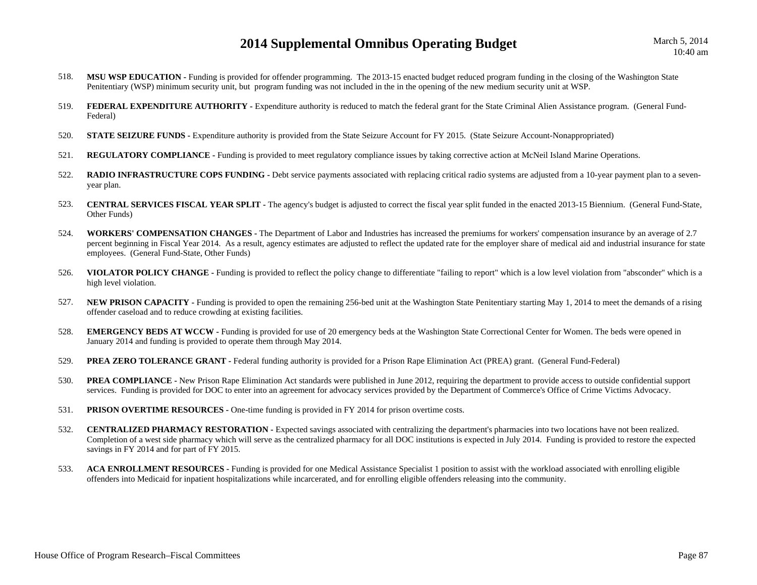518. **MSU WSP EDUCATION -** Funding is provided for offender programming. The 2013-15 enacted budget reduced program funding in the closing of the Washington State Penitentiary (WSP) minimum security unit, but program funding was not included in the in the opening of the new medium security unit at WSP.

519. **FEDERAL EXPENDITURE AUTHORITY -** Expenditure authority is reduced to match the federal grant for the State Criminal Alien Assistance program. (General Fund-Federal)

520. **STATE SEIZURE FUNDS -** Expenditure authority is provided from the State Seizure Account for FY 2015. (State Seizure Account-Nonappropriated)

521. **REGULATORY COMPLIANCE -** Funding is provided to meet regulatory compliance issues by taking corrective action at McNeil Island Marine Operations.

522. **RADIO INFRASTRUCTURE COPS FUNDING -** Debt service payments associated with replacing critical radio systems are adjusted from a 10-year payment plan to a seven-year plan.

523. **CENTRAL SERVICES FISCAL YEAR SPLIT -** The agency's budget is adjusted to correct the fiscal year split funded in the enacted 2013-15 Biennium. (General Fund-State, Other Funds)

524. **WORKERS' COMPENSATION CHANGES -** The Department of Labor and Industries has increased the premiums for workers' compensation insurance by an average of 2.7 percent beginning in Fiscal Year 2014. As a result, agency estimates are adjusted to reflect the updated rate for the employer share of medical aid and industrial insurance for state employees. (General Fund-State, Other Funds)

526. **VIOLATOR POLICY CHANGE -** Funding is provided to reflect the policy change to differentiate "failing to report" which is a low level violation from "absconder" which is a high level violation.

527. **NEW PRISON CAPACITY -** Funding is provided to open the remaining 256-bed unit at the Washington State Penitentiary starting May 1, 2014 to meet the demands of a rising offender caseload and to reduce crowding at existing facilities.

528. **EMERGENCY BEDS AT WCCW -** Funding is provided for use of 20 emergency beds at the Washington State Correctional Center for Women. The beds were opened in January 2014 and funding is provided to operate them through May 2014.

529. **PREA ZERO TOLERANCE GRANT -** Federal funding authority is provided for a Prison Rape Elimination Act (PREA) grant. (General Fund-Federal)

530. **PREA COMPLIANCE -** New Prison Rape Elimination Act standards were published in June 2012, requiring the department to provide access to outside confidential support services. Funding is provided for DOC to enter into an agreement for advocacy services provided by the Department of Commerce's Office of Crime Victims Advocacy.

531. **PRISON OVERTIME RESOURCES -** One-time funding is provided in FY 2014 for prison overtime costs.

532. **CENTRALIZED PHARMACY RESTORATION -** Expected savings associated with centralizing the department's pharmacies into two locations have not been realized. Completion of a west side pharmacy which will serve as the centralized pharmacy for all DOC institutions is expected in July 2014. Funding is provided to restore the expected savings in FY 2014 and for part of FY 2015.

533. **ACA ENROLLMENT RESOURCES -** Funding is provided for one Medical Assistance Specialist 1 position to assist with the workload associated with enrolling eligible offenders into Medicaid for inpatient hospitalizations while incarcerated, and for enrolling eligible offenders releasing into the community.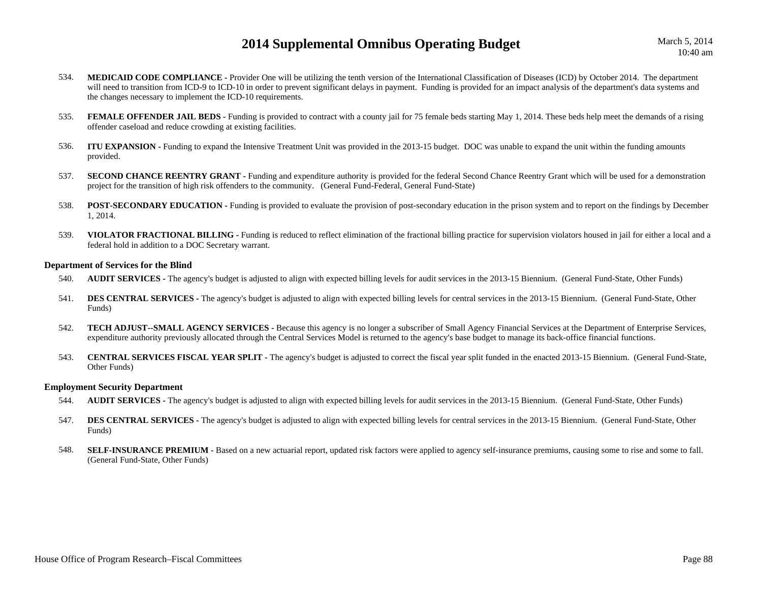534. **MEDICAID CODE COMPLIANCE -** Provider One will be utilizing the tenth version of the International Classification of Diseases (ICD) by October 2014. The department will need to transition from ICD-9 to ICD-10 in order to prevent significant delays in payment. Funding is provided for an impact analysis of the department's data systems and the changes necessary to implement the ICD-10 requirements.

535. **FEMALE OFFENDER JAIL BEDS -** Funding is provided to contract with a county jail for 75 female beds starting May 1, 2014. These beds help meet the demands of a rising offender caseload and reduce crowding at existing facilities.

536. **ITU EXPANSION -** Funding to expand the Intensive Treatment Unit was provided in the 2013-15 budget. DOC was unable to expand the unit within the funding amounts provided.

537. **SECOND CHANCE REENTRY GRANT -** Funding and expenditure authority is provided for the federal Second Chance Reentry Grant which will be used for a demonstration project for the transition of high risk offenders to the community. (General Fund-Federal, General Fund-State)

538. **POST-SECONDARY EDUCATION -** Funding is provided to evaluate the provision of post-secondary education in the prison system and to report on the findings by December 1, 2014.

539. **VIOLATOR FRACTIONAL BILLING -** Funding is reduced to reflect elimination of the fractional billing practice for supervision violators housed in jail for either a local and a federal hold in addition to a DOC Secretary warrant.

### Department of Services for the Blind

540. **AUDIT SERVICES -** The agency's budget is adjusted to align with expected billing levels for audit services in the 2013-15 Biennium. (General Fund-State, Other Funds)

541. **DES CENTRAL SERVICES -** The agency's budget is adjusted to align with expected billing levels for central services in the 2013-15 Biennium. (General Fund-State, Other Funds)

542. **TECH ADJUST--SMALL AGENCY SERVICES -** Because this agency is no longer a subscriber of Small Agency Financial Services at the Department of Enterprise Services, expenditure authority previously allocated through the Central Services Model is returned to the agency's base budget to manage its back-office financial functions.

543. **CENTRAL SERVICES FISCAL YEAR SPLIT -** The agency's budget is adjusted to correct the fiscal year split funded in the enacted 2013-15 Biennium. (General Fund-State, Other Funds)

### Employment Security Department

544. **AUDIT SERVICES -** The agency's budget is adjusted to align with expected billing levels for audit services in the 2013-15 Biennium. (General Fund-State, Other Funds)

547. **DES CENTRAL SERVICES -** The agency's budget is adjusted to align with expected billing levels for central services in the 2013-15 Biennium. (General Fund-State, Other Funds)

548. **SELF-INSURANCE PREMIUM -** Based on a new actuarial report, updated risk factors were applied to agency self-insurance premiums, causing some to rise and some to fall. (General Fund-State, Other Funds)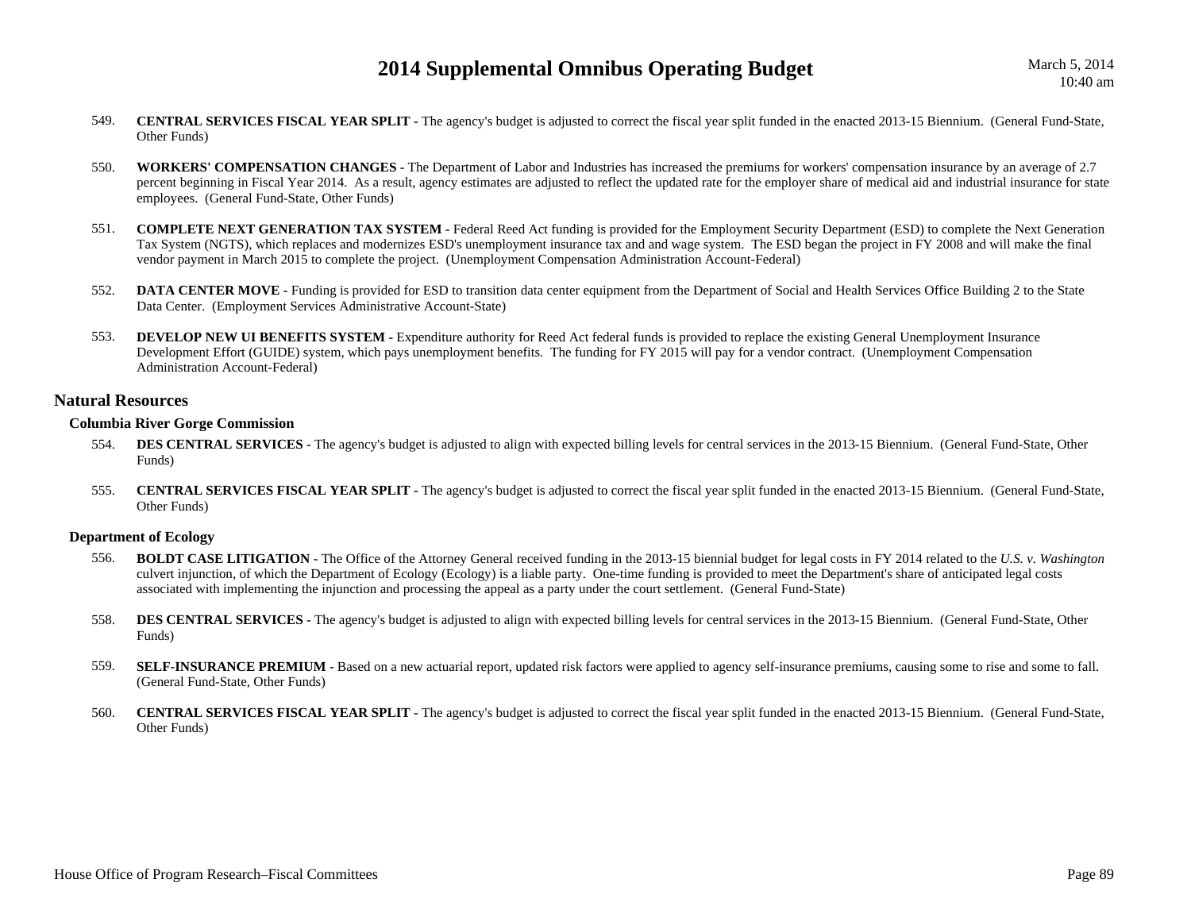549. **CENTRAL SERVICES FISCAL YEAR SPLIT -** The agency's budget is adjusted to correct the fiscal year split funded in the enacted 2013-15 Biennium. (General Fund-State, Other Funds)

550. **WORKERS' COMPENSATION CHANGES -** The Department of Labor and Industries has increased the premiums for workers' compensation insurance by an average of 2.7 percent beginning in Fiscal Year 2014. As a result, agency estimates are adjusted to reflect the updated rate for the employer share of medical aid and industrial insurance for state employees. (General Fund-State, Other Funds)

551. **COMPLETE NEXT GENERATION TAX SYSTEM -** Federal Reed Act funding is provided for the Employment Security Department (ESD) to complete the Next Generation Tax System (NGTS), which replaces and modernizes ESD's unemployment insurance tax and and wage system. The ESD began the project in FY 2008 and will make the final vendor payment in March 2015 to complete the project. (Unemployment Compensation Administration Account-Federal)

552. **DATA CENTER MOVE -** Funding is provided for ESD to transition data center equipment from the Department of Social and Health Services Office Building 2 to the State Data Center. (Employment Services Administrative Account-State)

553. **DEVELOP NEW UI BENEFITS SYSTEM -** Expenditure authority for Reed Act federal funds is provided to replace the existing General Unemployment Insurance Development Effort (GUIDE) system, which pays unemployment benefits. The funding for FY 2015 will pay for a vendor contract. (Unemployment Compensation Administration Account-Federal)

## Natural Resources

### Columbia River Gorge Commission

554. **DES CENTRAL SERVICES -** The agency's budget is adjusted to align with expected billing levels for central services in the 2013-15 Biennium. (General Fund-State, Other Funds)

555. **CENTRAL SERVICES FISCAL YEAR SPLIT -** The agency's budget is adjusted to correct the fiscal year split funded in the enacted 2013-15 Biennium. (General Fund-State, Other Funds)

### Department of Ecology

556. **BOLDT CASE LITIGATION -** The Office of the Attorney General received funding in the 2013-15 biennial budget for legal costs in FY 2014 related to the *U.S. v. Washington* culvert injunction, of which the Department of Ecology (Ecology) is a liable party. One-time funding is provided to meet the Department's share of anticipated legal costs associated with implementing the injunction and processing the appeal as a party under the court settlement. (General Fund-State)

558. **DES CENTRAL SERVICES -** The agency's budget is adjusted to align with expected billing levels for central services in the 2013-15 Biennium. (General Fund-State, Other Funds)

559. **SELF-INSURANCE PREMIUM -** Based on a new actuarial report, updated risk factors were applied to agency self-insurance premiums, causing some to rise and some to fall. (General Fund-State, Other Funds)

560. **CENTRAL SERVICES FISCAL YEAR SPLIT -** The agency's budget is adjusted to correct the fiscal year split funded in the enacted 2013-15 Biennium. (General Fund-State, Other Funds)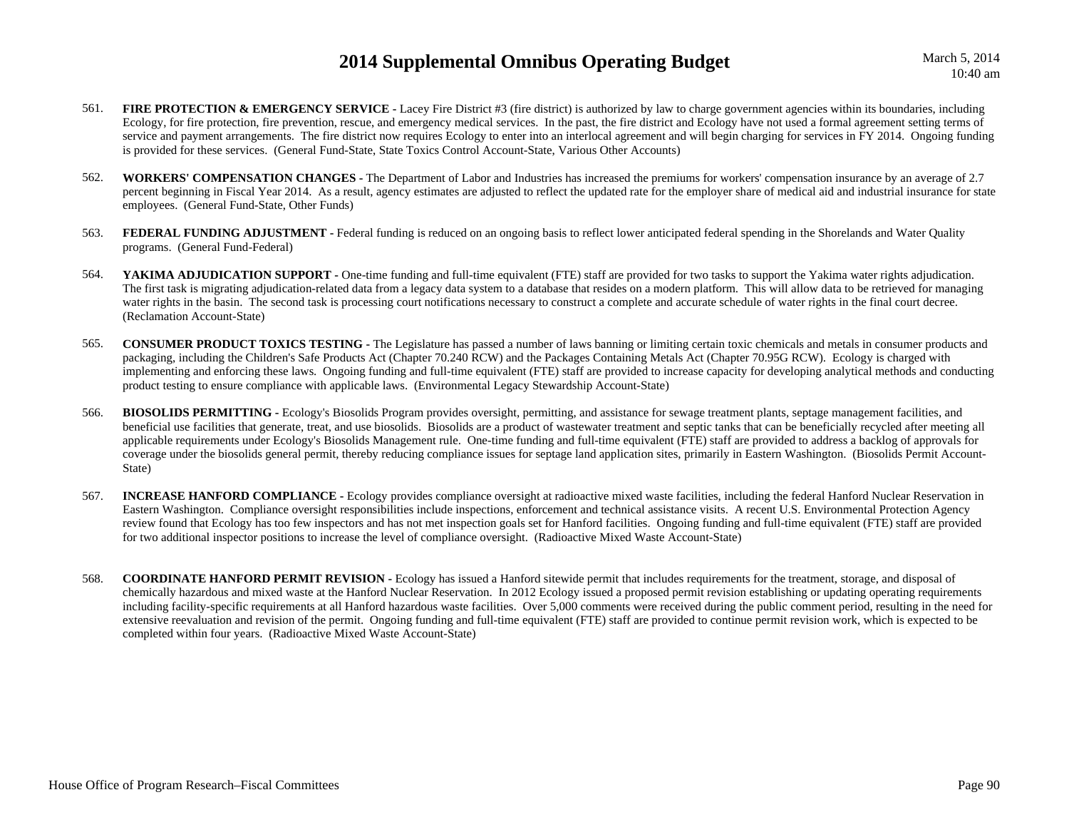561. **FIRE PROTECTION & EMERGENCY SERVICE -** Lacey Fire District #3 (fire district) is authorized by law to charge government agencies within its boundaries, including Ecology, for fire protection, fire prevention, rescue, and emergency medical services. In the past, the fire district and Ecology have not used a formal agreement setting terms of service and payment arrangements. The fire district now requires Ecology to enter into an interlocal agreement and will begin charging for services in FY 2014. Ongoing funding is provided for these services. (General Fund-State, State Toxics Control Account-State, Various Other Accounts)

562. **WORKERS' COMPENSATION CHANGES -** The Department of Labor and Industries has increased the premiums for workers' compensation insurance by an average of 2.7 percent beginning in Fiscal Year 2014. As a result, agency estimates are adjusted to reflect the updated rate for the employer share of medical aid and industrial insurance for state employees. (General Fund-State, Other Funds)

563. **FEDERAL FUNDING ADJUSTMENT -** Federal funding is reduced on an ongoing basis to reflect lower anticipated federal spending in the Shorelands and Water Quality programs. (General Fund-Federal)

564. **YAKIMA ADJUDICATION SUPPORT -** One-time funding and full-time equivalent (FTE) staff are provided for two tasks to support the Yakima water rights adjudication. The first task is migrating adjudication-related data from a legacy data system to a database that resides on a modern platform. This will allow data to be retrieved for managing water rights in the basin. The second task is processing court notifications necessary to construct a complete and accurate schedule of water rights in the final court decree. (Reclamation Account-State)

565. **CONSUMER PRODUCT TOXICS TESTING -** The Legislature has passed a number of laws banning or limiting certain toxic chemicals and metals in consumer products and packaging, including the Children's Safe Products Act (Chapter 70.240 RCW) and the Packages Containing Metals Act (Chapter 70.95G RCW). Ecology is charged with implementing and enforcing these laws. Ongoing funding and full-time equivalent (FTE) staff are provided to increase capacity for developing analytical methods and conducting product testing to ensure compliance with applicable laws. (Environmental Legacy Stewardship Account-State)

566. **BIOSOLIDS PERMITTING -** Ecology's Biosolids Program provides oversight, permitting, and assistance for sewage treatment plants, septage management facilities, and beneficial use facilities that generate, treat, and use biosolids. Biosolids are a product of wastewater treatment and septic tanks that can be beneficially recycled after meeting all applicable requirements under Ecology's Biosolids Management rule. One-time funding and full-time equivalent (FTE) staff are provided to address a backlog of approvals for coverage under the biosolids general permit, thereby reducing compliance issues for septage land application sites, primarily in Eastern Washington. (Biosolids Permit Account-State)

567. **INCREASE HANFORD COMPLIANCE -** Ecology provides compliance oversight at radioactive mixed waste facilities, including the federal Hanford Nuclear Reservation in Eastern Washington. Compliance oversight responsibilities include inspections, enforcement and technical assistance visits. A recent U.S. Environmental Protection Agency review found that Ecology has too few inspectors and has not met inspection goals set for Hanford facilities. Ongoing funding and full-time equivalent (FTE) staff are provided for two additional inspector positions to increase the level of compliance oversight. (Radioactive Mixed Waste Account-State)

568. **COORDINATE HANFORD PERMIT REVISION -** Ecology has issued a Hanford sitewide permit that includes requirements for the treatment, storage, and disposal of chemically hazardous and mixed waste at the Hanford Nuclear Reservation. In 2012 Ecology issued a proposed permit revision establishing or updating operating requirements including facility-specific requirements at all Hanford hazardous waste facilities. Over 5,000 comments were received during the public comment period, resulting in the need for extensive reevaluation and revision of the permit. Ongoing funding and full-time equivalent (FTE) staff are provided to continue permit revision work, which is expected to be completed within four years. (Radioactive Mixed Waste Account-State)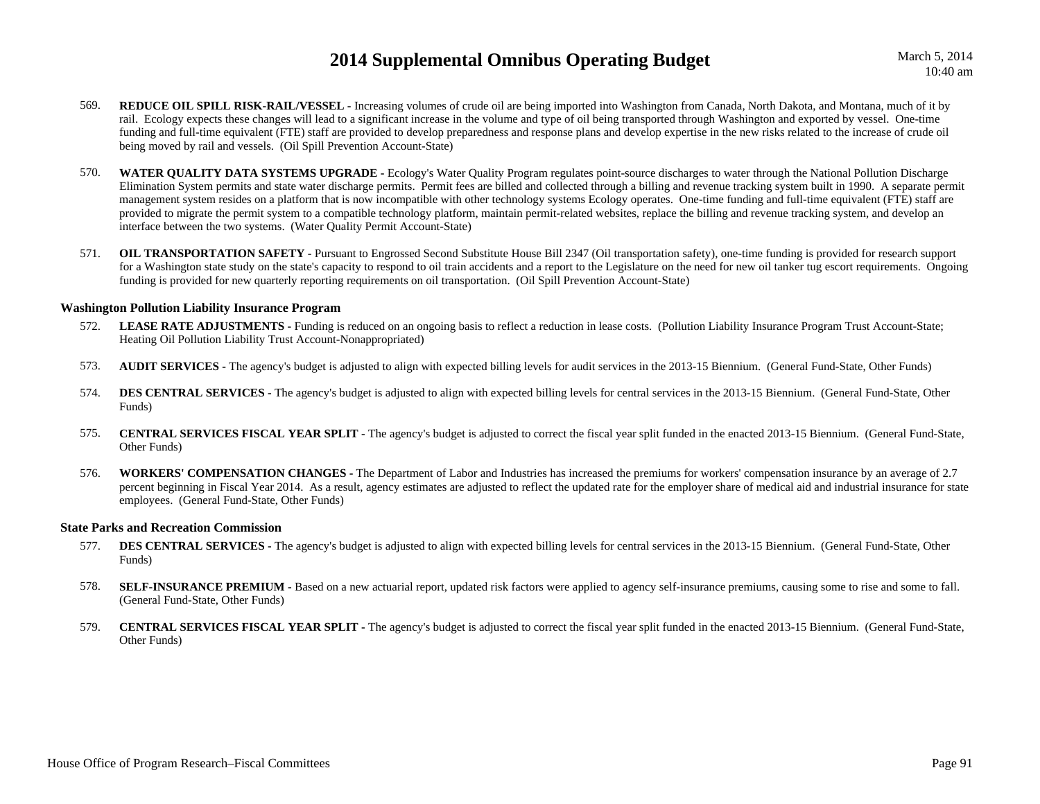569. **REDUCE OIL SPILL RISK-RAIL/VESSEL -** Increasing volumes of crude oil are being imported into Washington from Canada, North Dakota, and Montana, much of it by rail. Ecology expects these changes will lead to a significant increase in the volume and type of oil being transported through Washington and exported by vessel. One-time funding and full-time equivalent (FTE) staff are provided to develop preparedness and response plans and develop expertise in the new risks related to the increase of crude oil being moved by rail and vessels. (Oil Spill Prevention Account-State)

570. **WATER QUALITY DATA SYSTEMS UPGRADE -** Ecology's Water Quality Program regulates point-source discharges to water through the National Pollution Discharge Elimination System permits and state water discharge permits. Permit fees are billed and collected through a billing and revenue tracking system built in 1990. A separate permit management system resides on a platform that is now incompatible with other technology systems Ecology operates. One-time funding and full-time equivalent (FTE) staff are provided to migrate the permit system to a compatible technology platform, maintain permit-related websites, replace the billing and revenue tracking system, and develop an interface between the two systems. (Water Quality Permit Account-State)

571. **OIL TRANSPORTATION SAFETY -** Pursuant to Engrossed Second Substitute House Bill 2347 (Oil transportation safety), one-time funding is provided for research support for a Washington state study on the state's capacity to respond to oil train accidents and a report to the Legislature on the need for new oil tanker tug escort requirements. Ongoing funding is provided for new quarterly reporting requirements on oil transportation. (Oil Spill Prevention Account-State)

### Washington Pollution Liability Insurance Program

572. **LEASE RATE ADJUSTMENTS -** Funding is reduced on an ongoing basis to reflect a reduction in lease costs. (Pollution Liability Insurance Program Trust Account-State; Heating Oil Pollution Liability Trust Account-Nonappropriated)

573. **AUDIT SERVICES -** The agency's budget is adjusted to align with expected billing levels for audit services in the 2013-15 Biennium. (General Fund-State, Other Funds)

574. **DES CENTRAL SERVICES -** The agency's budget is adjusted to align with expected billing levels for central services in the 2013-15 Biennium. (General Fund-State, Other Funds)

575. **CENTRAL SERVICES FISCAL YEAR SPLIT -** The agency's budget is adjusted to correct the fiscal year split funded in the enacted 2013-15 Biennium. (General Fund-State, Other Funds)

576. **WORKERS' COMPENSATION CHANGES -** The Department of Labor and Industries has increased the premiums for workers' compensation insurance by an average of 2.7 percent beginning in Fiscal Year 2014. As a result, agency estimates are adjusted to reflect the updated rate for the employer share of medical aid and industrial insurance for state employees. (General Fund-State, Other Funds)

### State Parks and Recreation Commission

577. **DES CENTRAL SERVICES -** The agency's budget is adjusted to align with expected billing levels for central services in the 2013-15 Biennium. (General Fund-State, Other Funds)

578. **SELF-INSURANCE PREMIUM -** Based on a new actuarial report, updated risk factors were applied to agency self-insurance premiums, causing some to rise and some to fall. (General Fund-State, Other Funds)

579. **CENTRAL SERVICES FISCAL YEAR SPLIT -** The agency's budget is adjusted to correct the fiscal year split funded in the enacted 2013-15 Biennium. (General Fund-State, Other Funds)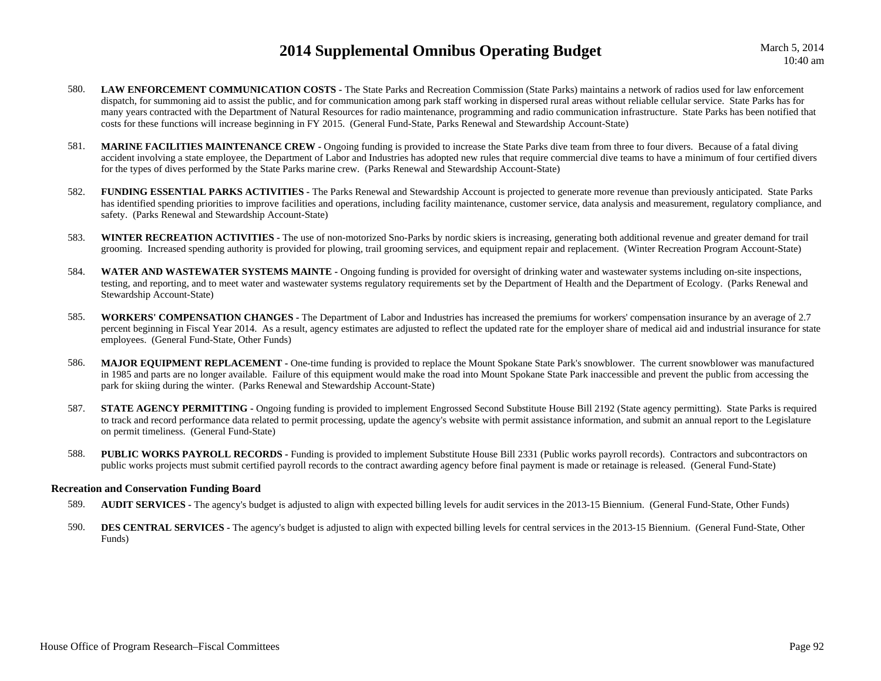580. **LAW ENFORCEMENT COMMUNICATION COSTS -** The State Parks and Recreation Commission (State Parks) maintains a network of radios used for law enforcement dispatch, for summoning aid to assist the public, and for communication among park staff working in dispersed rural areas without reliable cellular service. State Parks has for many years contracted with the Department of Natural Resources for radio maintenance, programming and radio communication infrastructure. State Parks has been notified that costs for these functions will increase beginning in FY 2015. (General Fund-State, Parks Renewal and Stewardship Account-State)

581. **MARINE FACILITIES MAINTENANCE CREW -** Ongoing funding is provided to increase the State Parks dive team from three to four divers. Because of a fatal diving accident involving a state employee, the Department of Labor and Industries has adopted new rules that require commercial dive teams to have a minimum of four certified divers for the types of dives performed by the State Parks marine crew. (Parks Renewal and Stewardship Account-State)

582. **FUNDING ESSENTIAL PARKS ACTIVITIES -** The Parks Renewal and Stewardship Account is projected to generate more revenue than previously anticipated. State Parks has identified spending priorities to improve facilities and operations, including facility maintenance, customer service, data analysis and measurement, regulatory compliance, and safety. (Parks Renewal and Stewardship Account-State)

583. **WINTER RECREATION ACTIVITIES -** The use of non-motorized Sno-Parks by nordic skiers is increasing, generating both additional revenue and greater demand for trail grooming. Increased spending authority is provided for plowing, trail grooming services, and equipment repair and replacement. (Winter Recreation Program Account-State)

584. **WATER AND WASTEWATER SYSTEMS MAINTE -** Ongoing funding is provided for oversight of drinking water and wastewater systems including on-site inspections, testing, and reporting, and to meet water and wastewater systems regulatory requirements set by the Department of Health and the Department of Ecology. (Parks Renewal and Stewardship Account-State)

585. **WORKERS' COMPENSATION CHANGES -** The Department of Labor and Industries has increased the premiums for workers' compensation insurance by an average of 2.7 percent beginning in Fiscal Year 2014. As a result, agency estimates are adjusted to reflect the updated rate for the employer share of medical aid and industrial insurance for state employees. (General Fund-State, Other Funds)

586. **MAJOR EQUIPMENT REPLACEMENT -** One-time funding is provided to replace the Mount Spokane State Park's snowblower. The current snowblower was manufactured in 1985 and parts are no longer available. Failure of this equipment would make the road into Mount Spokane State Park inaccessible and prevent the public from accessing the park for skiing during the winter. (Parks Renewal and Stewardship Account-State)

587. **STATE AGENCY PERMITTING -** Ongoing funding is provided to implement Engrossed Second Substitute House Bill 2192 (State agency permitting). State Parks is required to track and record performance data related to permit processing, update the agency's website with permit assistance information, and submit an annual report to the Legislature on permit timeliness. (General Fund-State)

588. **PUBLIC WORKS PAYROLL RECORDS -** Funding is provided to implement Substitute House Bill 2331 (Public works payroll records). Contractors and subcontractors on public works projects must submit certified payroll records to the contract awarding agency before final payment is made or retainage is released. (General Fund-State)

### Recreation and Conservation Funding Board

589. **AUDIT SERVICES -** The agency's budget is adjusted to align with expected billing levels for audit services in the 2013-15 Biennium. (General Fund-State, Other Funds)

590. **DES CENTRAL SERVICES -** The agency's budget is adjusted to align with expected billing levels for central services in the 2013-15 Biennium. (General Fund-State, Other Funds)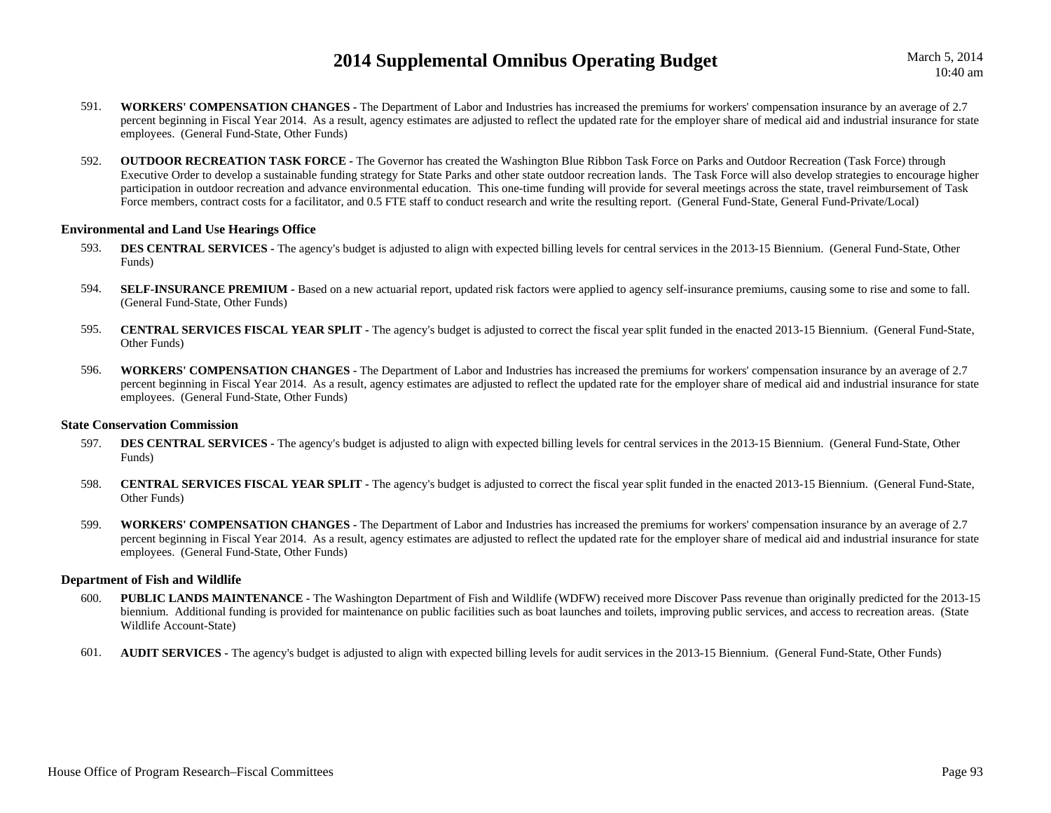591. **WORKERS' COMPENSATION CHANGES -** The Department of Labor and Industries has increased the premiums for workers' compensation insurance by an average of 2.7 percent beginning in Fiscal Year 2014. As a result, agency estimates are adjusted to reflect the updated rate for the employer share of medical aid and industrial insurance for state employees. (General Fund-State, Other Funds)

592. **OUTDOOR RECREATION TASK FORCE -** The Governor has created the Washington Blue Ribbon Task Force on Parks and Outdoor Recreation (Task Force) through Executive Order to develop a sustainable funding strategy for State Parks and other state outdoor recreation lands. The Task Force will also develop strategies to encourage higher participation in outdoor recreation and advance environmental education. This one-time funding will provide for several meetings across the state, travel reimbursement of Task Force members, contract costs for a facilitator, and 0.5 FTE staff to conduct research and write the resulting report. (General Fund-State, General Fund-Private/Local)

### Environmental and Land Use Hearings Office

593. **DES CENTRAL SERVICES -** The agency's budget is adjusted to align with expected billing levels for central services in the 2013-15 Biennium. (General Fund-State, Other Funds)

594. **SELF-INSURANCE PREMIUM -** Based on a new actuarial report, updated risk factors were applied to agency self-insurance premiums, causing some to rise and some to fall. (General Fund-State, Other Funds)

595. **CENTRAL SERVICES FISCAL YEAR SPLIT -** The agency's budget is adjusted to correct the fiscal year split funded in the enacted 2013-15 Biennium. (General Fund-State, Other Funds)

596. **WORKERS' COMPENSATION CHANGES -** The Department of Labor and Industries has increased the premiums for workers' compensation insurance by an average of 2.7 percent beginning in Fiscal Year 2014. As a result, agency estimates are adjusted to reflect the updated rate for the employer share of medical aid and industrial insurance for state employees. (General Fund-State, Other Funds)

### State Conservation Commission

597. **DES CENTRAL SERVICES -** The agency's budget is adjusted to align with expected billing levels for central services in the 2013-15 Biennium. (General Fund-State, Other Funds)

598. **CENTRAL SERVICES FISCAL YEAR SPLIT -** The agency's budget is adjusted to correct the fiscal year split funded in the enacted 2013-15 Biennium. (General Fund-State, Other Funds)

599. **WORKERS' COMPENSATION CHANGES -** The Department of Labor and Industries has increased the premiums for workers' compensation insurance by an average of 2.7 percent beginning in Fiscal Year 2014. As a result, agency estimates are adjusted to reflect the updated rate for the employer share of medical aid and industrial insurance for state employees. (General Fund-State, Other Funds)

### Department of Fish and Wildlife

600. **PUBLIC LANDS MAINTENANCE -** The Washington Department of Fish and Wildlife (WDFW) received more Discover Pass revenue than originally predicted for the 2013-15 biennium. Additional funding is provided for maintenance on public facilities such as boat launches and toilets, improving public services, and access to recreation areas. (State Wildlife Account-State)

601. **AUDIT SERVICES -** The agency's budget is adjusted to align with expected billing levels for audit services in the 2013-15 Biennium. (General Fund-State, Other Funds)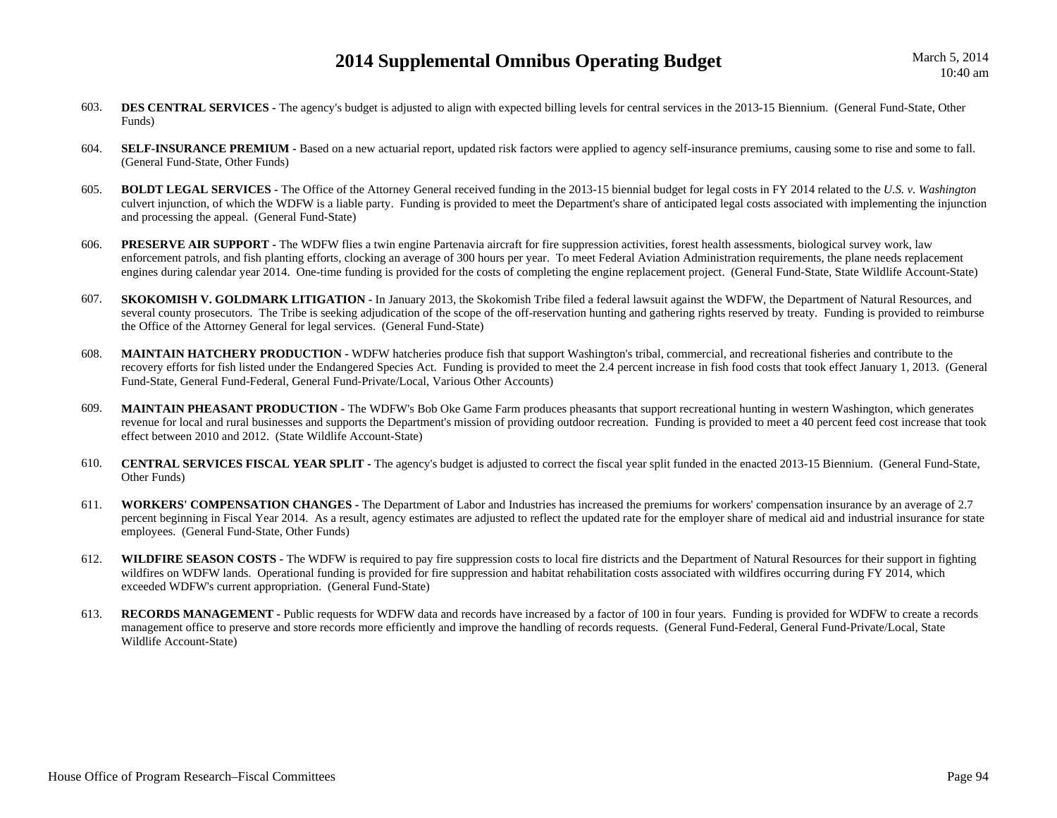603. **DES CENTRAL SERVICES -** The agency's budget is adjusted to align with expected billing levels for central services in the 2013-15 Biennium. (General Fund-State, Other Funds)

604. **SELF-INSURANCE PREMIUM -** Based on a new actuarial report, updated risk factors were applied to agency self-insurance premiums, causing some to rise and some to fall. (General Fund-State, Other Funds)

605. **BOLDT LEGAL SERVICES -** The Office of the Attorney General received funding in the 2013-15 biennial budget for legal costs in FY 2014 related to the *U.S. v. Washington* culvert injunction, of which the WDFW is a liable party. Funding is provided to meet the Department's share of anticipated legal costs associated with implementing the injunction and processing the appeal. (General Fund-State)

606. **PRESERVE AIR SUPPORT -** The WDFW flies a twin engine Partenavia aircraft for fire suppression activities, forest health assessments, biological survey work, law enforcement patrols, and fish planting efforts, clocking an average of 300 hours per year. To meet Federal Aviation Administration requirements, the plane needs replacement engines during calendar year 2014. One-time funding is provided for the costs of completing the engine replacement project. (General Fund-State, State Wildlife Account-State)

607. **SKOKOMISH V. GOLDMARK LITIGATION -** In January 2013, the Skokomish Tribe filed a federal lawsuit against the WDFW, the Department of Natural Resources, and several county prosecutors. The Tribe is seeking adjudication of the scope of the off-reservation hunting and gathering rights reserved by treaty. Funding is provided to reimburse the Office of the Attorney General for legal services. (General Fund-State)

608. **MAINTAIN HATCHERY PRODUCTION -** WDFW hatcheries produce fish that support Washington's tribal, commercial, and recreational fisheries and contribute to the recovery efforts for fish listed under the Endangered Species Act. Funding is provided to meet the 2.4 percent increase in fish food costs that took effect January 1, 2013. (General Fund-State, General Fund-Federal, General Fund-Private/Local, Various Other Accounts)

609. **MAINTAIN PHEASANT PRODUCTION -** The WDFW's Bob Oke Game Farm produces pheasants that support recreational hunting in western Washington, which generates revenue for local and rural businesses and supports the Department's mission of providing outdoor recreation. Funding is provided to meet a 40 percent feed cost increase that took effect between 2010 and 2012. (State Wildlife Account-State)

610. **CENTRAL SERVICES FISCAL YEAR SPLIT -** The agency's budget is adjusted to correct the fiscal year split funded in the enacted 2013-15 Biennium. (General Fund-State, Other Funds)

611. **WORKERS' COMPENSATION CHANGES -** The Department of Labor and Industries has increased the premiums for workers' compensation insurance by an average of 2.7 percent beginning in Fiscal Year 2014. As a result, agency estimates are adjusted to reflect the updated rate for the employer share of medical aid and industrial insurance for state employees. (General Fund-State, Other Funds)

612. **WILDFIRE SEASON COSTS -** The WDFW is required to pay fire suppression costs to local fire districts and the Department of Natural Resources for their support in fighting wildfires on WDFW lands. Operational funding is provided for fire suppression and habitat rehabilitation costs associated with wildfires occurring during FY 2014, which exceeded WDFW's current appropriation. (General Fund-State)

613. **RECORDS MANAGEMENT -** Public requests for WDFW data and records have increased by a factor of 100 in four years. Funding is provided for WDFW to create a records management office to preserve and store records more efficiently and improve the handling of records requests. (General Fund-Federal, General Fund-Private/Local, State Wildlife Account-State)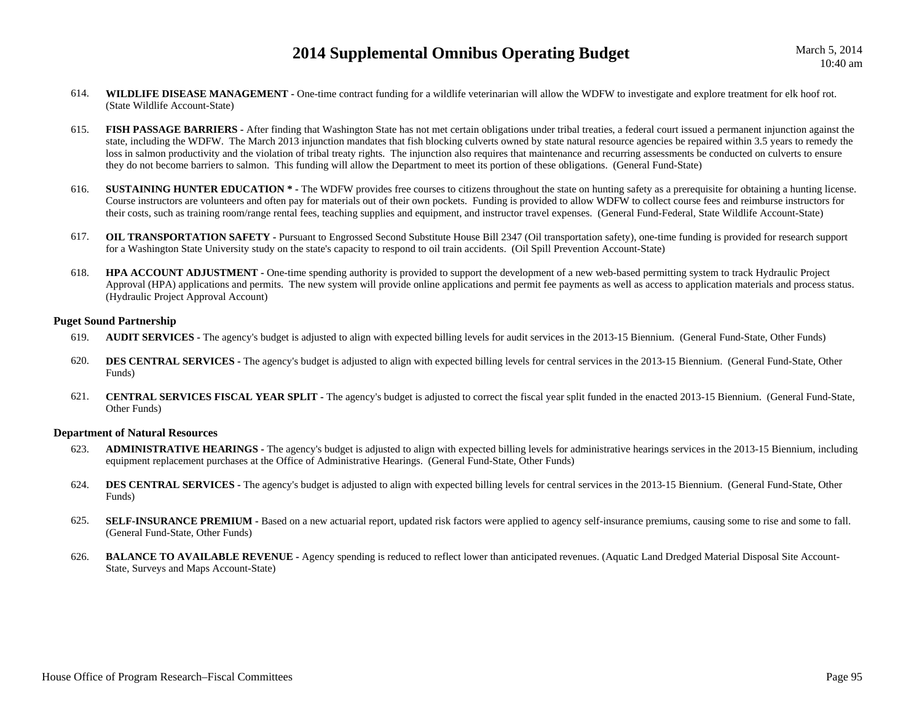614. **WILDLIFE DISEASE MANAGEMENT -** One-time contract funding for a wildlife veterinarian will allow the WDFW to investigate and explore treatment for elk hoof rot. (State Wildlife Account-State)

615. **FISH PASSAGE BARRIERS -** After finding that Washington State has not met certain obligations under tribal treaties, a federal court issued a permanent injunction against the state, including the WDFW. The March 2013 injunction mandates that fish blocking culverts owned by state natural resource agencies be repaired within 3.5 years to remedy the loss in salmon productivity and the violation of tribal treaty rights. The injunction also requires that maintenance and recurring assessments be conducted on culverts to ensure they do not become barriers to salmon. This funding will allow the Department to meet its portion of these obligations. (General Fund-State)

616. **SUSTAINING HUNTER EDUCATION * -** The WDFW provides free courses to citizens throughout the state on hunting safety as a prerequisite for obtaining a hunting license. Course instructors are volunteers and often pay for materials out of their own pockets. Funding is provided to allow WDFW to collect course fees and reimburse instructors for their costs, such as training room/range rental fees, teaching supplies and equipment, and instructor travel expenses. (General Fund-Federal, State Wildlife Account-State)

617. **OIL TRANSPORTATION SAFETY -** Pursuant to Engrossed Second Substitute House Bill 2347 (Oil transportation safety), one-time funding is provided for research support for a Washington State University study on the state's capacity to respond to oil train accidents. (Oil Spill Prevention Account-State)

618. **HPA ACCOUNT ADJUSTMENT -** One-time spending authority is provided to support the development of a new web-based permitting system to track Hydraulic Project Approval (HPA) applications and permits. The new system will provide online applications and permit fee payments as well as access to application materials and process status. (Hydraulic Project Approval Account)

### Puget Sound Partnership

619. **AUDIT SERVICES -** The agency's budget is adjusted to align with expected billing levels for audit services in the 2013-15 Biennium. (General Fund-State, Other Funds)

620. **DES CENTRAL SERVICES -** The agency's budget is adjusted to align with expected billing levels for central services in the 2013-15 Biennium. (General Fund-State, Other Funds)

621. **CENTRAL SERVICES FISCAL YEAR SPLIT -** The agency's budget is adjusted to correct the fiscal year split funded in the enacted 2013-15 Biennium. (General Fund-State, Other Funds)

### Department of Natural Resources

623. **ADMINISTRATIVE HEARINGS -** The agency's budget is adjusted to align with expected billing levels for administrative hearings services in the 2013-15 Biennium, including equipment replacement purchases at the Office of Administrative Hearings. (General Fund-State, Other Funds)

624. **DES CENTRAL SERVICES -** The agency's budget is adjusted to align with expected billing levels for central services in the 2013-15 Biennium. (General Fund-State, Other Funds)

625. **SELF-INSURANCE PREMIUM -** Based on a new actuarial report, updated risk factors were applied to agency self-insurance premiums, causing some to rise and some to fall. (General Fund-State, Other Funds)

626. **BALANCE TO AVAILABLE REVENUE -** Agency spending is reduced to reflect lower than anticipated revenues. (Aquatic Land Dredged Material Disposal Site Account-State, Surveys and Maps Account-State)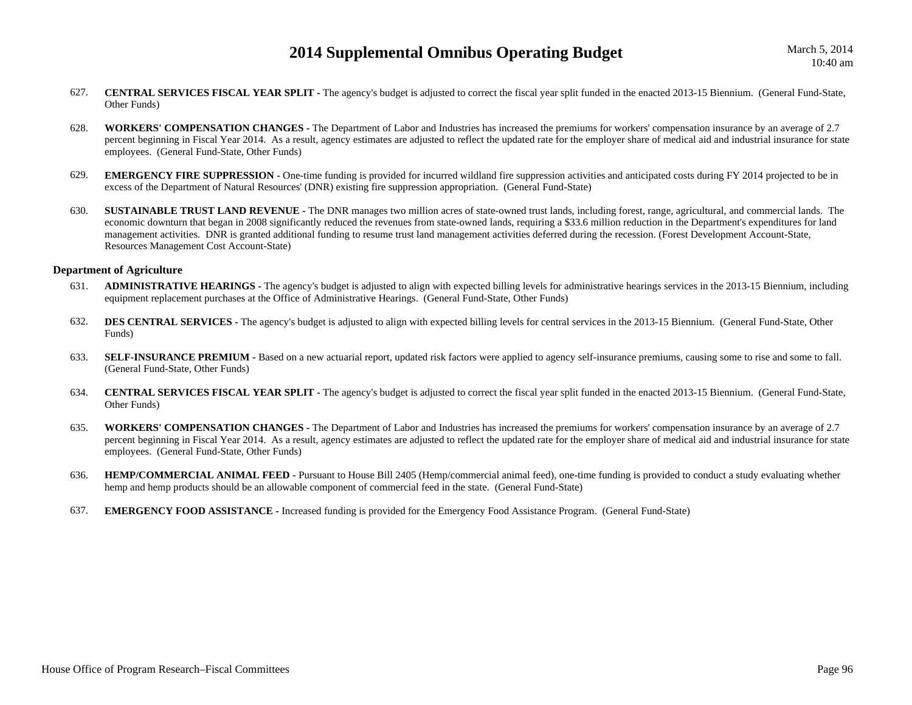627. **CENTRAL SERVICES FISCAL YEAR SPLIT -** The agency's budget is adjusted to correct the fiscal year split funded in the enacted 2013-15 Biennium. (General Fund-State, Other Funds)

628. **WORKERS' COMPENSATION CHANGES -** The Department of Labor and Industries has increased the premiums for workers' compensation insurance by an average of 2.7 percent beginning in Fiscal Year 2014. As a result, agency estimates are adjusted to reflect the updated rate for the employer share of medical aid and industrial insurance for state employees. (General Fund-State, Other Funds)

629. **EMERGENCY FIRE SUPPRESSION -** One-time funding is provided for incurred wildland fire suppression activities and anticipated costs during FY 2014 projected to be in excess of the Department of Natural Resources' (DNR) existing fire suppression appropriation. (General Fund-State)

630. **SUSTAINABLE TRUST LAND REVENUE -** The DNR manages two million acres of state-owned trust lands, including forest, range, agricultural, and commercial lands. The economic downturn that began in 2008 significantly reduced the revenues from state-owned lands, requiring a $33.6 million reduction in the Department's expenditures for land management activities. DNR is granted additional funding to resume trust land management activities deferred during the recession. (Forest Development Account-State, Resources Management Cost Account-State)

### Department of Agriculture

631. **ADMINISTRATIVE HEARINGS -** The agency's budget is adjusted to align with expected billing levels for administrative hearings services in the 2013-15 Biennium, including equipment replacement purchases at the Office of Administrative Hearings. (General Fund-State, Other Funds)

632. **DES CENTRAL SERVICES -** The agency's budget is adjusted to align with expected billing levels for central services in the 2013-15 Biennium. (General Fund-State, Other Funds)

633. **SELF-INSURANCE PREMIUM -** Based on a new actuarial report, updated risk factors were applied to agency self-insurance premiums, causing some to rise and some to fall. (General Fund-State, Other Funds)

634. **CENTRAL SERVICES FISCAL YEAR SPLIT -** The agency's budget is adjusted to correct the fiscal year split funded in the enacted 2013-15 Biennium. (General Fund-State, Other Funds)

635. **WORKERS' COMPENSATION CHANGES -** The Department of Labor and Industries has increased the premiums for workers' compensation insurance by an average of 2.7 percent beginning in Fiscal Year 2014. As a result, agency estimates are adjusted to reflect the updated rate for the employer share of medical aid and industrial insurance for state employees. (General Fund-State, Other Funds)

636. **HEMP/COMMERCIAL ANIMAL FEED -** Pursuant to House Bill 2405 (Hemp/commercial animal feed), one-time funding is provided to conduct a study evaluating whether hemp and hemp products should be an allowable component of commercial feed in the state. (General Fund-State)

637. **EMERGENCY FOOD ASSISTANCE -** Increased funding is provided for the Emergency Food Assistance Program. (General Fund-State)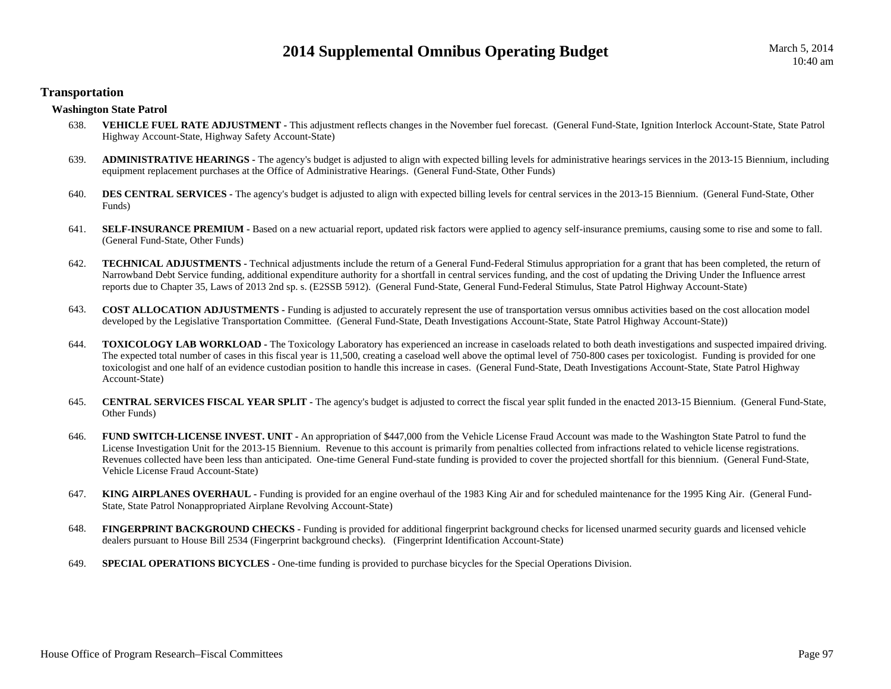## Transportation

### Washington State Patrol

638. **VEHICLE FUEL RATE ADJUSTMENT -** This adjustment reflects changes in the November fuel forecast. (General Fund-State, Ignition Interlock Account-State, State Patrol Highway Account-State, Highway Safety Account-State)

639. **ADMINISTRATIVE HEARINGS -** The agency's budget is adjusted to align with expected billing levels for administrative hearings services in the 2013-15 Biennium, including equipment replacement purchases at the Office of Administrative Hearings. (General Fund-State, Other Funds)

640. **DES CENTRAL SERVICES -** The agency's budget is adjusted to align with expected billing levels for central services in the 2013-15 Biennium. (General Fund-State, Other Funds)

641. **SELF-INSURANCE PREMIUM -** Based on a new actuarial report, updated risk factors were applied to agency self-insurance premiums, causing some to rise and some to fall. (General Fund-State, Other Funds)

642. **TECHNICAL ADJUSTMENTS -** Technical adjustments include the return of a General Fund-Federal Stimulus appropriation for a grant that has been completed, the return of Narrowband Debt Service funding, additional expenditure authority for a shortfall in central services funding, and the cost of updating the Driving Under the Influence arrest reports due to Chapter 35, Laws of 2013 2nd sp. s. (E2SSB 5912). (General Fund-State, General Fund-Federal Stimulus, State Patrol Highway Account-State)

643. **COST ALLOCATION ADJUSTMENTS -** Funding is adjusted to accurately represent the use of transportation versus omnibus activities based on the cost allocation model developed by the Legislative Transportation Committee. (General Fund-State, Death Investigations Account-State, State Patrol Highway Account-State))

644. **TOXICOLOGY LAB WORKLOAD -** The Toxicology Laboratory has experienced an increase in caseloads related to both death investigations and suspected impaired driving. The expected total number of cases in this fiscal year is 11,500, creating a caseload well above the optimal level of 750-800 cases per toxicologist. Funding is provided for one toxicologist and one half of an evidence custodian position to handle this increase in cases. (General Fund-State, Death Investigations Account-State, State Patrol Highway Account-State)

645. **CENTRAL SERVICES FISCAL YEAR SPLIT -** The agency's budget is adjusted to correct the fiscal year split funded in the enacted 2013-15 Biennium. (General Fund-State, Other Funds)

646. **FUND SWITCH-LICENSE INVEST. UNIT -** An appropriation of $447,000 from the Vehicle License Fraud Account was made to the Washington State Patrol to fund the License Investigation Unit for the 2013-15 Biennium. Revenue to this account is primarily from penalties collected from infractions related to vehicle license registrations. Revenues collected have been less than anticipated. One-time General Fund-state funding is provided to cover the projected shortfall for this biennium. (General Fund-State, Vehicle License Fraud Account-State)

647. **KING AIRPLANES OVERHAUL -** Funding is provided for an engine overhaul of the 1983 King Air and for scheduled maintenance for the 1995 King Air. (General Fund-State, State Patrol Nonappropriated Airplane Revolving Account-State)

648. **FINGERPRINT BACKGROUND CHECKS -** Funding is provided for additional fingerprint background checks for licensed unarmed security guards and licensed vehicle dealers pursuant to House Bill 2534 (Fingerprint background checks). (Fingerprint Identification Account-State)

649. **SPECIAL OPERATIONS BICYCLES -** One-time funding is provided to purchase bicycles for the Special Operations Division.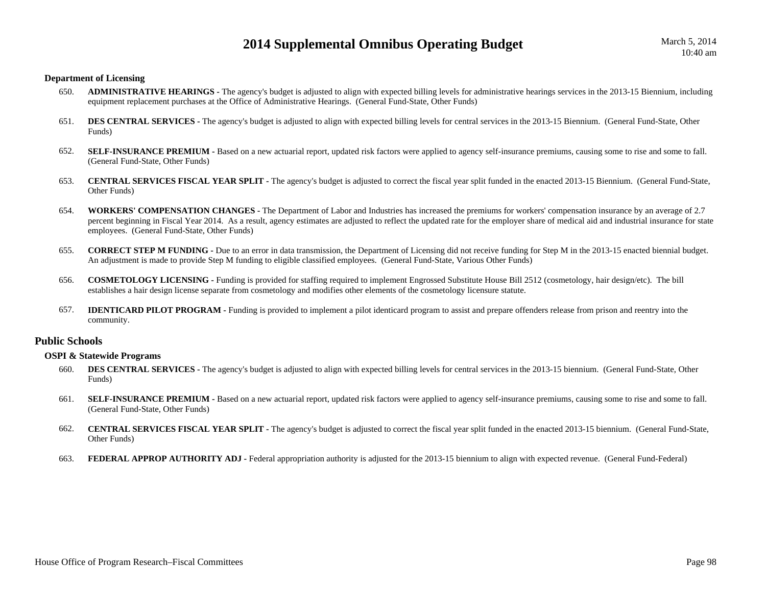### Department of Licensing

650. **ADMINISTRATIVE HEARINGS -** The agency's budget is adjusted to align with expected billing levels for administrative hearings services in the 2013-15 Biennium, including equipment replacement purchases at the Office of Administrative Hearings. (General Fund-State, Other Funds)

651. **DES CENTRAL SERVICES -** The agency's budget is adjusted to align with expected billing levels for central services in the 2013-15 Biennium. (General Fund-State, Other Funds)

652. **SELF-INSURANCE PREMIUM -** Based on a new actuarial report, updated risk factors were applied to agency self-insurance premiums, causing some to rise and some to fall. (General Fund-State, Other Funds)

653. **CENTRAL SERVICES FISCAL YEAR SPLIT -** The agency's budget is adjusted to correct the fiscal year split funded in the enacted 2013-15 Biennium. (General Fund-State, Other Funds)

654. **WORKERS' COMPENSATION CHANGES -** The Department of Labor and Industries has increased the premiums for workers' compensation insurance by an average of 2.7 percent beginning in Fiscal Year 2014. As a result, agency estimates are adjusted to reflect the updated rate for the employer share of medical aid and industrial insurance for state employees. (General Fund-State, Other Funds)

655. **CORRECT STEP M FUNDING -** Due to an error in data transmission, the Department of Licensing did not receive funding for Step M in the 2013-15 enacted biennial budget. An adjustment is made to provide Step M funding to eligible classified employees. (General Fund-State, Various Other Funds)

656. **COSMETOLOGY LICENSING -** Funding is provided for staffing required to implement Engrossed Substitute House Bill 2512 (cosmetology, hair design/etc). The bill establishes a hair design license separate from cosmetology and modifies other elements of the cosmetology licensure statute.

657. **IDENTICARD PILOT PROGRAM -** Funding is provided to implement a pilot identicard program to assist and prepare offenders release from prison and reentry into the community.

## Public Schools

### OSPI & Statewide Programs

660. **DES CENTRAL SERVICES -** The agency's budget is adjusted to align with expected billing levels for central services in the 2013-15 biennium. (General Fund-State, Other Funds)

661. **SELF-INSURANCE PREMIUM -** Based on a new actuarial report, updated risk factors were applied to agency self-insurance premiums, causing some to rise and some to fall. (General Fund-State, Other Funds)

662. **CENTRAL SERVICES FISCAL YEAR SPLIT -** The agency's budget is adjusted to correct the fiscal year split funded in the enacted 2013-15 biennium. (General Fund-State, Other Funds)

663. **FEDERAL APPROP AUTHORITY ADJ -** Federal appropriation authority is adjusted for the 2013-15 biennium to align with expected revenue. (General Fund-Federal)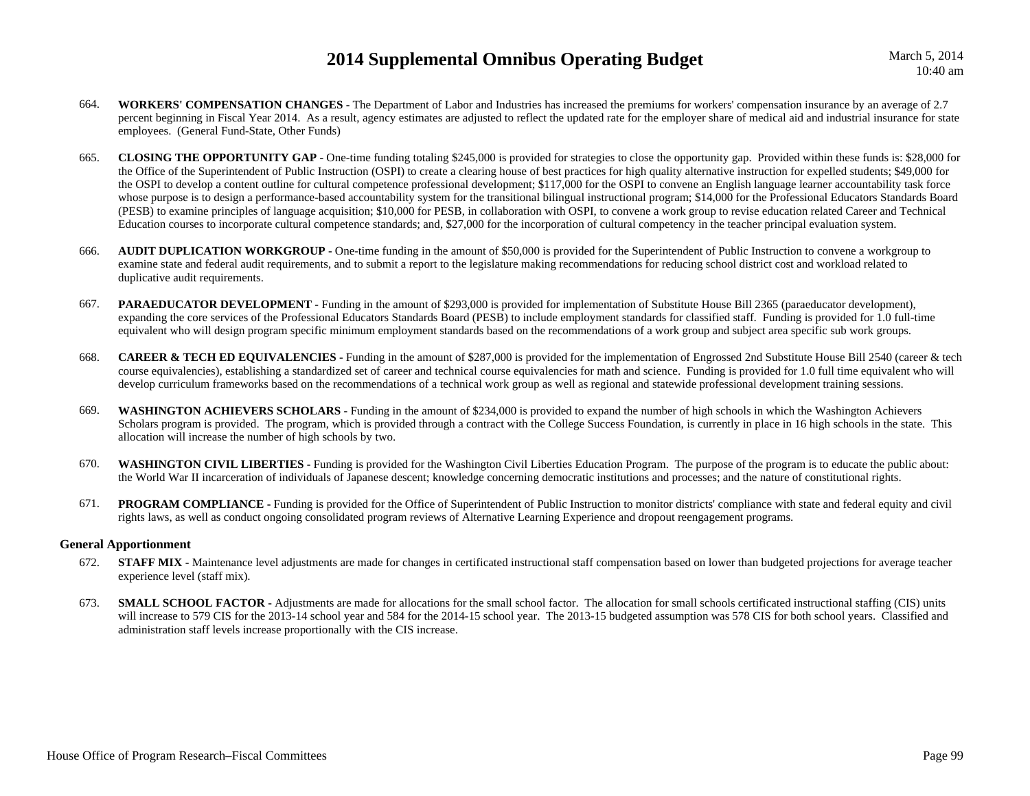664. **WORKERS' COMPENSATION CHANGES -** The Department of Labor and Industries has increased the premiums for workers' compensation insurance by an average of 2.7 percent beginning in Fiscal Year 2014. As a result, agency estimates are adjusted to reflect the updated rate for the employer share of medical aid and industrial insurance for state employees. (General Fund-State, Other Funds)

665. **CLOSING THE OPPORTUNITY GAP -** One-time funding totaling $245,000 is provided for strategies to close the opportunity gap. Provided within these funds is: $28,000 for the Office of the Superintendent of Public Instruction (OSPI) to create a clearing house of best practices for high quality alternative instruction for expelled students; $49,000 for the OSPI to develop a content outline for cultural competence professional development; $117,000 for the OSPI to convene an English language learner accountability task force whose purpose is to design a performance-based accountability system for the transitional bilingual instructional program; $14,000 for the Professional Educators Standards Board (PESB) to examine principles of language acquisition; $10,000 for PESB, in collaboration with OSPI, to convene a work group to revise education related Career and Technical Education courses to incorporate cultural competence standards; and, $27,000 for the incorporation of cultural competency in the teacher principal evaluation system.

666. **AUDIT DUPLICATION WORKGROUP -** One-time funding in the amount of $50,000 is provided for the Superintendent of Public Instruction to convene a workgroup to examine state and federal audit requirements, and to submit a report to the legislature making recommendations for reducing school district cost and workload related to duplicative audit requirements.

667. **PARAEDUCATOR DEVELOPMENT -** Funding in the amount of $293,000 is provided for implementation of Substitute House Bill 2365 (paraeducator development), expanding the core services of the Professional Educators Standards Board (PESB) to include employment standards for classified staff. Funding is provided for 1.0 full-time equivalent who will design program specific minimum employment standards based on the recommendations of a work group and subject area specific sub work groups.

668. **CAREER & TECH ED EQUIVALENCIES -** Funding in the amount of $287,000 is provided for the implementation of Engrossed 2nd Substitute House Bill 2540 (career & tech course equivalencies), establishing a standardized set of career and technical course equivalencies for math and science. Funding is provided for 1.0 full time equivalent who will develop curriculum frameworks based on the recommendations of a technical work group as well as regional and statewide professional development training sessions.

669. **WASHINGTON ACHIEVERS SCHOLARS -** Funding in the amount of $234,000 is provided to expand the number of high schools in which the Washington Achievers Scholars program is provided. The program, which is provided through a contract with the College Success Foundation, is currently in place in 16 high schools in the state. This allocation will increase the number of high schools by two.

670. **WASHINGTON CIVIL LIBERTIES -** Funding is provided for the Washington Civil Liberties Education Program. The purpose of the program is to educate the public about: the World War II incarceration of individuals of Japanese descent; knowledge concerning democratic institutions and processes; and the nature of constitutional rights.

671. **PROGRAM COMPLIANCE -** Funding is provided for the Office of Superintendent of Public Instruction to monitor districts' compliance with state and federal equity and civil rights laws, as well as conduct ongoing consolidated program reviews of Alternative Learning Experience and dropout reengagement programs.

**General Apportionment**

672. **STAFF MIX -** Maintenance level adjustments are made for changes in certificated instructional staff compensation based on lower than budgeted projections for average teacher experience level (staff mix).

673. **SMALL SCHOOL FACTOR -** Adjustments are made for allocations for the small school factor. The allocation for small schools certificated instructional staffing (CIS) units will increase to 579 CIS for the 2013-14 school year and 584 for the 2014-15 school year. The 2013-15 budgeted assumption was 578 CIS for both school years. Classified and administration staff levels increase proportionally with the CIS increase.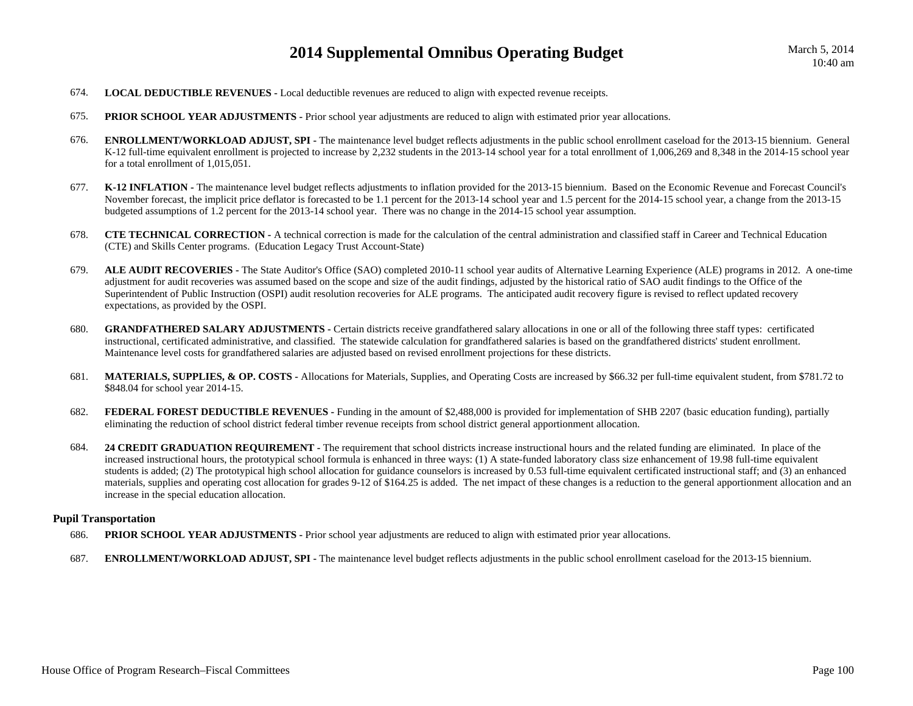674. **LOCAL DEDUCTIBLE REVENUES -** Local deductible revenues are reduced to align with expected revenue receipts.

675. **PRIOR SCHOOL YEAR ADJUSTMENTS -** Prior school year adjustments are reduced to align with estimated prior year allocations.

676. **ENROLLMENT/WORKLOAD ADJUST, SPI -** The maintenance level budget reflects adjustments in the public school enrollment caseload for the 2013-15 biennium. General K-12 full-time equivalent enrollment is projected to increase by 2,232 students in the 2013-14 school year for a total enrollment of 1,006,269 and 8,348 in the 2014-15 school year for a total enrollment of 1,015,051.

677. **K-12 INFLATION -** The maintenance level budget reflects adjustments to inflation provided for the 2013-15 biennium. Based on the Economic Revenue and Forecast Council's November forecast, the implicit price deflator is forecasted to be 1.1 percent for the 2013-14 school year and 1.5 percent for the 2014-15 school year, a change from the 2013-15 budgeted assumptions of 1.2 percent for the 2013-14 school year. There was no change in the 2014-15 school year assumption.

678. **CTE TECHNICAL CORRECTION -** A technical correction is made for the calculation of the central administration and classified staff in Career and Technical Education (CTE) and Skills Center programs. (Education Legacy Trust Account-State)

679. **ALE AUDIT RECOVERIES -** The State Auditor's Office (SAO) completed 2010-11 school year audits of Alternative Learning Experience (ALE) programs in 2012. A one-time adjustment for audit recoveries was assumed based on the scope and size of the audit findings, adjusted by the historical ratio of SAO audit findings to the Office of the Superintendent of Public Instruction (OSPI) audit resolution recoveries for ALE programs. The anticipated audit recovery figure is revised to reflect updated recovery expectations, as provided by the OSPI.

680. **GRANDFATHERED SALARY ADJUSTMENTS -** Certain districts receive grandfathered salary allocations in one or all of the following three staff types: certificated instructional, certificated administrative, and classified. The statewide calculation for grandfathered salaries is based on the grandfathered districts' student enrollment. Maintenance level costs for grandfathered salaries are adjusted based on revised enrollment projections for these districts.

681. **MATERIALS, SUPPLIES, & OP. COSTS -** Allocations for Materials, Supplies, and Operating Costs are increased by $66.32 per full-time equivalent student, from $781.72 to $848.04 for school year 2014-15.

682. **FEDERAL FOREST DEDUCTIBLE REVENUES -** Funding in the amount of $2,488,000 is provided for implementation of SHB 2207 (basic education funding), partially eliminating the reduction of school district federal timber revenue receipts from school district general apportionment allocation.

684. **24 CREDIT GRADUATION REQUIREMENT -** The requirement that school districts increase instructional hours and the related funding are eliminated. In place of the increased instructional hours, the prototypical school formula is enhanced in three ways: (1) A state-funded laboratory class size enhancement of 19.98 full-time equivalent students is added; (2) The prototypical high school allocation for guidance counselors is increased by 0.53 full-time equivalent certificated instructional staff; and (3) an enhanced materials, supplies and operating cost allocation for grades 9-12 of $164.25 is added. The net impact of these changes is a reduction to the general apportionment allocation and an increase in the special education allocation.

### Pupil Transportation

686. **PRIOR SCHOOL YEAR ADJUSTMENTS -** Prior school year adjustments are reduced to align with estimated prior year allocations.

687. **ENROLLMENT/WORKLOAD ADJUST, SPI -** The maintenance level budget reflects adjustments in the public school enrollment caseload for the 2013-15 biennium.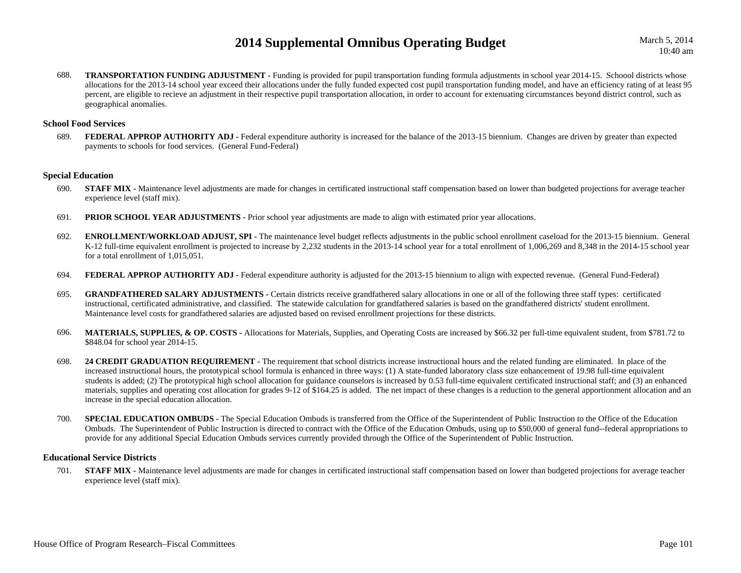688. **TRANSPORTATION FUNDING ADJUSTMENT -** Funding is provided for pupil transportation funding formula adjustments in school year 2014-15. Schoool districts whose allocations for the 2013-14 school year exceed their allocations under the fully funded expected cost pupil transportation funding model, and have an efficiency rating of at least 95 percent, are eligible to recieve an adjustment in their respective pupil transportation allocation, in order to account for extenuating circumstances beyond district control, such as geographical anomalies.

### School Food Services

689. **FEDERAL APPROP AUTHORITY ADJ -** Federal expenditure authority is increased for the balance of the 2013-15 biennium. Changes are driven by greater than expected payments to schools for food services. (General Fund-Federal)

### Special Education

690. **STAFF MIX -** Maintenance level adjustments are made for changes in certificated instructional staff compensation based on lower than budgeted projections for average teacher experience level (staff mix).

691. **PRIOR SCHOOL YEAR ADJUSTMENTS -** Prior school year adjustments are made to align with estimated prior year allocations.

692. **ENROLLMENT/WORKLOAD ADJUST, SPI -** The maintenance level budget reflects adjustments in the public school enrollment caseload for the 2013-15 biennium. General K-12 full-time equivalent enrollment is projected to increase by 2,232 students in the 2013-14 school year for a total enrollment of 1,006,269 and 8,348 in the 2014-15 school year for a total enrollment of 1,015,051.

694. **FEDERAL APPROP AUTHORITY ADJ -** Federal expenditure authority is adjusted for the 2013-15 biennium to align with expected revenue. (General Fund-Federal)

695. **GRANDFATHERED SALARY ADJUSTMENTS -** Certain districts receive grandfathered salary allocations in one or all of the following three staff types: certificated instructional, certificated administrative, and classified. The statewide calculation for grandfathered salaries is based on the grandfathered districts' student enrollment. Maintenance level costs for grandfathered salaries are adjusted based on revised enrollment projections for these districts.

696. **MATERIALS, SUPPLIES, & OP. COSTS -** Allocations for Materials, Supplies, and Operating Costs are increased by $66.32 per full-time equivalent student, from $781.72 to $848.04 for school year 2014-15.

698. **24 CREDIT GRADUATION REQUIREMENT -** The requirement that school districts increase instructional hours and the related funding are eliminated. In place of the increased instructional hours, the prototypical school formula is enhanced in three ways: (1) A state-funded laboratory class size enhancement of 19.98 full-time equivalent students is added; (2) The prototypical high school allocation for guidance counselors is increased by 0.53 full-time equivalent certificated instructional staff; and (3) an enhanced materials, supplies and operating cost allocation for grades 9-12 of $164.25 is added. The net impact of these changes is a reduction to the general apportionment allocation and an increase in the special education allocation.

700. **SPECIAL EDUCATION OMBUDS -** The Special Education Ombuds is transferred from the Office of the Superintendent of Public Instruction to the Office of the Education Ombuds. The Superintendent of Public Instruction is directed to contract with the Office of the Education Ombuds, using up to $50,000 of general fund--federal appropriations to provide for any additional Special Education Ombuds services currently provided through the Office of the Superintendent of Public Instruction.

### Educational Service Districts

701. **STAFF MIX -** Maintenance level adjustments are made for changes in certificated instructional staff compensation based on lower than budgeted projections for average teacher experience level (staff mix).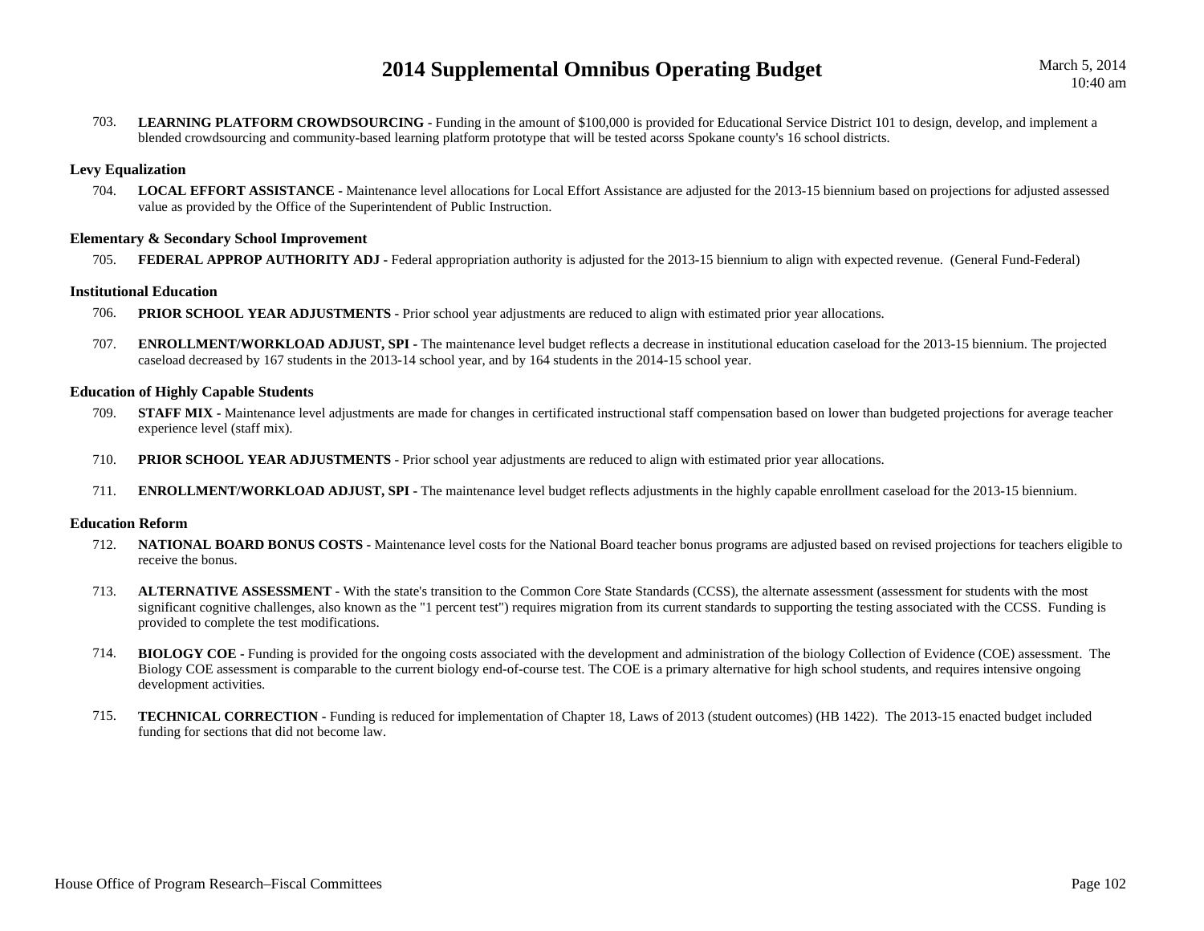703. **LEARNING PLATFORM CROWDSOURCING -** Funding in the amount of $100,000 is provided for Educational Service District 101 to design, develop, and implement a blended crowdsourcing and community-based learning platform prototype that will be tested acorss Spokane county's 16 school districts.

### Levy Equalization

704. **LOCAL EFFORT ASSISTANCE -** Maintenance level allocations for Local Effort Assistance are adjusted for the 2013-15 biennium based on projections for adjusted assessed value as provided by the Office of the Superintendent of Public Instruction.

### Elementary & Secondary School Improvement

705. **FEDERAL APPROP AUTHORITY ADJ -** Federal appropriation authority is adjusted for the 2013-15 biennium to align with expected revenue. (General Fund-Federal)

### Institutional Education

706. **PRIOR SCHOOL YEAR ADJUSTMENTS -** Prior school year adjustments are reduced to align with estimated prior year allocations.

707. **ENROLLMENT/WORKLOAD ADJUST, SPI -** The maintenance level budget reflects a decrease in institutional education caseload for the 2013-15 biennium. The projected caseload decreased by 167 students in the 2013-14 school year, and by 164 students in the 2014-15 school year.

### Education of Highly Capable Students

709. **STAFF MIX -** Maintenance level adjustments are made for changes in certificated instructional staff compensation based on lower than budgeted projections for average teacher experience level (staff mix).

710. **PRIOR SCHOOL YEAR ADJUSTMENTS -** Prior school year adjustments are reduced to align with estimated prior year allocations.

711. **ENROLLMENT/WORKLOAD ADJUST, SPI -** The maintenance level budget reflects adjustments in the highly capable enrollment caseload for the 2013-15 biennium.

### Education Reform

712. **NATIONAL BOARD BONUS COSTS -** Maintenance level costs for the National Board teacher bonus programs are adjusted based on revised projections for teachers eligible to receive the bonus.

713. **ALTERNATIVE ASSESSMENT -** With the state's transition to the Common Core State Standards (CCSS), the alternate assessment (assessment for students with the most significant cognitive challenges, also known as the "1 percent test") requires migration from its current standards to supporting the testing associated with the CCSS. Funding is provided to complete the test modifications.

714. **BIOLOGY COE -** Funding is provided for the ongoing costs associated with the development and administration of the biology Collection of Evidence (COE) assessment. The Biology COE assessment is comparable to the current biology end-of-course test. The COE is a primary alternative for high school students, and requires intensive ongoing development activities.

715. **TECHNICAL CORRECTION -** Funding is reduced for implementation of Chapter 18, Laws of 2013 (student outcomes) (HB 1422). The 2013-15 enacted budget included funding for sections that did not become law.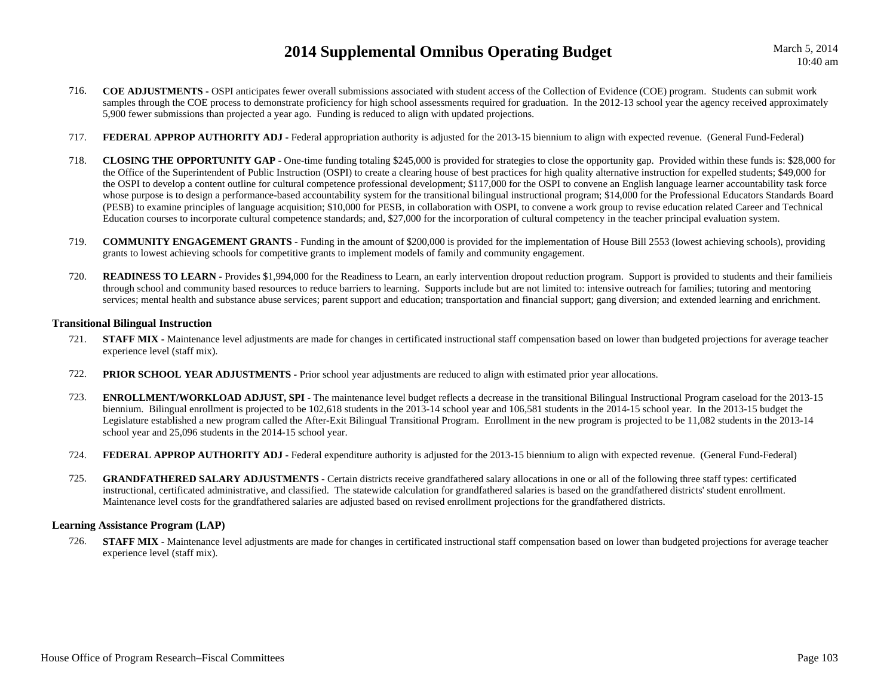716. **COE ADJUSTMENTS -** OSPI anticipates fewer overall submissions associated with student access of the Collection of Evidence (COE) program. Students can submit work samples through the COE process to demonstrate proficiency for high school assessments required for graduation. In the 2012-13 school year the agency received approximately 5,900 fewer submissions than projected a year ago. Funding is reduced to align with updated projections.

717. **FEDERAL APPROP AUTHORITY ADJ -** Federal appropriation authority is adjusted for the 2013-15 biennium to align with expected revenue. (General Fund-Federal)

718. **CLOSING THE OPPORTUNITY GAP -** One-time funding totaling $245,000 is provided for strategies to close the opportunity gap. Provided within these funds is: $28,000 for the Office of the Superintendent of Public Instruction (OSPI) to create a clearing house of best practices for high quality alternative instruction for expelled students; $49,000 for the OSPI to develop a content outline for cultural competence professional development; $117,000 for the OSPI to convene an English language learner accountability task force whose purpose is to design a performance-based accountability system for the transitional bilingual instructional program; $14,000 for the Professional Educators Standards Board (PESB) to examine principles of language acquisition; $10,000 for PESB, in collaboration with OSPI, to convene a work group to revise education related Career and Technical Education courses to incorporate cultural competence standards; and, $27,000 for the incorporation of cultural competency in the teacher principal evaluation system.

719. **COMMUNITY ENGAGEMENT GRANTS -** Funding in the amount of $200,000 is provided for the implementation of House Bill 2553 (lowest achieving schools), providing grants to lowest achieving schools for competitive grants to implement models of family and community engagement.

720. **READINESS TO LEARN -** Provides $1,994,000 for the Readiness to Learn, an early intervention dropout reduction program. Support is provided to students and their familieis through school and community based resources to reduce barriers to learning. Supports include but are not limited to: intensive outreach for families; tutoring and mentoring services; mental health and substance abuse services; parent support and education; transportation and financial support; gang diversion; and extended learning and enrichment.

### Transitional Bilingual Instruction

721. **STAFF MIX -** Maintenance level adjustments are made for changes in certificated instructional staff compensation based on lower than budgeted projections for average teacher experience level (staff mix).

722. **PRIOR SCHOOL YEAR ADJUSTMENTS -** Prior school year adjustments are reduced to align with estimated prior year allocations.

723. **ENROLLMENT/WORKLOAD ADJUST, SPI -** The maintenance level budget reflects a decrease in the transitional Bilingual Instructional Program caseload for the 2013-15 biennium. Bilingual enrollment is projected to be 102,618 students in the 2013-14 school year and 106,581 students in the 2014-15 school year. In the 2013-15 budget the Legislature established a new program called the After-Exit Bilingual Transitional Program. Enrollment in the new program is projected to be 11,082 students in the 2013-14 school year and 25,096 students in the 2014-15 school year.

724. **FEDERAL APPROP AUTHORITY ADJ -** Federal expenditure authority is adjusted for the 2013-15 biennium to align with expected revenue. (General Fund-Federal)

725. **GRANDFATHERED SALARY ADJUSTMENTS -** Certain districts receive grandfathered salary allocations in one or all of the following three staff types: certificated instructional, certificated administrative, and classified. The statewide calculation for grandfathered salaries is based on the grandfathered districts' student enrollment. Maintenance level costs for the grandfathered salaries are adjusted based on revised enrollment projections for the grandfathered districts.

### Learning Assistance Program (LAP)

726. **STAFF MIX -** Maintenance level adjustments are made for changes in certificated instructional staff compensation based on lower than budgeted projections for average teacher experience level (staff mix).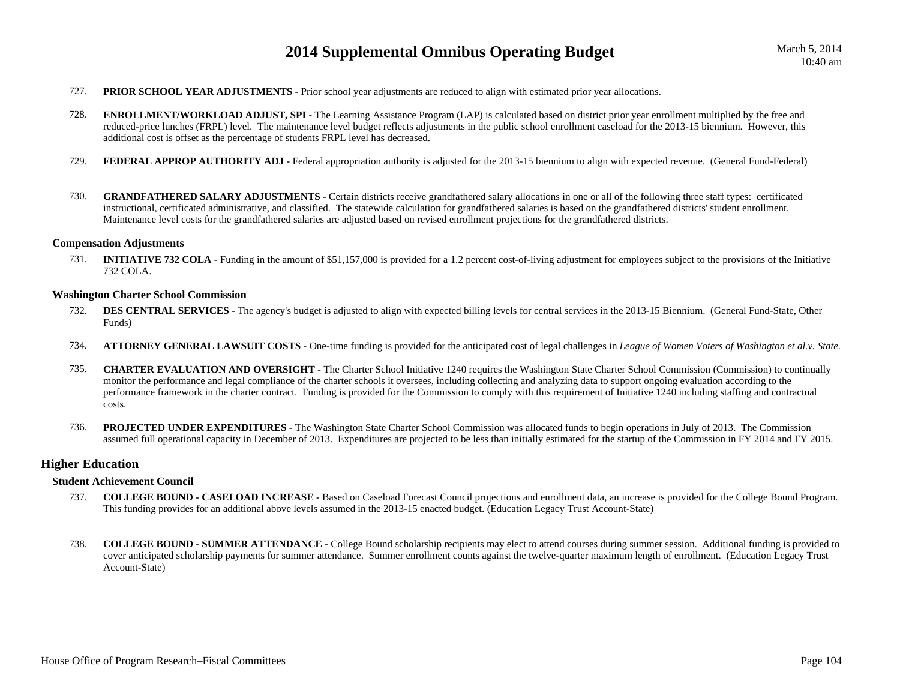727. **PRIOR SCHOOL YEAR ADJUSTMENTS -** Prior school year adjustments are reduced to align with estimated prior year allocations.

728. **ENROLLMENT/WORKLOAD ADJUST, SPI -** The Learning Assistance Program (LAP) is calculated based on district prior year enrollment multiplied by the free and reduced-price lunches (FRPL) level. The maintenance level budget reflects adjustments in the public school enrollment caseload for the 2013-15 biennium. However, this additional cost is offset as the percentage of students FRPL level has decreased.

729. **FEDERAL APPROP AUTHORITY ADJ -** Federal appropriation authority is adjusted for the 2013-15 biennium to align with expected revenue. (General Fund-Federal)

730. **GRANDFATHERED SALARY ADJUSTMENTS -** Certain districts receive grandfathered salary allocations in one or all of the following three staff types: certificated instructional, certificated administrative, and classified. The statewide calculation for grandfathered salaries is based on the grandfathered districts' student enrollment. Maintenance level costs for the grandfathered salaries are adjusted based on revised enrollment projections for the grandfathered districts.

### Compensation Adjustments

731. **INITIATIVE 732 COLA -** Funding in the amount of $51,157,000 is provided for a 1.2 percent cost-of-living adjustment for employees subject to the provisions of the Initiative 732 COLA.

### Washington Charter School Commission

732. **DES CENTRAL SERVICES -** The agency's budget is adjusted to align with expected billing levels for central services in the 2013-15 Biennium. (General Fund-State, Other Funds)

734. **ATTORNEY GENERAL LAWSUIT COSTS -** One-time funding is provided for the anticipated cost of legal challenges in *League of Women Voters of Washington et al.v. State*.

735. **CHARTER EVALUATION AND OVERSIGHT -** The Charter School Initiative 1240 requires the Washington State Charter School Commission (Commission) to continually monitor the performance and legal compliance of the charter schools it oversees, including collecting and analyzing data to support ongoing evaluation according to the performance framework in the charter contract. Funding is provided for the Commission to comply with this requirement of Initiative 1240 including staffing and contractual costs.

736. **PROJECTED UNDER EXPENDITURES -** The Washington State Charter School Commission was allocated funds to begin operations in July of 2013. The Commission assumed full operational capacity in December of 2013. Expenditures are projected to be less than initially estimated for the startup of the Commission in FY 2014 and FY 2015.

## Higher Education

### Student Achievement Council

737. **COLLEGE BOUND - CASELOAD INCREASE -** Based on Caseload Forecast Council projections and enrollment data, an increase is provided for the College Bound Program. This funding provides for an additional above levels assumed in the 2013-15 enacted budget. (Education Legacy Trust Account-State)

738. **COLLEGE BOUND - SUMMER ATTENDANCE -** College Bound scholarship recipients may elect to attend courses during summer session. Additional funding is provided to cover anticipated scholarship payments for summer attendance. Summer enrollment counts against the twelve-quarter maximum length of enrollment. (Education Legacy Trust Account-State)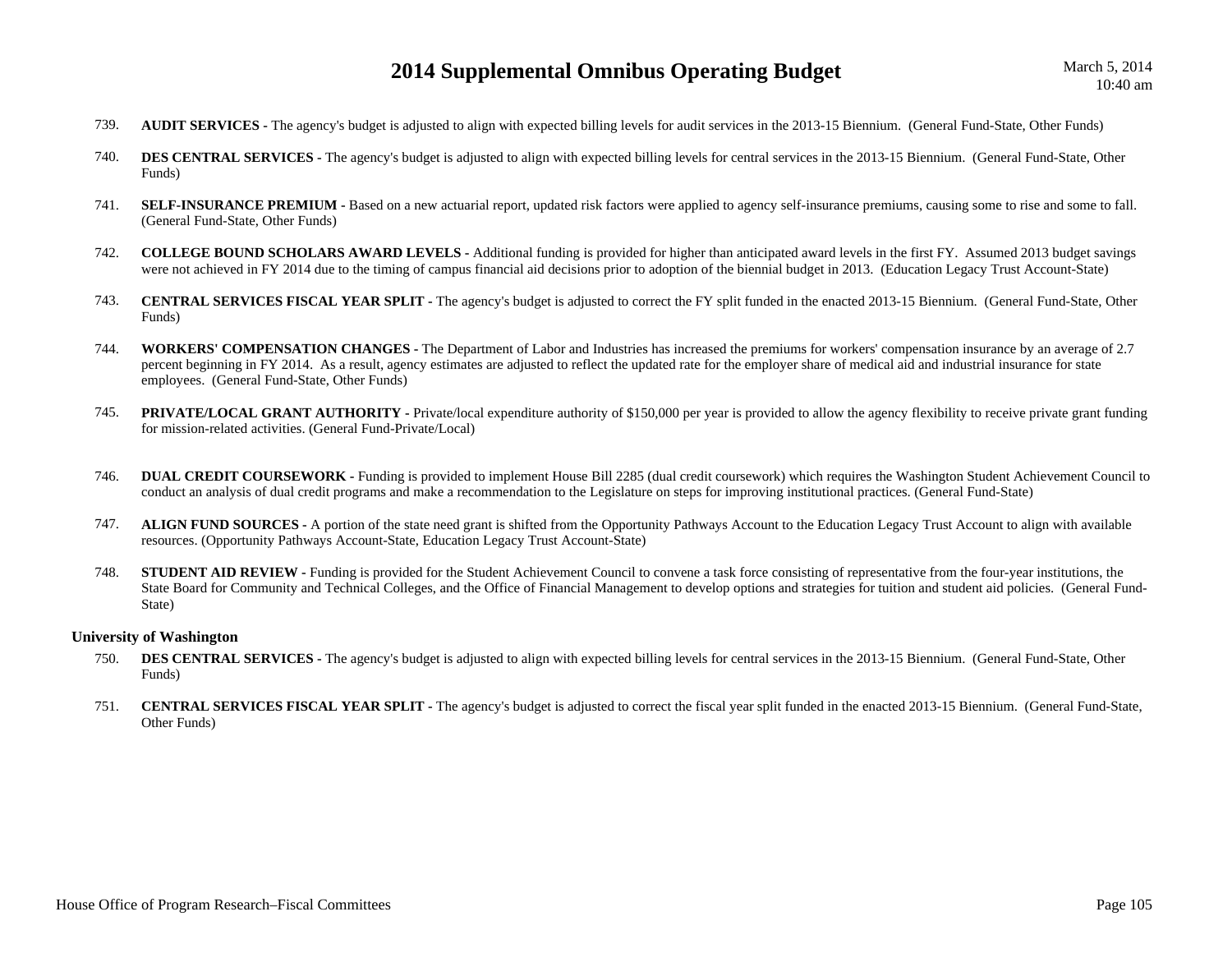739. **AUDIT SERVICES -** The agency's budget is adjusted to align with expected billing levels for audit services in the 2013-15 Biennium. (General Fund-State, Other Funds)

740. **DES CENTRAL SERVICES -** The agency's budget is adjusted to align with expected billing levels for central services in the 2013-15 Biennium. (General Fund-State, Other Funds)

741. **SELF-INSURANCE PREMIUM -** Based on a new actuarial report, updated risk factors were applied to agency self-insurance premiums, causing some to rise and some to fall. (General Fund-State, Other Funds)

742. **COLLEGE BOUND SCHOLARS AWARD LEVELS -** Additional funding is provided for higher than anticipated award levels in the first FY. Assumed 2013 budget savings were not achieved in FY 2014 due to the timing of campus financial aid decisions prior to adoption of the biennial budget in 2013. (Education Legacy Trust Account-State)

743. **CENTRAL SERVICES FISCAL YEAR SPLIT -** The agency's budget is adjusted to correct the FY split funded in the enacted 2013-15 Biennium. (General Fund-State, Other Funds)

744. **WORKERS' COMPENSATION CHANGES -** The Department of Labor and Industries has increased the premiums for workers' compensation insurance by an average of 2.7 percent beginning in FY 2014. As a result, agency estimates are adjusted to reflect the updated rate for the employer share of medical aid and industrial insurance for state employees. (General Fund-State, Other Funds)

745. **PRIVATE/LOCAL GRANT AUTHORITY -** Private/local expenditure authority of $150,000 per year is provided to allow the agency flexibility to receive private grant funding for mission-related activities. (General Fund-Private/Local)

746. **DUAL CREDIT COURSEWORK -** Funding is provided to implement House Bill 2285 (dual credit coursework) which requires the Washington Student Achievement Council to conduct an analysis of dual credit programs and make a recommendation to the Legislature on steps for improving institutional practices. (General Fund-State)

747. **ALIGN FUND SOURCES -** A portion of the state need grant is shifted from the Opportunity Pathways Account to the Education Legacy Trust Account to align with available resources. (Opportunity Pathways Account-State, Education Legacy Trust Account-State)

748. **STUDENT AID REVIEW -** Funding is provided for the Student Achievement Council to convene a task force consisting of representative from the four-year institutions, the State Board for Community and Technical Colleges, and the Office of Financial Management to develop options and strategies for tuition and student aid policies. (General Fund-State)

### University of Washington

750. **DES CENTRAL SERVICES -** The agency's budget is adjusted to align with expected billing levels for central services in the 2013-15 Biennium. (General Fund-State, Other Funds)

751. **CENTRAL SERVICES FISCAL YEAR SPLIT -** The agency's budget is adjusted to correct the fiscal year split funded in the enacted 2013-15 Biennium. (General Fund-State, Other Funds)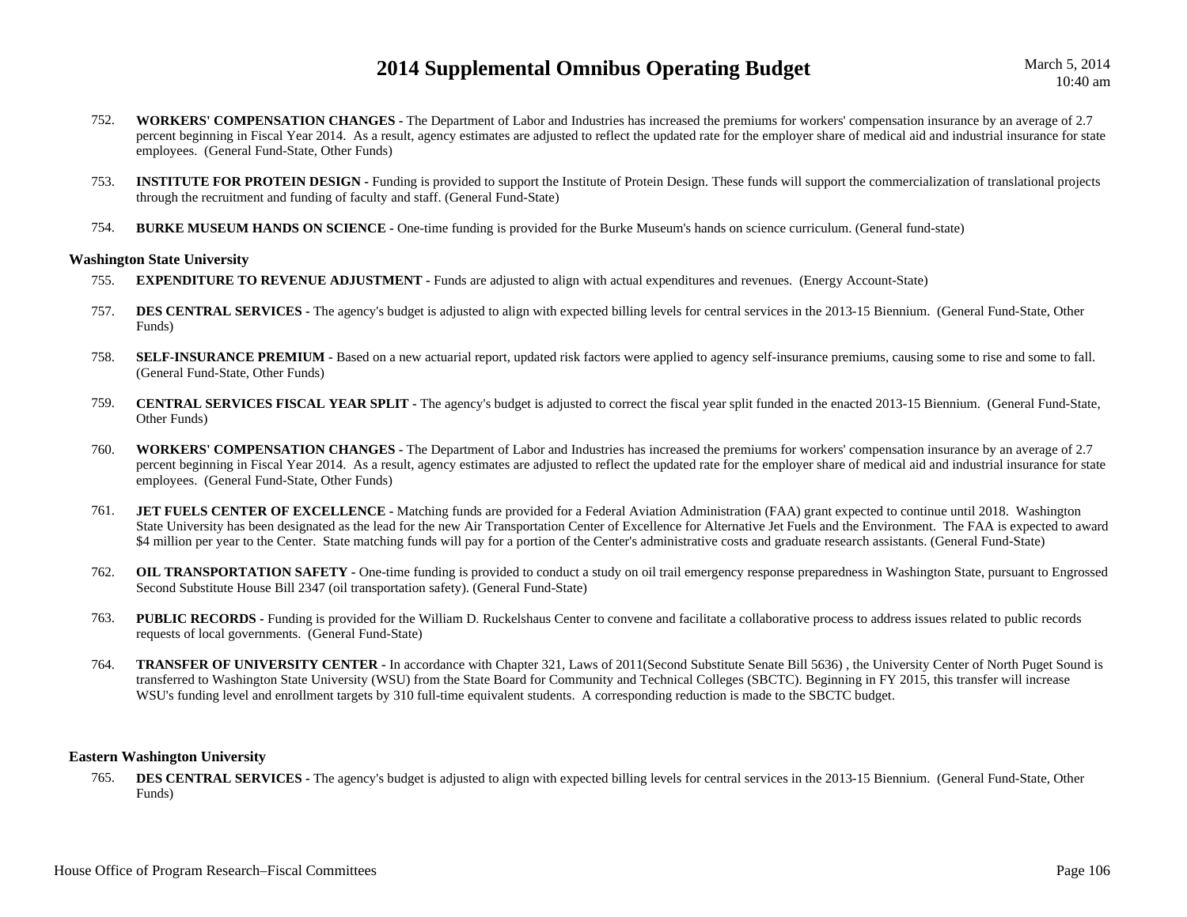752. **WORKERS' COMPENSATION CHANGES -** The Department of Labor and Industries has increased the premiums for workers' compensation insurance by an average of 2.7 percent beginning in Fiscal Year 2014. As a result, agency estimates are adjusted to reflect the updated rate for the employer share of medical aid and industrial insurance for state employees. (General Fund-State, Other Funds)

753. **INSTITUTE FOR PROTEIN DESIGN -** Funding is provided to support the Institute of Protein Design. These funds will support the commercialization of translational projects through the recruitment and funding of faculty and staff. (General Fund-State)

754. **BURKE MUSEUM HANDS ON SCIENCE -** One-time funding is provided for the Burke Museum's hands on science curriculum. (General fund-state)

### Washington State University

755. **EXPENDITURE TO REVENUE ADJUSTMENT -** Funds are adjusted to align with actual expenditures and revenues. (Energy Account-State)

757. **DES CENTRAL SERVICES -** The agency's budget is adjusted to align with expected billing levels for central services in the 2013-15 Biennium. (General Fund-State, Other Funds)

758. **SELF-INSURANCE PREMIUM -** Based on a new actuarial report, updated risk factors were applied to agency self-insurance premiums, causing some to rise and some to fall. (General Fund-State, Other Funds)

759. **CENTRAL SERVICES FISCAL YEAR SPLIT -** The agency's budget is adjusted to correct the fiscal year split funded in the enacted 2013-15 Biennium. (General Fund-State, Other Funds)

760. **WORKERS' COMPENSATION CHANGES -** The Department of Labor and Industries has increased the premiums for workers' compensation insurance by an average of 2.7 percent beginning in Fiscal Year 2014. As a result, agency estimates are adjusted to reflect the updated rate for the employer share of medical aid and industrial insurance for state employees. (General Fund-State, Other Funds)

761. **JET FUELS CENTER OF EXCELLENCE -** Matching funds are provided for a Federal Aviation Administration (FAA) grant expected to continue until 2018. Washington State University has been designated as the lead for the new Air Transportation Center of Excellence for Alternative Jet Fuels and the Environment. The FAA is expected to award $4 million per year to the Center. State matching funds will pay for a portion of the Center's administrative costs and graduate research assistants. (General Fund-State)

762. **OIL TRANSPORTATION SAFETY -** One-time funding is provided to conduct a study on oil trail emergency response preparedness in Washington State, pursuant to Engrossed Second Substitute House Bill 2347 (oil transportation safety). (General Fund-State)

763. **PUBLIC RECORDS -** Funding is provided for the William D. Ruckelshaus Center to convene and facilitate a collaborative process to address issues related to public records requests of local governments. (General Fund-State)

764. **TRANSFER OF UNIVERSITY CENTER -** In accordance with Chapter 321, Laws of 2011(Second Substitute Senate Bill 5636) , the University Center of North Puget Sound is transferred to Washington State University (WSU) from the State Board for Community and Technical Colleges (SBCTC). Beginning in FY 2015, this transfer will increase WSU's funding level and enrollment targets by 310 full-time equivalent students. A corresponding reduction is made to the SBCTC budget.

### Eastern Washington University

765. **DES CENTRAL SERVICES -** The agency's budget is adjusted to align with expected billing levels for central services in the 2013-15 Biennium. (General Fund-State, Other Funds)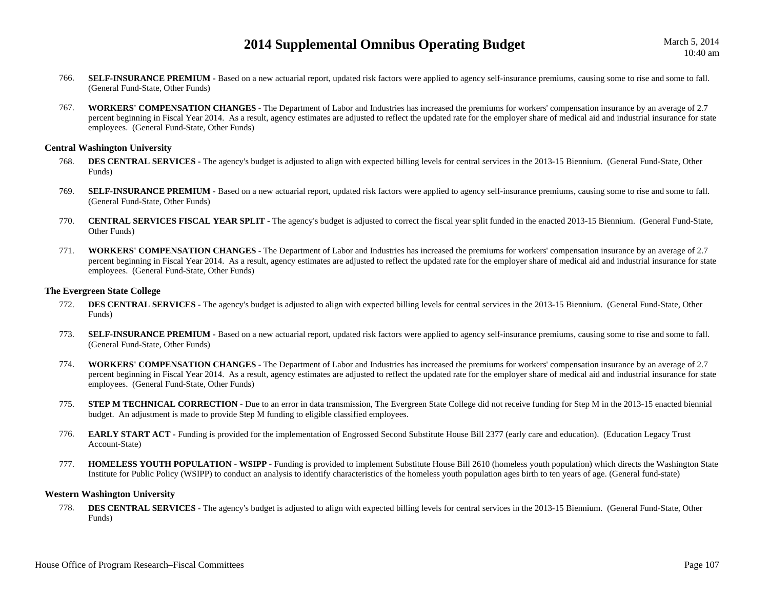766. **SELF-INSURANCE PREMIUM -** Based on a new actuarial report, updated risk factors were applied to agency self-insurance premiums, causing some to rise and some to fall. (General Fund-State, Other Funds)

767. **WORKERS' COMPENSATION CHANGES -** The Department of Labor and Industries has increased the premiums for workers' compensation insurance by an average of 2.7 percent beginning in Fiscal Year 2014. As a result, agency estimates are adjusted to reflect the updated rate for the employer share of medical aid and industrial insurance for state employees. (General Fund-State, Other Funds)

### Central Washington University

768. **DES CENTRAL SERVICES -** The agency's budget is adjusted to align with expected billing levels for central services in the 2013-15 Biennium. (General Fund-State, Other Funds)

769. **SELF-INSURANCE PREMIUM -** Based on a new actuarial report, updated risk factors were applied to agency self-insurance premiums, causing some to rise and some to fall. (General Fund-State, Other Funds)

770. **CENTRAL SERVICES FISCAL YEAR SPLIT -** The agency's budget is adjusted to correct the fiscal year split funded in the enacted 2013-15 Biennium. (General Fund-State, Other Funds)

771. **WORKERS' COMPENSATION CHANGES -** The Department of Labor and Industries has increased the premiums for workers' compensation insurance by an average of 2.7 percent beginning in Fiscal Year 2014. As a result, agency estimates are adjusted to reflect the updated rate for the employer share of medical aid and industrial insurance for state employees. (General Fund-State, Other Funds)

### The Evergreen State College

772. **DES CENTRAL SERVICES -** The agency's budget is adjusted to align with expected billing levels for central services in the 2013-15 Biennium. (General Fund-State, Other Funds)

773. **SELF-INSURANCE PREMIUM -** Based on a new actuarial report, updated risk factors were applied to agency self-insurance premiums, causing some to rise and some to fall. (General Fund-State, Other Funds)

774. **WORKERS' COMPENSATION CHANGES -** The Department of Labor and Industries has increased the premiums for workers' compensation insurance by an average of 2.7 percent beginning in Fiscal Year 2014. As a result, agency estimates are adjusted to reflect the updated rate for the employer share of medical aid and industrial insurance for state employees. (General Fund-State, Other Funds)

775. **STEP M TECHNICAL CORRECTION -** Due to an error in data transmission, The Evergreen State College did not receive funding for Step M in the 2013-15 enacted biennial budget. An adjustment is made to provide Step M funding to eligible classified employees.

776. **EARLY START ACT -** Funding is provided for the implementation of Engrossed Second Substitute House Bill 2377 (early care and education). (Education Legacy Trust Account-State)

777. **HOMELESS YOUTH POPULATION - WSIPP -** Funding is provided to implement Substitute House Bill 2610 (homeless youth population) which directs the Washington State Institute for Public Policy (WSIPP) to conduct an analysis to identify characteristics of the homeless youth population ages birth to ten years of age. (General fund-state)

### Western Washington University

778. **DES CENTRAL SERVICES -** The agency's budget is adjusted to align with expected billing levels for central services in the 2013-15 Biennium. (General Fund-State, Other Funds)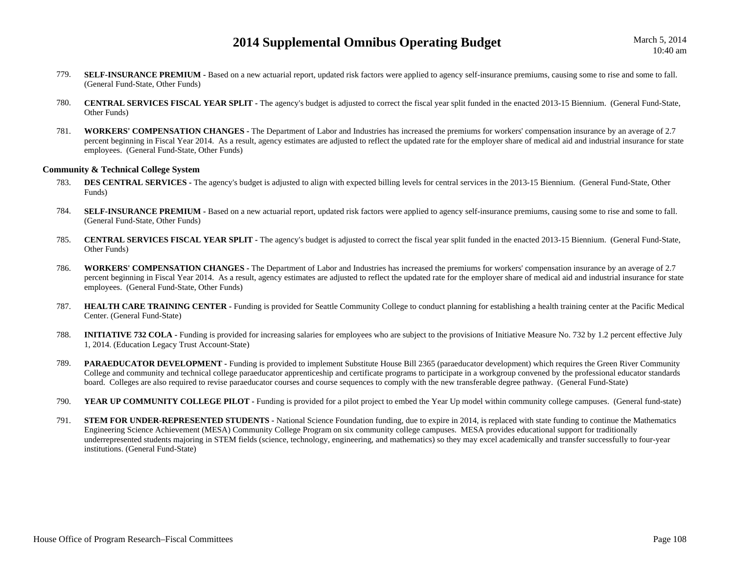779. **SELF-INSURANCE PREMIUM -** Based on a new actuarial report, updated risk factors were applied to agency self-insurance premiums, causing some to rise and some to fall. (General Fund-State, Other Funds)

780. **CENTRAL SERVICES FISCAL YEAR SPLIT -** The agency's budget is adjusted to correct the fiscal year split funded in the enacted 2013-15 Biennium. (General Fund-State, Other Funds)

781. **WORKERS' COMPENSATION CHANGES -** The Department of Labor and Industries has increased the premiums for workers' compensation insurance by an average of 2.7 percent beginning in Fiscal Year 2014. As a result, agency estimates are adjusted to reflect the updated rate for the employer share of medical aid and industrial insurance for state employees. (General Fund-State, Other Funds)

**Community & Technical College System**

783. **DES CENTRAL SERVICES -** The agency's budget is adjusted to align with expected billing levels for central services in the 2013-15 Biennium. (General Fund-State, Other Funds)

784. **SELF-INSURANCE PREMIUM -** Based on a new actuarial report, updated risk factors were applied to agency self-insurance premiums, causing some to rise and some to fall. (General Fund-State, Other Funds)

785. **CENTRAL SERVICES FISCAL YEAR SPLIT -** The agency's budget is adjusted to correct the fiscal year split funded in the enacted 2013-15 Biennium. (General Fund-State, Other Funds)

786. **WORKERS' COMPENSATION CHANGES -** The Department of Labor and Industries has increased the premiums for workers' compensation insurance by an average of 2.7 percent beginning in Fiscal Year 2014. As a result, agency estimates are adjusted to reflect the updated rate for the employer share of medical aid and industrial insurance for state employees. (General Fund-State, Other Funds)

787. **HEALTH CARE TRAINING CENTER -** Funding is provided for Seattle Community College to conduct planning for establishing a health training center at the Pacific Medical Center. (General Fund-State)

788. **INITIATIVE 732 COLA -** Funding is provided for increasing salaries for employees who are subject to the provisions of Initiative Measure No. 732 by 1.2 percent effective July 1, 2014. (Education Legacy Trust Account-State)

789. **PARAEDUCATOR DEVELOPMENT -** Funding is provided to implement Substitute House Bill 2365 (paraeducator development) which requires the Green River Community College and community and technical college paraeducator apprenticeship and certificate programs to participate in a workgroup convened by the professional educator standards board. Colleges are also required to revise paraeducator courses and course sequences to comply with the new transferable degree pathway. (General Fund-State)

790. **YEAR UP COMMUNITY COLLEGE PILOT -** Funding is provided for a pilot project to embed the Year Up model within community college campuses. (General fund-state)

791. **STEM FOR UNDER-REPRESENTED STUDENTS -** National Science Foundation funding, due to expire in 2014, is replaced with state funding to continue the Mathematics Engineering Science Achievement (MESA) Community College Program on six community college campuses. MESA provides educational support for traditionally underrepresented students majoring in STEM fields (science, technology, engineering, and mathematics) so they may excel academically and transfer successfully to four-year institutions. (General Fund-State)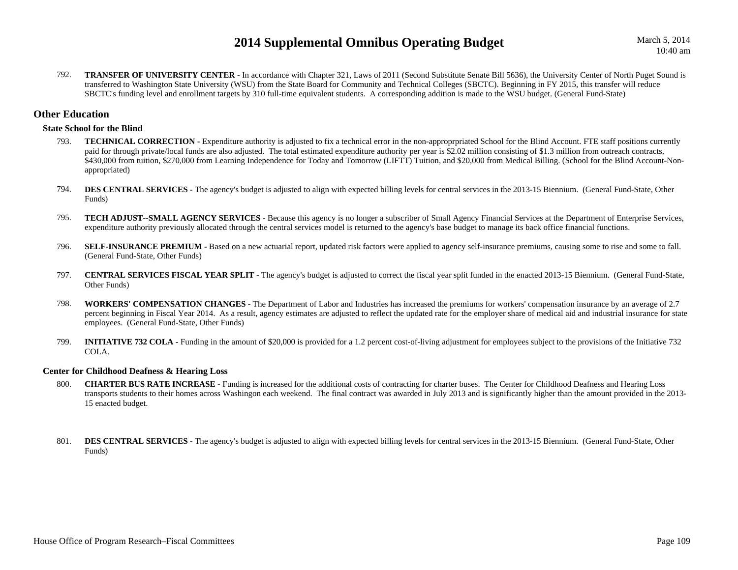792. **TRANSFER OF UNIVERSITY CENTER -** In accordance with Chapter 321, Laws of 2011 (Second Substitute Senate Bill 5636), the University Center of North Puget Sound is transferred to Washington State University (WSU) from the State Board for Community and Technical Colleges (SBCTC). Beginning in FY 2015, this transfer will reduce SBCTC's funding level and enrollment targets by 310 full-time equivalent students. A corresponding addition is made to the WSU budget. (General Fund-State)

## Other Education

### State School for the Blind

793. **TECHNICAL CORRECTION -** Expenditure authority is adjusted to fix a technical error in the non-approprpriated School for the Blind Account. FTE staff positions currently paid for through private/local funds are also adjusted. The total estimated expenditure authority per year is $2.02 million consisting of $1.3 million from outreach contracts, $430,000 from tuition, $270,000 from Learning Independence for Today and Tomorrow (LIFTT) Tuition, and $20,000 from Medical Billing. (School for the Blind Account-Non-appropriated)

794. **DES CENTRAL SERVICES -** The agency's budget is adjusted to align with expected billing levels for central services in the 2013-15 Biennium. (General Fund-State, Other Funds)

795. **TECH ADJUST--SMALL AGENCY SERVICES -** Because this agency is no longer a subscriber of Small Agency Financial Services at the Department of Enterprise Services, expenditure authority previously allocated through the central services model is returned to the agency's base budget to manage its back office financial functions.

796. **SELF-INSURANCE PREMIUM -** Based on a new actuarial report, updated risk factors were applied to agency self-insurance premiums, causing some to rise and some to fall. (General Fund-State, Other Funds)

797. **CENTRAL SERVICES FISCAL YEAR SPLIT -** The agency's budget is adjusted to correct the fiscal year split funded in the enacted 2013-15 Biennium. (General Fund-State, Other Funds)

798. **WORKERS' COMPENSATION CHANGES -** The Department of Labor and Industries has increased the premiums for workers' compensation insurance by an average of 2.7 percent beginning in Fiscal Year 2014. As a result, agency estimates are adjusted to reflect the updated rate for the employer share of medical aid and industrial insurance for state employees. (General Fund-State, Other Funds)

799. **INITIATIVE 732 COLA -** Funding in the amount of $20,000 is provided for a 1.2 percent cost-of-living adjustment for employees subject to the provisions of the Initiative 732 COLA.

### Center for Childhood Deafness & Hearing Loss

800. **CHARTER BUS RATE INCREASE -** Funding is increased for the additional costs of contracting for charter buses. The Center for Childhood Deafness and Hearing Loss transports students to their homes across Washingon each weekend. The final contract was awarded in July 2013 and is significantly higher than the amount provided in the 2013-15 enacted budget.

801. **DES CENTRAL SERVICES -** The agency's budget is adjusted to align with expected billing levels for central services in the 2013-15 Biennium. (General Fund-State, Other Funds)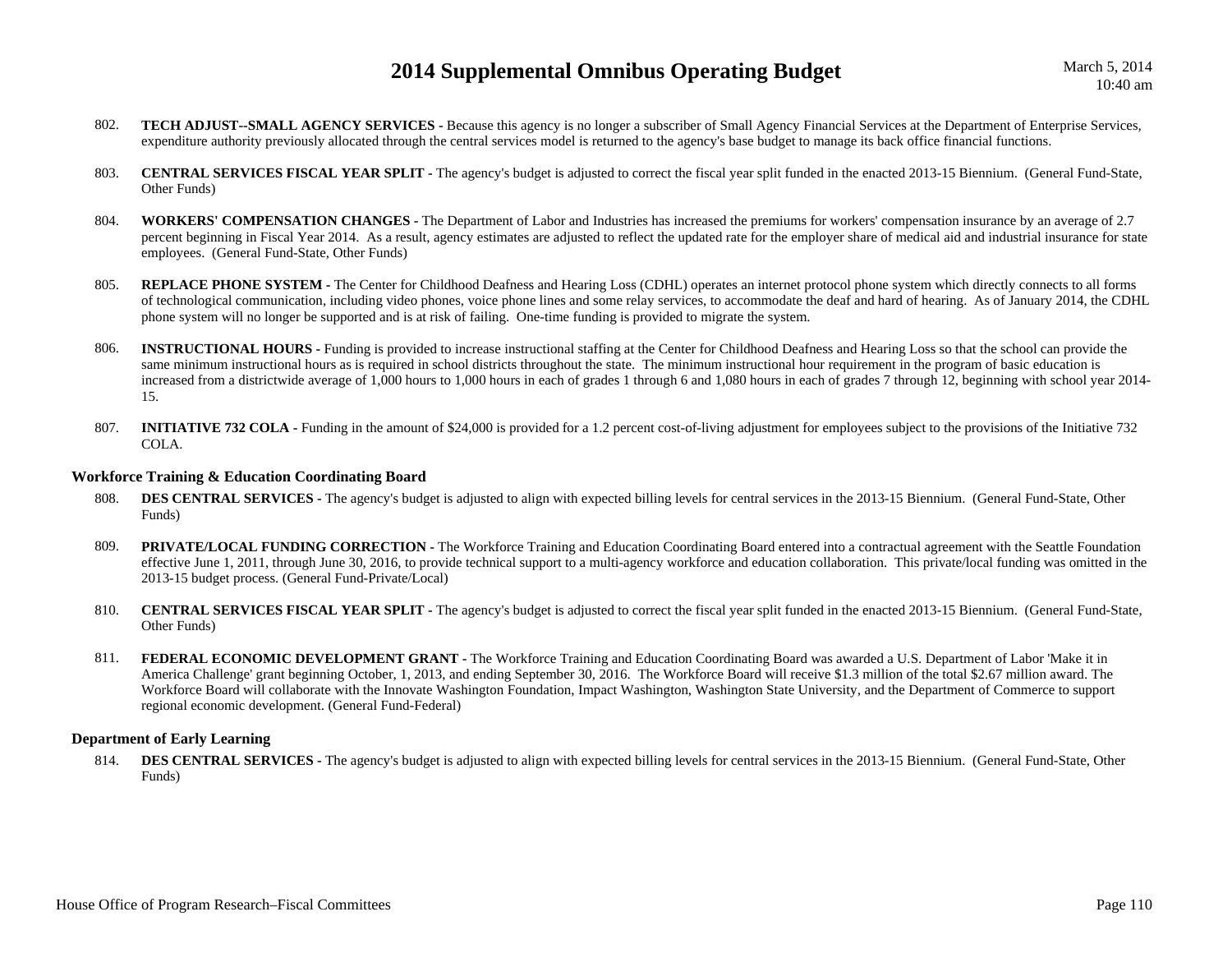802. **TECH ADJUST--SMALL AGENCY SERVICES -** Because this agency is no longer a subscriber of Small Agency Financial Services at the Department of Enterprise Services, expenditure authority previously allocated through the central services model is returned to the agency's base budget to manage its back office financial functions.

803. **CENTRAL SERVICES FISCAL YEAR SPLIT -** The agency's budget is adjusted to correct the fiscal year split funded in the enacted 2013-15 Biennium. (General Fund-State, Other Funds)

804. **WORKERS' COMPENSATION CHANGES -** The Department of Labor and Industries has increased the premiums for workers' compensation insurance by an average of 2.7 percent beginning in Fiscal Year 2014. As a result, agency estimates are adjusted to reflect the updated rate for the employer share of medical aid and industrial insurance for state employees. (General Fund-State, Other Funds)

805. **REPLACE PHONE SYSTEM -** The Center for Childhood Deafness and Hearing Loss (CDHL) operates an internet protocol phone system which directly connects to all forms of technological communication, including video phones, voice phone lines and some relay services, to accommodate the deaf and hard of hearing. As of January 2014, the CDHL phone system will no longer be supported and is at risk of failing. One-time funding is provided to migrate the system.

806. **INSTRUCTIONAL HOURS -** Funding is provided to increase instructional staffing at the Center for Childhood Deafness and Hearing Loss so that the school can provide the same minimum instructional hours as is required in school districts throughout the state. The minimum instructional hour requirement in the program of basic education is increased from a districtwide average of 1,000 hours to 1,000 hours in each of grades 1 through 6 and 1,080 hours in each of grades 7 through 12, beginning with school year 2014-15.

807. **INITIATIVE 732 COLA -** Funding in the amount of $24,000 is provided for a 1.2 percent cost-of-living adjustment for employees subject to the provisions of the Initiative 732 COLA.

### Workforce Training & Education Coordinating Board

808. **DES CENTRAL SERVICES -** The agency's budget is adjusted to align with expected billing levels for central services in the 2013-15 Biennium. (General Fund-State, Other Funds)

809. **PRIVATE/LOCAL FUNDING CORRECTION -** The Workforce Training and Education Coordinating Board entered into a contractual agreement with the Seattle Foundation effective June 1, 2011, through June 30, 2016, to provide technical support to a multi-agency workforce and education collaboration. This private/local funding was omitted in the 2013-15 budget process. (General Fund-Private/Local)

810. **CENTRAL SERVICES FISCAL YEAR SPLIT -** The agency's budget is adjusted to correct the fiscal year split funded in the enacted 2013-15 Biennium. (General Fund-State, Other Funds)

811. **FEDERAL ECONOMIC DEVELOPMENT GRANT -** The Workforce Training and Education Coordinating Board was awarded a U.S. Department of Labor 'Make it in America Challenge' grant beginning October, 1, 2013, and ending September 30, 2016. The Workforce Board will receive $1.3 million of the total $2.67 million award. The Workforce Board will collaborate with the Innovate Washington Foundation, Impact Washington, Washington State University, and the Department of Commerce to support regional economic development. (General Fund-Federal)

### Department of Early Learning

814. **DES CENTRAL SERVICES -** The agency's budget is adjusted to align with expected billing levels for central services in the 2013-15 Biennium. (General Fund-State, Other Funds)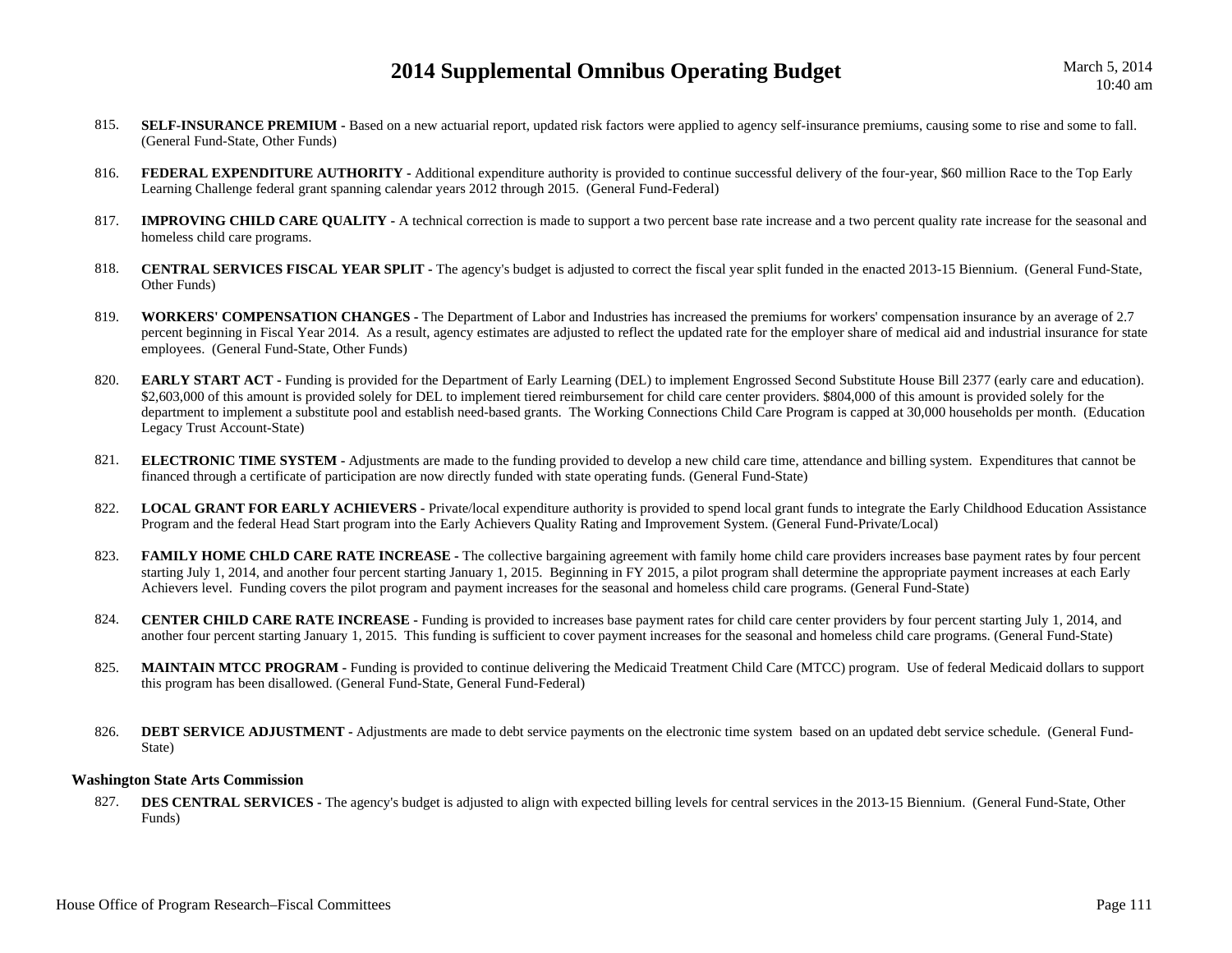815. **SELF-INSURANCE PREMIUM -** Based on a new actuarial report, updated risk factors were applied to agency self-insurance premiums, causing some to rise and some to fall. (General Fund-State, Other Funds)

816. **FEDERAL EXPENDITURE AUTHORITY -** Additional expenditure authority is provided to continue successful delivery of the four-year, $60 million Race to the Top Early Learning Challenge federal grant spanning calendar years 2012 through 2015. (General Fund-Federal)

817. **IMPROVING CHILD CARE QUALITY -** A technical correction is made to support a two percent base rate increase and a two percent quality rate increase for the seasonal and homeless child care programs.

818. **CENTRAL SERVICES FISCAL YEAR SPLIT -** The agency's budget is adjusted to correct the fiscal year split funded in the enacted 2013-15 Biennium. (General Fund-State, Other Funds)

819. **WORKERS' COMPENSATION CHANGES -** The Department of Labor and Industries has increased the premiums for workers' compensation insurance by an average of 2.7 percent beginning in Fiscal Year 2014. As a result, agency estimates are adjusted to reflect the updated rate for the employer share of medical aid and industrial insurance for state employees. (General Fund-State, Other Funds)

820. **EARLY START ACT -** Funding is provided for the Department of Early Learning (DEL) to implement Engrossed Second Substitute House Bill 2377 (early care and education). $2,603,000 of this amount is provided solely for DEL to implement tiered reimbursement for child care center providers. $804,000 of this amount is provided solely for the department to implement a substitute pool and establish need-based grants. The Working Connections Child Care Program is capped at 30,000 households per month. (Education Legacy Trust Account-State)

821. **ELECTRONIC TIME SYSTEM -** Adjustments are made to the funding provided to develop a new child care time, attendance and billing system. Expenditures that cannot be financed through a certificate of participation are now directly funded with state operating funds. (General Fund-State)

822. **LOCAL GRANT FOR EARLY ACHIEVERS -** Private/local expenditure authority is provided to spend local grant funds to integrate the Early Childhood Education Assistance Program and the federal Head Start program into the Early Achievers Quality Rating and Improvement System. (General Fund-Private/Local)

823. **FAMILY HOME CHLD CARE RATE INCREASE -** The collective bargaining agreement with family home child care providers increases base payment rates by four percent starting July 1, 2014, and another four percent starting January 1, 2015. Beginning in FY 2015, a pilot program shall determine the appropriate payment increases at each Early Achievers level. Funding covers the pilot program and payment increases for the seasonal and homeless child care programs. (General Fund-State)

824. **CENTER CHILD CARE RATE INCREASE -** Funding is provided to increases base payment rates for child care center providers by four percent starting July 1, 2014, and another four percent starting January 1, 2015. This funding is sufficient to cover payment increases for the seasonal and homeless child care programs. (General Fund-State)

825. **MAINTAIN MTCC PROGRAM -** Funding is provided to continue delivering the Medicaid Treatment Child Care (MTCC) program. Use of federal Medicaid dollars to support this program has been disallowed. (General Fund-State, General Fund-Federal)

826. **DEBT SERVICE ADJUSTMENT -** Adjustments are made to debt service payments on the electronic time system based on an updated debt service schedule. (General Fund-State)

### Washington State Arts Commission

827. **DES CENTRAL SERVICES -** The agency's budget is adjusted to align with expected billing levels for central services in the 2013-15 Biennium. (General Fund-State, Other Funds)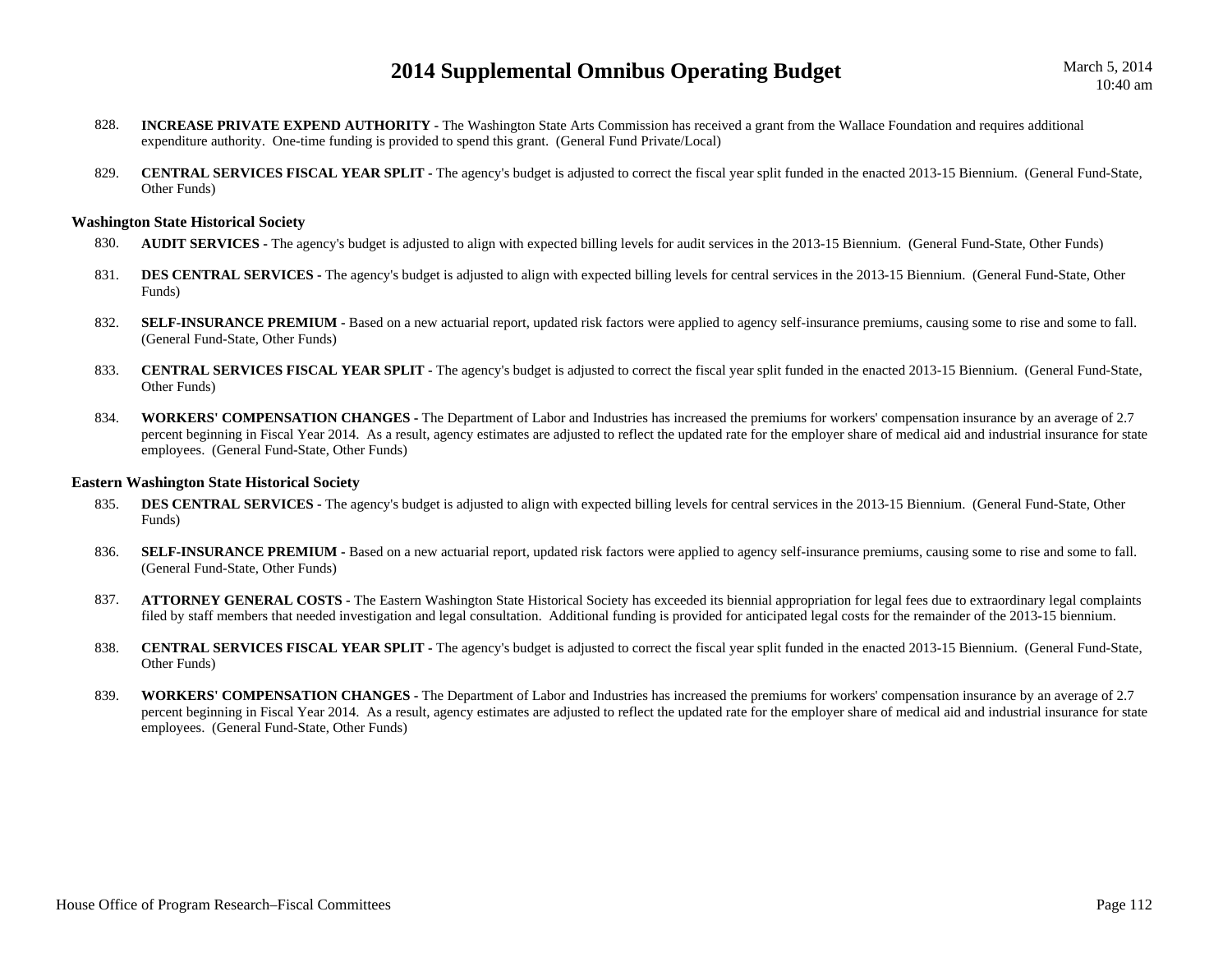828. **INCREASE PRIVATE EXPEND AUTHORITY -** The Washington State Arts Commission has received a grant from the Wallace Foundation and requires additional expenditure authority. One-time funding is provided to spend this grant. (General Fund Private/Local)

829. **CENTRAL SERVICES FISCAL YEAR SPLIT -** The agency's budget is adjusted to correct the fiscal year split funded in the enacted 2013-15 Biennium. (General Fund-State, Other Funds)

### Washington State Historical Society

830. **AUDIT SERVICES -** The agency's budget is adjusted to align with expected billing levels for audit services in the 2013-15 Biennium. (General Fund-State, Other Funds)

831. **DES CENTRAL SERVICES -** The agency's budget is adjusted to align with expected billing levels for central services in the 2013-15 Biennium. (General Fund-State, Other Funds)

832. **SELF-INSURANCE PREMIUM -** Based on a new actuarial report, updated risk factors were applied to agency self-insurance premiums, causing some to rise and some to fall. (General Fund-State, Other Funds)

833. **CENTRAL SERVICES FISCAL YEAR SPLIT -** The agency's budget is adjusted to correct the fiscal year split funded in the enacted 2013-15 Biennium. (General Fund-State, Other Funds)

834. **WORKERS' COMPENSATION CHANGES -** The Department of Labor and Industries has increased the premiums for workers' compensation insurance by an average of 2.7 percent beginning in Fiscal Year 2014. As a result, agency estimates are adjusted to reflect the updated rate for the employer share of medical aid and industrial insurance for state employees. (General Fund-State, Other Funds)

### Eastern Washington State Historical Society

835. **DES CENTRAL SERVICES -** The agency's budget is adjusted to align with expected billing levels for central services in the 2013-15 Biennium. (General Fund-State, Other Funds)

836. **SELF-INSURANCE PREMIUM -** Based on a new actuarial report, updated risk factors were applied to agency self-insurance premiums, causing some to rise and some to fall. (General Fund-State, Other Funds)

837. **ATTORNEY GENERAL COSTS -** The Eastern Washington State Historical Society has exceeded its biennial appropriation for legal fees due to extraordinary legal complaints filed by staff members that needed investigation and legal consultation. Additional funding is provided for anticipated legal costs for the remainder of the 2013-15 biennium.

838. **CENTRAL SERVICES FISCAL YEAR SPLIT -** The agency's budget is adjusted to correct the fiscal year split funded in the enacted 2013-15 Biennium. (General Fund-State, Other Funds)

839. **WORKERS' COMPENSATION CHANGES -** The Department of Labor and Industries has increased the premiums for workers' compensation insurance by an average of 2.7 percent beginning in Fiscal Year 2014. As a result, agency estimates are adjusted to reflect the updated rate for the employer share of medical aid and industrial insurance for state employees. (General Fund-State, Other Funds)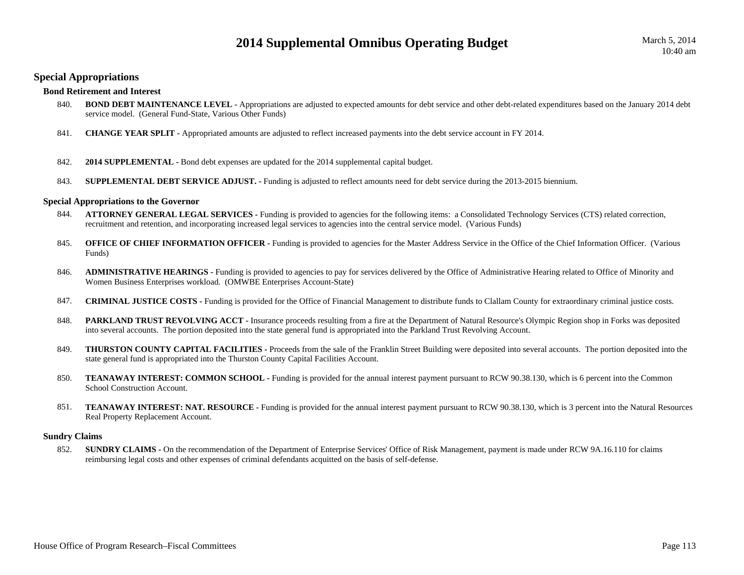## Special Appropriations

### Bond Retirement and Interest

840. **BOND DEBT MAINTENANCE LEVEL -** Appropriations are adjusted to expected amounts for debt service and other debt-related expenditures based on the January 2014 debt service model. (General Fund-State, Various Other Funds)

841. **CHANGE YEAR SPLIT -** Appropriated amounts are adjusted to reflect increased payments into the debt service account in FY 2014.

842. **2014 SUPPLEMENTAL -** Bond debt expenses are updated for the 2014 supplemental capital budget.

843. **SUPPLEMENTAL DEBT SERVICE ADJUST. -** Funding is adjusted to reflect amounts need for debt service during the 2013-2015 biennium.

### Special Appropriations to the Governor

844. **ATTORNEY GENERAL LEGAL SERVICES -** Funding is provided to agencies for the following items: a Consolidated Technology Services (CTS) related correction, recruitment and retention, and incorporating increased legal services to agencies into the central service model. (Various Funds)

845. **OFFICE OF CHIEF INFORMATION OFFICER -** Funding is provided to agencies for the Master Address Service in the Office of the Chief Information Officer. (Various Funds)

846. **ADMINISTRATIVE HEARINGS -** Funding is provided to agencies to pay for services delivered by the Office of Administrative Hearing related to Office of Minority and Women Business Enterprises workload. (OMWBE Enterprises Account-State)

847. **CRIMINAL JUSTICE COSTS -** Funding is provided for the Office of Financial Management to distribute funds to Clallam County for extraordinary criminal justice costs.

848. **PARKLAND TRUST REVOLVING ACCT -** Insurance proceeds resulting from a fire at the Department of Natural Resource's Olympic Region shop in Forks was deposited into several accounts. The portion deposited into the state general fund is appropriated into the Parkland Trust Revolving Account.

849. **THURSTON COUNTY CAPITAL FACILITIES -** Proceeds from the sale of the Franklin Street Building were deposited into several accounts. The portion deposited into the state general fund is appropriated into the Thurston County Capital Facilities Account.

850. **TEANAWAY INTEREST: COMMON SCHOOL -** Funding is provided for the annual interest payment pursuant to RCW 90.38.130, which is 6 percent into the Common School Construction Account.

851. **TEANAWAY INTEREST: NAT. RESOURCE -** Funding is provided for the annual interest payment pursuant to RCW 90.38.130, which is 3 percent into the Natural Resources Real Property Replacement Account.

### Sundry Claims

852. **SUNDRY CLAIMS -** On the recommendation of the Department of Enterprise Services' Office of Risk Management, payment is made under RCW 9A.16.110 for claims reimbursing legal costs and other expenses of criminal defendants acquitted on the basis of self-defense.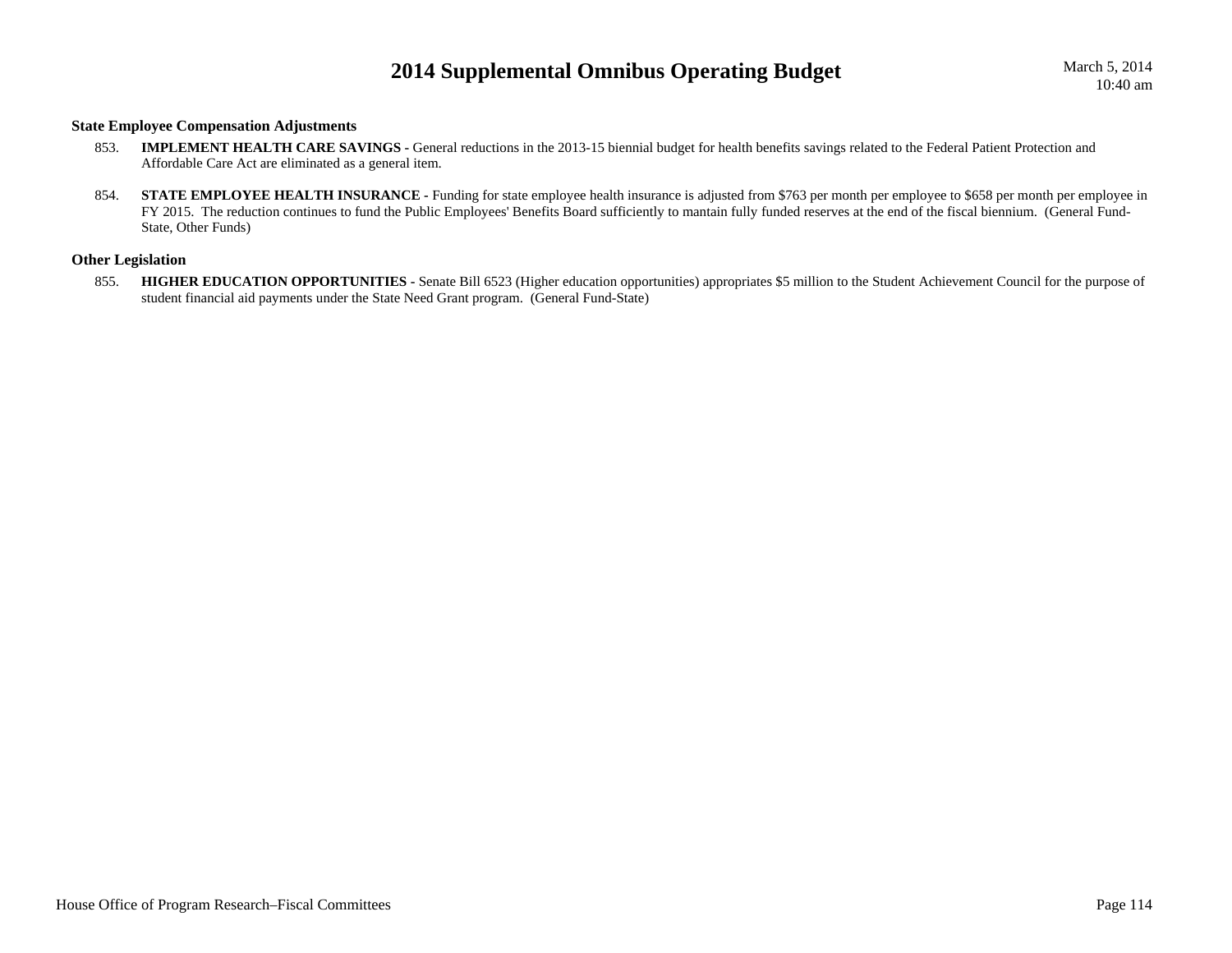### State Employee Compensation Adjustments

853. **IMPLEMENT HEALTH CARE SAVINGS -** General reductions in the 2013-15 biennial budget for health benefits savings related to the Federal Patient Protection and Affordable Care Act are eliminated as a general item.

854. **STATE EMPLOYEE HEALTH INSURANCE -** Funding for state employee health insurance is adjusted from $763 per month per employee to $658 per month per employee in FY 2015. The reduction continues to fund the Public Employees' Benefits Board sufficiently to mantain fully funded reserves at the end of the fiscal biennium. (General Fund-State, Other Funds)

### Other Legislation

855. **HIGHER EDUCATION OPPORTUNITIES -** Senate Bill 6523 (Higher education opportunities) appropriates $5 million to the Student Achievement Council for the purpose of student financial aid payments under the State Need Grant program. (General Fund-State)